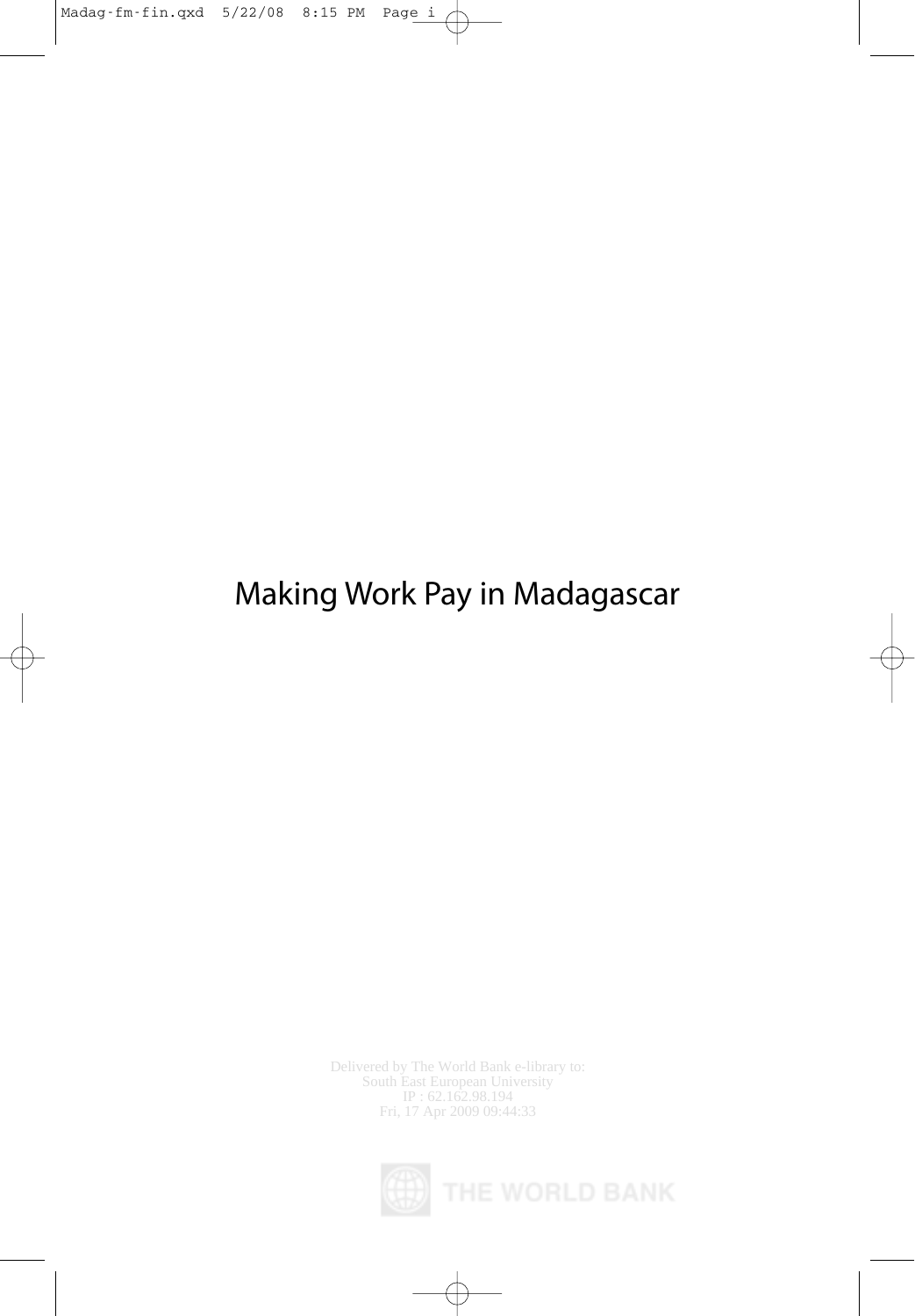# Making Work Pay in Madagascar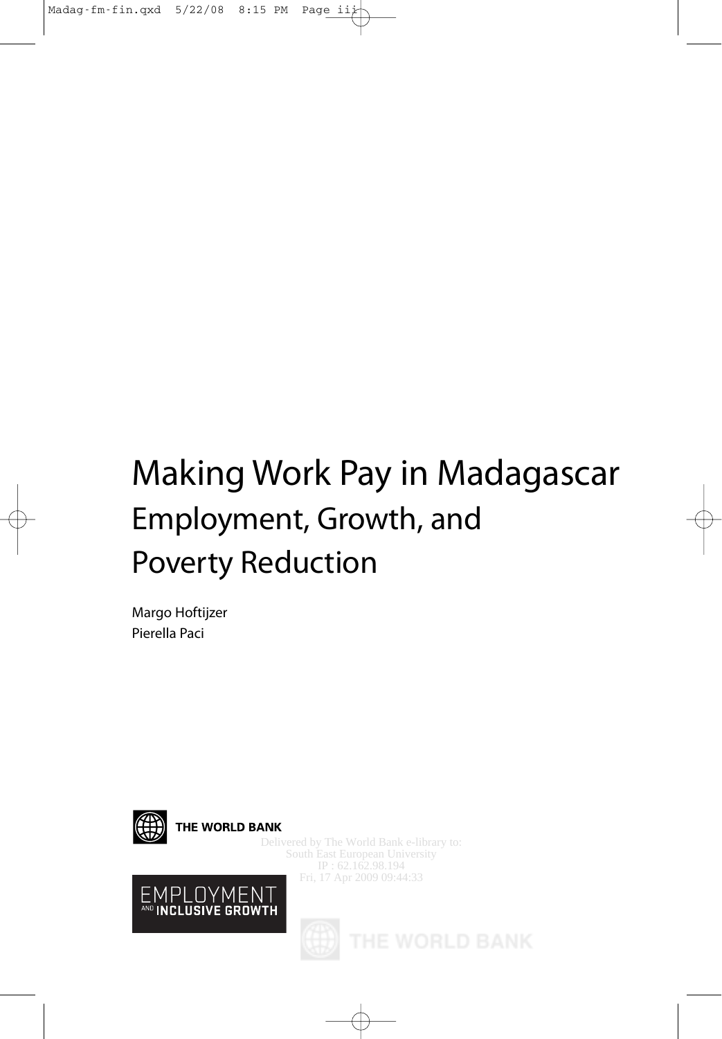# Making Work Pay in Madagascar

## Employment, Growth, and Poverty Reduction

Margo Hoftijzer
Pierella Paci

THE WORLD BANK

Delivered by The World Bank e-library to:
South East European University
IP : 62.162.98.194
Fri, 17 Apr 2009 09:44:33

EMPLOYMENT AND INCLUSIVE GROWTH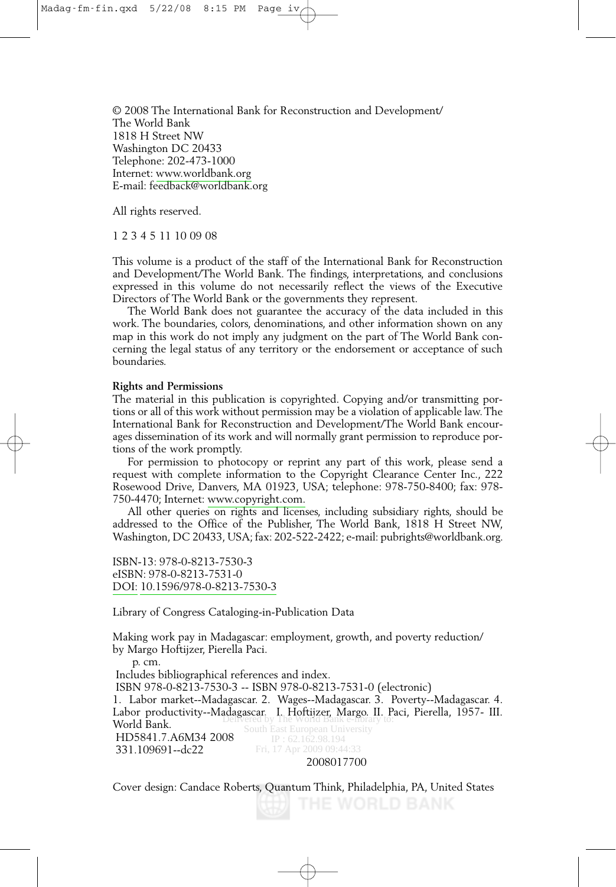© 2008 The International Bank for Reconstruction and Development/
The World Bank
1818 H Street NW
Washington DC 20433
Telephone: 202-473-1000
Internet: www.worldbank.org
E-mail: feedback@worldbank.org

All rights reserved.

1 2 3 4 5 11 10 09 08

This volume is a product of the staff of the International Bank for Reconstruction and Development/The World Bank. The findings, interpretations, and conclusions expressed in this volume do not necessarily reflect the views of the Executive Directors of The World Bank or the governments they represent.

The World Bank does not guarantee the accuracy of the data included in this work. The boundaries, colors, denominations, and other information shown on any map in this work do not imply any judgment on the part of The World Bank concerning the legal status of any territory or the endorsement or acceptance of such boundaries.

**Rights and Permissions**

The material in this publication is copyrighted. Copying and/or transmitting portions or all of this work without permission may be a violation of applicable law. The International Bank for Reconstruction and Development/The World Bank encourages dissemination of its work and will normally grant permission to reproduce portions of the work promptly.

For permission to photocopy or reprint any part of this work, please send a request with complete information to the Copyright Clearance Center Inc., 222 Rosewood Drive, Danvers, MA 01923, USA; telephone: 978-750-8400; fax: 978-750-4470; Internet: www.copyright.com.

All other queries on rights and licenses, including subsidiary rights, should be addressed to the Office of the Publisher, The World Bank, 1818 H Street NW, Washington, DC 20433, USA; fax: 202-522-2422; e-mail: pubrights@worldbank.org.

ISBN-13: 978-0-8213-7530-3
eISBN: 978-0-8213-7531-0
DOI: 10.1596/978-0-8213-7530-3

Library of Congress Cataloging-in-Publication Data

Making work pay in Madagascar: employment, growth, and poverty reduction/
by Margo Hoftijzer, Pierella Paci.
p. cm.
Includes bibliographical references and index.
ISBN 978-0-8213-7530-3 -- ISBN 978-0-8213-7531-0 (electronic)
1. Labor market--Madagascar. 2. Wages--Madagascar. 3. Poverty--Madagascar. 4. Labor productivity--Madagascar. I. Hoftijzer, Margo. II. Paci, Pierella, 1957- III. World Bank.
HD5841.7.A6M34 2008
331.109691--dc22

2008017700

Cover design: Candace Roberts, Quantum Think, Philadelphia, PA, United States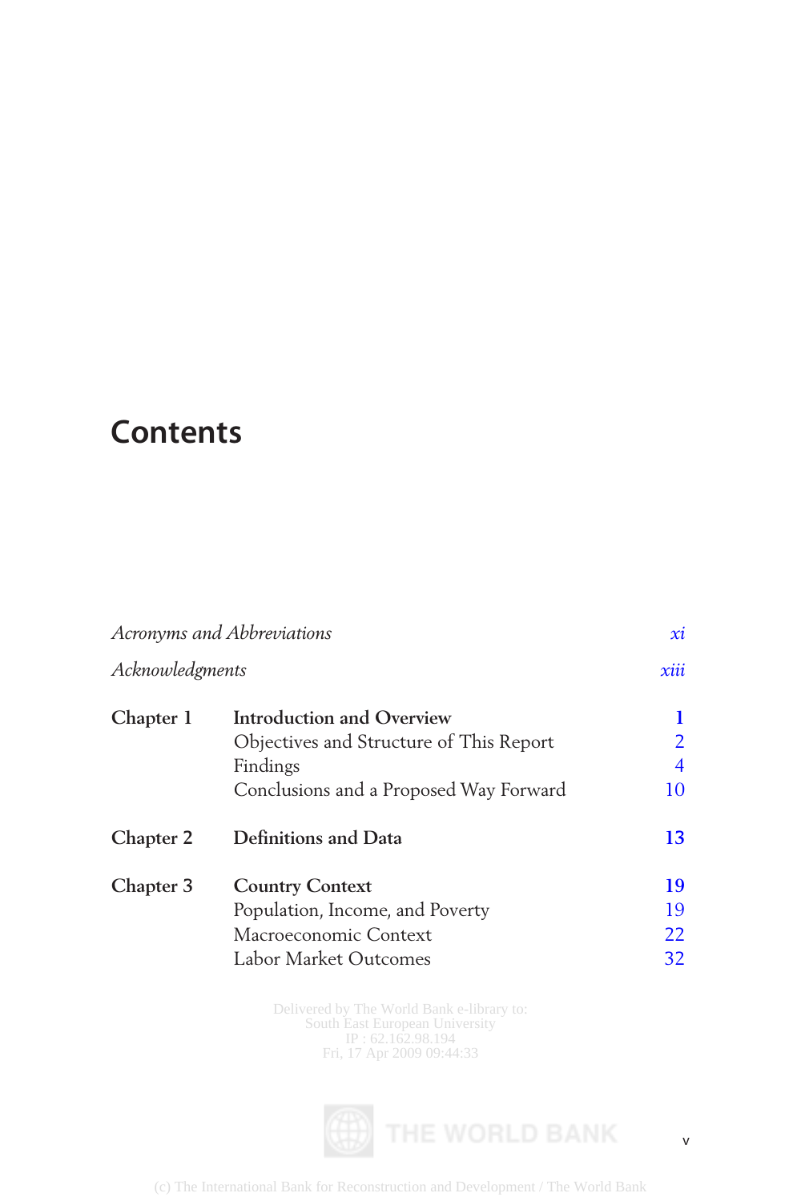# Contents

| | | |
|---|---|---|
| *Acronyms and Abbreviations* | | *xi* |
| *Acknowledgments* | | *xiii* |
| **Chapter 1** | **Introduction and Overview** | **1** |
| | Objectives and Structure of This Report | 2 |
| | Findings | 4 |
| | Conclusions and a Proposed Way Forward | 10 |
| **Chapter 2** | **Definitions and Data** | **13** |
| **Chapter 3** | **Country Context** | **19** |
| | Population, Income, and Poverty | 19 |
| | Macroeconomic Context | 22 |
| | Labor Market Outcomes | 32 |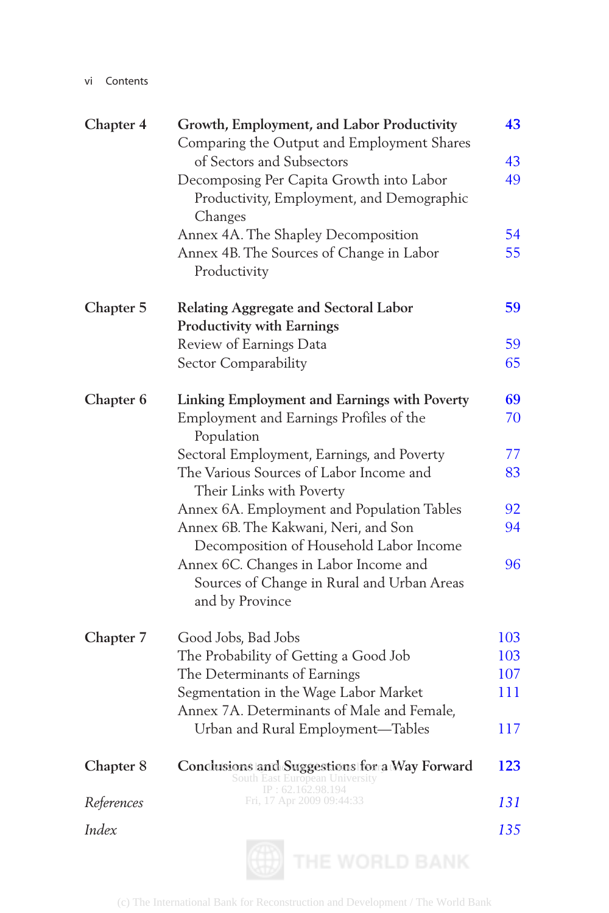| | | |
|---|---|---|
| Chapter 4 | **Growth, Employment, and Labor Productivity** | **43** |
| | Comparing the Output and Employment Shares of Sectors and Subsectors | 43 |
| | Decomposing Per Capita Growth into Labor Productivity, Employment, and Demographic Changes | 49 |
| | Annex 4A. The Shapley Decomposition | 54 |
| | Annex 4B. The Sources of Change in Labor Productivity | 55 |
| Chapter 5 | **Relating Aggregate and Sectoral Labor Productivity with Earnings** | **59** |
| | Review of Earnings Data | 59 |
| | Sector Comparability | 65 |
| Chapter 6 | **Linking Employment and Earnings with Poverty** | **69** |
| | Employment and Earnings Profiles of the Population | 70 |
| | Sectoral Employment, Earnings, and Poverty | 77 |
| | The Various Sources of Labor Income and Their Links with Poverty | 83 |
| | Annex 6A. Employment and Population Tables | 92 |
| | Annex 6B. The Kakwani, Neri, and Son Decomposition of Household Labor Income | 94 |
| | Annex 6C. Changes in Labor Income and Sources of Change in Rural and Urban Areas and by Province | 96 |
| Chapter 7 | Good Jobs, Bad Jobs | 103 |
| | The Probability of Getting a Good Job | 103 |
| | The Determinants of Earnings | 107 |
| | Segmentation in the Wage Labor Market | 111 |
| | Annex 7A. Determinants of Male and Female, Urban and Rural Employment—Tables | 117 |
| Chapter 8 | **Conclusions and Suggestions for a Way Forward** | **123** |
| *References* | | *131* |
| *Index* | | *135* |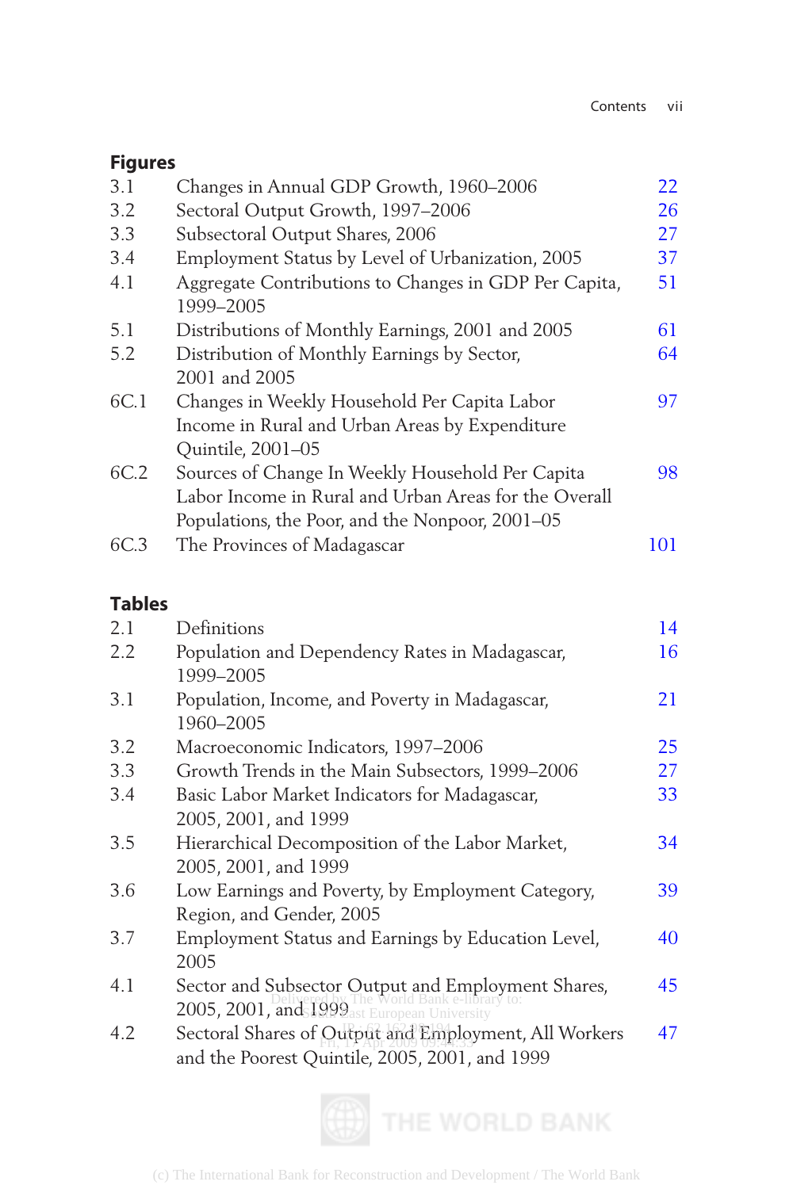## Figures

| | | |
|---|---|---|
| 3.1 | Changes in Annual GDP Growth, 1960–2006 | 22 |
| 3.2 | Sectoral Output Growth, 1997–2006 | 26 |
| 3.3 | Subsectoral Output Shares, 2006 | 27 |
| 3.4 | Employment Status by Level of Urbanization, 2005 | 37 |
| 4.1 | Aggregate Contributions to Changes in GDP Per Capita, 1999–2005 | 51 |
| 5.1 | Distributions of Monthly Earnings, 2001 and 2005 | 61 |
| 5.2 | Distribution of Monthly Earnings by Sector, 2001 and 2005 | 64 |
| 6C.1 | Changes in Weekly Household Per Capita Labor Income in Rural and Urban Areas by Expenditure Quintile, 2001–05 | 97 |
| 6C.2 | Sources of Change In Weekly Household Per Capita Labor Income in Rural and Urban Areas for the Overall Populations, the Poor, and the Nonpoor, 2001–05 | 98 |
| 6C.3 | The Provinces of Madagascar | 101 |

## Tables

| | | |
|---|---|---|
| 2.1 | Definitions | 14 |
| 2.2 | Population and Dependency Rates in Madagascar, 1999–2005 | 16 |
| 3.1 | Population, Income, and Poverty in Madagascar, 1960–2005 | 21 |
| 3.2 | Macroeconomic Indicators, 1997–2006 | 25 |
| 3.3 | Growth Trends in the Main Subsectors, 1999–2006 | 27 |
| 3.4 | Basic Labor Market Indicators for Madagascar, 2005, 2001, and 1999 | 33 |
| 3.5 | Hierarchical Decomposition of the Labor Market, 2005, 2001, and 1999 | 34 |
| 3.6 | Low Earnings and Poverty, by Employment Category, Region, and Gender, 2005 | 39 |
| 3.7 | Employment Status and Earnings by Education Level, 2005 | 40 |
| 4.1 | Sector and Subsector Output and Employment Shares, 2005, 2001, and 1999 | 45 |
| 4.2 | Sectoral Shares of Output and Employment, All Workers and the Poorest Quintile, 2005, 2001, and 1999 | 47 |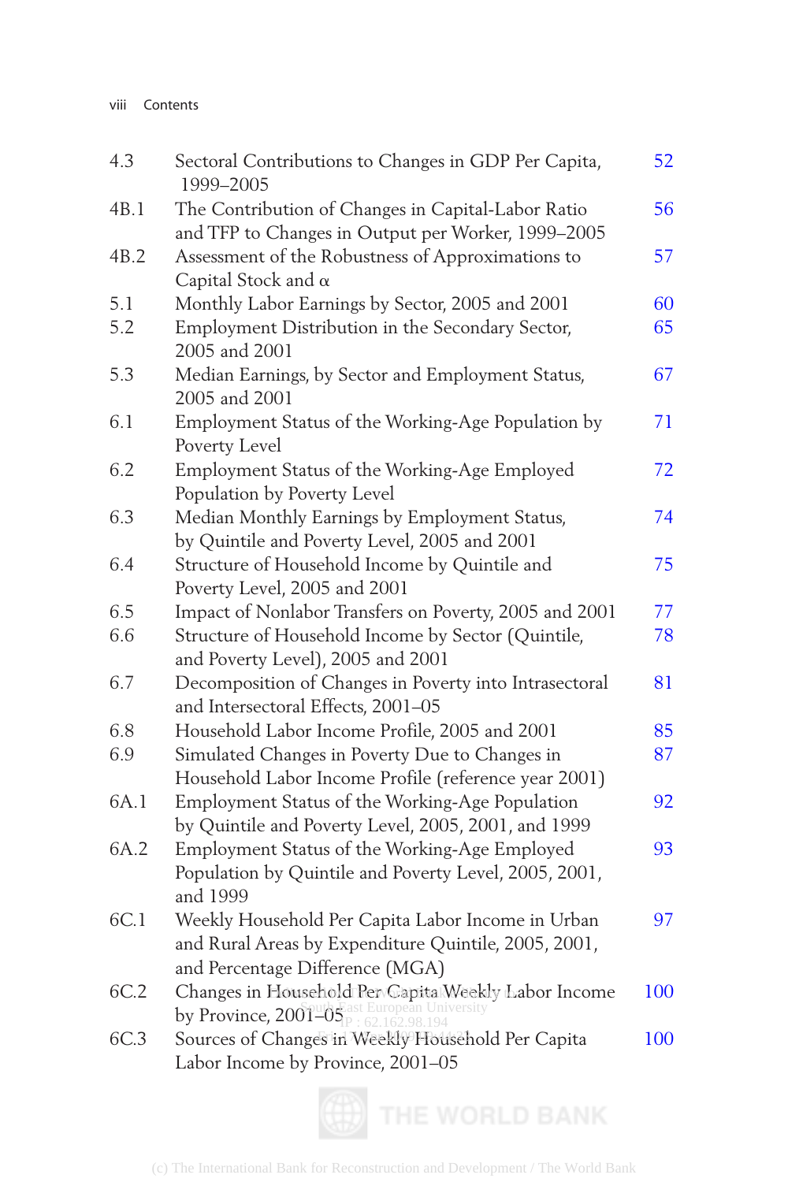| | | |
|---|---|---|
| 4.3 | Sectoral Contributions to Changes in GDP Per Capita, 1999–2005 | 52 |
| 4B.1 | The Contribution of Changes in Capital-Labor Ratio and TFP to Changes in Output per Worker, 1999–2005 | 56 |
| 4B.2 | Assessment of the Robustness of Approximations to Capital Stock and α | 57 |
| 5.1 | Monthly Labor Earnings by Sector, 2005 and 2001 | 60 |
| 5.2 | Employment Distribution in the Secondary Sector, 2005 and 2001 | 65 |
| 5.3 | Median Earnings, by Sector and Employment Status, 2005 and 2001 | 67 |
| 6.1 | Employment Status of the Working-Age Population by Poverty Level | 71 |
| 6.2 | Employment Status of the Working-Age Employed Population by Poverty Level | 72 |
| 6.3 | Median Monthly Earnings by Employment Status, by Quintile and Poverty Level, 2005 and 2001 | 74 |
| 6.4 | Structure of Household Income by Quintile and Poverty Level, 2005 and 2001 | 75 |
| 6.5 | Impact of Nonlabor Transfers on Poverty, 2005 and 2001 | 77 |
| 6.6 | Structure of Household Income by Sector (Quintile, and Poverty Level), 2005 and 2001 | 78 |
| 6.7 | Decomposition of Changes in Poverty into Intrasectoral and Intersectoral Effects, 2001–05 | 81 |
| 6.8 | Household Labor Income Profile, 2005 and 2001 | 85 |
| 6.9 | Simulated Changes in Poverty Due to Changes in Household Labor Income Profile (reference year 2001) | 87 |
| 6A.1 | Employment Status of the Working-Age Population by Quintile and Poverty Level, 2005, 2001, and 1999 | 92 |
| 6A.2 | Employment Status of the Working-Age Employed Population by Quintile and Poverty Level, 2005, 2001, and 1999 | 93 |
| 6C.1 | Weekly Household Per Capita Labor Income in Urban and Rural Areas by Expenditure Quintile, 2005, 2001, and Percentage Difference (MGA) | 97 |
| 6C.2 | Changes in Household Per Capita Weekly Labor Income by Province, 2001–05 | 100 |
| 6C.3 | Sources of Changes in Weekly Household Per Capita Labor Income by Province, 2001–05 | 100 |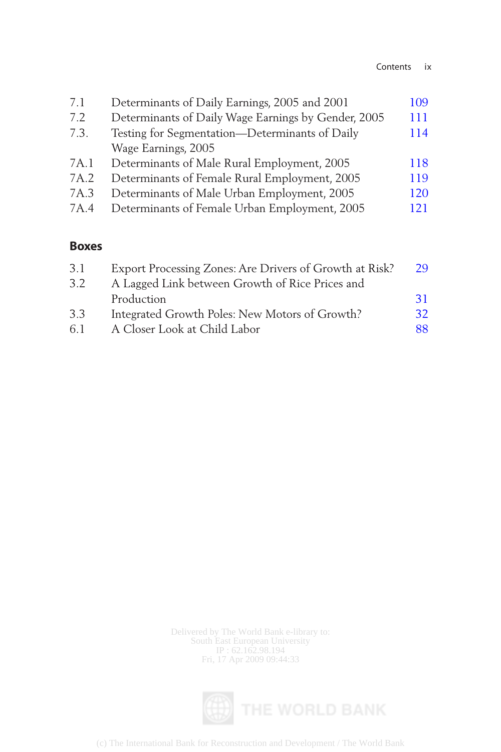| | | |
|---|---|---|
| 7.1 | Determinants of Daily Earnings, 2005 and 2001 | 109 |
| 7.2 | Determinants of Daily Wage Earnings by Gender, 2005 | 111 |
| 7.3. | Testing for Segmentation—Determinants of Daily Wage Earnings, 2005 | 114 |
| 7A.1 | Determinants of Male Rural Employment, 2005 | 118 |
| 7A.2 | Determinants of Female Rural Employment, 2005 | 119 |
| 7A.3 | Determinants of Male Urban Employment, 2005 | 120 |
| 7A.4 | Determinants of Female Urban Employment, 2005 | 121 |

## Boxes

| | | |
|---|---|---|
| 3.1 | Export Processing Zones: Are Drivers of Growth at Risk? | 29 |
| 3.2 | A Lagged Link between Growth of Rice Prices and Production | 31 |
| 3.3 | Integrated Growth Poles: New Motors of Growth? | 32 |
| 6.1 | A Closer Look at Child Labor | 88 |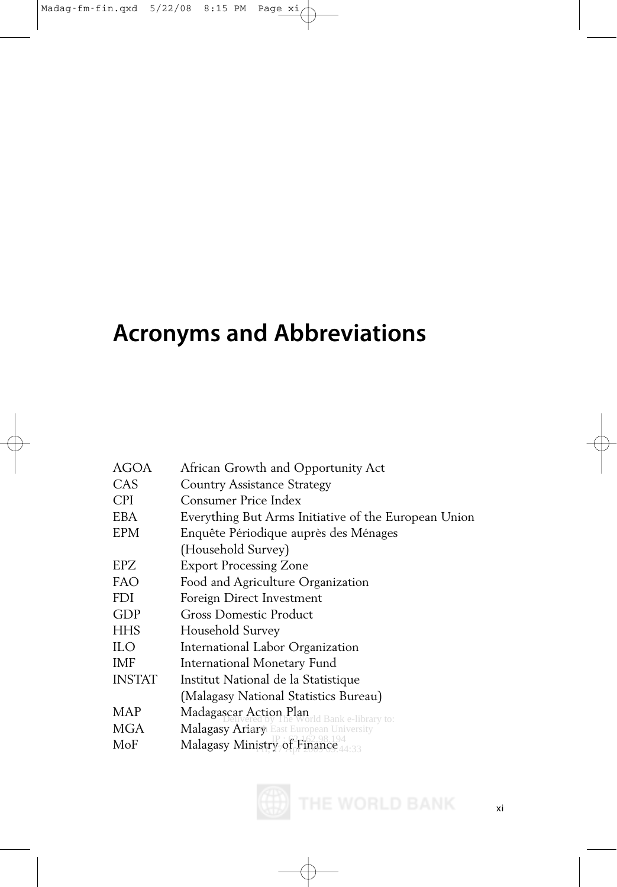# Acronyms and Abbreviations

| | |
|---|---|
| AGOA | African Growth and Opportunity Act |
| CAS | Country Assistance Strategy |
| CPI | Consumer Price Index |
| EBA | Everything But Arms Initiative of the European Union |
| EPM | Enquête Périodique auprès des Ménages (Household Survey) |
| EPZ | Export Processing Zone |
| FAO | Food and Agriculture Organization |
| FDI | Foreign Direct Investment |
| GDP | Gross Domestic Product |
| HHS | Household Survey |
| ILO | International Labor Organization |
| IMF | International Monetary Fund |
| INSTAT | Institut National de la Statistique (Malagasy National Statistics Bureau) |
| MAP | Madagascar Action Plan |
| MGA | Malagasy Ariary |
| MoF | Malagasy Ministry of Finance |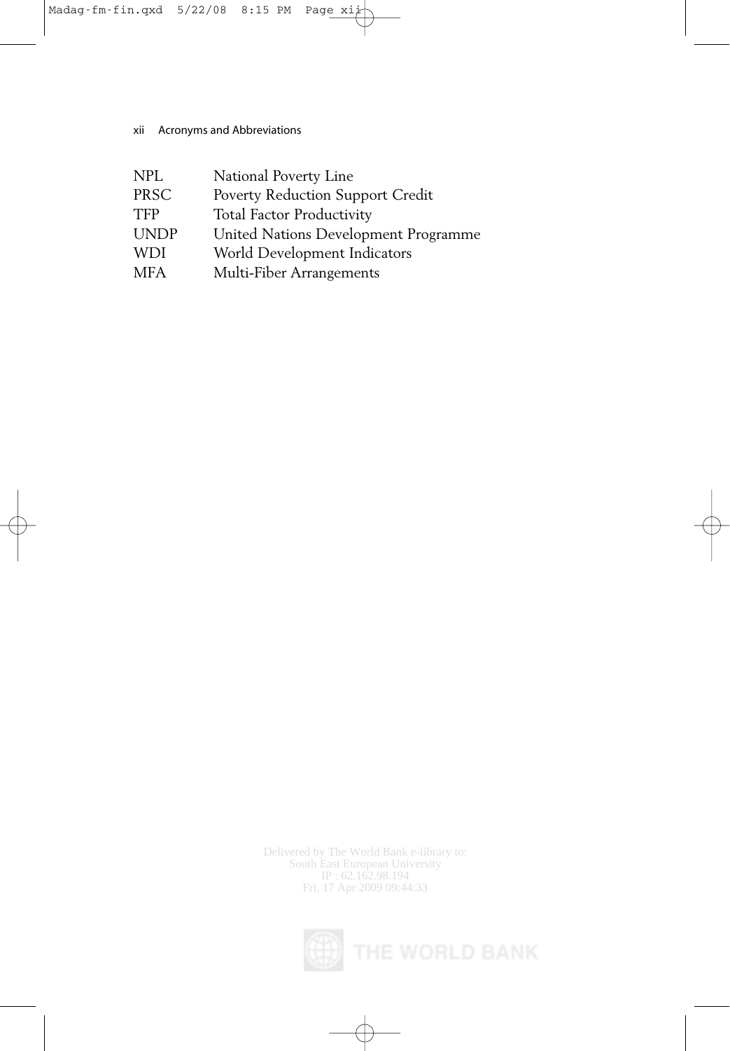| | |
|---|---|
| NPL | National Poverty Line |
| PRSC | Poverty Reduction Support Credit |
| TFP | Total Factor Productivity |
| UNDP | United Nations Development Programme |
| WDI | World Development Indicators |
| MFA | Multi-Fiber Arrangements |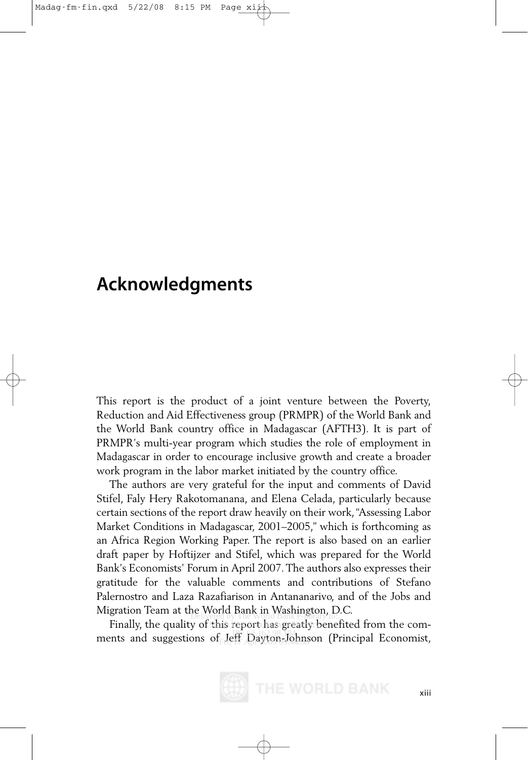# Acknowledgments

This report is the product of a joint venture between the Poverty, Reduction and Aid Effectiveness group (PRMPR) of the World Bank and the World Bank country office in Madagascar (AFTH3). It is part of PRMPR's multi-year program which studies the role of employment in Madagascar in order to encourage inclusive growth and create a broader work program in the labor market initiated by the country office.

The authors are very grateful for the input and comments of David Stifel, Faly Hery Rakotomanana, and Elena Celada, particularly because certain sections of the report draw heavily on their work, "Assessing Labor Market Conditions in Madagascar, 2001–2005," which is forthcoming as an Africa Region Working Paper. The report is also based on an earlier draft paper by Hoftijzer and Stifel, which was prepared for the World Bank's Economists' Forum in April 2007. The authors also expresses their gratitude for the valuable comments and contributions of Stefano Palernostro and Laza Razafiarison in Antananarivo, and of the Jobs and Migration Team at the World Bank in Washington, D.C.

Finally, the quality of this report has greatly benefited from the comments and suggestions of Jeff Dayton-Johnson (Principal Economist,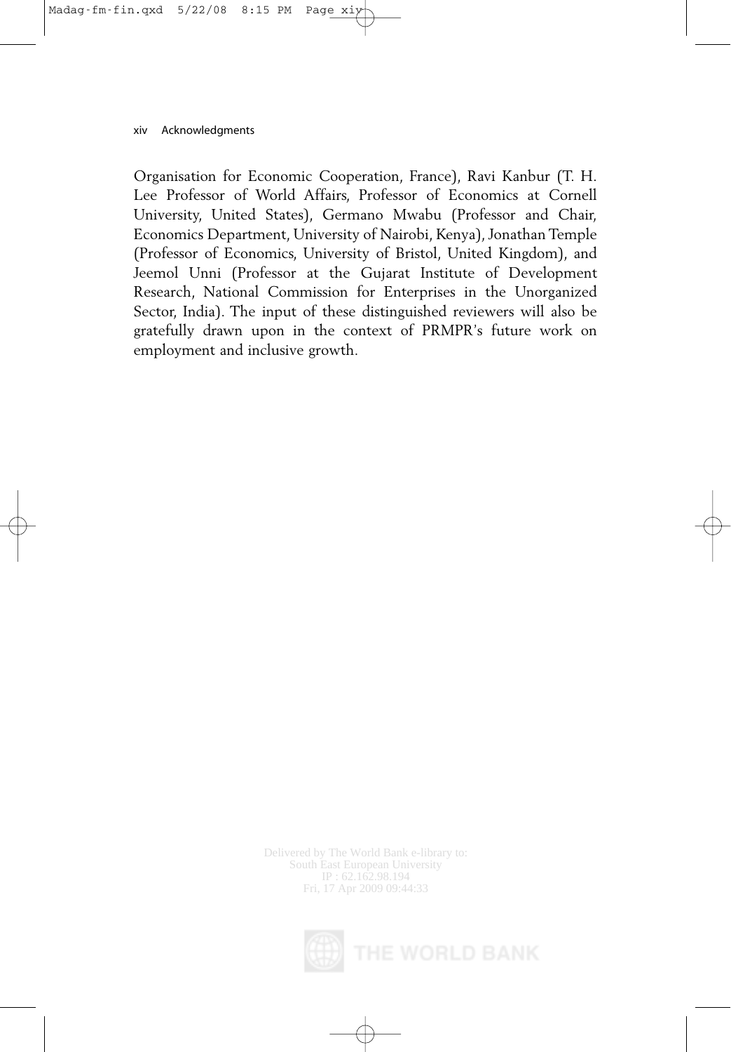Organisation for Economic Cooperation, France), Ravi Kanbur (T. H. Lee Professor of World Affairs, Professor of Economics at Cornell University, United States), Germano Mwabu (Professor and Chair, Economics Department, University of Nairobi, Kenya), Jonathan Temple (Professor of Economics, University of Bristol, United Kingdom), and Jeemol Unni (Professor at the Gujarat Institute of Development Research, National Commission for Enterprises in the Unorganized Sector, India). The input of these distinguished reviewers will also be gratefully drawn upon in the context of PRMPR's future work on employment and inclusive growth.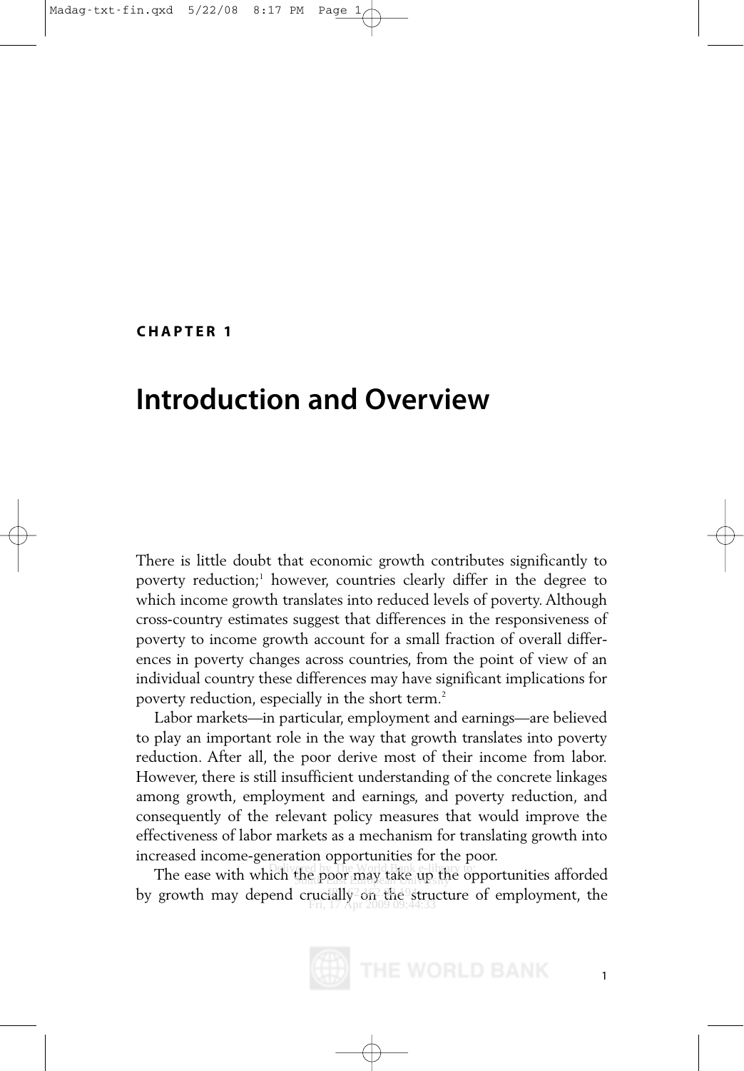# CHAPTER 1

# Introduction and Overview

There is little doubt that economic growth contributes significantly to poverty reduction;[1] however, countries clearly differ in the degree to which income growth translates into reduced levels of poverty. Although cross-country estimates suggest that differences in the responsiveness of poverty to income growth account for a small fraction of overall differences in poverty changes across countries, from the point of view of an individual country these differences may have significant implications for poverty reduction, especially in the short term.[2]

Labor markets—in particular, employment and earnings—are believed to play an important role in the way that growth translates into poverty reduction. After all, the poor derive most of their income from labor. However, there is still insufficient understanding of the concrete linkages among growth, employment and earnings, and poverty reduction, and consequently of the relevant policy measures that would improve the effectiveness of labor markets as a mechanism for translating growth into increased income-generation opportunities for the poor.

The ease with which the poor may take up the opportunities afforded by growth may depend crucially on the structure of employment, the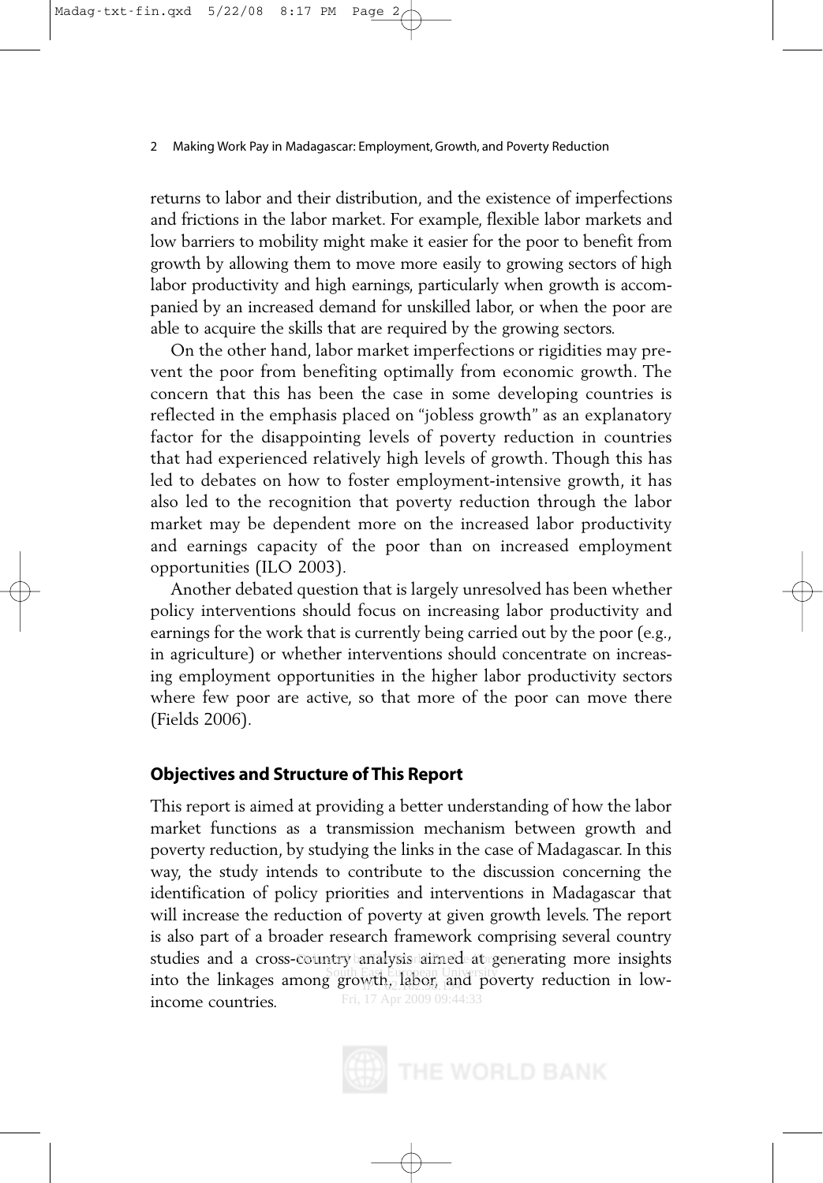returns to labor and their distribution, and the existence of imperfections and frictions in the labor market. For example, flexible labor markets and low barriers to mobility might make it easier for the poor to benefit from growth by allowing them to move more easily to growing sectors of high labor productivity and high earnings, particularly when growth is accompanied by an increased demand for unskilled labor, or when the poor are able to acquire the skills that are required by the growing sectors.

On the other hand, labor market imperfections or rigidities may prevent the poor from benefiting optimally from economic growth. The concern that this has been the case in some developing countries is reflected in the emphasis placed on "jobless growth" as an explanatory factor for the disappointing levels of poverty reduction in countries that had experienced relatively high levels of growth. Though this has led to debates on how to foster employment-intensive growth, it has also led to the recognition that poverty reduction through the labor market may be dependent more on the increased labor productivity and earnings capacity of the poor than on increased employment opportunities (ILO 2003).

Another debated question that is largely unresolved has been whether policy interventions should focus on increasing labor productivity and earnings for the work that is currently being carried out by the poor (e.g., in agriculture) or whether interventions should concentrate on increasing employment opportunities in the higher labor productivity sectors where few poor are active, so that more of the poor can move there (Fields 2006).

## Objectives and Structure of This Report

This report is aimed at providing a better understanding of how the labor market functions as a transmission mechanism between growth and poverty reduction, by studying the links in the case of Madagascar. In this way, the study intends to contribute to the discussion concerning the identification of policy priorities and interventions in Madagascar that will increase the reduction of poverty at given growth levels. The report is also part of a broader research framework comprising several country studies and a cross-country analysis aimed at generating more insights into the linkages among growth, labor, and poverty reduction in low-income countries.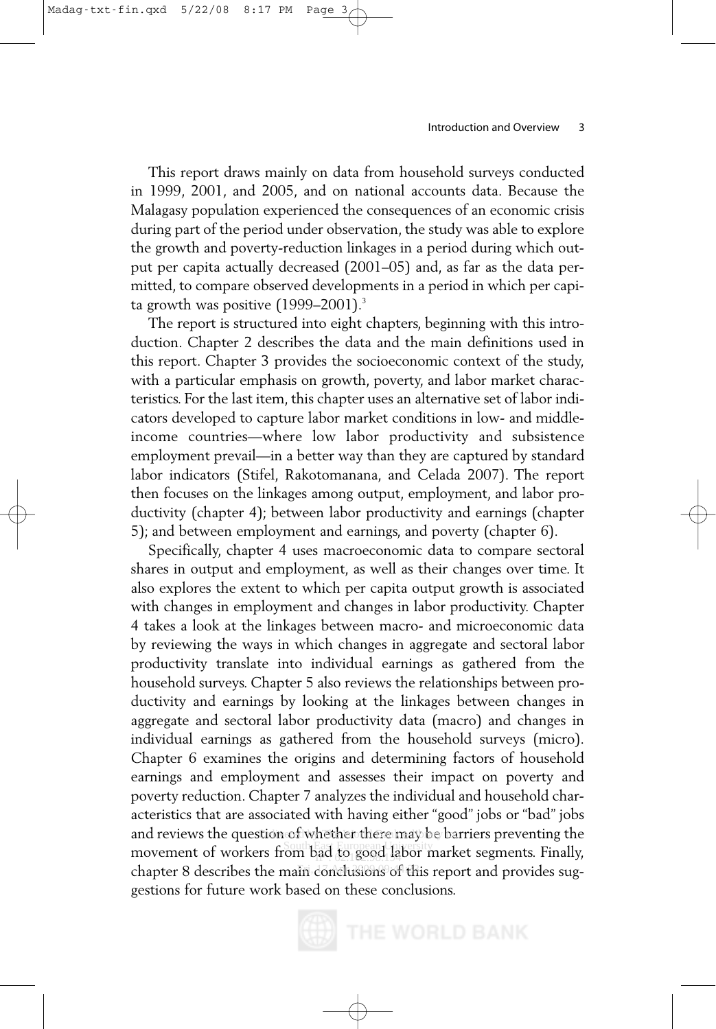This report draws mainly on data from household surveys conducted in 1999, 2001, and 2005, and on national accounts data. Because the Malagasy population experienced the consequences of an economic crisis during part of the period under observation, the study was able to explore the growth and poverty-reduction linkages in a period during which output per capita actually decreased (2001–05) and, as far as the data permitted, to compare observed developments in a period in which per capita growth was positive (1999–2001).[3]

The report is structured into eight chapters, beginning with this introduction. Chapter 2 describes the data and the main definitions used in this report. Chapter 3 provides the socioeconomic context of the study, with a particular emphasis on growth, poverty, and labor market characteristics. For the last item, this chapter uses an alternative set of labor indicators developed to capture labor market conditions in low- and middle-income countries—where low labor productivity and subsistence employment prevail—in a better way than they are captured by standard labor indicators (Stifel, Rakotomanana, and Celada 2007). The report then focuses on the linkages among output, employment, and labor productivity (chapter 4); between labor productivity and earnings (chapter 5); and between employment and earnings, and poverty (chapter 6).

Specifically, chapter 4 uses macroeconomic data to compare sectoral shares in output and employment, as well as their changes over time. It also explores the extent to which per capita output growth is associated with changes in employment and changes in labor productivity. Chapter 4 takes a look at the linkages between macro- and microeconomic data by reviewing the ways in which changes in aggregate and sectoral labor productivity translate into individual earnings as gathered from the household surveys. Chapter 5 also reviews the relationships between productivity and earnings by looking at the linkages between changes in aggregate and sectoral labor productivity data (macro) and changes in individual earnings as gathered from the household surveys (micro). Chapter 6 examines the origins and determining factors of household earnings and employment and assesses their impact on poverty and poverty reduction. Chapter 7 analyzes the individual and household characteristics that are associated with having either "good" jobs or "bad" jobs and reviews the question of whether there may be barriers preventing the movement of workers from bad to good labor market segments. Finally, chapter 8 describes the main conclusions of this report and provides suggestions for future work based on these conclusions.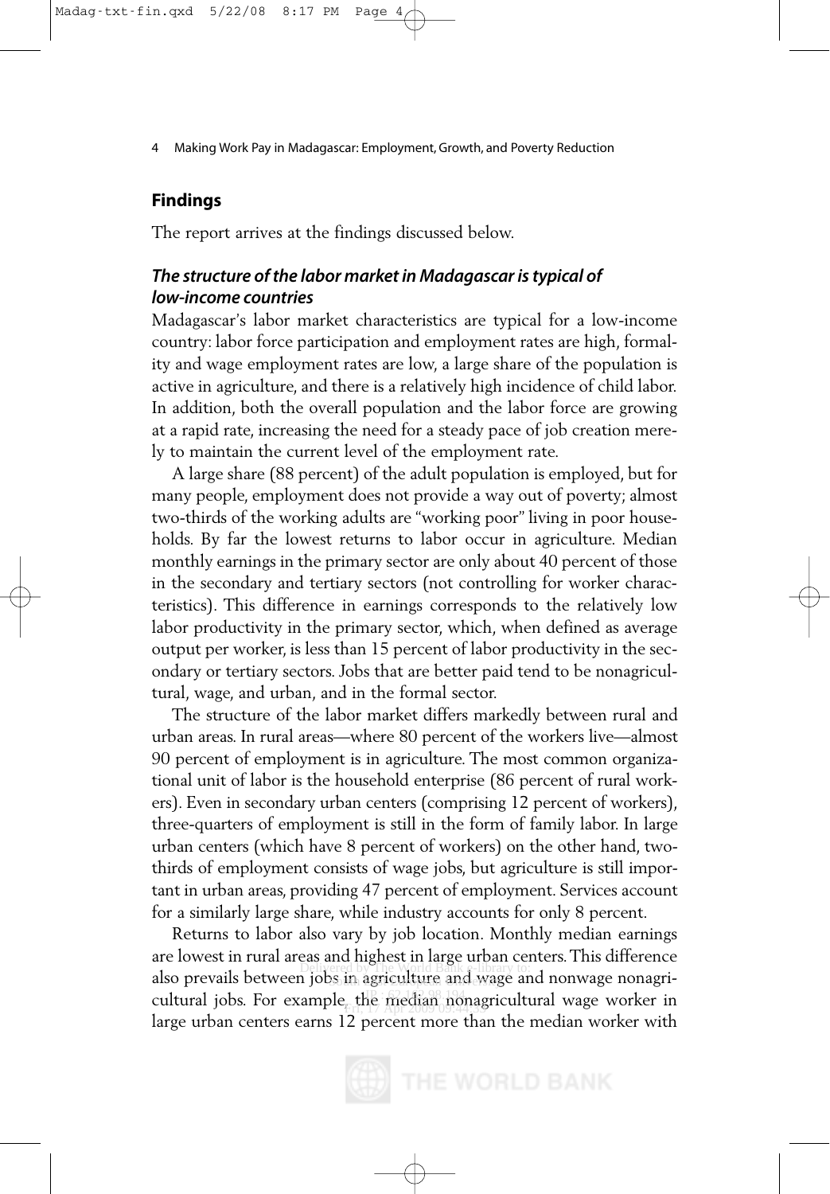## Findings

The report arrives at the findings discussed below.

### *The structure of the labor market in Madagascar is typical of low-income countries*

Madagascar's labor market characteristics are typical for a low-income country: labor force participation and employment rates are high, formality and wage employment rates are low, a large share of the population is active in agriculture, and there is a relatively high incidence of child labor. In addition, both the overall population and the labor force are growing at a rapid rate, increasing the need for a steady pace of job creation merely to maintain the current level of the employment rate.

A large share (88 percent) of the adult population is employed, but for many people, employment does not provide a way out of poverty; almost two-thirds of the working adults are "working poor" living in poor households. By far the lowest returns to labor occur in agriculture. Median monthly earnings in the primary sector are only about 40 percent of those in the secondary and tertiary sectors (not controlling for worker characteristics). This difference in earnings corresponds to the relatively low labor productivity in the primary sector, which, when defined as average output per worker, is less than 15 percent of labor productivity in the secondary or tertiary sectors. Jobs that are better paid tend to be nonagricultural, wage, and urban, and in the formal sector.

The structure of the labor market differs markedly between rural and urban areas. In rural areas—where 80 percent of the workers live—almost 90 percent of employment is in agriculture. The most common organizational unit of labor is the household enterprise (86 percent of rural workers). Even in secondary urban centers (comprising 12 percent of workers), three-quarters of employment is still in the form of family labor. In large urban centers (which have 8 percent of workers) on the other hand, two-thirds of employment consists of wage jobs, but agriculture is still important in urban areas, providing 47 percent of employment. Services account for a similarly large share, while industry accounts for only 8 percent.

Returns to labor also vary by job location. Monthly median earnings are lowest in rural areas and highest in large urban centers. This difference also prevails between jobs in agriculture and wage and nonwage nonagricultural jobs. For example, the median nonagricultural wage worker in large urban centers earns 12 percent more than the median worker with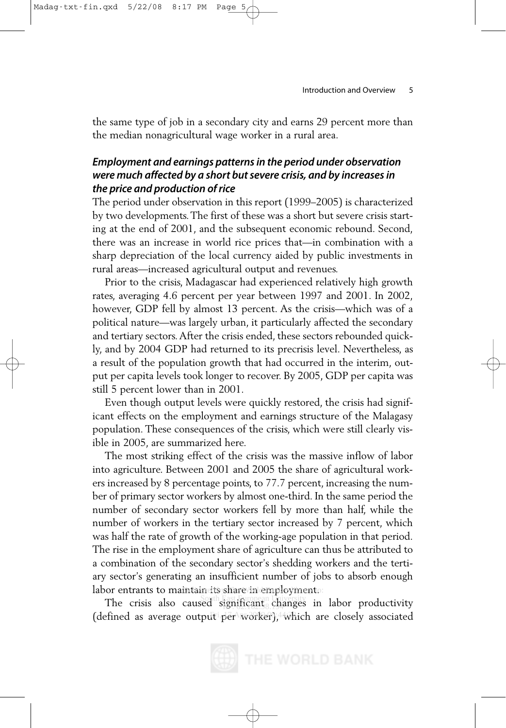the same type of job in a secondary city and earns 29 percent more than the median nonagricultural wage worker in a rural area.

### *Employment and earnings patterns in the period under observation were much affected by a short but severe crisis, and by increases in the price and production of rice*

The period under observation in this report (1999–2005) is characterized by two developments. The first of these was a short but severe crisis starting at the end of 2001, and the subsequent economic rebound. Second, there was an increase in world rice prices that—in combination with a sharp depreciation of the local currency aided by public investments in rural areas—increased agricultural output and revenues.

Prior to the crisis, Madagascar had experienced relatively high growth rates, averaging 4.6 percent per year between 1997 and 2001. In 2002, however, GDP fell by almost 13 percent. As the crisis—which was of a political nature—was largely urban, it particularly affected the secondary and tertiary sectors. After the crisis ended, these sectors rebounded quickly, and by 2004 GDP had returned to its precrisis level. Nevertheless, as a result of the population growth that had occurred in the interim, output per capita levels took longer to recover. By 2005, GDP per capita was still 5 percent lower than in 2001.

Even though output levels were quickly restored, the crisis had significant effects on the employment and earnings structure of the Malagasy population. These consequences of the crisis, which were still clearly visible in 2005, are summarized here.

The most striking effect of the crisis was the massive inflow of labor into agriculture. Between 2001 and 2005 the share of agricultural workers increased by 8 percentage points, to 77.7 percent, increasing the number of primary sector workers by almost one-third. In the same period the number of secondary sector workers fell by more than half, while the number of workers in the tertiary sector increased by 7 percent, which was half the rate of growth of the working-age population in that period. The rise in the employment share of agriculture can thus be attributed to a combination of the secondary sector's shedding workers and the tertiary sector's generating an insufficient number of jobs to absorb enough labor entrants to maintain its share in employment.

The crisis also caused significant changes in labor productivity (defined as average output per worker), which are closely associated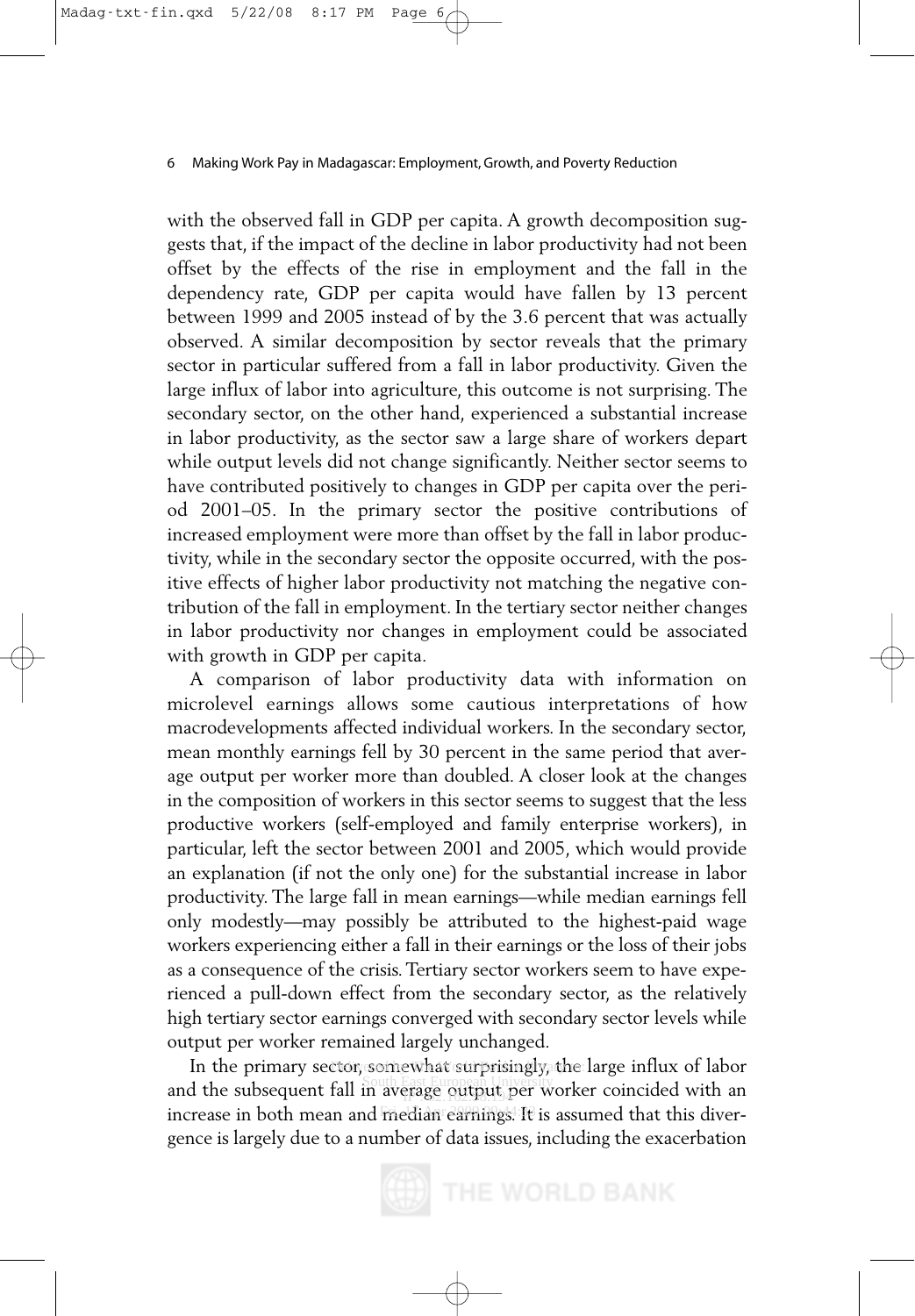with the observed fall in GDP per capita. A growth decomposition suggests that, if the impact of the decline in labor productivity had not been offset by the effects of the rise in employment and the fall in the dependency rate, GDP per capita would have fallen by 13 percent between 1999 and 2005 instead of by the 3.6 percent that was actually observed. A similar decomposition by sector reveals that the primary sector in particular suffered from a fall in labor productivity. Given the large influx of labor into agriculture, this outcome is not surprising. The secondary sector, on the other hand, experienced a substantial increase in labor productivity, as the sector saw a large share of workers depart while output levels did not change significantly. Neither sector seems to have contributed positively to changes in GDP per capita over the period 2001–05. In the primary sector the positive contributions of increased employment were more than offset by the fall in labor productivity, while in the secondary sector the opposite occurred, with the positive effects of higher labor productivity not matching the negative contribution of the fall in employment. In the tertiary sector neither changes in labor productivity nor changes in employment could be associated with growth in GDP per capita.

A comparison of labor productivity data with information on microlevel earnings allows some cautious interpretations of how macrodevelopments affected individual workers. In the secondary sector, mean monthly earnings fell by 30 percent in the same period that average output per worker more than doubled. A closer look at the changes in the composition of workers in this sector seems to suggest that the less productive workers (self-employed and family enterprise workers), in particular, left the sector between 2001 and 2005, which would provide an explanation (if not the only one) for the substantial increase in labor productivity. The large fall in mean earnings—while median earnings fell only modestly—may possibly be attributed to the highest-paid wage workers experiencing either a fall in their earnings or the loss of their jobs as a consequence of the crisis. Tertiary sector workers seem to have experienced a pull-down effect from the secondary sector, as the relatively high tertiary sector earnings converged with secondary sector levels while output per worker remained largely unchanged.

In the primary sector, somewhat surprisingly, the large influx of labor and the subsequent fall in average output per worker coincided with an increase in both mean and median earnings. It is assumed that this divergence is largely due to a number of data issues, including the exacerbation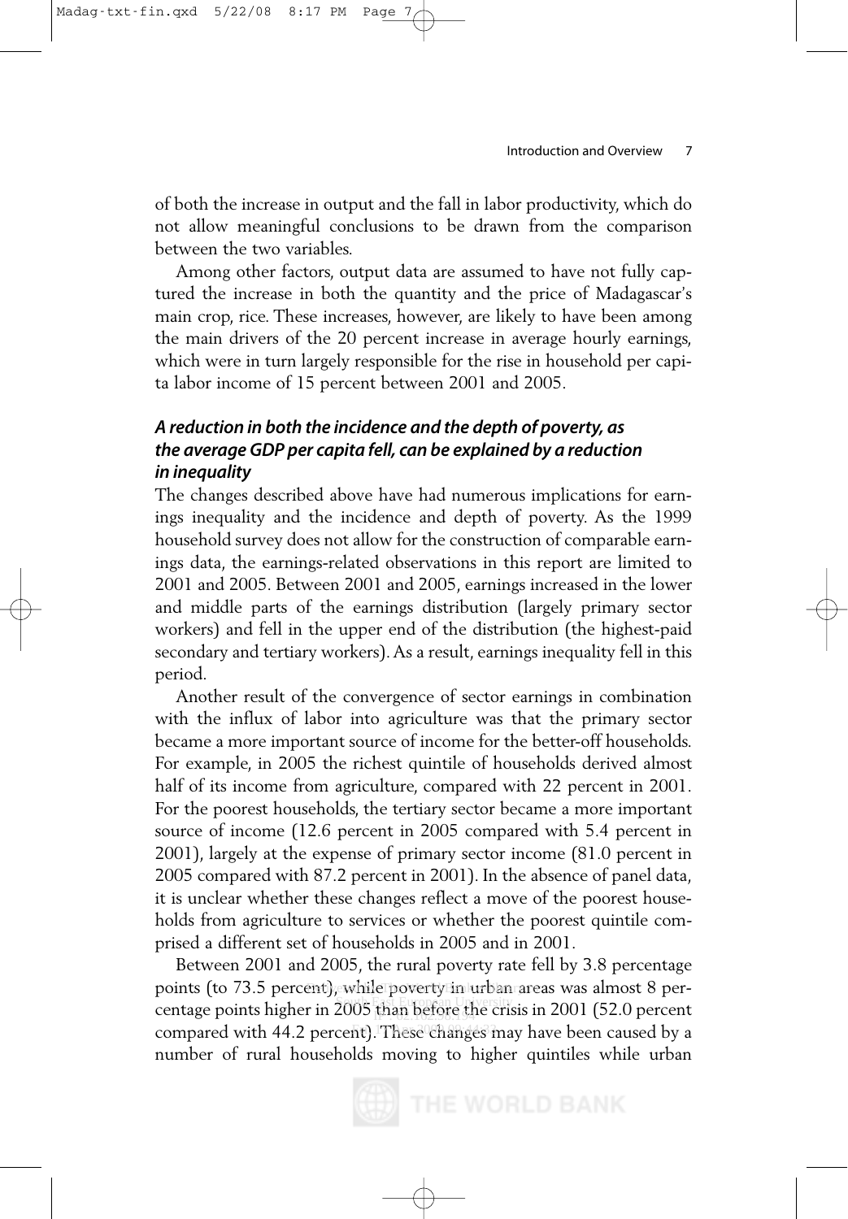of both the increase in output and the fall in labor productivity, which do not allow meaningful conclusions to be drawn from the comparison between the two variables.

Among other factors, output data are assumed to have not fully captured the increase in both the quantity and the price of Madagascar's main crop, rice. These increases, however, are likely to have been among the main drivers of the 20 percent increase in average hourly earnings, which were in turn largely responsible for the rise in household per capita labor income of 15 percent between 2001 and 2005.

### *A reduction in both the incidence and the depth of poverty, as the average GDP per capita fell, can be explained by a reduction in inequality*

The changes described above have had numerous implications for earnings inequality and the incidence and depth of poverty. As the 1999 household survey does not allow for the construction of comparable earnings data, the earnings-related observations in this report are limited to 2001 and 2005. Between 2001 and 2005, earnings increased in the lower and middle parts of the earnings distribution (largely primary sector workers) and fell in the upper end of the distribution (the highest-paid secondary and tertiary workers). As a result, earnings inequality fell in this period.

Another result of the convergence of sector earnings in combination with the influx of labor into agriculture was that the primary sector became a more important source of income for the better-off households. For example, in 2005 the richest quintile of households derived almost half of its income from agriculture, compared with 22 percent in 2001. For the poorest households, the tertiary sector became a more important source of income (12.6 percent in 2005 compared with 5.4 percent in 2001), largely at the expense of primary sector income (81.0 percent in 2005 compared with 87.2 percent in 2001). In the absence of panel data, it is unclear whether these changes reflect a move of the poorest households from agriculture to services or whether the poorest quintile comprised a different set of households in 2005 and in 2001.

Between 2001 and 2005, the rural poverty rate fell by 3.8 percentage points (to 73.5 percent), while poverty in urban areas was almost 8 percentage points higher in 2005 than before the crisis in 2001 (52.0 percent compared with 44.2 percent). These changes may have been caused by a number of rural households moving to higher quintiles while urban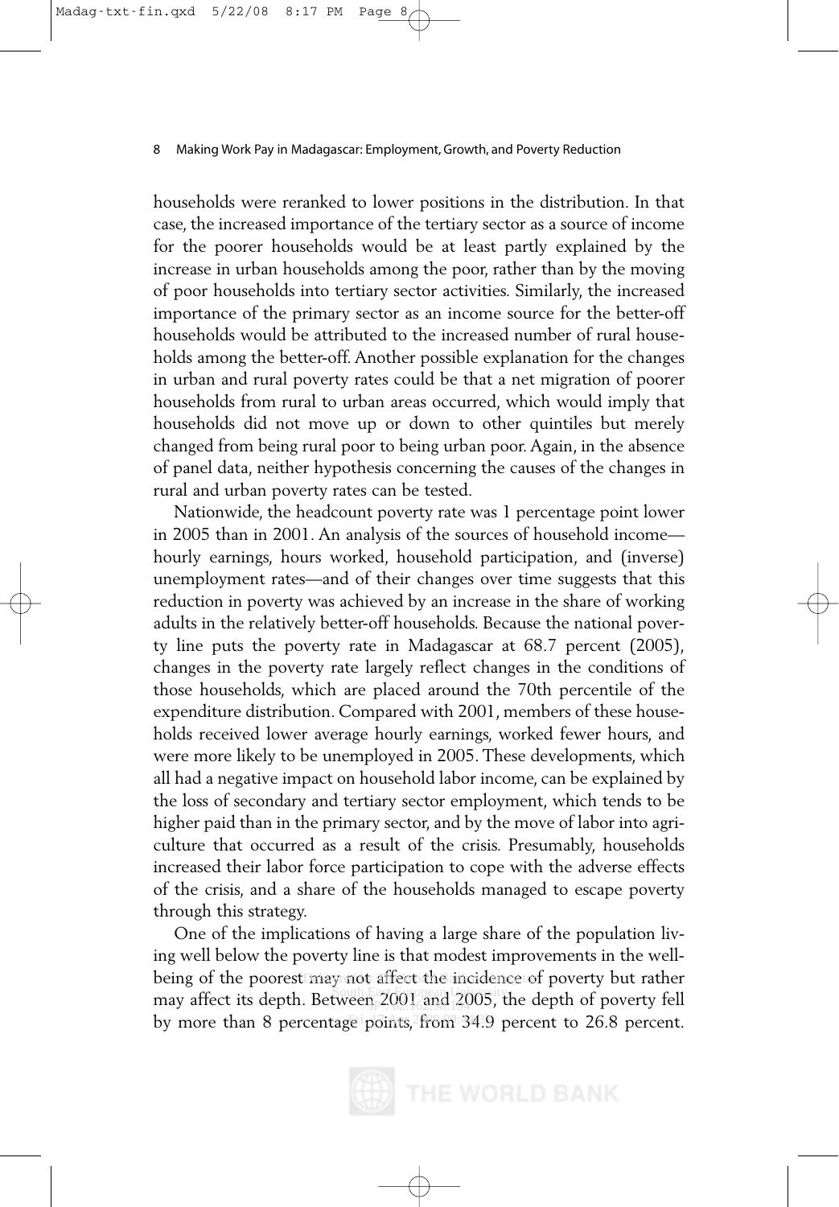households were reranked to lower positions in the distribution. In that case, the increased importance of the tertiary sector as a source of income for the poorer households would be at least partly explained by the increase in urban households among the poor, rather than by the moving of poor households into tertiary sector activities. Similarly, the increased importance of the primary sector as an income source for the better-off households would be attributed to the increased number of rural households among the better-off. Another possible explanation for the changes in urban and rural poverty rates could be that a net migration of poorer households from rural to urban areas occurred, which would imply that households did not move up or down to other quintiles but merely changed from being rural poor to being urban poor. Again, in the absence of panel data, neither hypothesis concerning the causes of the changes in rural and urban poverty rates can be tested.

Nationwide, the headcount poverty rate was 1 percentage point lower in 2005 than in 2001. An analysis of the sources of household income—hourly earnings, hours worked, household participation, and (inverse) unemployment rates—and of their changes over time suggests that this reduction in poverty was achieved by an increase in the share of working adults in the relatively better-off households. Because the national poverty line puts the poverty rate in Madagascar at 68.7 percent (2005), changes in the poverty rate largely reflect changes in the conditions of those households, which are placed around the 70th percentile of the expenditure distribution. Compared with 2001, members of these households received lower average hourly earnings, worked fewer hours, and were more likely to be unemployed in 2005. These developments, which all had a negative impact on household labor income, can be explained by the loss of secondary and tertiary sector employment, which tends to be higher paid than in the primary sector, and by the move of labor into agriculture that occurred as a result of the crisis. Presumably, households increased their labor force participation to cope with the adverse effects of the crisis, and a share of the households managed to escape poverty through this strategy.

One of the implications of having a large share of the population living well below the poverty line is that modest improvements in the well-being of the poorest may not affect the incidence of poverty but rather may affect its depth. Between 2001 and 2005, the depth of poverty fell by more than 8 percentage points, from 34.9 percent to 26.8 percent.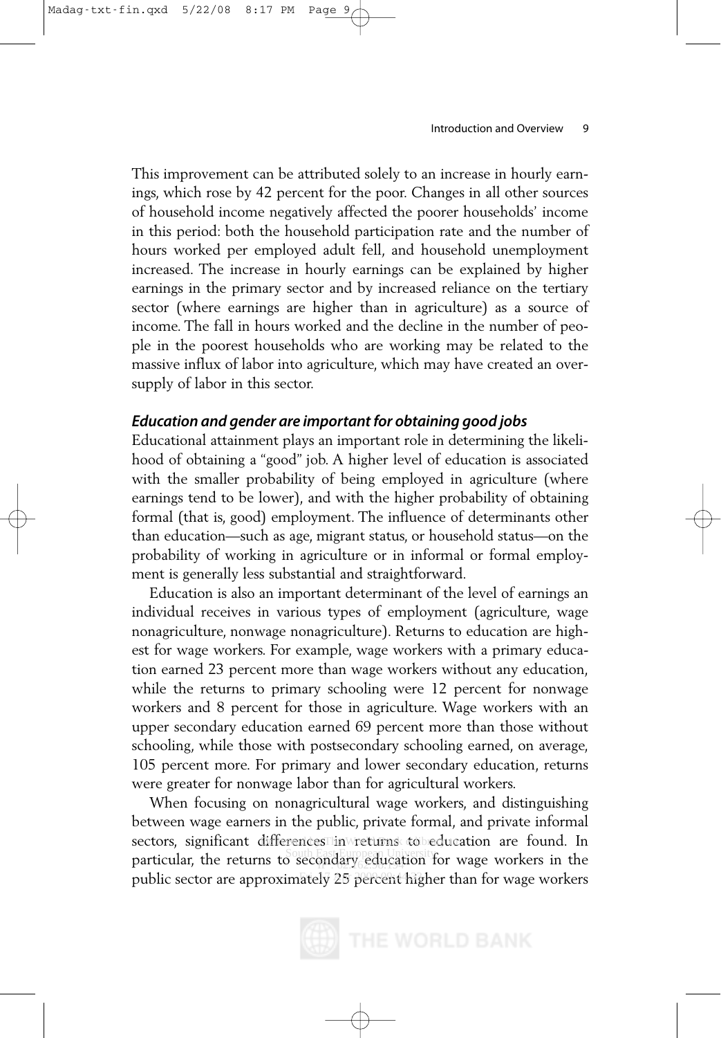This improvement can be attributed solely to an increase in hourly earnings, which rose by 42 percent for the poor. Changes in all other sources of household income negatively affected the poorer households' income in this period: both the household participation rate and the number of hours worked per employed adult fell, and household unemployment increased. The increase in hourly earnings can be explained by higher earnings in the primary sector and by increased reliance on the tertiary sector (where earnings are higher than in agriculture) as a source of income. The fall in hours worked and the decline in the number of people in the poorest households who are working may be related to the massive influx of labor into agriculture, which may have created an oversupply of labor in this sector.

### *Education and gender are important for obtaining good jobs*

Educational attainment plays an important role in determining the likelihood of obtaining a "good" job. A higher level of education is associated with the smaller probability of being employed in agriculture (where earnings tend to be lower), and with the higher probability of obtaining formal (that is, good) employment. The influence of determinants other than education—such as age, migrant status, or household status—on the probability of working in agriculture or in informal or formal employment is generally less substantial and straightforward.

Education is also an important determinant of the level of earnings an individual receives in various types of employment (agriculture, wage nonagriculture, nonwage nonagriculture). Returns to education are highest for wage workers. For example, wage workers with a primary education earned 23 percent more than wage workers without any education, while the returns to primary schooling were 12 percent for nonwage workers and 8 percent for those in agriculture. Wage workers with an upper secondary education earned 69 percent more than those without schooling, while those with postsecondary schooling earned, on average, 105 percent more. For primary and lower secondary education, returns were greater for nonwage labor than for agricultural workers.

When focusing on nonagricultural wage workers, and distinguishing between wage earners in the public, private formal, and private informal sectors, significant differences in returns to education are found. In particular, the returns to secondary education for wage workers in the public sector are approximately 25 percent higher than for wage workers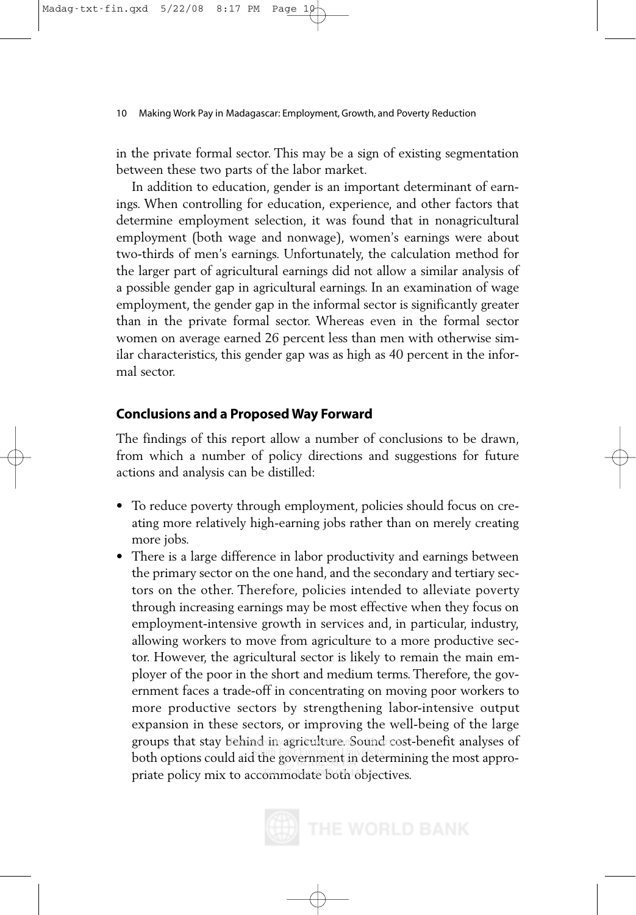in the private formal sector. This may be a sign of existing segmentation between these two parts of the labor market.

In addition to education, gender is an important determinant of earnings. When controlling for education, experience, and other factors that determine employment selection, it was found that in nonagricultural employment (both wage and nonwage), women's earnings were about two-thirds of men's earnings. Unfortunately, the calculation method for the larger part of agricultural earnings did not allow a similar analysis of a possible gender gap in agricultural earnings. In an examination of wage employment, the gender gap in the informal sector is significantly greater than in the private formal sector. Whereas even in the formal sector women on average earned 26 percent less than men with otherwise similar characteristics, this gender gap was as high as 40 percent in the informal sector.

## Conclusions and a Proposed Way Forward

The findings of this report allow a number of conclusions to be drawn, from which a number of policy directions and suggestions for future actions and analysis can be distilled:

- To reduce poverty through employment, policies should focus on creating more relatively high-earning jobs rather than on merely creating more jobs.
- There is a large difference in labor productivity and earnings between the primary sector on the one hand, and the secondary and tertiary sectors on the other. Therefore, policies intended to alleviate poverty through increasing earnings may be most effective when they focus on employment-intensive growth in services and, in particular, industry, allowing workers to move from agriculture to a more productive sector. However, the agricultural sector is likely to remain the main employer of the poor in the short and medium terms. Therefore, the government faces a trade-off in concentrating on moving poor workers to more productive sectors by strengthening labor-intensive output expansion in these sectors, or improving the well-being of the large groups that stay behind in agriculture. Sound cost-benefit analyses of both options could aid the government in determining the most appropriate policy mix to accommodate both objectives.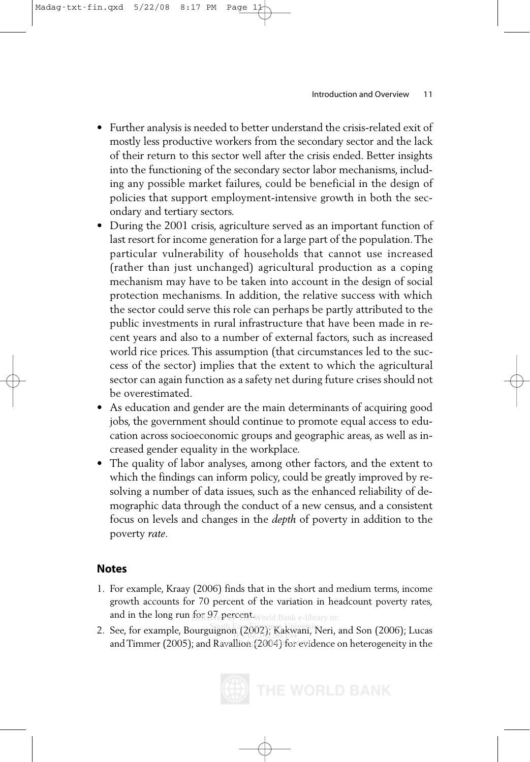- Further analysis is needed to better understand the crisis-related exit of mostly less productive workers from the secondary sector and the lack of their return to this sector well after the crisis ended. Better insights into the functioning of the secondary sector labor mechanisms, including any possible market failures, could be beneficial in the design of policies that support employment-intensive growth in both the secondary and tertiary sectors.
- During the 2001 crisis, agriculture served as an important function of last resort for income generation for a large part of the population. The particular vulnerability of households that cannot use increased (rather than just unchanged) agricultural production as a coping mechanism may have to be taken into account in the design of social protection mechanisms. In addition, the relative success with which the sector could serve this role can perhaps be partly attributed to the public investments in rural infrastructure that have been made in recent years and also to a number of external factors, such as increased world rice prices. This assumption (that circumstances led to the success of the sector) implies that the extent to which the agricultural sector can again function as a safety net during future crises should not be overestimated.
- As education and gender are the main determinants of acquiring good jobs, the government should continue to promote equal access to education across socioeconomic groups and geographic areas, as well as increased gender equality in the workplace.
- The quality of labor analyses, among other factors, and the extent to which the findings can inform policy, could be greatly improved by resolving a number of data issues, such as the enhanced reliability of demographic data through the conduct of a new census, and a consistent focus on levels and changes in the *depth* of poverty in addition to the poverty *rate*.

## Notes

1. For example, Kraay (2006) finds that in the short and medium terms, income growth accounts for 70 percent of the variation in headcount poverty rates, and in the long run for 97 percent.
2. See, for example, Bourguignon (2002); Kakwani, Neri, and Son (2006); Lucas and Timmer (2005); and Ravallion (2004) for evidence on heterogeneity in the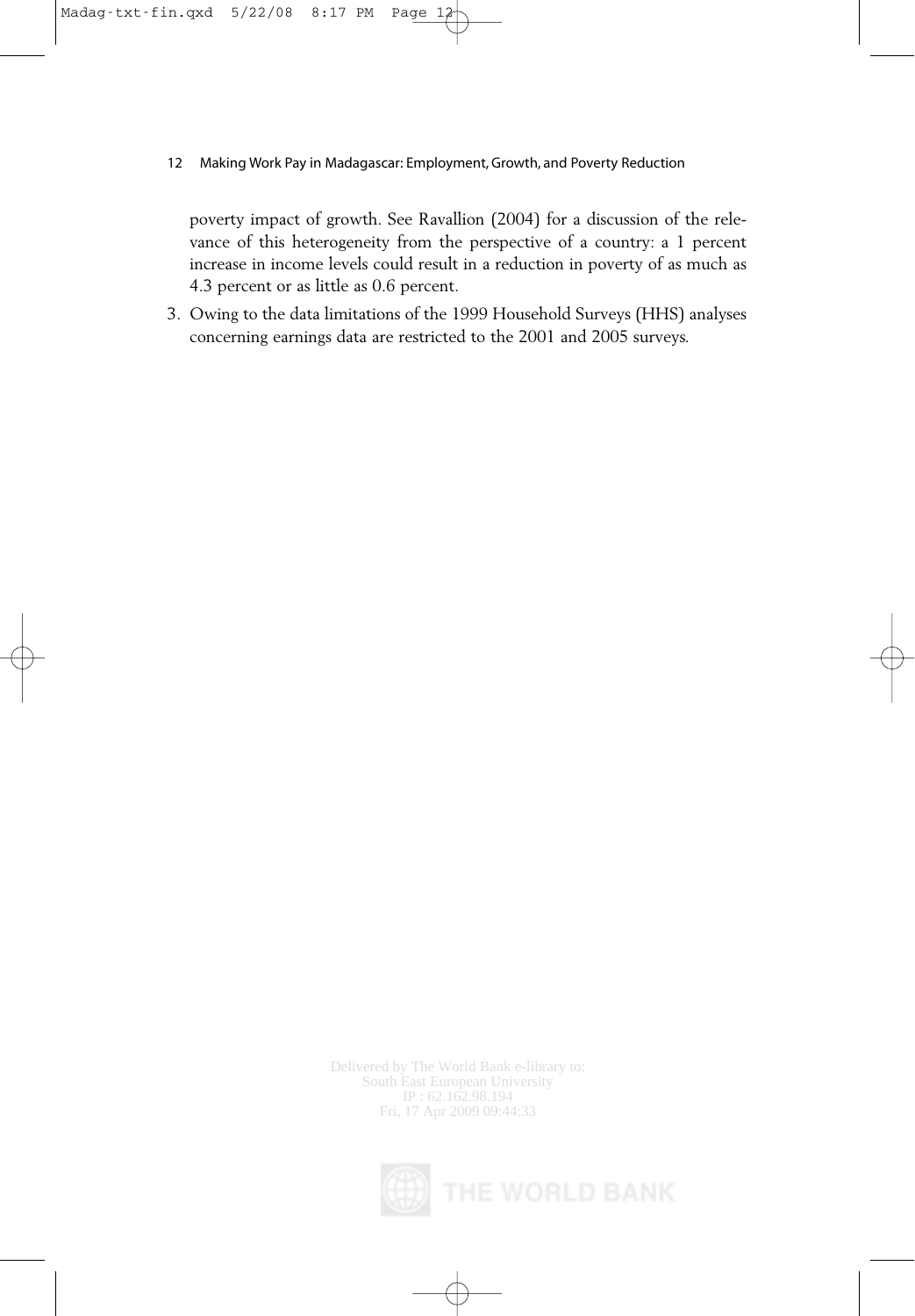poverty impact of growth. See Ravallion (2004) for a discussion of the relevance of this heterogeneity from the perspective of a country: a 1 percent increase in income levels could result in a reduction in poverty of as much as 4.3 percent or as little as 0.6 percent.

3. Owing to the data limitations of the 1999 Household Surveys (HHS) analyses concerning earnings data are restricted to the 2001 and 2005 surveys.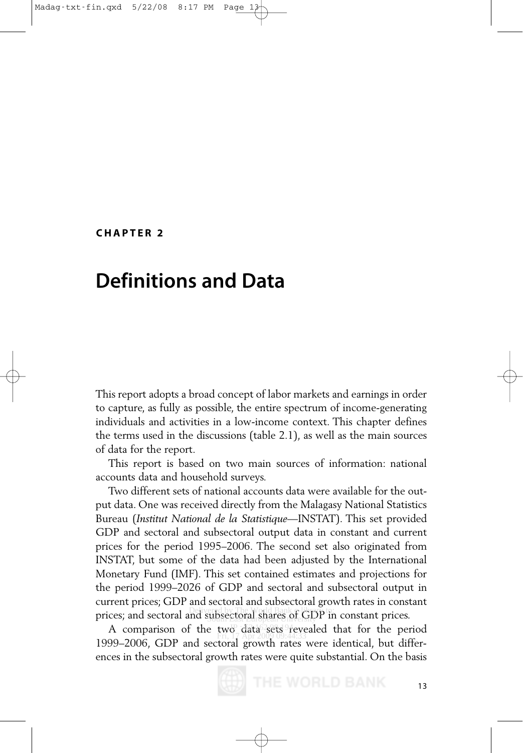**CHAPTER 2**

# Definitions and Data

This report adopts a broad concept of labor markets and earnings in order to capture, as fully as possible, the entire spectrum of income-generating individuals and activities in a low-income context. This chapter defines the terms used in the discussions (table 2.1), as well as the main sources of data for the report.

This report is based on two main sources of information: national accounts data and household surveys.

Two different sets of national accounts data were available for the output data. One was received directly from the Malagasy National Statistics Bureau (*Institut National de la Statistique*—INSTAT). This set provided GDP and sectoral and subsectoral output data in constant and current prices for the period 1995–2006. The second set also originated from INSTAT, but some of the data had been adjusted by the International Monetary Fund (IMF). This set contained estimates and projections for the period 1999–2026 of GDP and sectoral and subsectoral output in current prices; GDP and sectoral and subsectoral growth rates in constant prices; and sectoral and subsectoral shares of GDP in constant prices.

A comparison of the two data sets revealed that for the period 1999–2006, GDP and sectoral growth rates were identical, but differences in the subsectoral growth rates were quite substantial. On the basis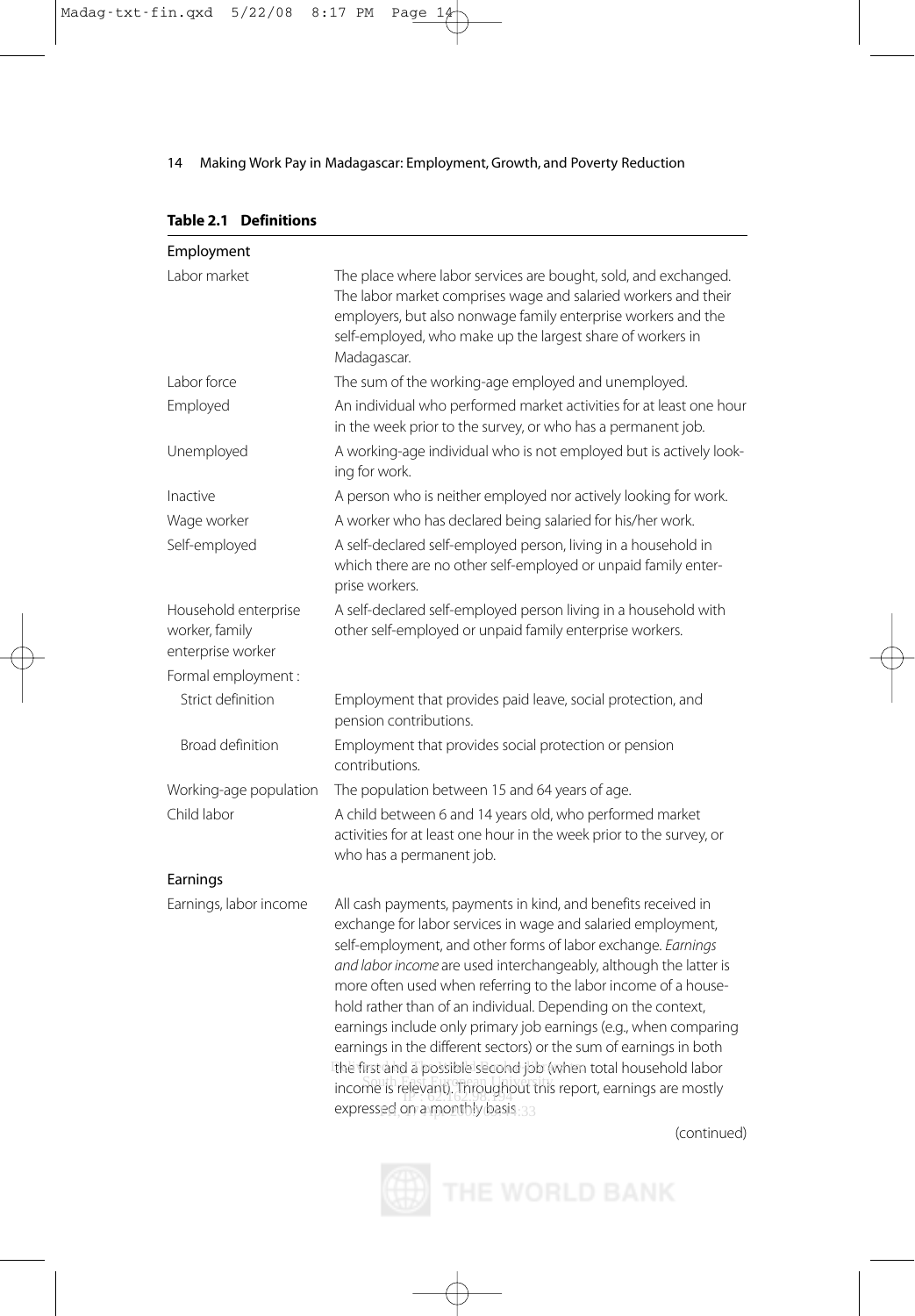**Table 2.1 Definitions**

| | |
|---|---|
| **Employment** | |
| Labor market | The place where labor services are bought, sold, and exchanged. The labor market comprises wage and salaried workers and their employers, but also nonwage family enterprise workers and the self-employed, who make up the largest share of workers in Madagascar. |
| Labor force | The sum of the working-age employed and unemployed. |
| Employed | An individual who performed market activities for at least one hour in the week prior to the survey, or who has a permanent job. |
| Unemployed | A working-age individual who is not employed but is actively looking for work. |
| Inactive | A person who is neither employed nor actively looking for work. |
| Wage worker | A worker who has declared being salaried for his/her work. |
| Self-employed | A self-declared self-employed person, living in a household in which there are no other self-employed or unpaid family enterprise workers. |
| Household enterprise worker, family enterprise worker | A self-declared self-employed person living in a household with other self-employed or unpaid family enterprise workers. |
| Formal employment: | |
| Strict definition | Employment that provides paid leave, social protection, and pension contributions. |
| Broad definition | Employment that provides social protection or pension contributions. |
| Working-age population | The population between 15 and 64 years of age. |
| Child labor | A child between 6 and 14 years old, who performed market activities for at least one hour in the week prior to the survey, or who has a permanent job. |
| **Earnings** | |
| Earnings, labor income | All cash payments, payments in kind, and benefits received in exchange for labor services in wage and salaried employment, self-employment, and other forms of labor exchange. *Earnings* and *labor income* are used interchangeably, although the latter is more often used when referring to the labor income of a household rather than of an individual. Depending on the context, earnings include only primary job earnings (e.g., when comparing earnings in the different sectors) or the sum of earnings in both the first and a possible second job (when total household labor income is relevant). Throughout this report, earnings are mostly expressed on a monthly basis. |

(continued)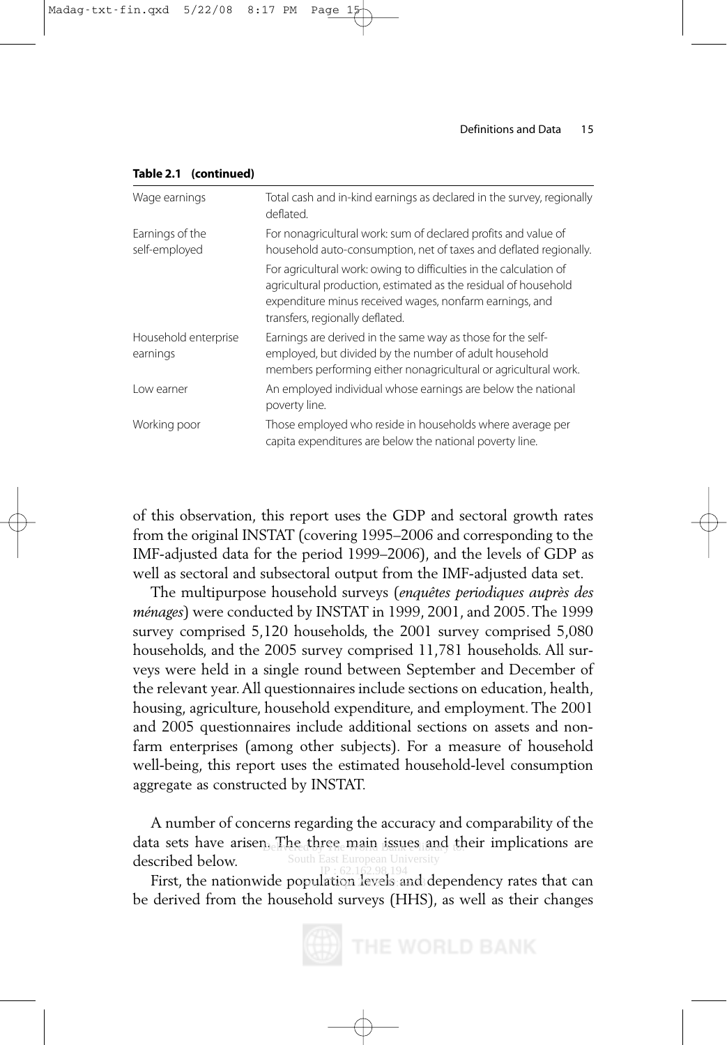**Table 2.1 (continued)**

| | |
|---|---|
| Wage earnings | Total cash and in-kind earnings as declared in the survey, regionally deflated. |
| Earnings of the self-employed | For nonagricultural work: sum of declared profits and value of household auto-consumption, net of taxes and deflated regionally. |
| | For agricultural work: owing to difficulties in the calculation of agricultural production, estimated as the residual of household expenditure minus received wages, nonfarm earnings, and transfers, regionally deflated. |
| Household enterprise earnings | Earnings are derived in the same way as those for the self-employed, but divided by the number of adult household members performing either nonagricultural or agricultural work. |
| Low earner | An employed individual whose earnings are below the national poverty line. |
| Working poor | Those employed who reside in households where average per capita expenditures are below the national poverty line. |

of this observation, this report uses the GDP and sectoral growth rates from the original INSTAT (covering 1995–2006 and corresponding to the IMF-adjusted data for the period 1999–2006), and the levels of GDP as well as sectoral and subsectoral output from the IMF-adjusted data set.

The multipurpose household surveys (*enquêtes periodiques auprès des ménages*) were conducted by INSTAT in 1999, 2001, and 2005. The 1999 survey comprised 5,120 households, the 2001 survey comprised 5,080 households, and the 2005 survey comprised 11,781 households. All surveys were held in a single round between September and December of the relevant year. All questionnaires include sections on education, health, housing, agriculture, household expenditure, and employment. The 2001 and 2005 questionnaires include additional sections on assets and nonfarm enterprises (among other subjects). For a measure of household well-being, this report uses the estimated household-level consumption aggregate as constructed by INSTAT.

A number of concerns regarding the accuracy and comparability of the data sets have arisen. The three main issues and their implications are described below.

First, the nationwide population levels and dependency rates that can be derived from the household surveys (HHS), as well as their changes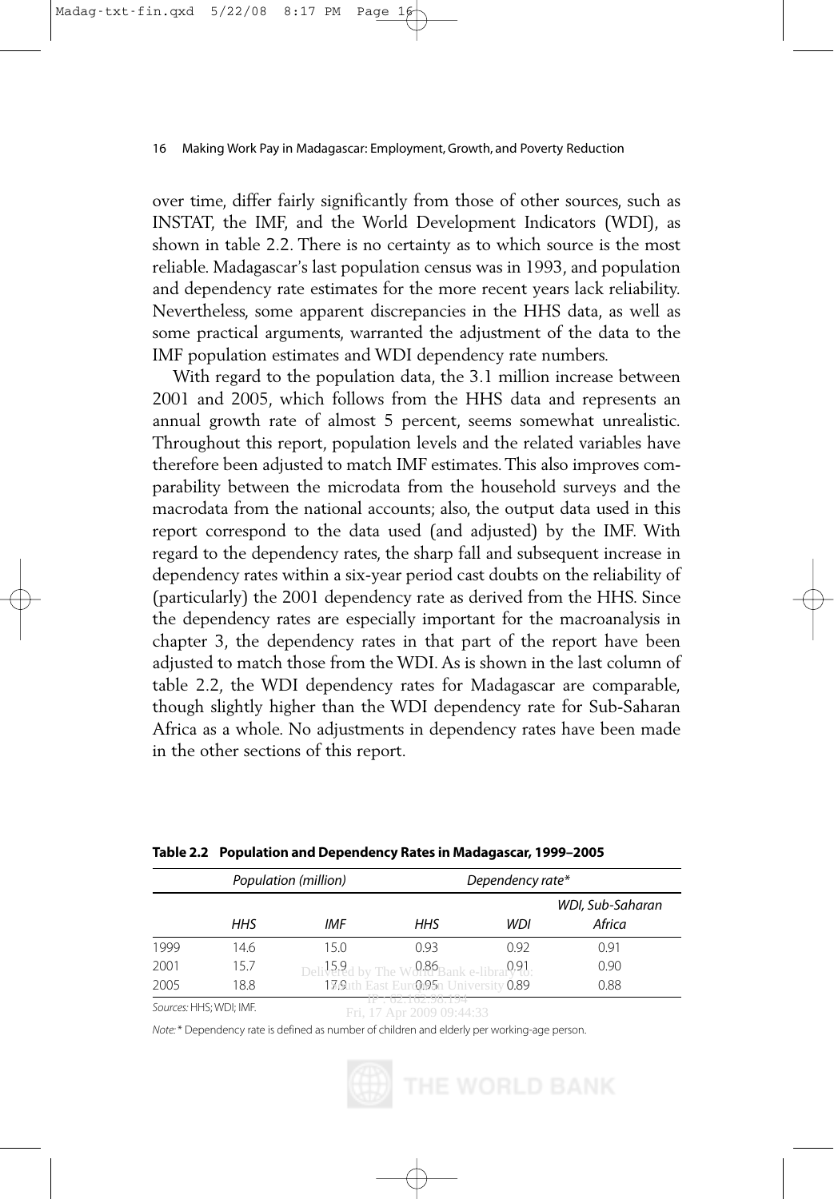over time, differ fairly significantly from those of other sources, such as INSTAT, the IMF, and the World Development Indicators (WDI), as shown in table 2.2. There is no certainty as to which source is the most reliable. Madagascar's last population census was in 1993, and population and dependency rate estimates for the more recent years lack reliability. Nevertheless, some apparent discrepancies in the HHS data, as well as some practical arguments, warranted the adjustment of the data to the IMF population estimates and WDI dependency rate numbers.

With regard to the population data, the 3.1 million increase between 2001 and 2005, which follows from the HHS data and represents an annual growth rate of almost 5 percent, seems somewhat unrealistic. Throughout this report, population levels and the related variables have therefore been adjusted to match IMF estimates. This also improves comparability between the microdata from the household surveys and the macrodata from the national accounts; also, the output data used in this report correspond to the data used (and adjusted) by the IMF. With regard to the dependency rates, the sharp fall and subsequent increase in dependency rates within a six-year period cast doubts on the reliability of (particularly) the 2001 dependency rate as derived from the HHS. Since the dependency rates are especially important for the macroanalysis in chapter 3, the dependency rates in that part of the report have been adjusted to match those from the WDI. As is shown in the last column of table 2.2, the WDI dependency rates for Madagascar are comparable, though slightly higher than the WDI dependency rate for Sub-Saharan Africa as a whole. No adjustments in dependency rates have been made in the other sections of this report.

**Table 2.2 Population and Dependency Rates in Madagascar, 1999–2005**

| | *Population (million)* | | *Dependency rate** | | |
|---|---|---|---|---|---|
| | *HHS* | *IMF* | *HHS* | *WDI* | *WDI, Sub-Saharan Africa* |
| 1999 | 14.6 | 15.0 | 0.93 | 0.92 | 0.91 |
| 2001 | 15.7 | 15.9 | 0.86 | 0.91 | 0.90 |
| 2005 | 18.8 | 17.9 | 0.95 | 0.89 | 0.88 |

*Sources:* HHS; WDI; IMF.

*Note:* * Dependency rate is defined as number of children and elderly per working-age person.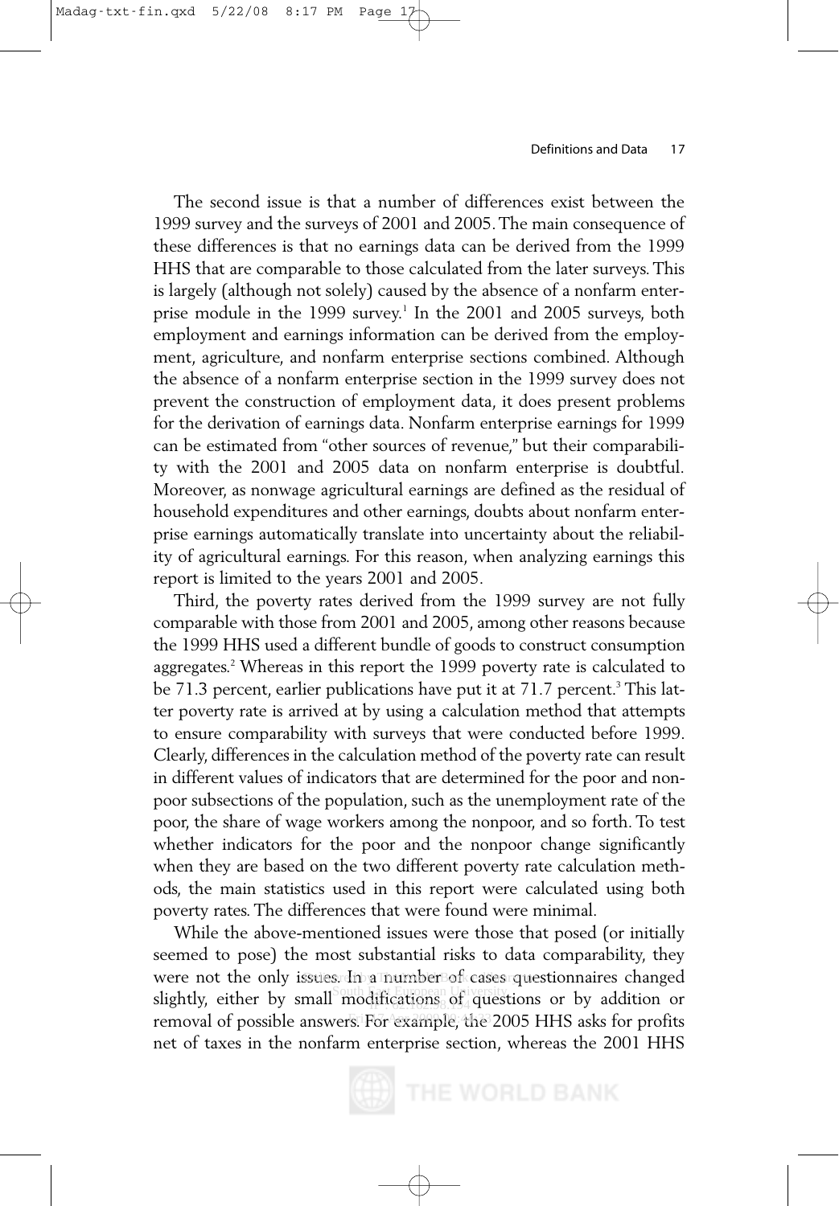The second issue is that a number of differences exist between the 1999 survey and the surveys of 2001 and 2005. The main consequence of these differences is that no earnings data can be derived from the 1999 HHS that are comparable to those calculated from the later surveys. This is largely (although not solely) caused by the absence of a nonfarm enterprise module in the 1999 survey.[1] In the 2001 and 2005 surveys, both employment and earnings information can be derived from the employment, agriculture, and nonfarm enterprise sections combined. Although the absence of a nonfarm enterprise section in the 1999 survey does not prevent the construction of employment data, it does present problems for the derivation of earnings data. Nonfarm enterprise earnings for 1999 can be estimated from "other sources of revenue," but their comparability with the 2001 and 2005 data on nonfarm enterprise is doubtful. Moreover, as nonwage agricultural earnings are defined as the residual of household expenditures and other earnings, doubts about nonfarm enterprise earnings automatically translate into uncertainty about the reliability of agricultural earnings. For this reason, when analyzing earnings this report is limited to the years 2001 and 2005.

Third, the poverty rates derived from the 1999 survey are not fully comparable with those from 2001 and 2005, among other reasons because the 1999 HHS used a different bundle of goods to construct consumption aggregates.[2] Whereas in this report the 1999 poverty rate is calculated to be 71.3 percent, earlier publications have put it at 71.7 percent.[3] This latter poverty rate is arrived at by using a calculation method that attempts to ensure comparability with surveys that were conducted before 1999. Clearly, differences in the calculation method of the poverty rate can result in different values of indicators that are determined for the poor and nonpoor subsections of the population, such as the unemployment rate of the poor, the share of wage workers among the nonpoor, and so forth. To test whether indicators for the poor and the nonpoor change significantly when they are based on the two different poverty rate calculation methods, the main statistics used in this report were calculated using both poverty rates. The differences that were found were minimal.

While the above-mentioned issues were those that posed (or initially seemed to pose) the most substantial risks to data comparability, they were not the only issues. In a number of cases questionnaires changed slightly, either by small modifications of questions or by addition or removal of possible answers. For example, the 2005 HHS asks for profits net of taxes in the nonfarm enterprise section, whereas the 2001 HHS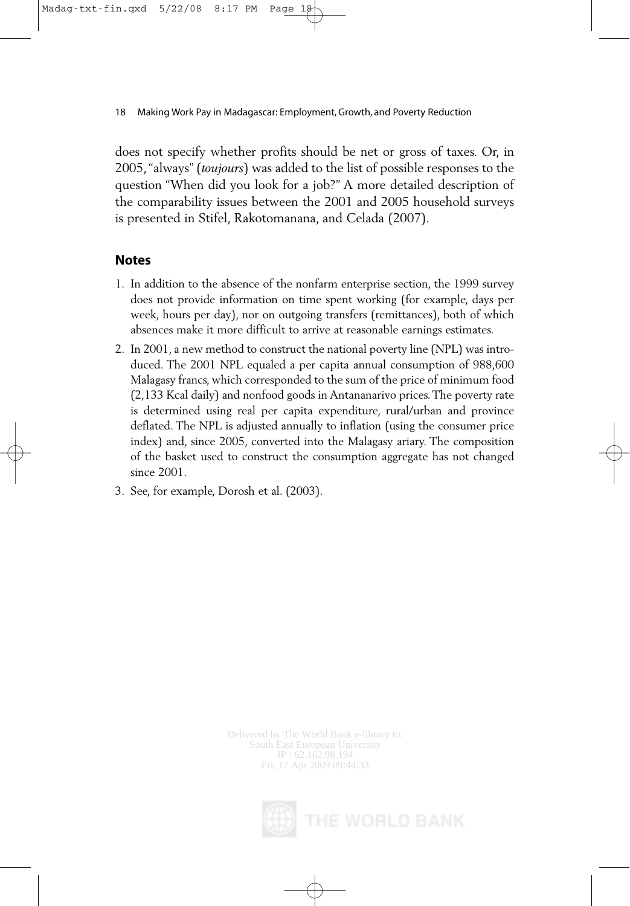does not specify whether profits should be net or gross of taxes. Or, in 2005, "always" (*toujours*) was added to the list of possible responses to the question "When did you look for a job?" A more detailed description of the comparability issues between the 2001 and 2005 household surveys is presented in Stifel, Rakotomanana, and Celada (2007).

## Notes

1. In addition to the absence of the nonfarm enterprise section, the 1999 survey does not provide information on time spent working (for example, days per week, hours per day), nor on outgoing transfers (remittances), both of which absences make it more difficult to arrive at reasonable earnings estimates.
2. In 2001, a new method to construct the national poverty line (NPL) was introduced. The 2001 NPL equaled a per capita annual consumption of 988,600 Malagasy francs, which corresponded to the sum of the price of minimum food (2,133 Kcal daily) and nonfood goods in Antananarivo prices. The poverty rate is determined using real per capita expenditure, rural/urban and province deflated. The NPL is adjusted annually to inflation (using the consumer price index) and, since 2005, converted into the Malagasy ariary. The composition of the basket used to construct the consumption aggregate has not changed since 2001.
3. See, for example, Dorosh et al. (2003).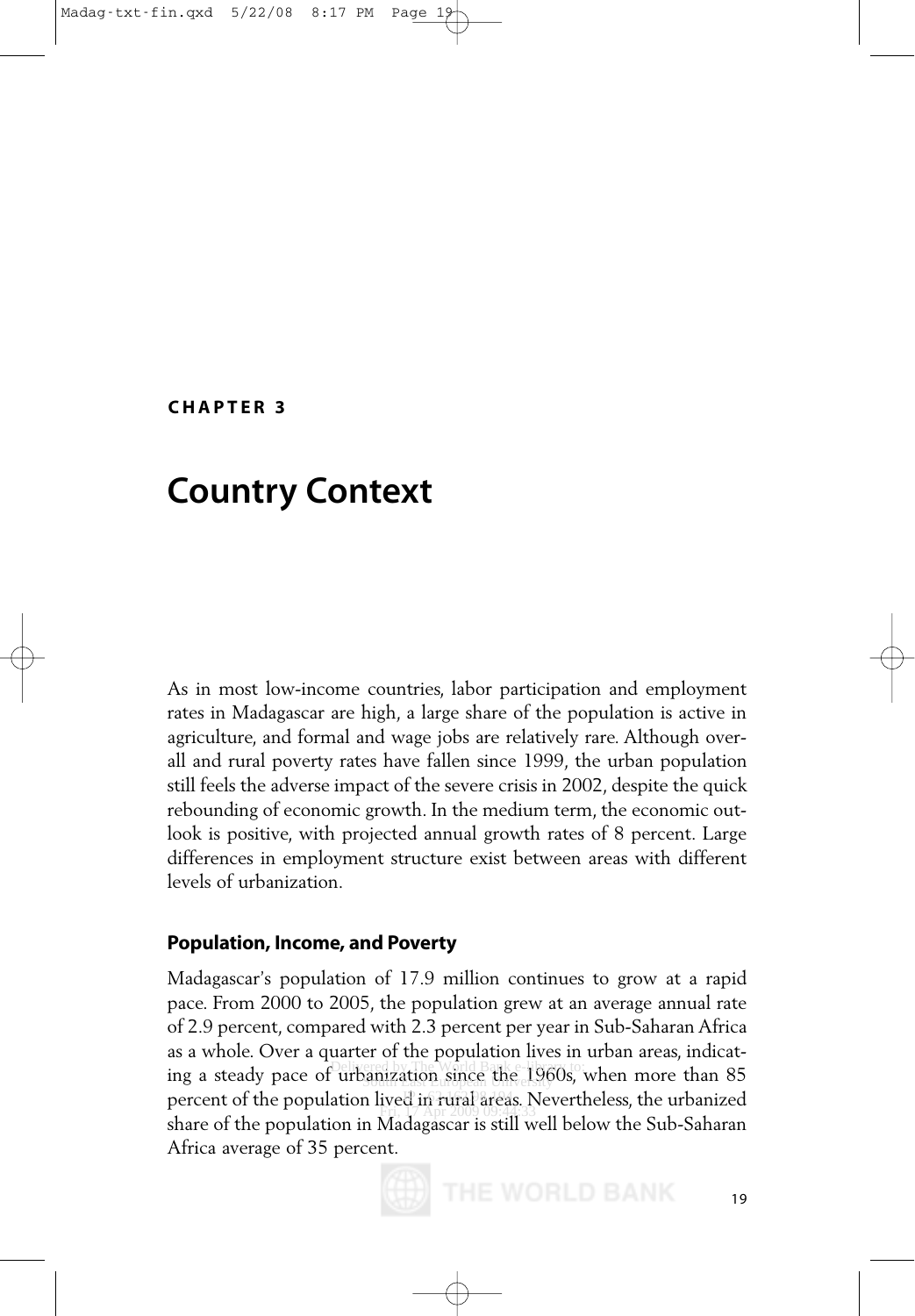**CHAPTER 3**

# Country Context

As in most low-income countries, labor participation and employment rates in Madagascar are high, a large share of the population is active in agriculture, and formal and wage jobs are relatively rare. Although overall and rural poverty rates have fallen since 1999, the urban population still feels the adverse impact of the severe crisis in 2002, despite the quick rebounding of economic growth. In the medium term, the economic outlook is positive, with projected annual growth rates of 8 percent. Large differences in employment structure exist between areas with different levels of urbanization.

## Population, Income, and Poverty

Madagascar's population of 17.9 million continues to grow at a rapid pace. From 2000 to 2005, the population grew at an average annual rate of 2.9 percent, compared with 2.3 percent per year in Sub-Saharan Africa as a whole. Over a quarter of the population lives in urban areas, indicating a steady pace of urbanization since the 1960s, when more than 85 percent of the population lived in rural areas. Nevertheless, the urbanized share of the population in Madagascar is still well below the Sub-Saharan Africa average of 35 percent.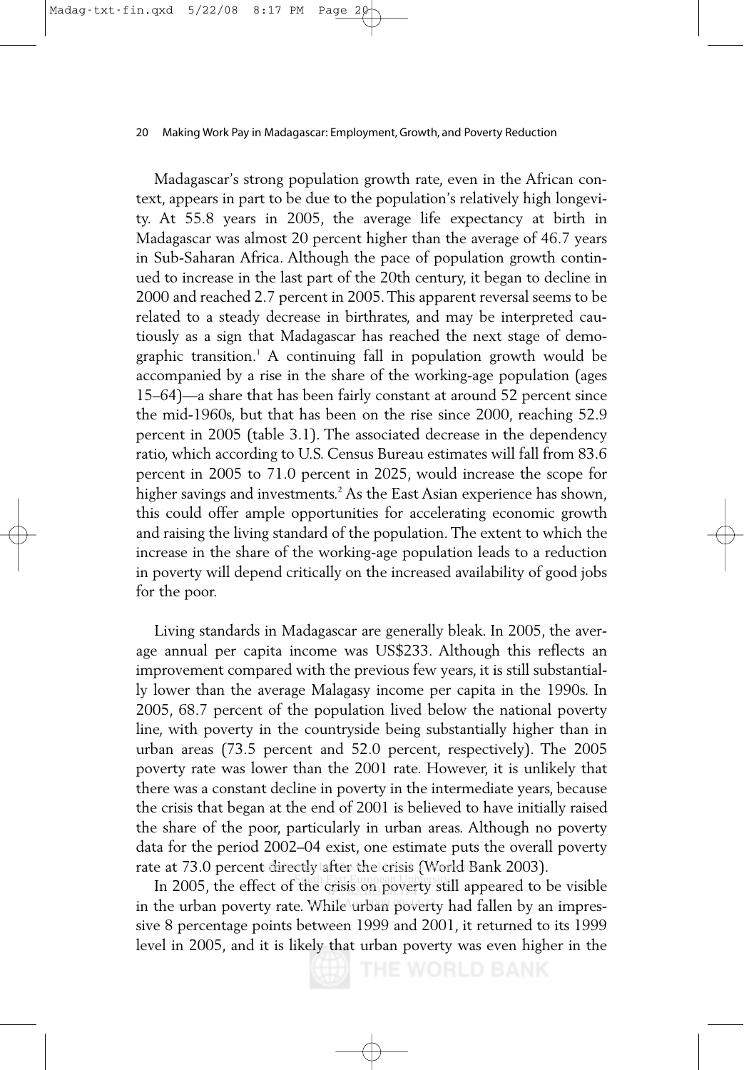Madagascar's strong population growth rate, even in the African context, appears in part to be due to the population's relatively high longevity. At 55.8 years in 2005, the average life expectancy at birth in Madagascar was almost 20 percent higher than the average of 46.7 years in Sub-Saharan Africa. Although the pace of population growth continued to increase in the last part of the 20th century, it began to decline in 2000 and reached 2.7 percent in 2005. This apparent reversal seems to be related to a steady decrease in birthrates, and may be interpreted cautiously as a sign that Madagascar has reached the next stage of demographic transition.[1] A continuing fall in population growth would be accompanied by a rise in the share of the working-age population (ages 15–64)—a share that has been fairly constant at around 52 percent since the mid-1960s, but that has been on the rise since 2000, reaching 52.9 percent in 2005 (table 3.1). The associated decrease in the dependency ratio, which according to U.S. Census Bureau estimates will fall from 83.6 percent in 2005 to 71.0 percent in 2025, would increase the scope for higher savings and investments.[2] As the East Asian experience has shown, this could offer ample opportunities for accelerating economic growth and raising the living standard of the population. The extent to which the increase in the share of the working-age population leads to a reduction in poverty will depend critically on the increased availability of good jobs for the poor.

Living standards in Madagascar are generally bleak. In 2005, the average annual per capita income was US$233. Although this reflects an improvement compared with the previous few years, it is still substantially lower than the average Malagasy income per capita in the 1990s. In 2005, 68.7 percent of the population lived below the national poverty line, with poverty in the countryside being substantially higher than in urban areas (73.5 percent and 52.0 percent, respectively). The 2005 poverty rate was lower than the 2001 rate. However, it is unlikely that there was a constant decline in poverty in the intermediate years, because the crisis that began at the end of 2001 is believed to have initially raised the share of the poor, particularly in urban areas. Although no poverty data for the period 2002–04 exist, one estimate puts the overall poverty rate at 73.0 percent directly after the crisis (World Bank 2003).

In 2005, the effect of the crisis on poverty still appeared to be visible in the urban poverty rate. While urban poverty had fallen by an impressive 8 percentage points between 1999 and 2001, it returned to its 1999 level in 2005, and it is likely that urban poverty was even higher in the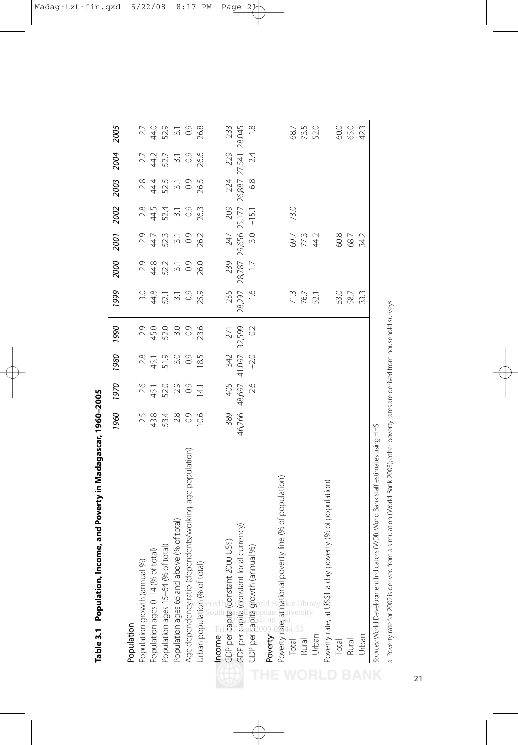**Table 3.1 Population, Income, and Poverty in Madagascar, 1960–2005**

| | 1960 | 1970 | 1980 | 1990 | 1999 | 2000 | 2001 | 2002 | 2003 | 2004 | 2005 |
|---|---|---|---|---|---|---|---|---|---|---|---|
| **Population** | | | | | | | | | | | |
| Population growth (annual %) | 2.5 | 2.6 | 2.8 | 2.9 | 3.0 | 2.9 | 2.9 | 2.8 | 2.8 | 2.7 | 2.7 |
| Population ages 0–14 (% of total) | 43.8 | 45.1 | 45.1 | 45.0 | 44.8 | 44.8 | 44.7 | 44.5 | 44.4 | 44.2 | 44.0 |
| Population ages 15–64 (% of total) | 53.4 | 52.0 | 51.9 | 52.0 | 52.1 | 52.2 | 52.3 | 52.4 | 52.5 | 52.7 | 52.9 |
| Population ages 65 and above (% of total) | 2.8 | 2.9 | 3.0 | 3.0 | 3.1 | 3.1 | 3.1 | 3.1 | 3.1 | 3.1 | 3.1 |
| Age dependency ratio (dependents/working-age population) | 0.9 | 0.9 | 0.9 | 0.9 | 0.9 | 0.9 | 0.9 | 0.9 | 0.9 | 0.9 | 0.9 |
| Urban population (% of total) | 10.6 | 14.1 | 18.5 | 23.6 | 25.9 | 26.0 | 26.2 | 26.3 | 26.5 | 26.6 | 26.8 |
| **Income** | | | | | | | | | | | |
| GDP per capita (constant 2000 US$) | 389 | 405 | 342 | 271 | 235 | 239 | 247 | 209 | 224 | 229 | 233 |
| GDP per capita (constant local currency) | 46,766 | 48,697 | 41,097 | 32,599 | 28,297 | 28,787 | 29,656 | 25,177 | 26,887 | 27,541 | 28,045 |
| GDP per capita growth (annual %) | | 2.6 | −2.0 | 0.2 | 1.6 | 1.7 | 3.0 | −15.1 | 6.8 | 2.4 | 1.8 |
| **Poverty**[a] | | | | | | | | | | | |
| Poverty rate, at national poverty line (% of population) | | | | | | | | | | | |
| Total | | | | | 71.3 | | 69.7 | 73.0 | | | 68.7 |
| Rural | | | | | 76.7 | | 77.3 | | | | 73.5 |
| Urban | | | | | 52.1 | | 44.2 | | | | 52.0 |
| Poverty rate, at US$1 a day poverty (% of population) | | | | | | | | | | | |
| Total | | | | | 53.0 | | 60.8 | | | | 60.0 |
| Rural | | | | | 58.7 | | 68.7 | | | | 65.0 |
| Urban | | | | | 33.3 | | 34.2 | | | | 42.3 |

*Sources:* World Development Indicators (WDI); World Bank staff estimates using HHS.

a. Poverty rate for 2002 is derived from a simulation (World Bank 2003); other poverty rates are derived from household surveys.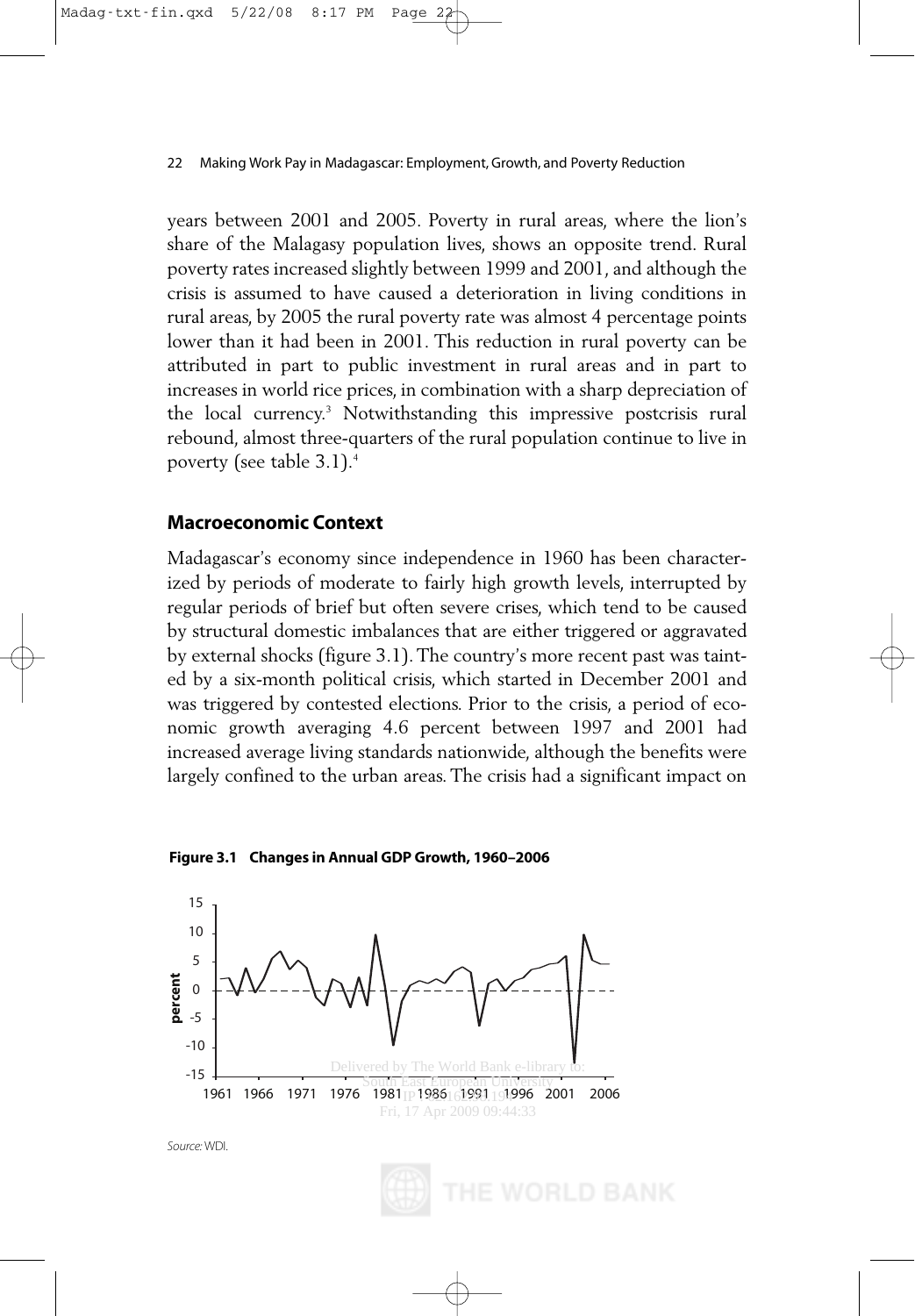years between 2001 and 2005. Poverty in rural areas, where the lion's share of the Malagasy population lives, shows an opposite trend. Rural poverty rates increased slightly between 1999 and 2001, and although the crisis is assumed to have caused a deterioration in living conditions in rural areas, by 2005 the rural poverty rate was almost 4 percentage points lower than it had been in 2001. This reduction in rural poverty can be attributed in part to public investment in rural areas and in part to increases in world rice prices, in combination with a sharp depreciation of the local currency.[3] Notwithstanding this impressive postcrisis rural rebound, almost three-quarters of the rural population continue to live in poverty (see table 3.1).[4]

## Macroeconomic Context

Madagascar's economy since independence in 1960 has been characterized by periods of moderate to fairly high growth levels, interrupted by regular periods of brief but often severe crises, which tend to be caused by structural domestic imbalances that are either triggered or aggravated by external shocks (figure 3.1). The country's more recent past was tainted by a six-month political crisis, which started in December 2001 and was triggered by contested elections. Prior to the crisis, a period of economic growth averaging 4.6 percent between 1997 and 2001 had increased average living standards nationwide, although the benefits were largely confined to the urban areas. The crisis had a significant impact on

**Figure 3.1 Changes in Annual GDP Growth, 1960–2006**

*Source:* WDI.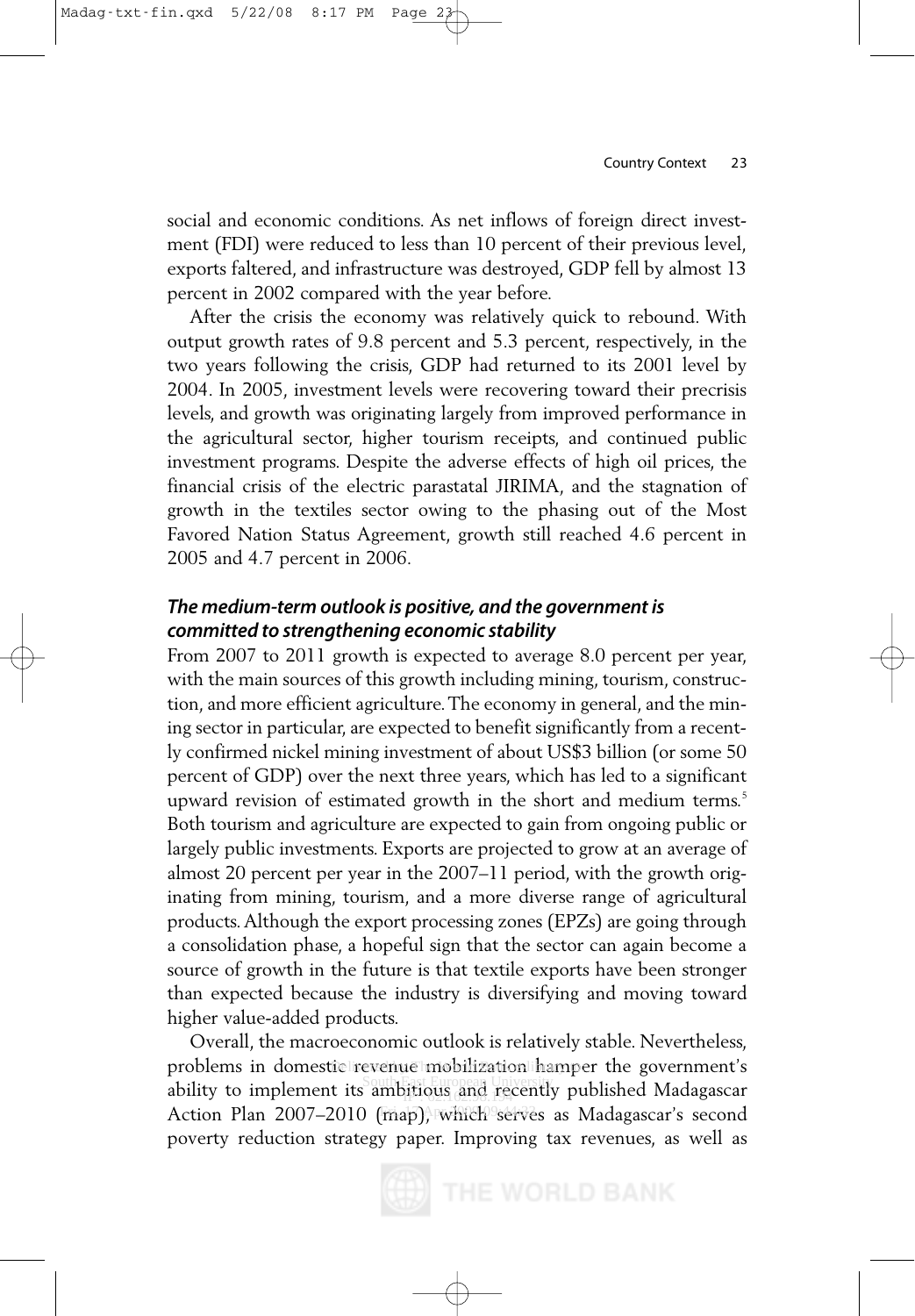social and economic conditions. As net inflows of foreign direct investment (FDI) were reduced to less than 10 percent of their previous level, exports faltered, and infrastructure was destroyed, GDP fell by almost 13 percent in 2002 compared with the year before.

After the crisis the economy was relatively quick to rebound. With output growth rates of 9.8 percent and 5.3 percent, respectively, in the two years following the crisis, GDP had returned to its 2001 level by 2004. In 2005, investment levels were recovering toward their precrisis levels, and growth was originating largely from improved performance in the agricultural sector, higher tourism receipts, and continued public investment programs. Despite the adverse effects of high oil prices, the financial crisis of the electric parastatal JIRIMA, and the stagnation of growth in the textiles sector owing to the phasing out of the Most Favored Nation Status Agreement, growth still reached 4.6 percent in 2005 and 4.7 percent in 2006.

### *The medium-term outlook is positive, and the government is committed to strengthening economic stability*

From 2007 to 2011 growth is expected to average 8.0 percent per year, with the main sources of this growth including mining, tourism, construction, and more efficient agriculture. The economy in general, and the mining sector in particular, are expected to benefit significantly from a recently confirmed nickel mining investment of about US$3 billion (or some 50 percent of GDP) over the next three years, which has led to a significant upward revision of estimated growth in the short and medium terms.[5] Both tourism and agriculture are expected to gain from ongoing public or largely public investments. Exports are projected to grow at an average of almost 20 percent per year in the 2007–11 period, with the growth originating from mining, tourism, and a more diverse range of agricultural products. Although the export processing zones (EPZs) are going through a consolidation phase, a hopeful sign that the sector can again become a source of growth in the future is that textile exports have been stronger than expected because the industry is diversifying and moving toward higher value-added products.

Overall, the macroeconomic outlook is relatively stable. Nevertheless, problems in domestic revenue mobilization hamper the government's ability to implement its ambitious and recently published Madagascar Action Plan 2007–2010 (map), which serves as Madagascar's second poverty reduction strategy paper. Improving tax revenues, as well as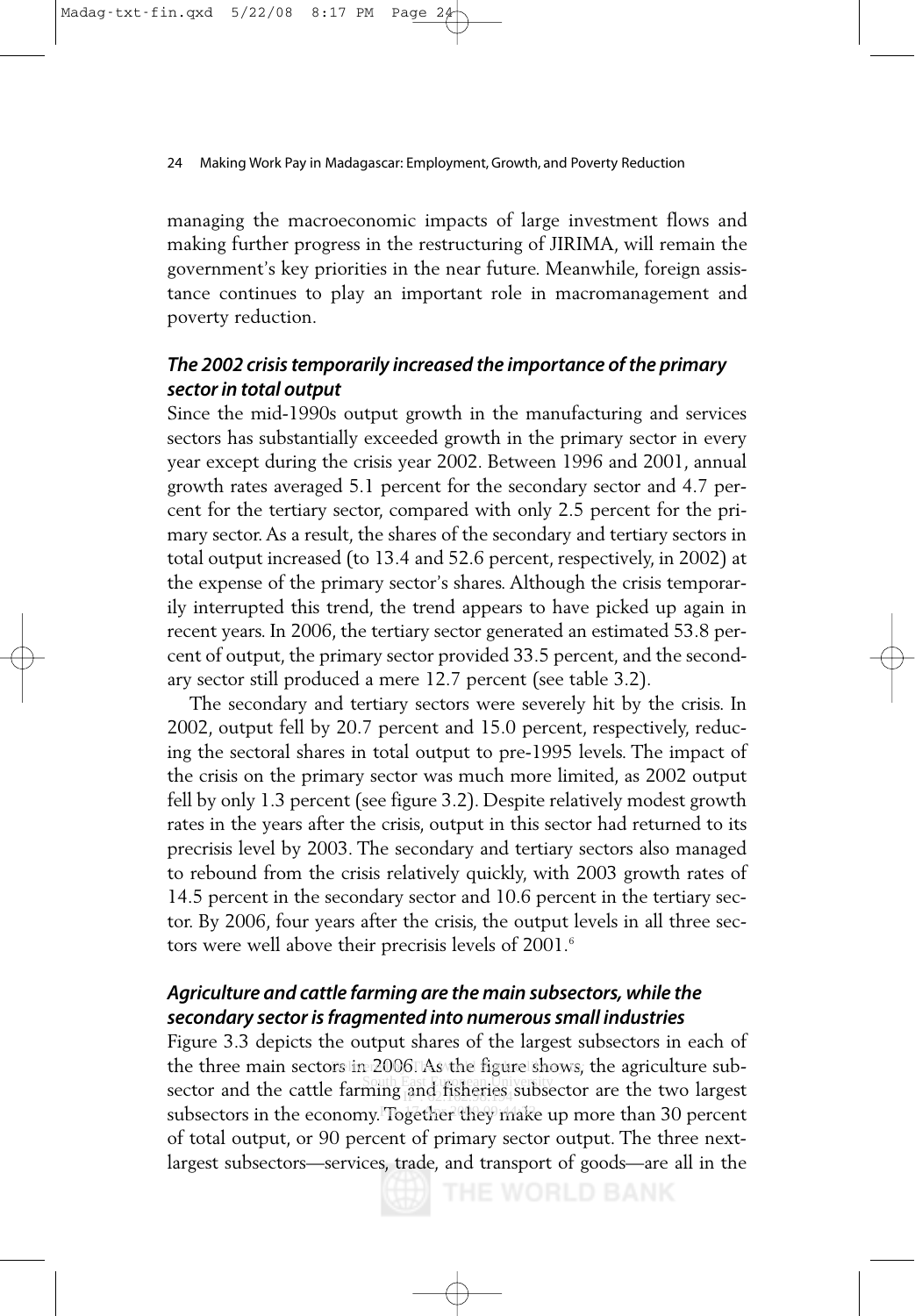managing the macroeconomic impacts of large investment flows and making further progress in the restructuring of JIRIMA, will remain the government's key priorities in the near future. Meanwhile, foreign assistance continues to play an important role in macromanagement and poverty reduction.

### *The 2002 crisis temporarily increased the importance of the primary sector in total output*

Since the mid-1990s output growth in the manufacturing and services sectors has substantially exceeded growth in the primary sector in every year except during the crisis year 2002. Between 1996 and 2001, annual growth rates averaged 5.1 percent for the secondary sector and 4.7 percent for the tertiary sector, compared with only 2.5 percent for the primary sector. As a result, the shares of the secondary and tertiary sectors in total output increased (to 13.4 and 52.6 percent, respectively, in 2002) at the expense of the primary sector's shares. Although the crisis temporarily interrupted this trend, the trend appears to have picked up again in recent years. In 2006, the tertiary sector generated an estimated 53.8 percent of output, the primary sector provided 33.5 percent, and the secondary sector still produced a mere 12.7 percent (see table 3.2).

The secondary and tertiary sectors were severely hit by the crisis. In 2002, output fell by 20.7 percent and 15.0 percent, respectively, reducing the sectoral shares in total output to pre-1995 levels. The impact of the crisis on the primary sector was much more limited, as 2002 output fell by only 1.3 percent (see figure 3.2). Despite relatively modest growth rates in the years after the crisis, output in this sector had returned to its precrisis level by 2003. The secondary and tertiary sectors also managed to rebound from the crisis relatively quickly, with 2003 growth rates of 14.5 percent in the secondary sector and 10.6 percent in the tertiary sector. By 2006, four years after the crisis, the output levels in all three sectors were well above their precrisis levels of 2001.[6]

### *Agriculture and cattle farming are the main subsectors, while the secondary sector is fragmented into numerous small industries*

Figure 3.3 depicts the output shares of the largest subsectors in each of the three main sectors in 2006. As the figure shows, the agriculture subsector and the cattle farming and fisheries subsector are the two largest subsectors in the economy. Together they make up more than 30 percent of total output, or 90 percent of primary sector output. The three next-largest subsectors—services, trade, and transport of goods—are all in the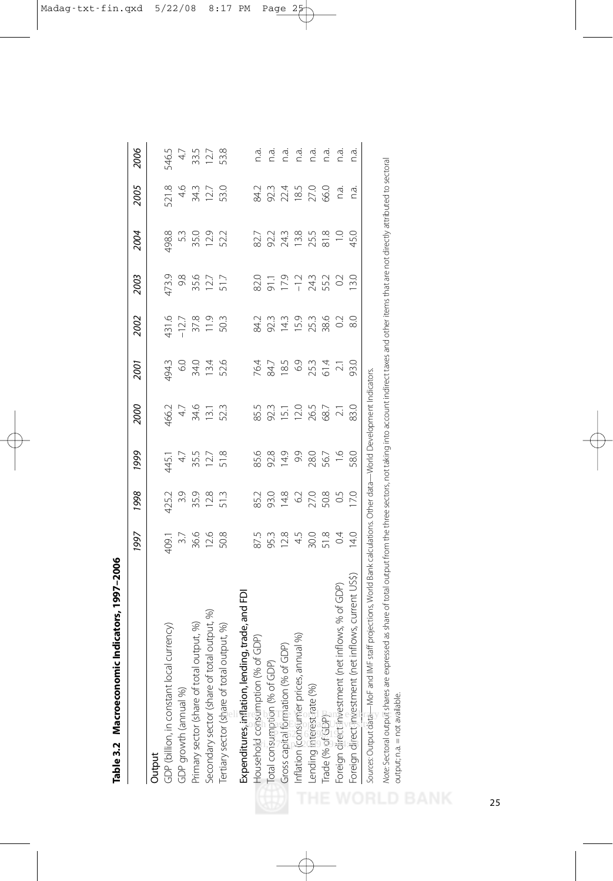**Table 3.2 Macroeconomic Indicators, 1997–2006**

| | 1997 | 1998 | 1999 | 2000 | 2001 | 2002 | 2003 | 2004 | 2005 | 2006 |
|---|---|---|---|---|---|---|---|---|---|---|
| **Output** | | | | | | | | | | |
| GDP (billion, in constant local currency) | 409.1 | 425.2 | 445.1 | 466.2 | 494.3 | 431.6 | 473.9 | 498.8 | 521.8 | 546.5 |
| GDP growth (annual %) | 3.7 | 3.9 | 4.7 | 4.7 | 6.0 | −12.7 | 9.8 | 5.3 | 4.6 | 4.7 |
| Primary sector (share of total output, %) | 36.6 | 35.9 | 35.5 | 34.6 | 34.0 | 37.8 | 35.6 | 35.0 | 34.3 | 33.5 |
| Secondary sector (share of total output, %) | 12.6 | 12.8 | 12.7 | 13.1 | 13.4 | 11.9 | 12.7 | 12.9 | 12.7 | 12.7 |
| Tertiary sector (share of total output, %) | 50.8 | 51.3 | 51.8 | 52.3 | 52.6 | 50.3 | 51.7 | 52.2 | 53.0 | 53.8 |
| **Expenditures, inflation, lending, trade, and FDI** | | | | | | | | | | |
| Household consumption (% of GDP) | 87.5 | 85.2 | 85.6 | 85.5 | 76.4 | 84.2 | 82.0 | 82.7 | 84.2 | n.a. |
| Total consumption (% of GDP) | 95.3 | 93.0 | 92.8 | 92.3 | 84.7 | 92.3 | 91.1 | 92.2 | 92.3 | n.a. |
| Gross capital formation (% of GDP) | 12.8 | 14.8 | 14.9 | 15.1 | 18.5 | 14.3 | 17.9 | 24.3 | 22.4 | n.a. |
| Inflation (consumer prices, annual %) | 4.5 | 6.2 | 9.9 | 12.0 | 6.9 | 15.9 | −1.2 | 13.8 | 18.5 | n.a. |
| Lending interest rate (%) | 30.0 | 27.0 | 28.0 | 26.5 | 25.3 | 25.3 | 24.3 | 25.5 | 27.0 | n.a. |
| Trade (% of GDP) | 51.8 | 50.8 | 56.7 | 68.7 | 61.4 | 38.6 | 55.2 | 81.8 | 66.0 | n.a. |
| Foreign direct investment (net inflows, % of GDP) | 0.4 | 0.5 | 1.6 | 2.1 | 2.1 | 0.2 | 0.2 | 1.0 | n.a. | n.a. |
| Foreign direct investment (net inflows, current US$) | 14.0 | 17.0 | 58.0 | 83.0 | 93.0 | 8.0 | 13.0 | 45.0 | n.a. | n.a. |

*Sources:* Output data—MoF and IMF staff projections, World Bank calculations. Other data—World Development Indicators.

*Note:* Sectoral output shares are expressed as share of total output from the three sectors, not taking into account indirect taxes and other items that are not directly attributed to sectoral output; n.a. = not available.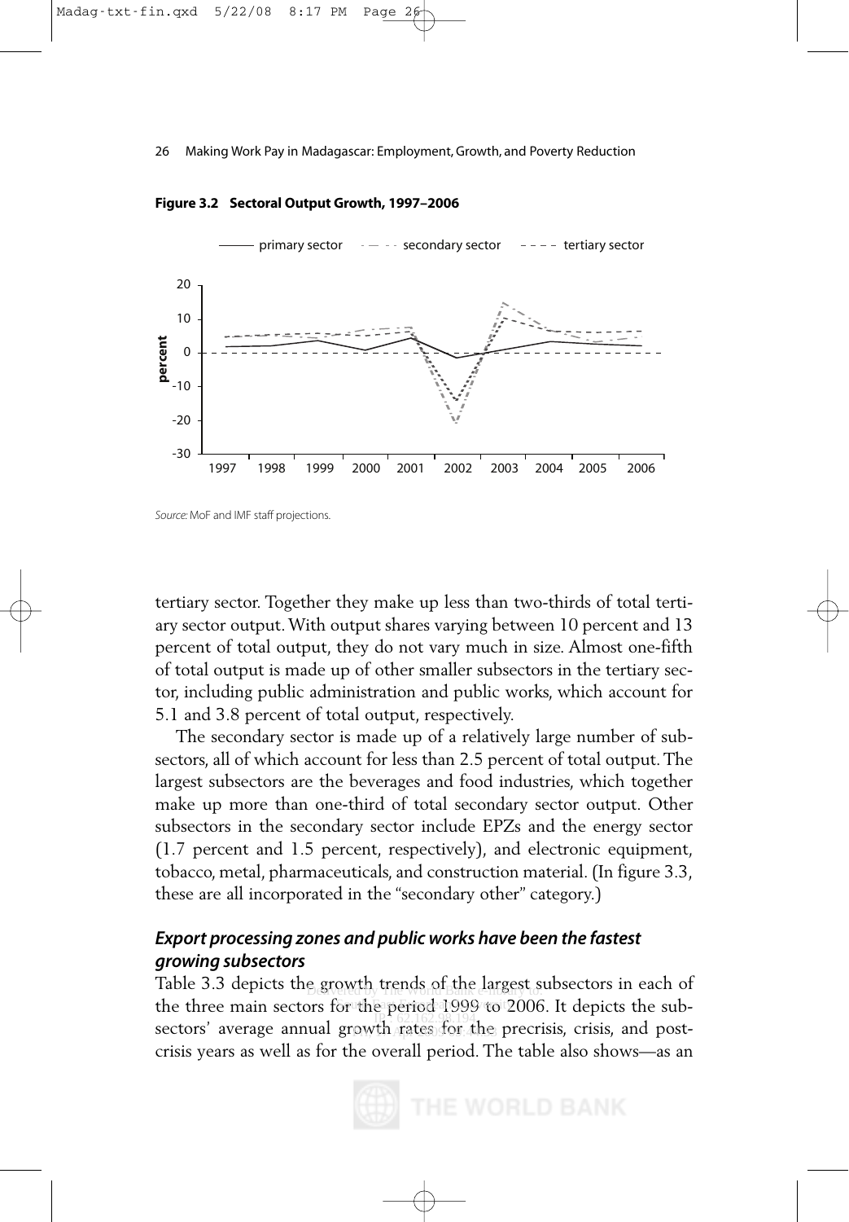**Figure 3.2 Sectoral Output Growth, 1997–2006**

*Source:* MoF and IMF staff projections.

tertiary sector. Together they make up less than two-thirds of total tertiary sector output. With output shares varying between 10 percent and 13 percent of total output, they do not vary much in size. Almost one-fifth of total output is made up of other smaller subsectors in the tertiary sector, including public administration and public works, which account for 5.1 and 3.8 percent of total output, respectively.

The secondary sector is made up of a relatively large number of subsectors, all of which account for less than 2.5 percent of total output. The largest subsectors are the beverages and food industries, which together make up more than one-third of total secondary sector output. Other subsectors in the secondary sector include EPZs and the energy sector (1.7 percent and 1.5 percent, respectively), and electronic equipment, tobacco, metal, pharmaceuticals, and construction material. (In figure 3.3, these are all incorporated in the "secondary other" category.)

### *Export processing zones and public works have been the fastest growing subsectors*

Table 3.3 depicts the growth trends of the largest subsectors in each of the three main sectors for the period 1999 to 2006. It depicts the subsectors' average annual growth rates for the precrisis, crisis, and postcrisis years as well as for the overall period. The table also shows—as an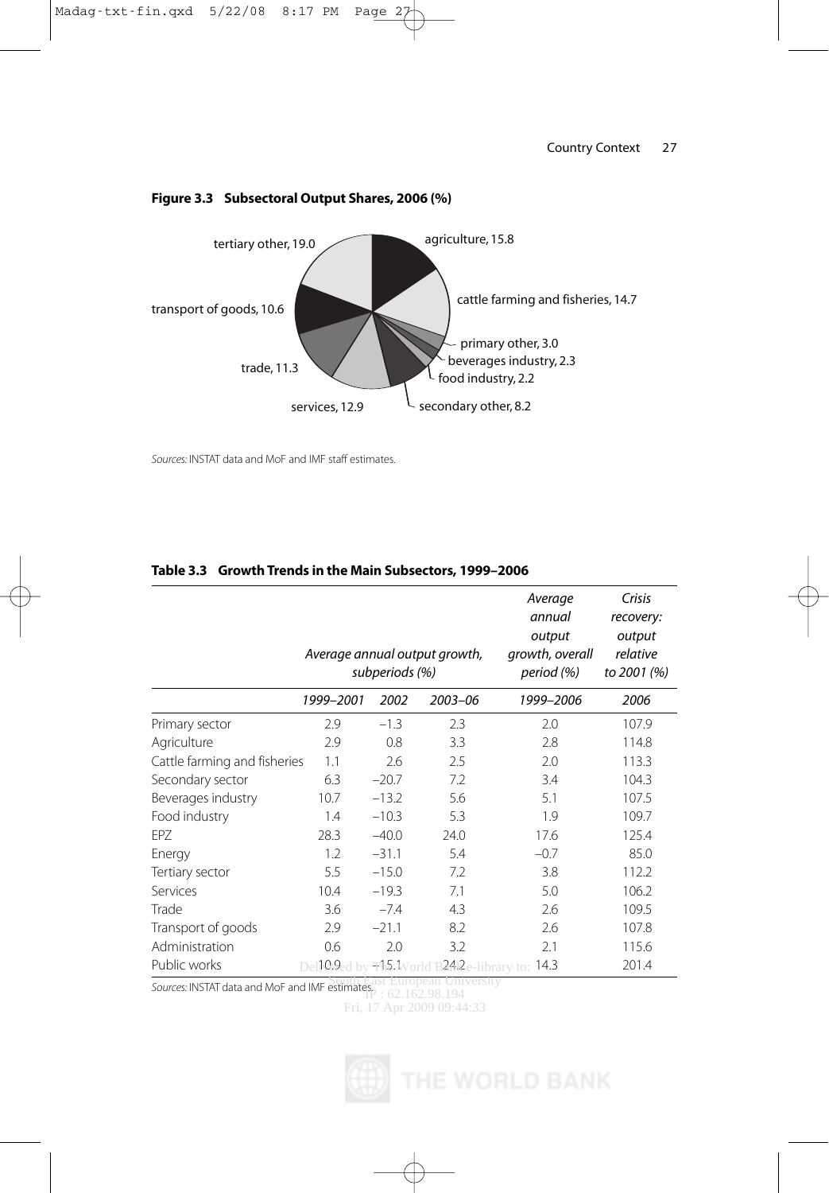**Figure 3.3 Subsectoral Output Shares, 2006 (%)**

tertiary other, 19.0

agriculture, 15.8

cattle farming and fisheries, 14.7

primary other, 3.0

beverages industry, 2.3

food industry, 2.2

secondary other, 8.2

services, 12.9

trade, 11.3

transport of goods, 10.6

*Sources:* INSTAT data and MoF and IMF staff estimates.

**Table 3.3 Growth Trends in the Main Subsectors, 1999–2006**

| | *Average annual output growth, subperiods (%)* | | | *Average annual output growth, overall period (%)* | *Crisis recovery: output relative to 2001 (%)* |
|---|---|---|---|---|---|
| | *1999–2001* | *2002* | *2003–06* | *1999–2006* | *2006* |
| Primary sector | 2.9 | −1.3 | 2.3 | 2.0 | 107.9 |
| Agriculture | 2.9 | 0.8 | 3.3 | 2.8 | 114.8 |
| Cattle farming and fisheries | 1.1 | 2.6 | 2.5 | 2.0 | 113.3 |
| Secondary sector | 6.3 | −20.7 | 7.2 | 3.4 | 104.3 |
| Beverages industry | 10.7 | −13.2 | 5.6 | 5.1 | 107.5 |
| Food industry | 1.4 | −10.3 | 5.3 | 1.9 | 109.7 |
| EPZ | 28.3 | −40.0 | 24.0 | 17.6 | 125.4 |
| Energy | 1.2 | −31.1 | 5.4 | −0.7 | 85.0 |
| Tertiary sector | 5.5 | −15.0 | 7.2 | 3.8 | 112.2 |
| Services | 10.4 | −19.3 | 7.1 | 5.0 | 106.2 |
| Trade | 3.6 | −7.4 | 4.3 | 2.6 | 109.5 |
| Transport of goods | 2.9 | −21.1 | 8.2 | 2.6 | 107.8 |
| Administration | 0.6 | 2.0 | 3.2 | 2.1 | 115.6 |
| Public works | 10.9 | −15.1 | 24.2 | 14.3 | 201.4 |

*Sources:* INSTAT data and MoF and IMF estimates.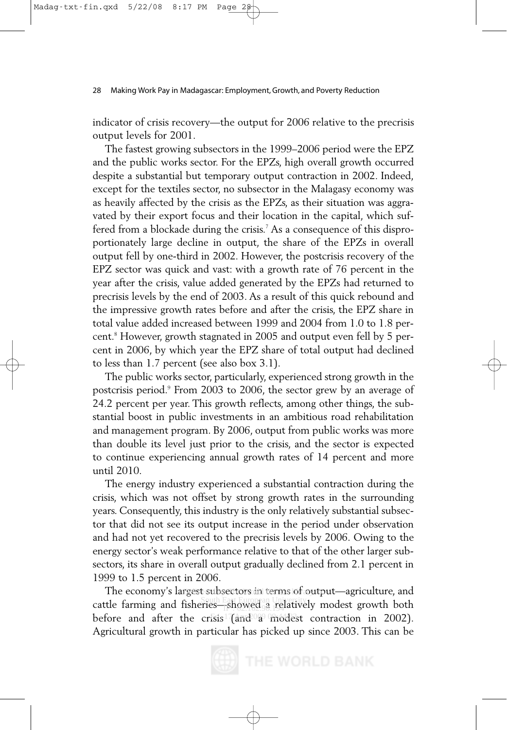indicator of crisis recovery—the output for 2006 relative to the precrisis output levels for 2001.

The fastest growing subsectors in the 1999–2006 period were the EPZ and the public works sector. For the EPZs, high overall growth occurred despite a substantial but temporary output contraction in 2002. Indeed, except for the textiles sector, no subsector in the Malagasy economy was as heavily affected by the crisis as the EPZs, as their situation was aggravated by their export focus and their location in the capital, which suffered from a blockade during the crisis.[7] As a consequence of this disproportionately large decline in output, the share of the EPZs in overall output fell by one-third in 2002. However, the postcrisis recovery of the EPZ sector was quick and vast: with a growth rate of 76 percent in the year after the crisis, value added generated by the EPZs had returned to precrisis levels by the end of 2003. As a result of this quick rebound and the impressive growth rates before and after the crisis, the EPZ share in total value added increased between 1999 and 2004 from 1.0 to 1.8 percent.[8] However, growth stagnated in 2005 and output even fell by 5 percent in 2006, by which year the EPZ share of total output had declined to less than 1.7 percent (see also box 3.1).

The public works sector, particularly, experienced strong growth in the postcrisis period.[9] From 2003 to 2006, the sector grew by an average of 24.2 percent per year. This growth reflects, among other things, the substantial boost in public investments in an ambitious road rehabilitation and management program. By 2006, output from public works was more than double its level just prior to the crisis, and the sector is expected to continue experiencing annual growth rates of 14 percent and more until 2010.

The energy industry experienced a substantial contraction during the crisis, which was not offset by strong growth rates in the surrounding years. Consequently, this industry is the only relatively substantial subsector that did not see its output increase in the period under observation and had not yet recovered to the precrisis levels by 2006. Owing to the energy sector's weak performance relative to that of the other larger subsectors, its share in overall output gradually declined from 2.1 percent in 1999 to 1.5 percent in 2006.

The economy's largest subsectors in terms of output—agriculture, and cattle farming and fisheries—showed a relatively modest growth both before and after the crisis (and a modest contraction in 2002). Agricultural growth in particular has picked up since 2003. This can be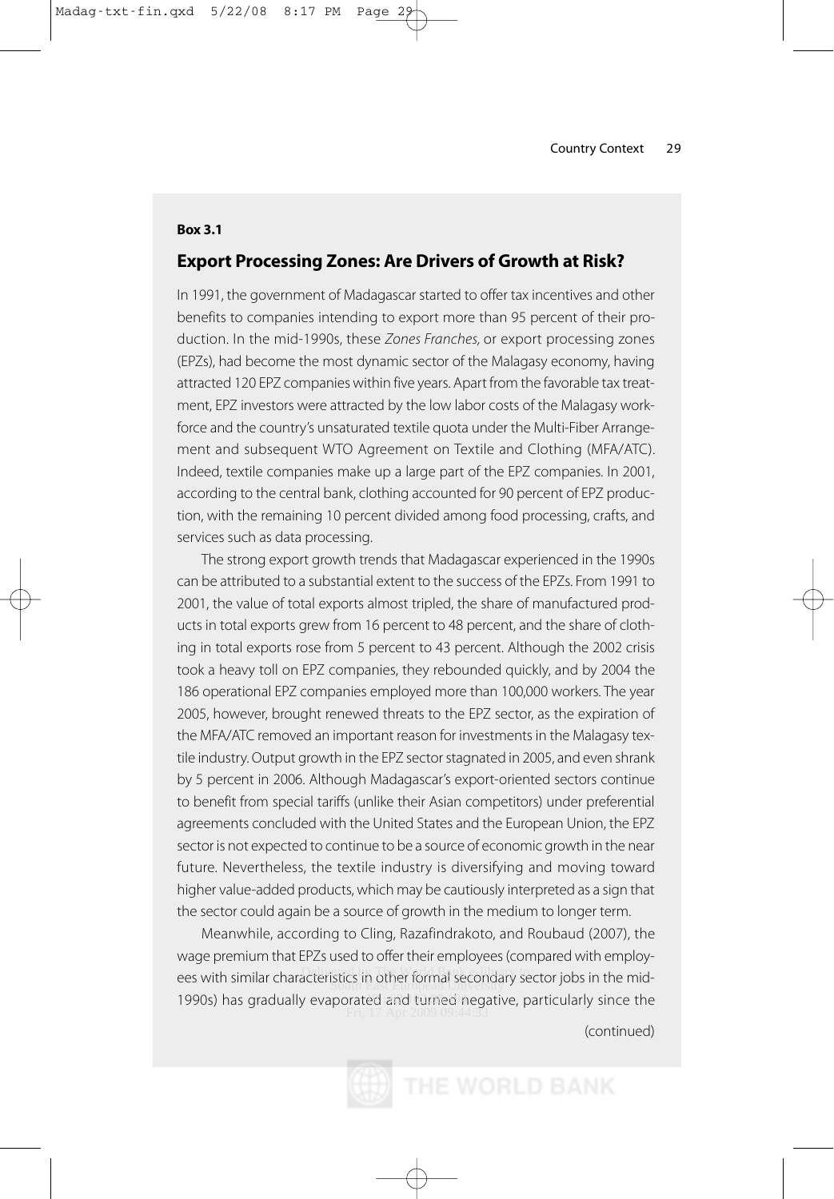**Box 3.1**

### Export Processing Zones: Are Drivers of Growth at Risk?

In 1991, the government of Madagascar started to offer tax incentives and other benefits to companies intending to export more than 95 percent of their production. In the mid-1990s, these *Zones Franches*, or export processing zones (EPZs), had become the most dynamic sector of the Malagasy economy, having attracted 120 EPZ companies within five years. Apart from the favorable tax treatment, EPZ investors were attracted by the low labor costs of the Malagasy workforce and the country's unsaturated textile quota under the Multi-Fiber Arrangement and subsequent WTO Agreement on Textile and Clothing (MFA/ATC). Indeed, textile companies make up a large part of the EPZ companies. In 2001, according to the central bank, clothing accounted for 90 percent of EPZ production, with the remaining 10 percent divided among food processing, crafts, and services such as data processing.

The strong export growth trends that Madagascar experienced in the 1990s can be attributed to a substantial extent to the success of the EPZs. From 1991 to 2001, the value of total exports almost tripled, the share of manufactured products in total exports grew from 16 percent to 48 percent, and the share of clothing in total exports rose from 5 percent to 43 percent. Although the 2002 crisis took a heavy toll on EPZ companies, they rebounded quickly, and by 2004 the 186 operational EPZ companies employed more than 100,000 workers. The year 2005, however, brought renewed threats to the EPZ sector, as the expiration of the MFA/ATC removed an important reason for investments in the Malagasy textile industry. Output growth in the EPZ sector stagnated in 2005, and even shrank by 5 percent in 2006. Although Madagascar's export-oriented sectors continue to benefit from special tariffs (unlike their Asian competitors) under preferential agreements concluded with the United States and the European Union, the EPZ sector is not expected to continue to be a source of economic growth in the near future. Nevertheless, the textile industry is diversifying and moving toward higher value-added products, which may be cautiously interpreted as a sign that the sector could again be a source of growth in the medium to longer term.

Meanwhile, according to Cling, Razafindrakoto, and Roubaud (2007), the wage premium that EPZs used to offer their employees (compared with employees with similar characteristics in other formal secondary sector jobs in the mid-1990s) has gradually evaporated and turned negative, particularly since the

(continued)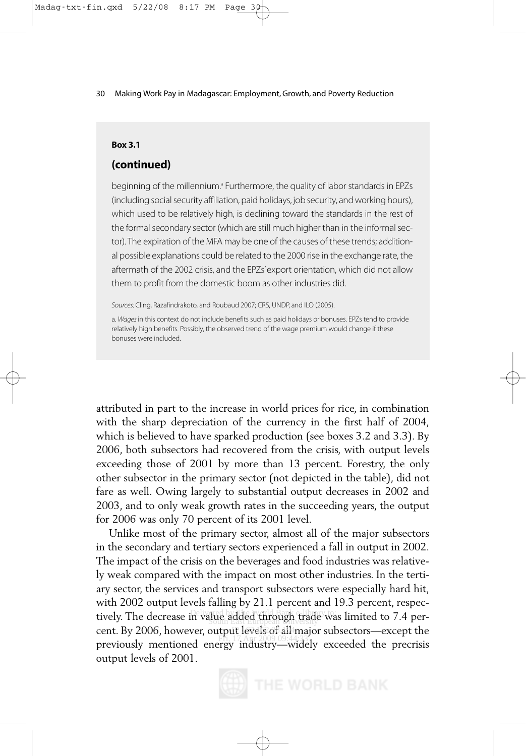**Box 3.1**

**(continued)**

beginning of the millennium.[a] Furthermore, the quality of labor standards in EPZs (including social security affiliation, paid holidays, job security, and working hours), which used to be relatively high, is declining toward the standards in the rest of the formal secondary sector (which are still much higher than in the informal sector). The expiration of the MFA may be one of the causes of these trends; additional possible explanations could be related to the 2000 rise in the exchange rate, the aftermath of the 2002 crisis, and the EPZs' export orientation, which did not allow them to profit from the domestic boom as other industries did.

*Sources:* Cling, Razafindrakoto, and Roubaud 2007; CRS, UNDP, and ILO (2005).

a. *Wages* in this context do not include benefits such as paid holidays or bonuses. EPZs tend to provide relatively high benefits. Possibly, the observed trend of the wage premium would change if these bonuses were included.

attributed in part to the increase in world prices for rice, in combination with the sharp depreciation of the currency in the first half of 2004, which is believed to have sparked production (see boxes 3.2 and 3.3). By 2006, both subsectors had recovered from the crisis, with output levels exceeding those of 2001 by more than 13 percent. Forestry, the only other subsector in the primary sector (not depicted in the table), did not fare as well. Owing largely to substantial output decreases in 2002 and 2003, and to only weak growth rates in the succeeding years, the output for 2006 was only 70 percent of its 2001 level.

Unlike most of the primary sector, almost all of the major subsectors in the secondary and tertiary sectors experienced a fall in output in 2002. The impact of the crisis on the beverages and food industries was relatively weak compared with the impact on most other industries. In the tertiary sector, the services and transport subsectors were especially hard hit, with 2002 output levels falling by 21.1 percent and 19.3 percent, respectively. The decrease in value added through trade was limited to 7.4 percent. By 2006, however, output levels of all major subsectors—except the previously mentioned energy industry—widely exceeded the precrisis output levels of 2001.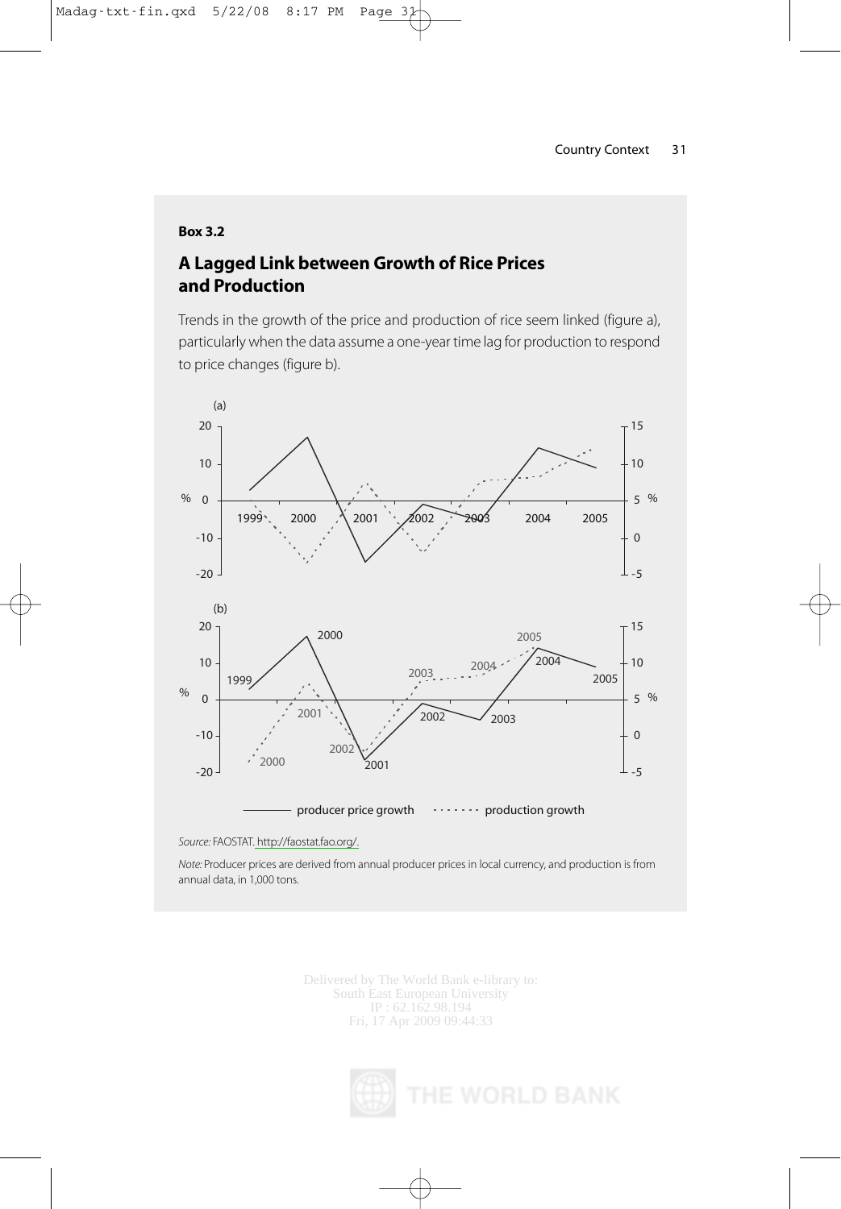**Box 3.2**

## A Lagged Link between Growth of Rice Prices and Production

Trends in the growth of the price and production of rice seem linked (figure a), particularly when the data assume a one-year time lag for production to respond to price changes (figure b).

*Source:* FAOSTAT. http://faostat.fao.org/.

*Note:* Producer prices are derived from annual producer prices in local currency, and production is from annual data, in 1,000 tons.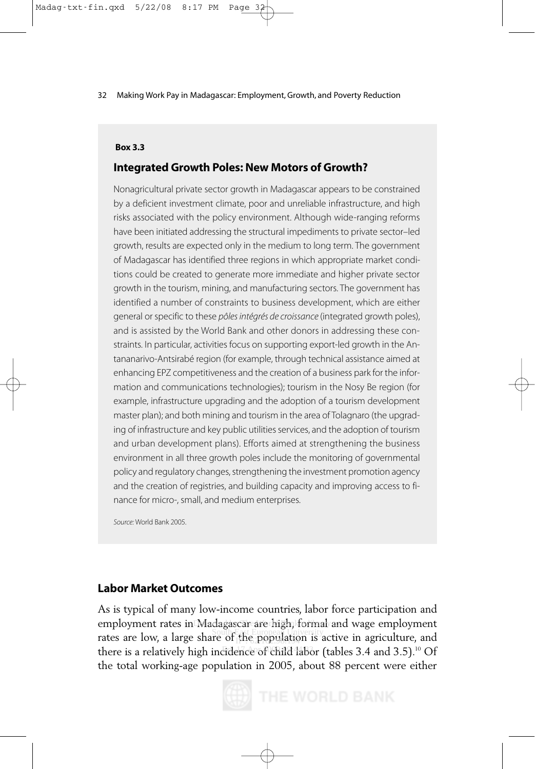**Box 3.3**

## Integrated Growth Poles: New Motors of Growth?

Nonagricultural private sector growth in Madagascar appears to be constrained by a deficient investment climate, poor and unreliable infrastructure, and high risks associated with the policy environment. Although wide-ranging reforms have been initiated addressing the structural impediments to private sector–led growth, results are expected only in the medium to long term. The government of Madagascar has identified three regions in which appropriate market conditions could be created to generate more immediate and higher private sector growth in the tourism, mining, and manufacturing sectors. The government has identified a number of constraints to business development, which are either general or specific to these *pôles intégrés de croissance* (integrated growth poles), and is assisted by the World Bank and other donors in addressing these constraints. In particular, activities focus on supporting export-led growth in the Antananarivo-Antsirabé region (for example, through technical assistance aimed at enhancing EPZ competitiveness and the creation of a business park for the information and communications technologies); tourism in the Nosy Be region (for example, infrastructure upgrading and the adoption of a tourism development master plan); and both mining and tourism in the area of Tolagnaro (the upgrading of infrastructure and key public utilities services, and the adoption of tourism and urban development plans). Efforts aimed at strengthening the business environment in all three growth poles include the monitoring of governmental policy and regulatory changes, strengthening the investment promotion agency and the creation of registries, and building capacity and improving access to finance for micro-, small, and medium enterprises.

*Source:* World Bank 2005.

## Labor Market Outcomes

As is typical of many low-income countries, labor force participation and employment rates in Madagascar are high, formal and wage employment rates are low, a large share of the population is active in agriculture, and there is a relatively high incidence of child labor (tables 3.4 and 3.5).[10] Of the total working-age population in 2005, about 88 percent were either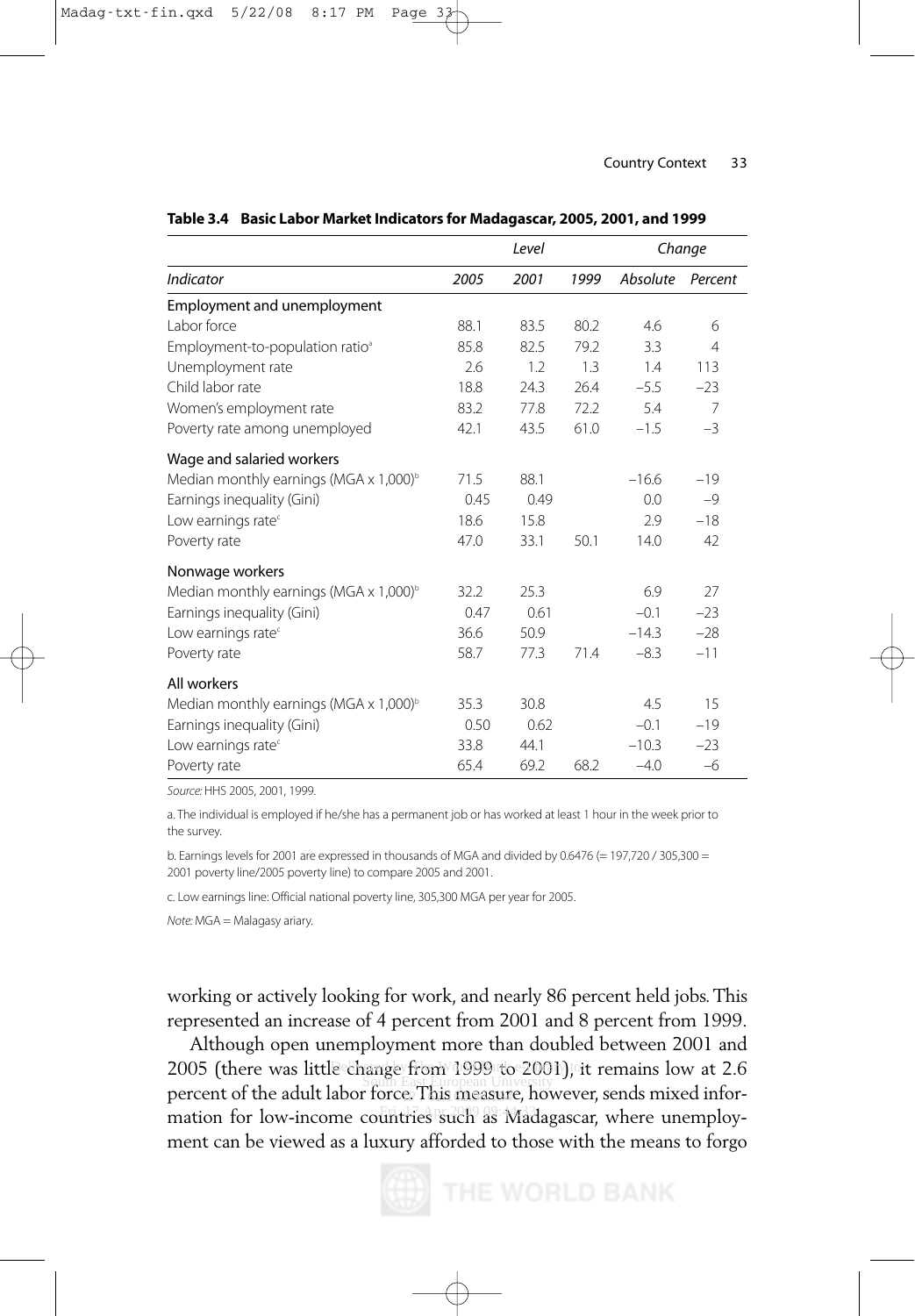**Table 3.4 Basic Labor Market Indicators for Madagascar, 2005, 2001, and 1999**

| | Level | | | Change | |
|---|---|---|---|---|---|
| *Indicator* | *2005* | *2001* | *1999* | *Absolute* | *Percent* |
| Employment and unemployment | | | | | |
| Labor force | 88.1 | 83.5 | 80.2 | 4.6 | 6 |
| Employment-to-population ratio[a] | 85.8 | 82.5 | 79.2 | 3.3 | 4 |
| Unemployment rate | 2.6 | 1.2 | 1.3 | 1.4 | 113 |
| Child labor rate | 18.8 | 24.3 | 26.4 | −5.5 | −23 |
| Women's employment rate | 83.2 | 77.8 | 72.2 | 5.4 | 7 |
| Poverty rate among unemployed | 42.1 | 43.5 | 61.0 | −1.5 | −3 |
| Wage and salaried workers | | | | | |
| Median monthly earnings (MGA x 1,000)[b] | 71.5 | 88.1 | | −16.6 | −19 |
| Earnings inequality (Gini) | 0.45 | 0.49 | | 0.0 | −9 |
| Low earnings rate[c] | 18.6 | 15.8 | | 2.9 | −18 |
| Poverty rate | 47.0 | 33.1 | 50.1 | 14.0 | 42 |
| Nonwage workers | | | | | |
| Median monthly earnings (MGA x 1,000)[b] | 32.2 | 25.3 | | 6.9 | 27 |
| Earnings inequality (Gini) | 0.47 | 0.61 | | −0.1 | −23 |
| Low earnings rate[c] | 36.6 | 50.9 | | −14.3 | −28 |
| Poverty rate | 58.7 | 77.3 | 71.4 | −8.3 | −11 |
| All workers | | | | | |
| Median monthly earnings (MGA x 1,000)[b] | 35.3 | 30.8 | | 4.5 | 15 |
| Earnings inequality (Gini) | 0.50 | 0.62 | | −0.1 | −19 |
| Low earnings rate[c] | 33.8 | 44.1 | | −10.3 | −23 |
| Poverty rate | 65.4 | 69.2 | 68.2 | −4.0 | −6 |

*Source:* HHS 2005, 2001, 1999.

a. The individual is employed if he/she has a permanent job or has worked at least 1 hour in the week prior to the survey.

b. Earnings levels for 2001 are expressed in thousands of MGA and divided by 0.6476 (= 197,720 / 305,300 = 2001 poverty line/2005 poverty line) to compare 2005 and 2001.

c. Low earnings line: Official national poverty line, 305,300 MGA per year for 2005.

*Note:* MGA = Malagasy ariary.

working or actively looking for work, and nearly 86 percent held jobs. This represented an increase of 4 percent from 2001 and 8 percent from 1999.

Although open unemployment more than doubled between 2001 and 2005 (there was little change from 1999 to 2001), it remains low at 2.6 percent of the adult labor force. This measure, however, sends mixed information for low-income countries such as Madagascar, where unemployment can be viewed as a luxury afforded to those with the means to forgo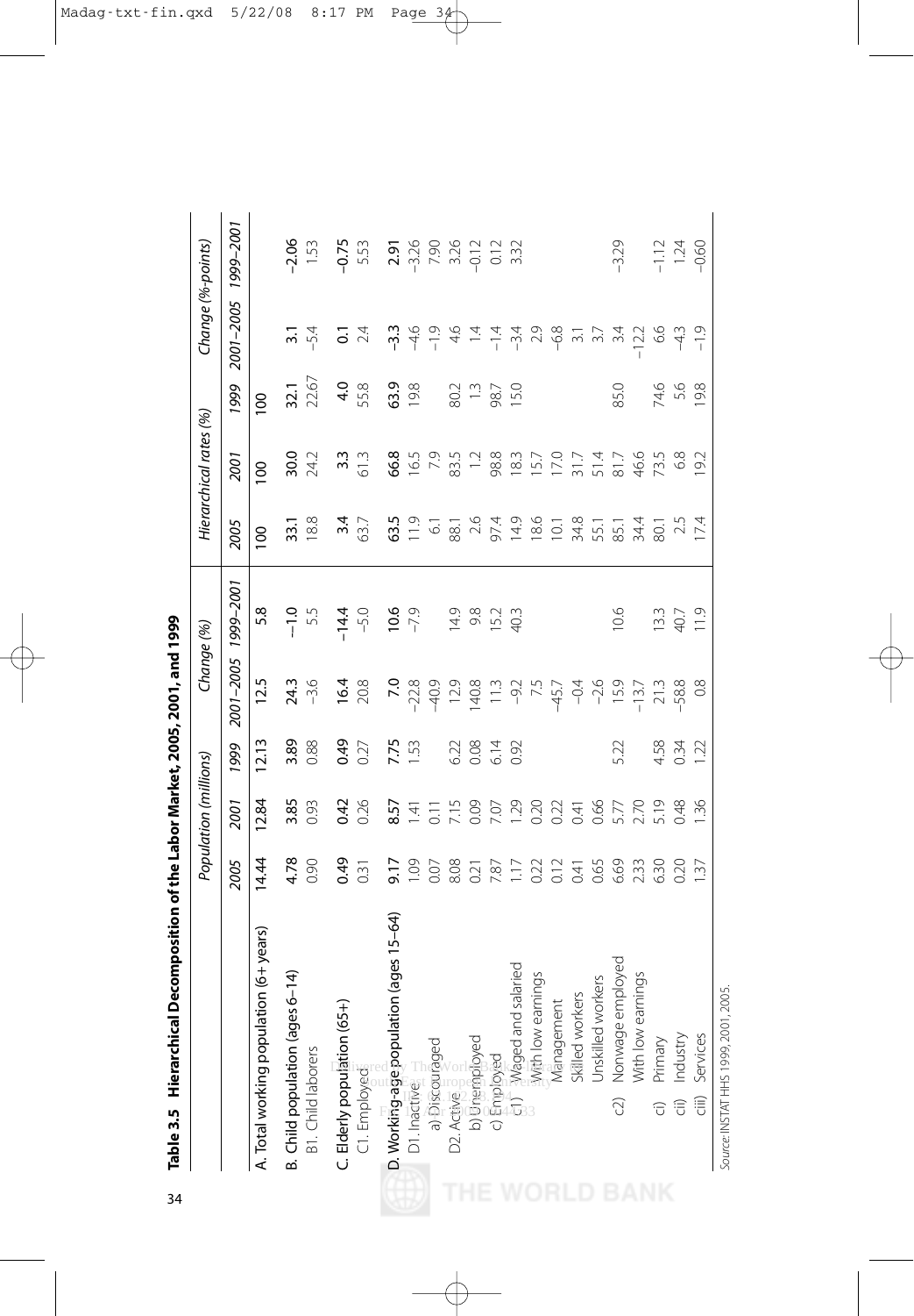**Table 3.5 Hierarchical Decomposition of the Labor Market, 2005, 2001, and 1999**

| | Population (millions) | | | Change (%) | | Hierarchical rates (%) | | | Change (%-points) | |
|---|---|---|---|---|---|---|---|---|---|---|
| | 2005 | 2001 | 1999 | 2001–2005 | 1999–2001 | 2005 | 2001 | 1999 | 2001–2005 | 1999–2001 |
| **A. Total working population (6+ years)** | **14.44** | **12.84** | **12.13** | **12.5** | **5.8** | **100** | **100** | **100** | | |
| **B. Child population (ages 6–14)** | **4.78** | **3.85** | **3.89** | **24.3** | **−1.0** | **33.1** | **30.0** | **32.1** | **3.1** | **−2.06** |
| B1. Child laborers | 0.90 | 0.93 | 0.88 | −3.6 | 5.5 | 18.8 | 24.2 | 22.67 | −5.4 | 1.53 |
| **C. Elderly population (65+)** | **0.49** | **0.42** | **0.49** | **16.4** | **−14.4** | **3.4** | **3.3** | **4.0** | **0.1** | **−0.75** |
| C1. Employed | 0.31 | 0.26 | 0.27 | 20.8 | −5.0 | 63.7 | 61.3 | 55.8 | 2.4 | 5.53 |
| **D. Working-age population (ages 15–64)** | **9.17** | **8.57** | **7.75** | **7.0** | **10.6** | **63.5** | **66.8** | **63.9** | **−3.3** | **2.91** |
| D1. Inactive | 1.09 | 1.41 | 1.53 | −22.8 | −7.9 | 11.9 | 16.5 | 19.8 | −4.6 | −3.26 |
| a) Discouraged | 0.07 | 0.11 | | −40.9 | | 6.1 | 7.9 | | −1.9 | 7.90 |
| D2. Active | 8.08 | 7.15 | 6.22 | 12.9 | 14.9 | 88.1 | 83.5 | 80.2 | 4.6 | 3.26 |
| b) Unemployed | 0.21 | 0.09 | 0.08 | 140.8 | 9.8 | 2.6 | 1.2 | 1.3 | 1.4 | −0.12 |
| c) Employed | 7.87 | 7.07 | 6.14 | 11.3 | 15.2 | 97.4 | 98.8 | 98.7 | −1.4 | 0.12 |
| c1) Waged and salaried | 1.17 | 1.29 | 0.92 | −9.2 | 40.3 | 14.9 | 18.3 | 15.0 | −3.4 | 3.32 |
| With low earnings | 0.22 | 0.20 | | 7.5 | | 18.6 | 15.7 | | 2.9 | |
| Management | 0.12 | 0.22 | | −45.7 | | 10.1 | 17.0 | | −6.8 | |
| Skilled workers | 0.41 | 0.41 | | −0.4 | | 34.8 | 31.7 | | 3.1 | |
| Unskilled workers | 0.65 | 0.66 | | −2.6 | | 55.1 | 51.4 | | 3.7 | |
| c2) Nonwage employed | 6.69 | 5.77 | 5.22 | 15.9 | 10.6 | 85.1 | 81.7 | 85.0 | 3.4 | −3.29 |
| With low earnings | 2.33 | 2.70 | | −13.7 | | 34.4 | 46.6 | | −12.2 | |
| ci) Primary | 6.30 | 5.19 | 4.58 | 21.3 | 13.3 | 80.1 | 73.5 | 74.6 | 6.6 | −1.12 |
| cii) Industry | 0.20 | 0.48 | 0.34 | −58.8 | 40.7 | 2.5 | 6.8 | 5.6 | −4.3 | 1.24 |
| ciii) Services | 1.37 | 1.36 | 1.22 | 0.8 | 11.9 | 17.4 | 19.2 | 19.8 | −1.9 | −0.60 |

*Source:* INSTAT HHS 1999, 2001, 2005.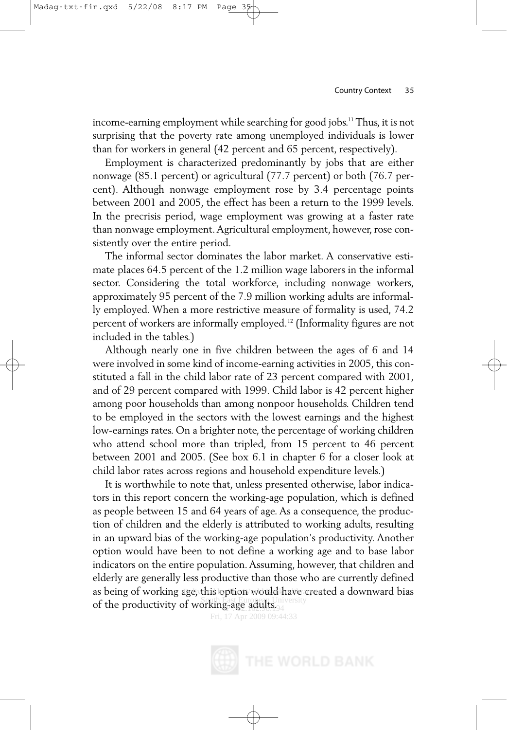income-earning employment while searching for good jobs.[11] Thus, it is not surprising that the poverty rate among unemployed individuals is lower than for workers in general (42 percent and 65 percent, respectively).

Employment is characterized predominantly by jobs that are either nonwage (85.1 percent) or agricultural (77.7 percent) or both (76.7 percent). Although nonwage employment rose by 3.4 percentage points between 2001 and 2005, the effect has been a return to the 1999 levels. In the precrisis period, wage employment was growing at a faster rate than nonwage employment. Agricultural employment, however, rose consistently over the entire period.

The informal sector dominates the labor market. A conservative estimate places 64.5 percent of the 1.2 million wage laborers in the informal sector. Considering the total workforce, including nonwage workers, approximately 95 percent of the 7.9 million working adults are informally employed. When a more restrictive measure of formality is used, 74.2 percent of workers are informally employed.[12] (Informality figures are not included in the tables.)

Although nearly one in five children between the ages of 6 and 14 were involved in some kind of income-earning activities in 2005, this constituted a fall in the child labor rate of 23 percent compared with 2001, and of 29 percent compared with 1999. Child labor is 42 percent higher among poor households than among nonpoor households. Children tend to be employed in the sectors with the lowest earnings and the highest low-earnings rates. On a brighter note, the percentage of working children who attend school more than tripled, from 15 percent to 46 percent between 2001 and 2005. (See box 6.1 in chapter 6 for a closer look at child labor rates across regions and household expenditure levels.)

It is worthwhile to note that, unless presented otherwise, labor indicators in this report concern the working-age population, which is defined as people between 15 and 64 years of age. As a consequence, the production of children and the elderly is attributed to working adults, resulting in an upward bias of the working-age population's productivity. Another option would have been to not define a working age and to base labor indicators on the entire population. Assuming, however, that children and elderly are generally less productive than those who are currently defined as being of working age, this option would have created a downward bias of the productivity of working-age adults.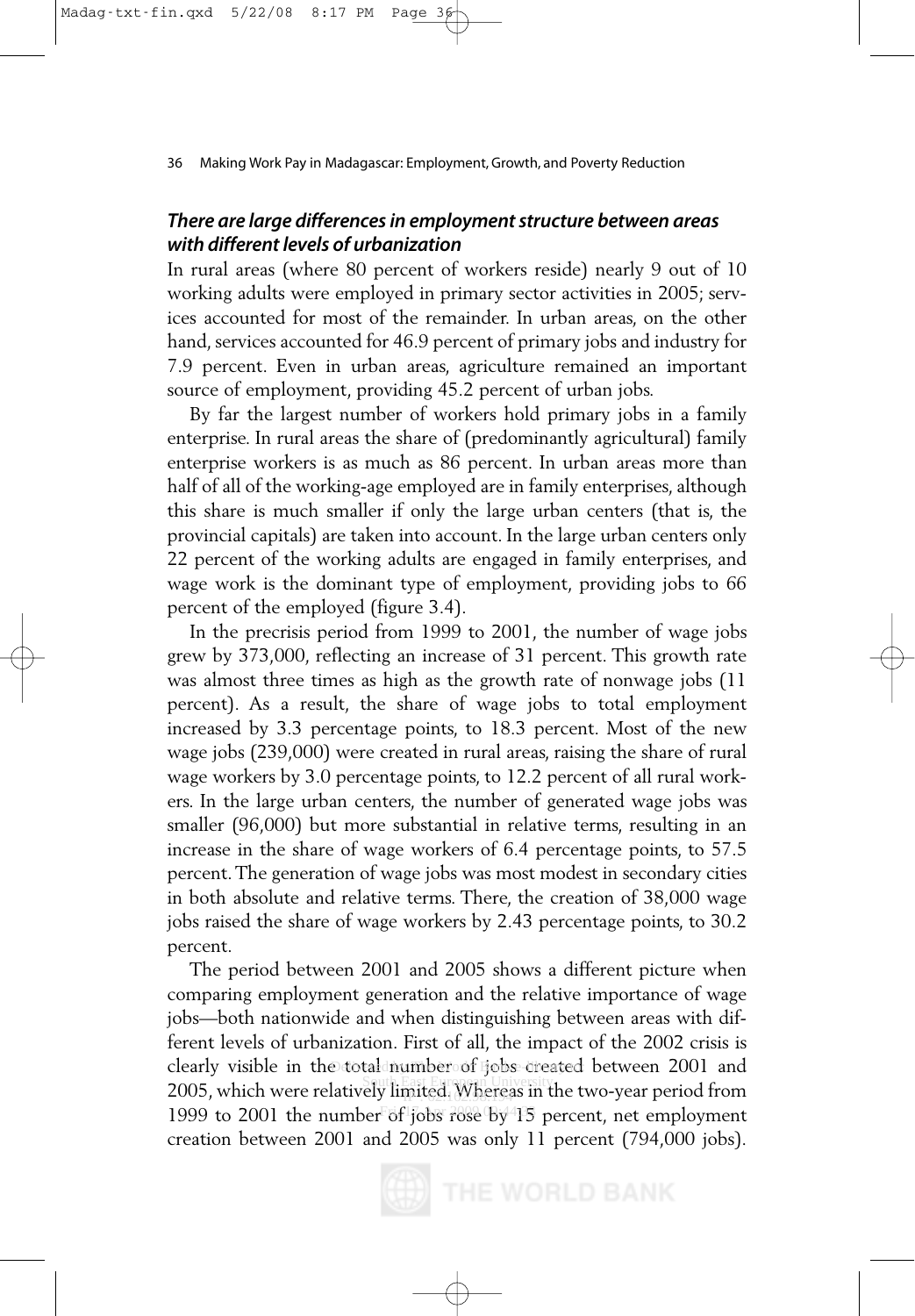### *There are large differences in employment structure between areas with different levels of urbanization*

In rural areas (where 80 percent of workers reside) nearly 9 out of 10 working adults were employed in primary sector activities in 2005; services accounted for most of the remainder. In urban areas, on the other hand, services accounted for 46.9 percent of primary jobs and industry for 7.9 percent. Even in urban areas, agriculture remained an important source of employment, providing 45.2 percent of urban jobs.

By far the largest number of workers hold primary jobs in a family enterprise. In rural areas the share of (predominantly agricultural) family enterprise workers is as much as 86 percent. In urban areas more than half of all of the working-age employed are in family enterprises, although this share is much smaller if only the large urban centers (that is, the provincial capitals) are taken into account. In the large urban centers only 22 percent of the working adults are engaged in family enterprises, and wage work is the dominant type of employment, providing jobs to 66 percent of the employed (figure 3.4).

In the precrisis period from 1999 to 2001, the number of wage jobs grew by 373,000, reflecting an increase of 31 percent. This growth rate was almost three times as high as the growth rate of nonwage jobs (11 percent). As a result, the share of wage jobs to total employment increased by 3.3 percentage points, to 18.3 percent. Most of the new wage jobs (239,000) were created in rural areas, raising the share of rural wage workers by 3.0 percentage points, to 12.2 percent of all rural workers. In the large urban centers, the number of generated wage jobs was smaller (96,000) but more substantial in relative terms, resulting in an increase in the share of wage workers of 6.4 percentage points, to 57.5 percent. The generation of wage jobs was most modest in secondary cities in both absolute and relative terms. There, the creation of 38,000 wage jobs raised the share of wage workers by 2.43 percentage points, to 30.2 percent.

The period between 2001 and 2005 shows a different picture when comparing employment generation and the relative importance of wage jobs—both nationwide and when distinguishing between areas with different levels of urbanization. First of all, the impact of the 2002 crisis is clearly visible in the total number of jobs created between 2001 and 2005, which were relatively limited. Whereas in the two-year period from 1999 to 2001 the number of jobs rose by 15 percent, net employment creation between 2001 and 2005 was only 11 percent (794,000 jobs).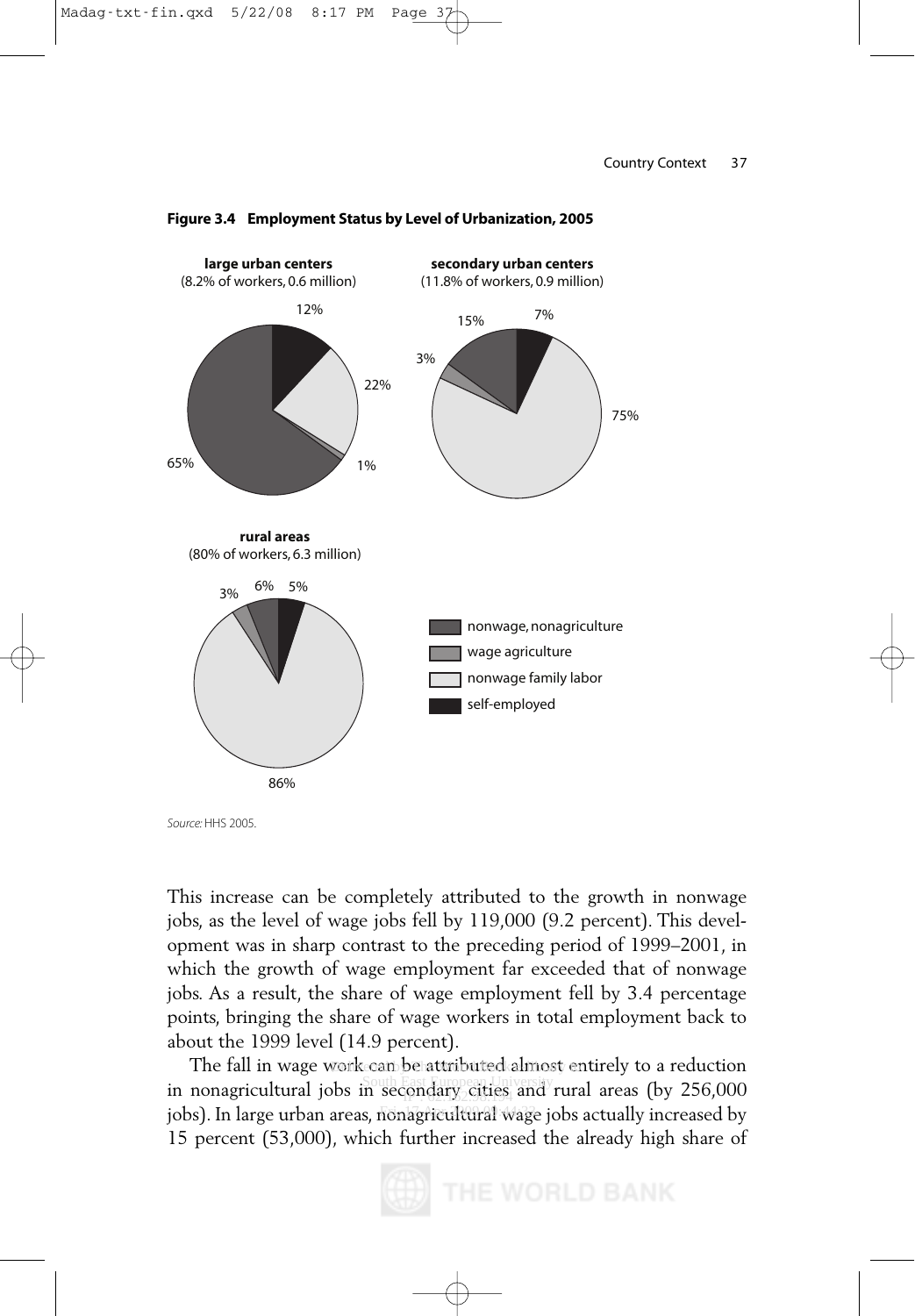**Figure 3.4 Employment Status by Level of Urbanization, 2005**

**large urban centers**
(8.2% of workers, 0.6 million)

**secondary urban centers**
(11.8% of workers, 0.9 million)

**rural areas**
(80% of workers, 6.3 million)

| | large urban centers | secondary urban centers | rural areas |
|---|---|---|---|
| nonwage, nonagriculture | 65% | 15% | 6% |
| wage agriculture | 1% | 3% | 3% |
| nonwage family labor | 22% | 75% | 86% |
| self-employed | 12% | 7% | 5% |

*Source:* HHS 2005.

This increase can be completely attributed to the growth in nonwage jobs, as the level of wage jobs fell by 119,000 (9.2 percent). This development was in sharp contrast to the preceding period of 1999–2001, in which the growth of wage employment far exceeded that of nonwage jobs. As a result, the share of wage employment fell by 3.4 percentage points, bringing the share of wage workers in total employment back to about the 1999 level (14.9 percent).

The fall in wage work can be attributed almost entirely to a reduction in nonagricultural jobs in secondary cities and rural areas (by 256,000 jobs). In large urban areas, nonagricultural wage jobs actually increased by 15 percent (53,000), which further increased the already high share of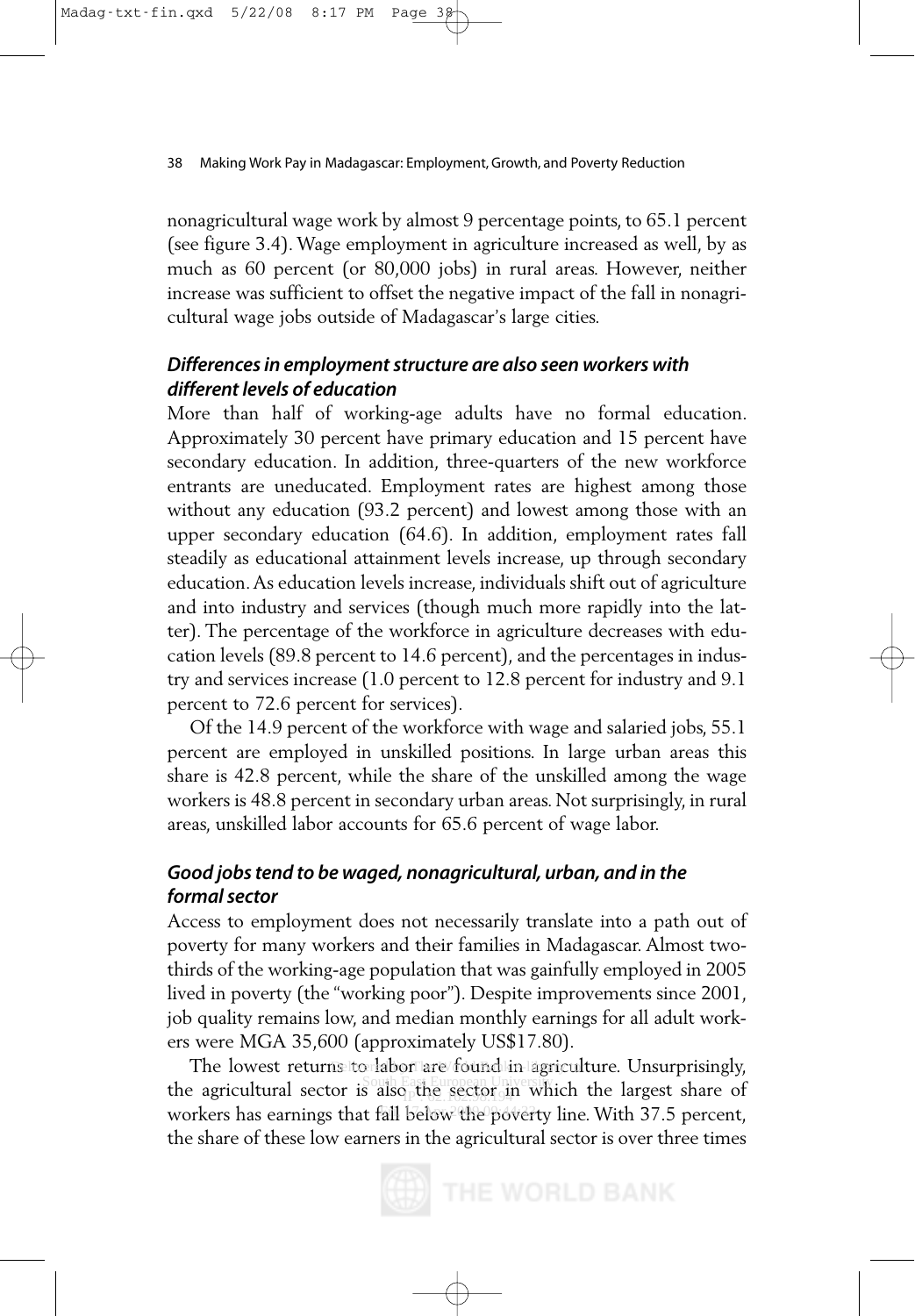nonagricultural wage work by almost 9 percentage points, to 65.1 percent (see figure 3.4). Wage employment in agriculture increased as well, by as much as 60 percent (or 80,000 jobs) in rural areas. However, neither increase was sufficient to offset the negative impact of the fall in nonagricultural wage jobs outside of Madagascar's large cities.

### *Differences in employment structure are also seen workers with different levels of education*

More than half of working-age adults have no formal education. Approximately 30 percent have primary education and 15 percent have secondary education. In addition, three-quarters of the new workforce entrants are uneducated. Employment rates are highest among those without any education (93.2 percent) and lowest among those with an upper secondary education (64.6). In addition, employment rates fall steadily as educational attainment levels increase, up through secondary education. As education levels increase, individuals shift out of agriculture and into industry and services (though much more rapidly into the latter). The percentage of the workforce in agriculture decreases with education levels (89.8 percent to 14.6 percent), and the percentages in industry and services increase (1.0 percent to 12.8 percent for industry and 9.1 percent to 72.6 percent for services).

Of the 14.9 percent of the workforce with wage and salaried jobs, 55.1 percent are employed in unskilled positions. In large urban areas this share is 42.8 percent, while the share of the unskilled among the wage workers is 48.8 percent in secondary urban areas. Not surprisingly, in rural areas, unskilled labor accounts for 65.6 percent of wage labor.

### *Good jobs tend to be waged, nonagricultural, urban, and in the formal sector*

Access to employment does not necessarily translate into a path out of poverty for many workers and their families in Madagascar. Almost two-thirds of the working-age population that was gainfully employed in 2005 lived in poverty (the "working poor"). Despite improvements since 2001, job quality remains low, and median monthly earnings for all adult workers were MGA 35,600 (approximately US$17.80).

The lowest returns to labor are found in agriculture. Unsurprisingly, the agricultural sector is also the sector in which the largest share of workers has earnings that fall below the poverty line. With 37.5 percent, the share of these low earners in the agricultural sector is over three times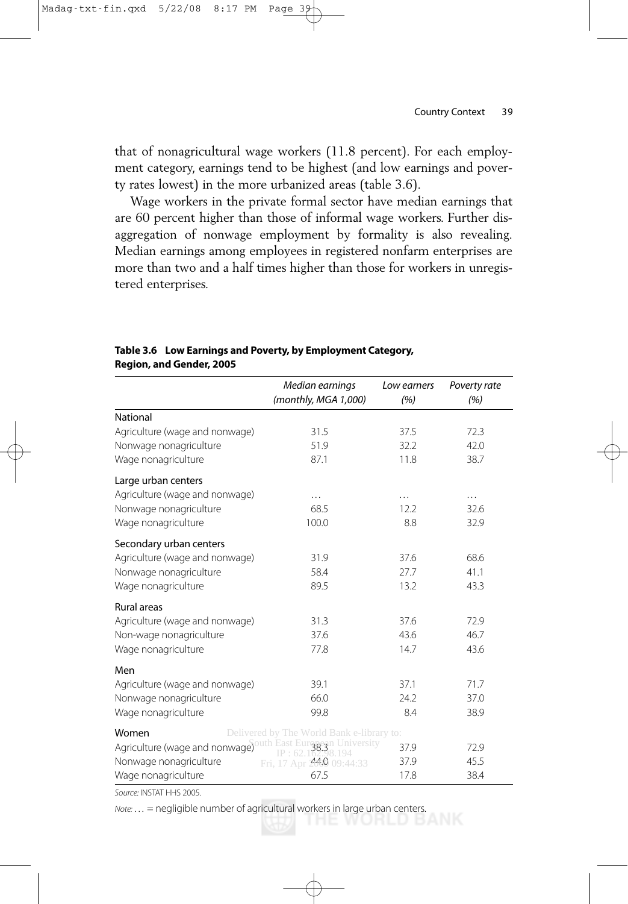that of nonagricultural wage workers (11.8 percent). For each employment category, earnings tend to be highest (and low earnings and poverty rates lowest) in the more urbanized areas (table 3.6).

Wage workers in the private formal sector have median earnings that are 60 percent higher than those of informal wage workers. Further disaggregation of nonwage employment by formality is also revealing. Median earnings among employees in registered nonfarm enterprises are more than two and a half times higher than those for workers in unregistered enterprises.

**Table 3.6 Low Earnings and Poverty, by Employment Category, Region, and Gender, 2005**

| | *Median earnings (monthly, MGA 1,000)* | *Low earners (%)* | *Poverty rate (%)* |
|---|---|---|---|
| National | | | |
| Agriculture (wage and nonwage) | 31.5 | 37.5 | 72.3 |
| Nonwage nonagriculture | 51.9 | 32.2 | 42.0 |
| Wage nonagriculture | 87.1 | 11.8 | 38.7 |
| Large urban centers | | | |
| Agriculture (wage and nonwage) | . . . | . . . | . . . |
| Nonwage nonagriculture | 68.5 | 12.2 | 32.6 |
| Wage nonagriculture | 100.0 | 8.8 | 32.9 |
| Secondary urban centers | | | |
| Agriculture (wage and nonwage) | 31.9 | 37.6 | 68.6 |
| Nonwage nonagriculture | 58.4 | 27.7 | 41.1 |
| Wage nonagriculture | 89.5 | 13.2 | 43.3 |
| Rural areas | | | |
| Agriculture (wage and nonwage) | 31.3 | 37.6 | 72.9 |
| Non-wage nonagriculture | 37.6 | 43.6 | 46.7 |
| Wage nonagriculture | 77.8 | 14.7 | 43.6 |
| Men | | | |
| Agriculture (wage and nonwage) | 39.1 | 37.1 | 71.7 |
| Nonwage nonagriculture | 66.0 | 24.2 | 37.0 |
| Wage nonagriculture | 99.8 | 8.4 | 38.9 |
| Women | | | |
| Agriculture (wage and nonwage) | 38.3 | 37.9 | 72.9 |
| Nonwage nonagriculture | 44.0 | 37.9 | 45.5 |
| Wage nonagriculture | 67.5 | 17.8 | 38.4 |

*Source:* INSTAT HHS 2005.

*Note:* . . . = negligible number of agricultural workers in large urban centers.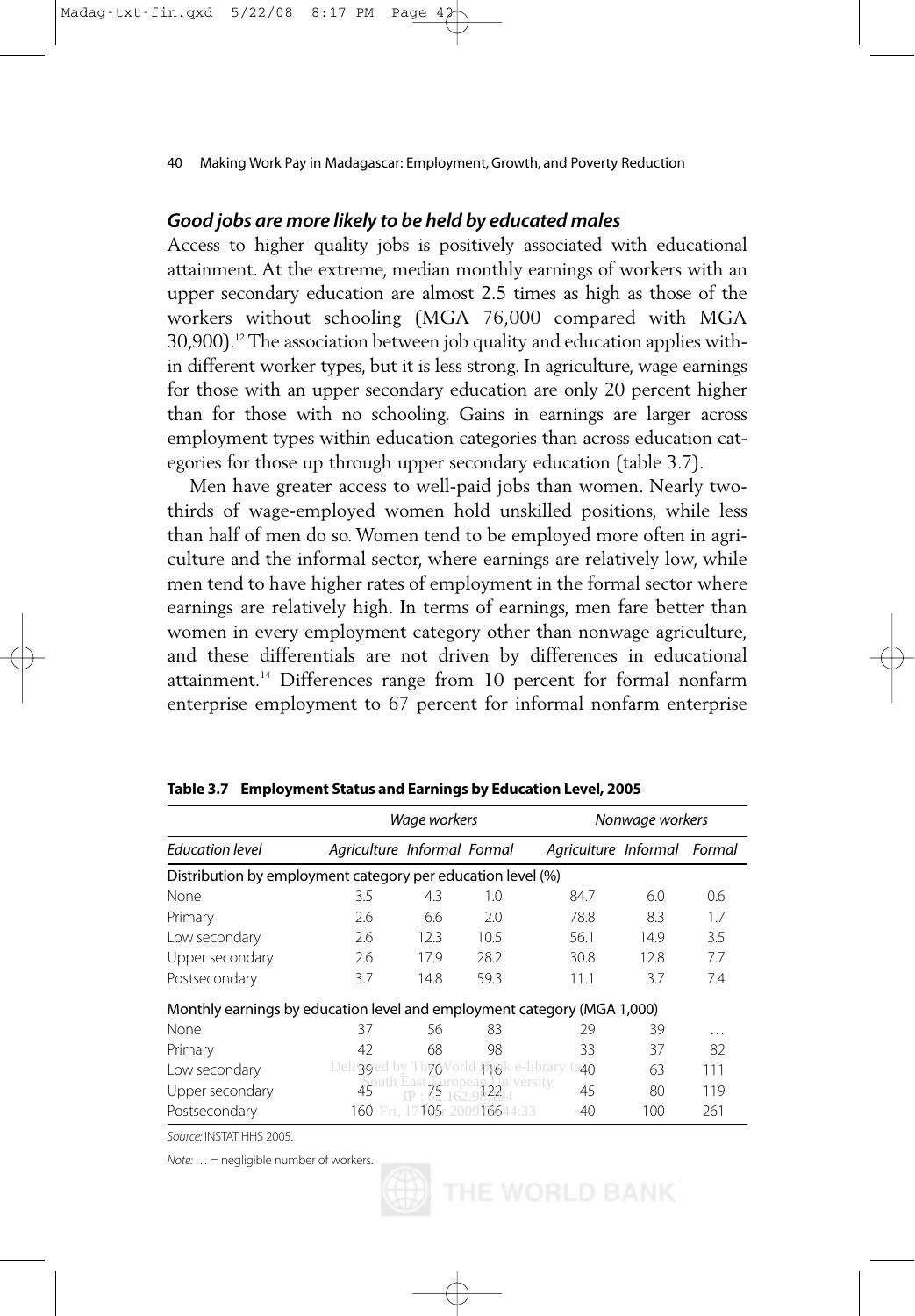### *Good jobs are more likely to be held by educated males*

Access to higher quality jobs is positively associated with educational attainment. At the extreme, median monthly earnings of workers with an upper secondary education are almost 2.5 times as high as those of the workers without schooling (MGA 76,000 compared with MGA 30,900).[12] The association between job quality and education applies within different worker types, but it is less strong. In agriculture, wage earnings for those with an upper secondary education are only 20 percent higher than for those with no schooling. Gains in earnings are larger across employment types within education categories than across education categories for those up through upper secondary education (table 3.7).

Men have greater access to well-paid jobs than women. Nearly two-thirds of wage-employed women hold unskilled positions, while less than half of men do so. Women tend to be employed more often in agriculture and the informal sector, where earnings are relatively low, while men tend to have higher rates of employment in the formal sector where earnings are relatively high. In terms of earnings, men fare better than women in every employment category other than nonwage agriculture, and these differentials are not driven by differences in educational attainment.[14] Differences range from 10 percent for formal nonfarm enterprise employment to 67 percent for informal nonfarm enterprise

**Table 3.7 Employment Status and Earnings by Education Level, 2005**

| | *Wage workers* | | | *Nonwage workers* | | |
|---|---|---|---|---|---|---|
| *Education level* | *Agriculture* | *Informal* | *Formal* | *Agriculture* | *Informal* | *Formal* |
| Distribution by employment category per education level (%) | | | | | | |
| None | 3.5 | 4.3 | 1.0 | 84.7 | 6.0 | 0.6 |
| Primary | 2.6 | 6.6 | 2.0 | 78.8 | 8.3 | 1.7 |
| Low secondary | 2.6 | 12.3 | 10.5 | 56.1 | 14.9 | 3.5 |
| Upper secondary | 2.6 | 17.9 | 28.2 | 30.8 | 12.8 | 7.7 |
| Postsecondary | 3.7 | 14.8 | 59.3 | 11.1 | 3.7 | 7.4 |
| Monthly earnings by education level and employment category (MGA 1,000) | | | | | | |
| None | 37 | 56 | 83 | 29 | 39 | . . . |
| Primary | 42 | 68 | 98 | 33 | 37 | 82 |
| Low secondary | 39 | 70 | 116 | 40 | 63 | 111 |
| Upper secondary | 45 | 75 | 122 | 45 | 80 | 119 |
| Postsecondary | 160 | 105 | 166 | 40 | 100 | 261 |

*Source:* INSTAT HHS 2005.

*Note:* . . . = negligible number of workers.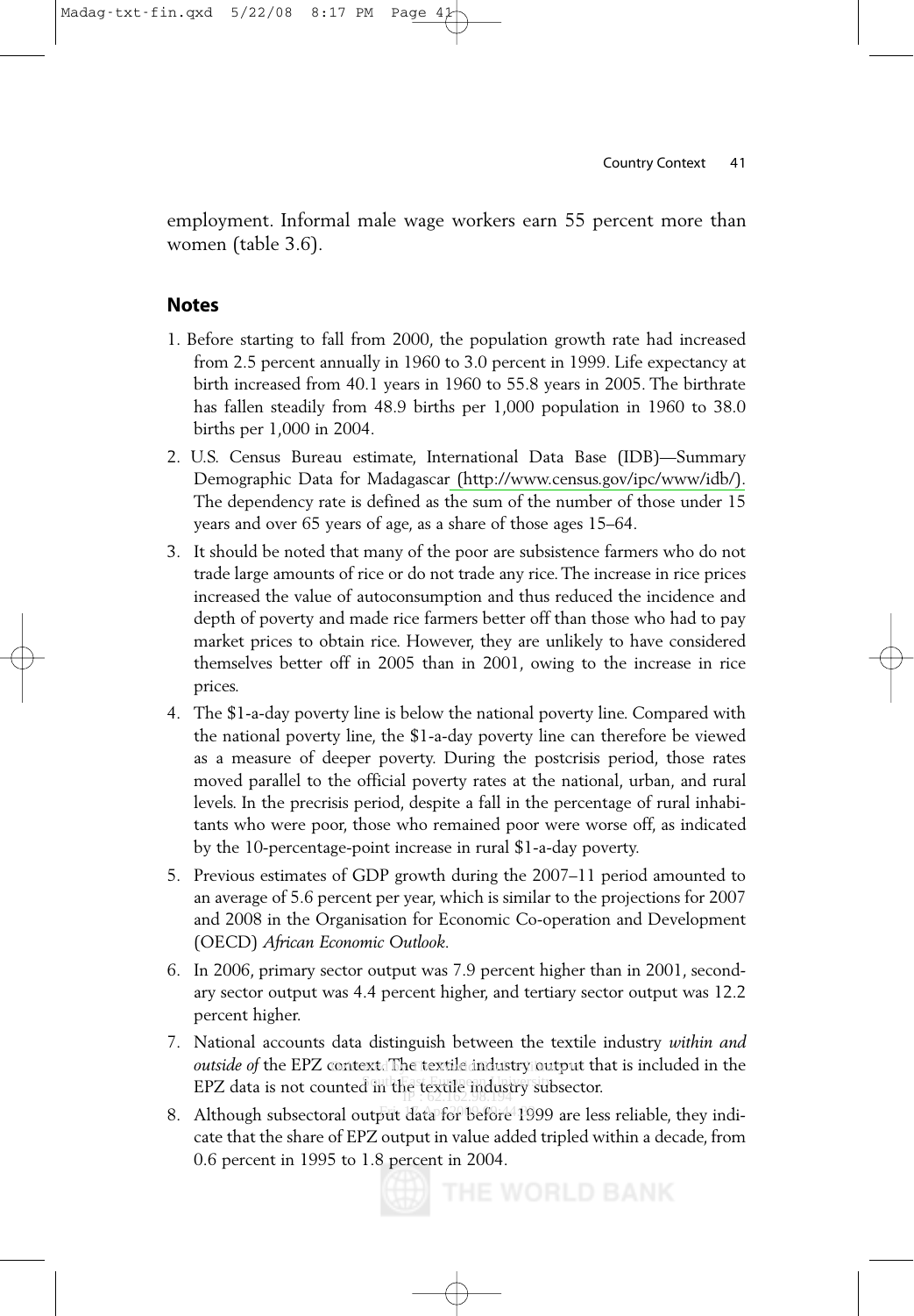employment. Informal male wage workers earn 55 percent more than women (table 3.6).

## Notes

1. Before starting to fall from 2000, the population growth rate had increased from 2.5 percent annually in 1960 to 3.0 percent in 1999. Life expectancy at birth increased from 40.1 years in 1960 to 55.8 years in 2005. The birthrate has fallen steadily from 48.9 births per 1,000 population in 1960 to 38.0 births per 1,000 in 2004.
2. U.S. Census Bureau estimate, International Data Base (IDB)—Summary Demographic Data for Madagascar (http://www.census.gov/ipc/www/idb/). The dependency rate is defined as the sum of the number of those under 15 years and over 65 years of age, as a share of those ages 15–64.
3. It should be noted that many of the poor are subsistence farmers who do not trade large amounts of rice or do not trade any rice. The increase in rice prices increased the value of autoconsumption and thus reduced the incidence and depth of poverty and made rice farmers better off than those who had to pay market prices to obtain rice. However, they are unlikely to have considered themselves better off in 2005 than in 2001, owing to the increase in rice prices.
4. The $1-a-day poverty line is below the national poverty line. Compared with the national poverty line, the $1-a-day poverty line can therefore be viewed as a measure of deeper poverty. During the postcrisis period, those rates moved parallel to the official poverty rates at the national, urban, and rural levels. In the precrisis period, despite a fall in the percentage of rural inhabitants who were poor, those who remained poor were worse off, as indicated by the 10-percentage-point increase in rural $1-a-day poverty.
5. Previous estimates of GDP growth during the 2007–11 period amounted to an average of 5.6 percent per year, which is similar to the projections for 2007 and 2008 in the Organisation for Economic Co-operation and Development (OECD) *African Economic Outlook*.
6. In 2006, primary sector output was 7.9 percent higher than in 2001, secondary sector output was 4.4 percent higher, and tertiary sector output was 12.2 percent higher.
7. National accounts data distinguish between the textile industry *within and outside of* the EPZ context. The textile industry output that is included in the EPZ data is not counted in the textile industry subsector.
8. Although subsectoral output data for before 1999 are less reliable, they indicate that the share of EPZ output in value added tripled within a decade, from 0.6 percent in 1995 to 1.8 percent in 2004.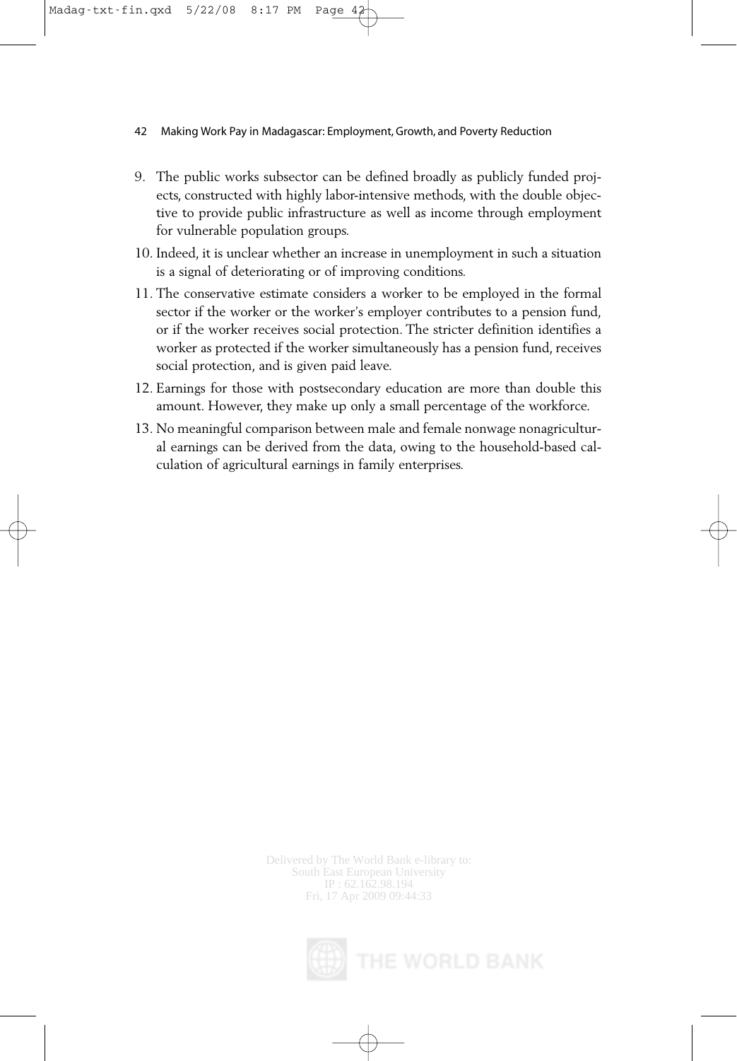9. The public works subsector can be defined broadly as publicly funded projects, constructed with highly labor-intensive methods, with the double objective to provide public infrastructure as well as income through employment for vulnerable population groups.
10. Indeed, it is unclear whether an increase in unemployment in such a situation is a signal of deteriorating or of improving conditions.
11. The conservative estimate considers a worker to be employed in the formal sector if the worker or the worker's employer contributes to a pension fund, or if the worker receives social protection. The stricter definition identifies a worker as protected if the worker simultaneously has a pension fund, receives social protection, and is given paid leave.
12. Earnings for those with postsecondary education are more than double this amount. However, they make up only a small percentage of the workforce.
13. No meaningful comparison between male and female nonwage nonagricultural earnings can be derived from the data, owing to the household-based calculation of agricultural earnings in family enterprises.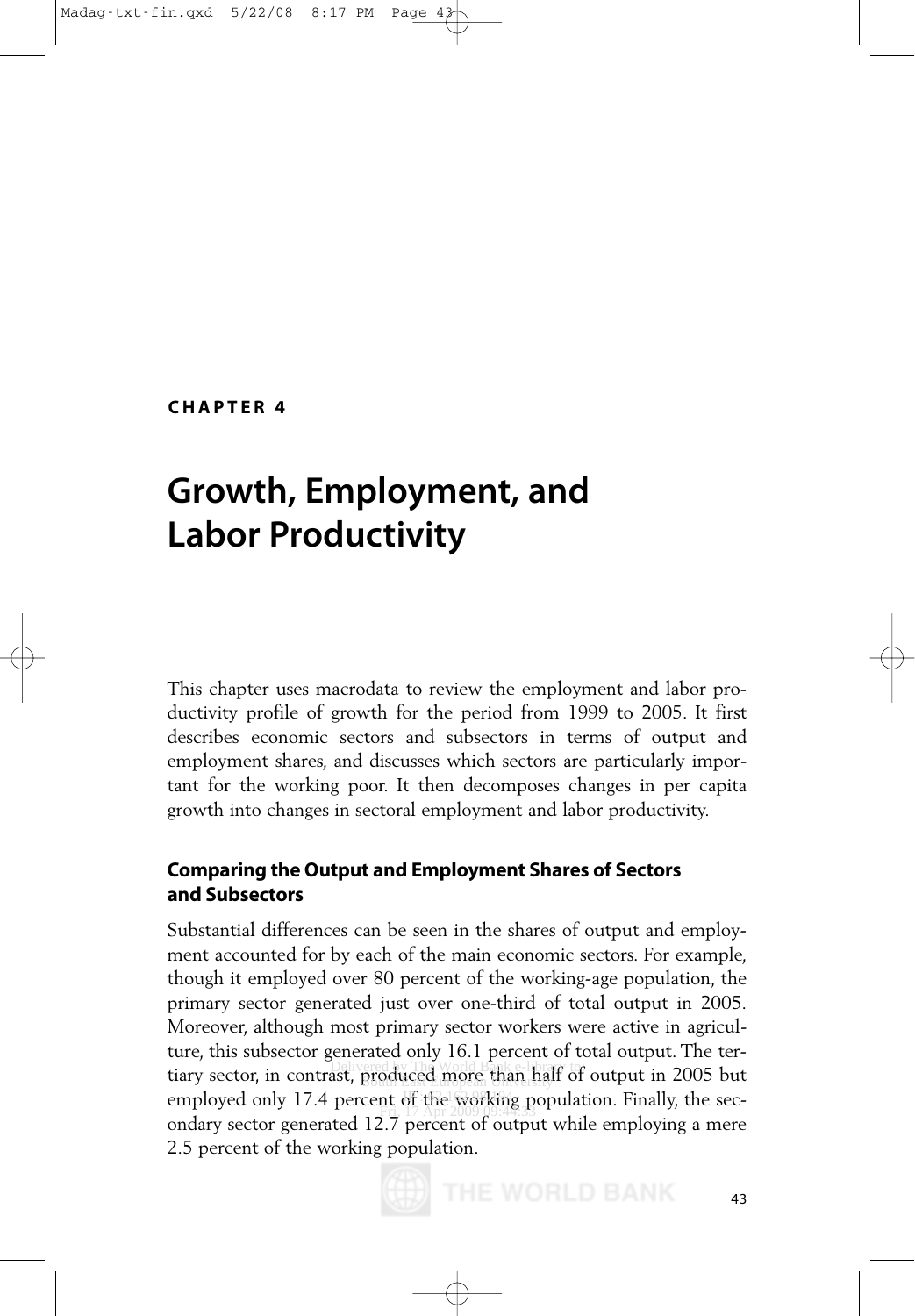**CHAPTER 4**

# Growth, Employment, and Labor Productivity

This chapter uses macrodata to review the employment and labor productivity profile of growth for the period from 1999 to 2005. It first describes economic sectors and subsectors in terms of output and employment shares, and discusses which sectors are particularly important for the working poor. It then decomposes changes in per capita growth into changes in sectoral employment and labor productivity.

## Comparing the Output and Employment Shares of Sectors and Subsectors

Substantial differences can be seen in the shares of output and employment accounted for by each of the main economic sectors. For example, though it employed over 80 percent of the working-age population, the primary sector generated just over one-third of total output in 2005. Moreover, although most primary sector workers were active in agriculture, this subsector generated only 16.1 percent of total output. The tertiary sector, in contrast, produced more than half of output in 2005 but employed only 17.4 percent of the working population. Finally, the secondary sector generated 12.7 percent of output while employing a mere 2.5 percent of the working population.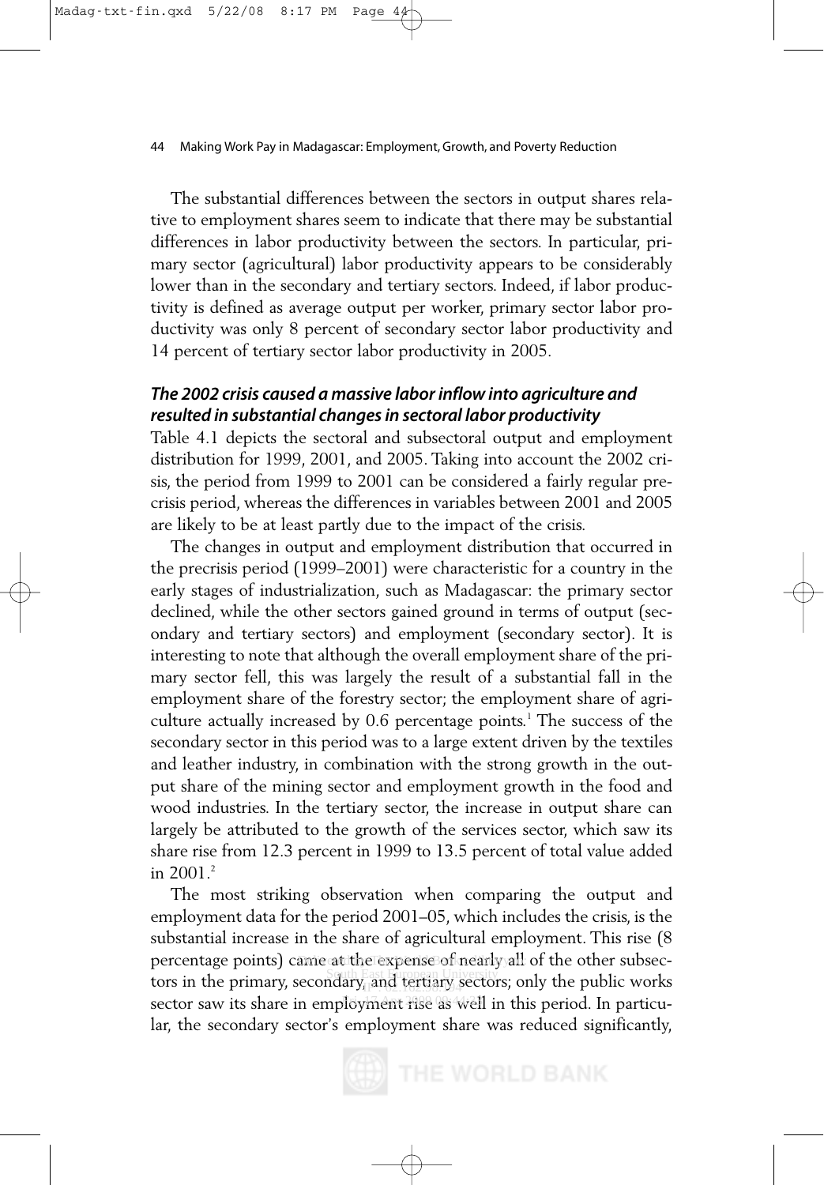The substantial differences between the sectors in output shares relative to employment shares seem to indicate that there may be substantial differences in labor productivity between the sectors. In particular, primary sector (agricultural) labor productivity appears to be considerably lower than in the secondary and tertiary sectors. Indeed, if labor productivity is defined as average output per worker, primary sector labor productivity was only 8 percent of secondary sector labor productivity and 14 percent of tertiary sector labor productivity in 2005.

### *The 2002 crisis caused a massive labor inflow into agriculture and resulted in substantial changes in sectoral labor productivity*

Table 4.1 depicts the sectoral and subsectoral output and employment distribution for 1999, 2001, and 2005. Taking into account the 2002 crisis, the period from 1999 to 2001 can be considered a fairly regular precrisis period, whereas the differences in variables between 2001 and 2005 are likely to be at least partly due to the impact of the crisis.

The changes in output and employment distribution that occurred in the precrisis period (1999–2001) were characteristic for a country in the early stages of industrialization, such as Madagascar: the primary sector declined, while the other sectors gained ground in terms of output (secondary and tertiary sectors) and employment (secondary sector). It is interesting to note that although the overall employment share of the primary sector fell, this was largely the result of a substantial fall in the employment share of the forestry sector; the employment share of agriculture actually increased by 0.6 percentage points.[1] The success of the secondary sector in this period was to a large extent driven by the textiles and leather industry, in combination with the strong growth in the output share of the mining sector and employment growth in the food and wood industries. In the tertiary sector, the increase in output share can largely be attributed to the growth of the services sector, which saw its share rise from 12.3 percent in 1999 to 13.5 percent of total value added in 2001.[2]

The most striking observation when comparing the output and employment data for the period 2001–05, which includes the crisis, is the substantial increase in the share of agricultural employment. This rise (8 percentage points) came at the expense of nearly all of the other subsectors in the primary, secondary, and tertiary sectors; only the public works sector saw its share in employment rise as well in this period. In particular, the secondary sector's employment share was reduced significantly,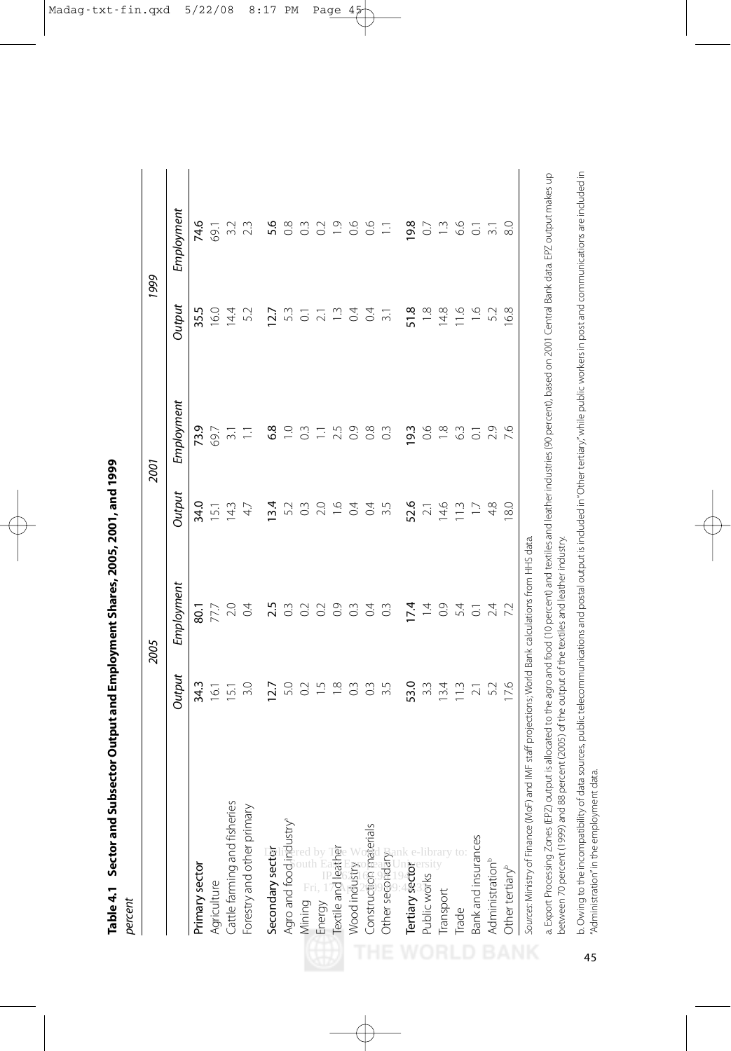**Table 4.1 Sector and Subsector Output and Employment Shares, 2005, 2001, and 1999**

*percent*

| | 2005 | | 2001 | | 1999 | |
|---|---|---|---|---|---|---|
| | *Output* | *Employment* | *Output* | *Employment* | *Output* | *Employment* |
| **Primary sector** | **34.3** | **80.1** | **34.0** | **73.9** | **35.5** | **74.6** |
| Agriculture | 16.1 | 77.7 | 15.1 | 69.7 | 16.0 | 69.1 |
| Cattle farming and fisheries | 15.1 | 2.0 | 14.3 | 3.1 | 14.4 | 3.2 |
| Forestry and other primary | 3.0 | 0.4 | 4.7 | 1.1 | 5.2 | 2.3 |
| **Secondary sector** | **12.7** | **2.5** | **13.4** | **6.8** | **12.7** | **5.6** |
| Agro and food industry[a] | 5.0 | 0.3 | 5.2 | 1.0 | 5.3 | 0.8 |
| Mining | 0.2 | 0.2 | 0.3 | 0.3 | 0.1 | 0.3 |
| Energy | 1.5 | 0.2 | 2.0 | 1.1 | 2.1 | 0.2 |
| Textile and leather | 1.8 | 0.9 | 1.6 | 2.5 | 1.3 | 1.9 |
| Wood industry | 0.3 | 0.3 | 0.4 | 0.9 | 0.4 | 0.6 |
| Construction materials | 0.3 | 0.4 | 0.4 | 0.8 | 0.4 | 0.6 |
| Other secondary | 3.5 | 0.3 | 3.5 | 0.3 | 3.1 | 1.1 |
| **Tertiary sector** | **53.0** | **17.4** | **52.6** | **19.3** | **51.8** | **19.8** |
| Public works | 3.3 | 1.4 | 2.1 | 0.6 | 1.8 | 0.7 |
| Transport | 13.4 | 0.9 | 14.6 | 1.8 | 14.8 | 1.3 |
| Trade | 11.3 | 5.4 | 11.3 | 6.3 | 11.6 | 6.6 |
| Bank and insurances | 2.1 | 0.1 | 1.7 | 0.1 | 1.6 | 0.1 |
| Administration[b] | 5.2 | 2.4 | 4.8 | 2.9 | 5.2 | 3.1 |
| Other tertiary[b] | 17.6 | 7.2 | 18.0 | 7.6 | 16.8 | 8.0 |

*Sources:* Ministry of Finance (MoF) and IMF staff projections; World Bank calculations from HHS data.

a. Export Processing Zones (EPZ) output is allocated to the agro and food (10 percent) and textiles and leather industries (90 percent), based on 2001 Central Bank data. EPZ output makes up between 70 percent (1999) and 88 percent (2005) of the output of the textiles and leather industry.

b. Owing to the incompatibility of data sources, public telecommunications and postal output is included in "Other tertiary," while public workers in post and communications are included in "Administration" in the employment data.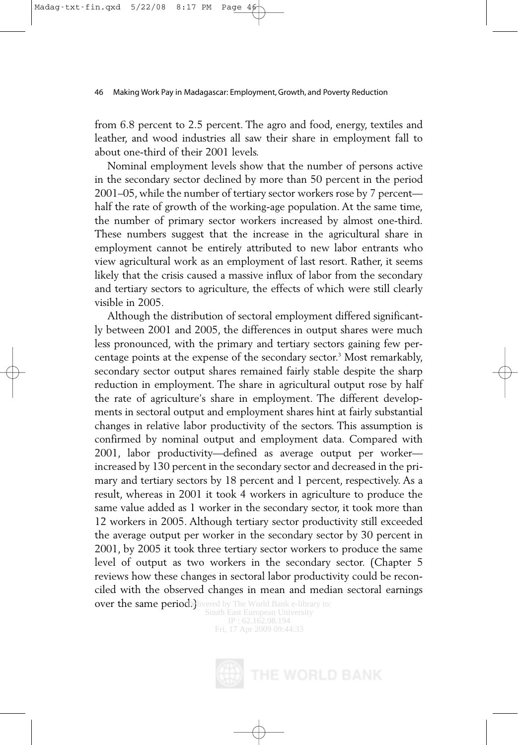from 6.8 percent to 2.5 percent. The agro and food, energy, textiles and leather, and wood industries all saw their share in employment fall to about one-third of their 2001 levels.

Nominal employment levels show that the number of persons active in the secondary sector declined by more than 50 percent in the period 2001–05, while the number of tertiary sector workers rose by 7 percent—half the rate of growth of the working-age population. At the same time, the number of primary sector workers increased by almost one-third. These numbers suggest that the increase in the agricultural share in employment cannot be entirely attributed to new labor entrants who view agricultural work as an employment of last resort. Rather, it seems likely that the crisis caused a massive influx of labor from the secondary and tertiary sectors to agriculture, the effects of which were still clearly visible in 2005.

Although the distribution of sectoral employment differed significantly between 2001 and 2005, the differences in output shares were much less pronounced, with the primary and tertiary sectors gaining few percentage points at the expense of the secondary sector.[3] Most remarkably, secondary sector output shares remained fairly stable despite the sharp reduction in employment. The share in agricultural output rose by half the rate of agriculture's share in employment. The different developments in sectoral output and employment shares hint at fairly substantial changes in relative labor productivity of the sectors. This assumption is confirmed by nominal output and employment data. Compared with 2001, labor productivity—defined as average output per worker—increased by 130 percent in the secondary sector and decreased in the primary and tertiary sectors by 18 percent and 1 percent, respectively. As a result, whereas in 2001 it took 4 workers in agriculture to produce the same value added as 1 worker in the secondary sector, it took more than 12 workers in 2005. Although tertiary sector productivity still exceeded the average output per worker in the secondary sector by 30 percent in 2001, by 2005 it took three tertiary sector workers to produce the same level of output as two workers in the secondary sector. (Chapter 5 reviews how these changes in sectoral labor productivity could be reconciled with the observed changes in mean and median sectoral earnings over the same period.)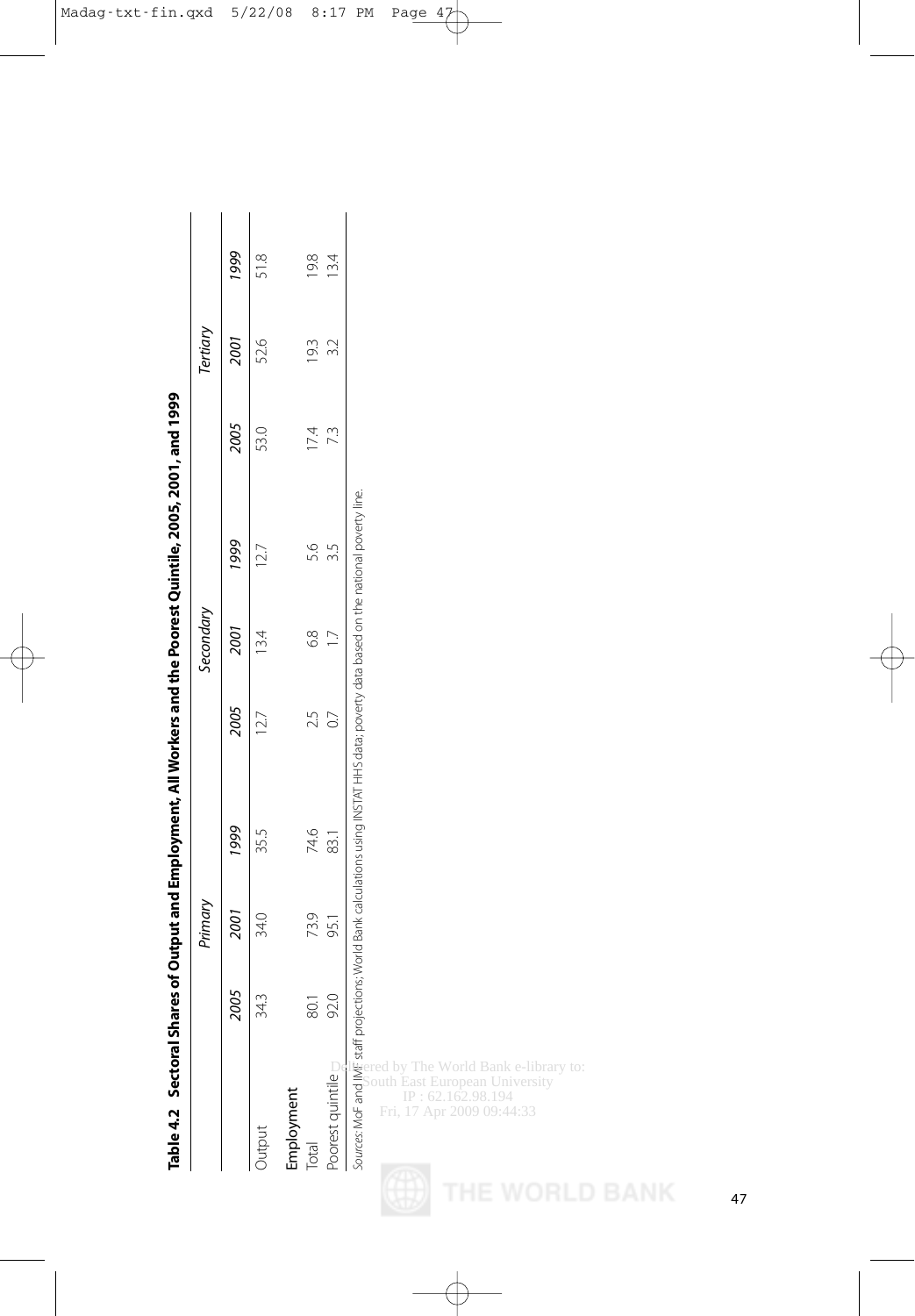**Table 4.2 Sectoral Shares of Output and Employment, All Workers and the Poorest Quintile, 2005, 2001, and 1999**

| | *Primary* | | | *Secondary* | | | *Tertiary* | | |
|---|---|---|---|---|---|---|---|---|---|
| | *2005* | *2001* | *1999* | *2005* | *2001* | *1999* | *2005* | *2001* | *1999* |
| Output | 34.3 | 34.0 | 35.5 | 12.7 | 13.4 | 12.7 | 53.0 | 52.6 | 51.8 |
| Employment | | | | | | | | | |
| Total | 80.1 | 73.9 | 74.6 | 2.5 | 6.8 | 5.6 | 17.4 | 19.3 | 19.8 |
| Poorest quintile | 92.0 | 95.1 | 83.1 | 0.7 | 1.7 | 3.5 | 7.3 | 3.2 | 13.4 |

*Sources:* MoF and IMF staff projections; World Bank calculations using INSTAT HHS data; poverty data based on the national poverty line.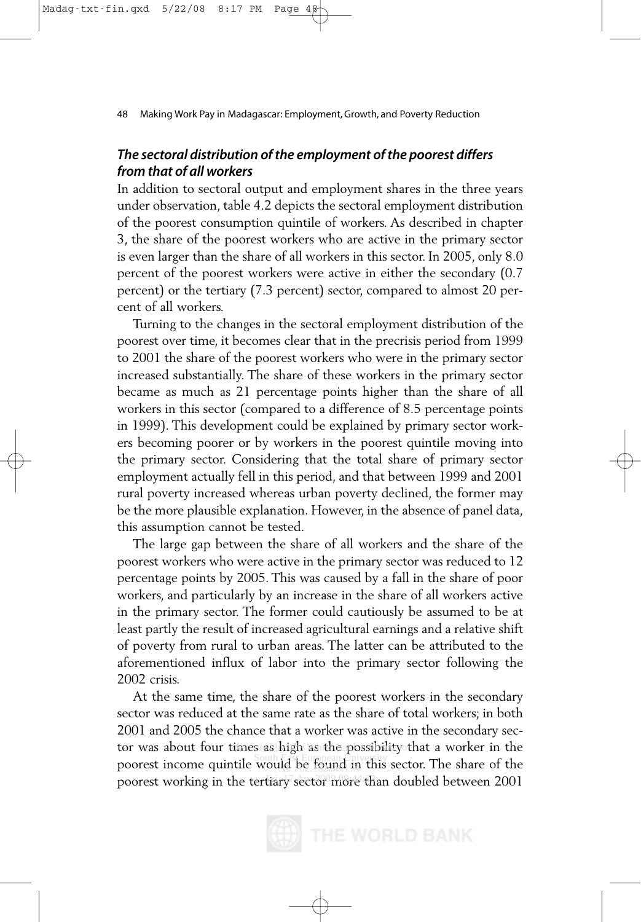### *The sectoral distribution of the employment of the poorest differs from that of all workers*

In addition to sectoral output and employment shares in the three years under observation, table 4.2 depicts the sectoral employment distribution of the poorest consumption quintile of workers. As described in chapter 3, the share of the poorest workers who are active in the primary sector is even larger than the share of all workers in this sector. In 2005, only 8.0 percent of the poorest workers were active in either the secondary (0.7 percent) or the tertiary (7.3 percent) sector, compared to almost 20 percent of all workers.

Turning to the changes in the sectoral employment distribution of the poorest over time, it becomes clear that in the precrisis period from 1999 to 2001 the share of the poorest workers who were in the primary sector increased substantially. The share of these workers in the primary sector became as much as 21 percentage points higher than the share of all workers in this sector (compared to a difference of 8.5 percentage points in 1999). This development could be explained by primary sector workers becoming poorer or by workers in the poorest quintile moving into the primary sector. Considering that the total share of primary sector employment actually fell in this period, and that between 1999 and 2001 rural poverty increased whereas urban poverty declined, the former may be the more plausible explanation. However, in the absence of panel data, this assumption cannot be tested.

The large gap between the share of all workers and the share of the poorest workers who were active in the primary sector was reduced to 12 percentage points by 2005. This was caused by a fall in the share of poor workers, and particularly by an increase in the share of all workers active in the primary sector. The former could cautiously be assumed to be at least partly the result of increased agricultural earnings and a relative shift of poverty from rural to urban areas. The latter can be attributed to the aforementioned influx of labor into the primary sector following the 2002 crisis.

At the same time, the share of the poorest workers in the secondary sector was reduced at the same rate as the share of total workers; in both 2001 and 2005 the chance that a worker was active in the secondary sector was about four times as high as the possibility that a worker in the poorest income quintile would be found in this sector. The share of the poorest working in the tertiary sector more than doubled between 2001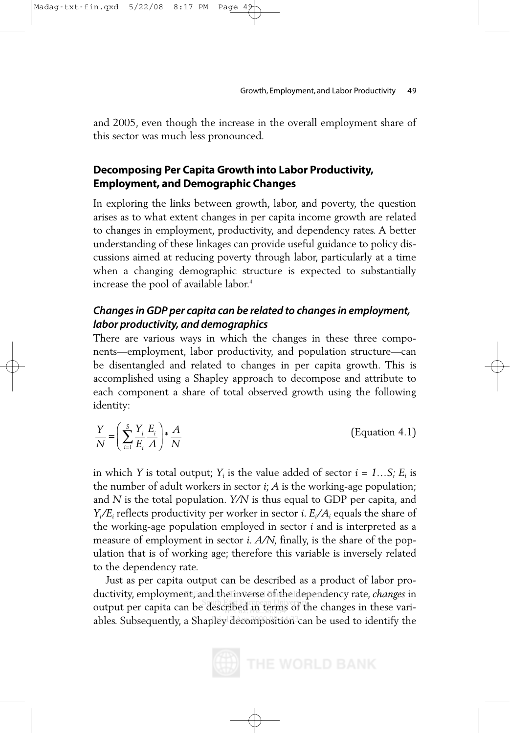and 2005, even though the increase in the overall employment share of this sector was much less pronounced.

## Decomposing Per Capita Growth into Labor Productivity, Employment, and Demographic Changes

In exploring the links between growth, labor, and poverty, the question arises as to what extent changes in per capita income growth are related to changes in employment, productivity, and dependency rates. A better understanding of these linkages can provide useful guidance to policy discussions aimed at reducing poverty through labor, particularly at a time when a changing demographic structure is expected to substantially increase the pool of available labor.[4]

### *Changes in GDP per capita can be related to changes in employment, labor productivity, and demographics*

There are various ways in which the changes in these three components—employment, labor productivity, and population structure—can be disentangled and related to changes in per capita growth. This is accomplished using a Shapley approach to decompose and attribute to each component a share of total observed growth using the following identity:

$$\frac{Y}{N} = \left( \sum_{i=1}^{S} \frac{Y_i}{E_i} \frac{E_i}{A} \right) * \frac{A}{N} \qquad \text{(Equation 4.1)}$$

in which $Y$ is total output; $Y_i$ is the value added of sector $i = 1 \ldots S$; $E_i$ is the number of adult workers in sector $i$; $A$ is the working-age population; and $N$ is the total population. $Y/N$ is thus equal to GDP per capita, and $Y_i/E_i$ reflects productivity per worker in sector $i$. $E_i/A_i$ equals the share of the working-age population employed in sector $i$ and is interpreted as a measure of employment in sector $i$. $A/N$, finally, is the share of the population that is of working age; therefore this variable is inversely related to the dependency rate.

Just as per capita output can be described as a product of labor productivity, employment, and the inverse of the dependency rate, *changes* in output per capita can be described in terms of the changes in these variables. Subsequently, a Shapley decomposition can be used to identify the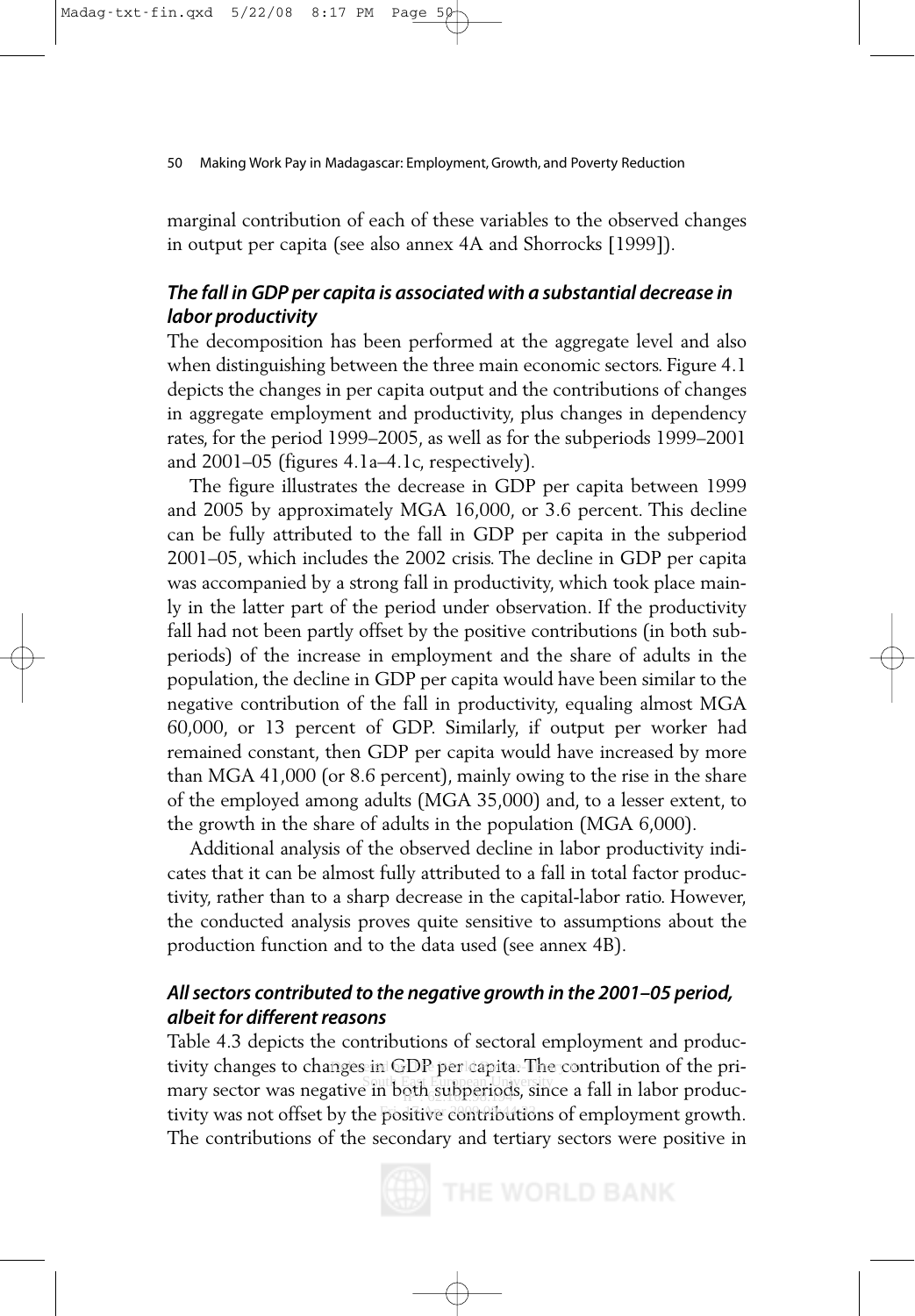marginal contribution of each of these variables to the observed changes in output per capita (see also annex 4A and Shorrocks [1999]).

### *The fall in GDP per capita is associated with a substantial decrease in labor productivity*

The decomposition has been performed at the aggregate level and also when distinguishing between the three main economic sectors. Figure 4.1 depicts the changes in per capita output and the contributions of changes in aggregate employment and productivity, plus changes in dependency rates, for the period 1999–2005, as well as for the subperiods 1999–2001 and 2001–05 (figures 4.1a–4.1c, respectively).

The figure illustrates the decrease in GDP per capita between 1999 and 2005 by approximately MGA 16,000, or 3.6 percent. This decline can be fully attributed to the fall in GDP per capita in the subperiod 2001–05, which includes the 2002 crisis. The decline in GDP per capita was accompanied by a strong fall in productivity, which took place mainly in the latter part of the period under observation. If the productivity fall had not been partly offset by the positive contributions (in both subperiods) of the increase in employment and the share of adults in the population, the decline in GDP per capita would have been similar to the negative contribution of the fall in productivity, equaling almost MGA 60,000, or 13 percent of GDP. Similarly, if output per worker had remained constant, then GDP per capita would have increased by more than MGA 41,000 (or 8.6 percent), mainly owing to the rise in the share of the employed among adults (MGA 35,000) and, to a lesser extent, to the growth in the share of adults in the population (MGA 6,000).

Additional analysis of the observed decline in labor productivity indicates that it can be almost fully attributed to a fall in total factor productivity, rather than to a sharp decrease in the capital-labor ratio. However, the conducted analysis proves quite sensitive to assumptions about the production function and to the data used (see annex 4B).

### *All sectors contributed to the negative growth in the 2001–05 period, albeit for different reasons*

Table 4.3 depicts the contributions of sectoral employment and productivity changes to changes in GDP per capita. The contribution of the primary sector was negative in both subperiods, since a fall in labor productivity was not offset by the positive contributions of employment growth. The contributions of the secondary and tertiary sectors were positive in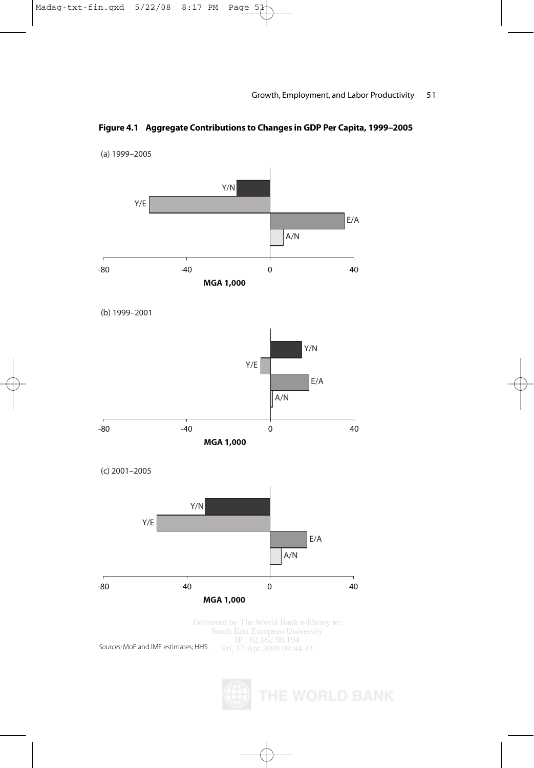**Figure 4.1 Aggregate Contributions to Changes in GDP Per Capita, 1999–2005**

(a) 1999–2005

Y/N

Y/E

E/A

A/N

-80 -40 0 40

**MGA 1,000**

(b) 1999–2001

Y/N

Y/E

E/A

A/N

-80 -40 0 40

**MGA 1,000**

(c) 2001–2005

Y/N

Y/E

E/A

A/N

-80 -40 0 40

**MGA 1,000**

*Sources:* MoF and IMF estimates; HHS.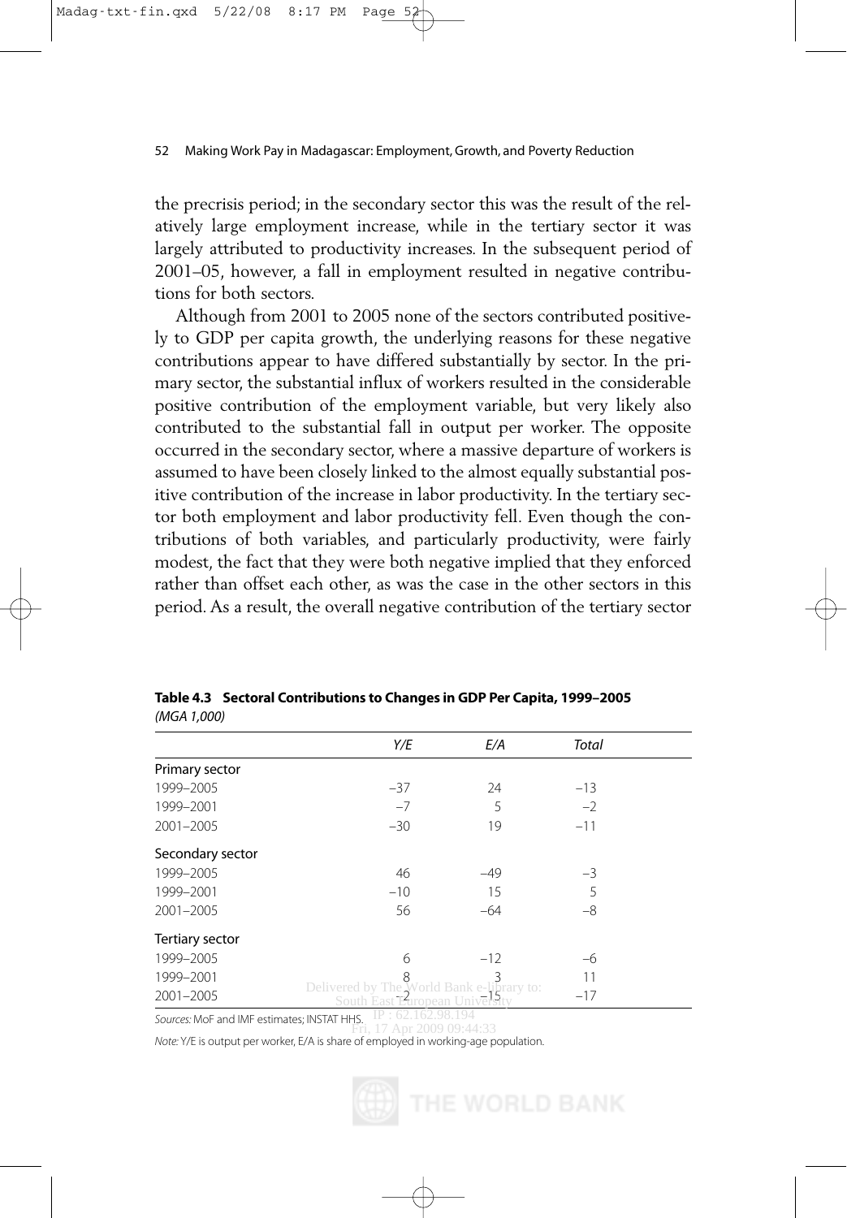the precrisis period; in the secondary sector this was the result of the relatively large employment increase, while in the tertiary sector it was largely attributed to productivity increases. In the subsequent period of 2001–05, however, a fall in employment resulted in negative contributions for both sectors.

Although from 2001 to 2005 none of the sectors contributed positively to GDP per capita growth, the underlying reasons for these negative contributions appear to have differed substantially by sector. In the primary sector, the substantial influx of workers resulted in the considerable positive contribution of the employment variable, but very likely also contributed to the substantial fall in output per worker. The opposite occurred in the secondary sector, where a massive departure of workers is assumed to have been closely linked to the almost equally substantial positive contribution of the increase in labor productivity. In the tertiary sector both employment and labor productivity fell. Even though the contributions of both variables, and particularly productivity, were fairly modest, the fact that they were both negative implied that they enforced rather than offset each other, as was the case in the other sectors in this period. As a result, the overall negative contribution of the tertiary sector

**Table 4.3 Sectoral Contributions to Changes in GDP Per Capita, 1999–2005**
*(MGA 1,000)*

| | *Y/E* | *E/A* | *Total* |
|---|---|---|---|
| Primary sector | | | |
| 1999–2005 | –37 | 24 | –13 |
| 1999–2001 | –7 | 5 | –2 |
| 2001–2005 | –30 | 19 | –11 |
| Secondary sector | | | |
| 1999–2005 | 46 | –49 | –3 |
| 1999–2001 | –10 | 15 | 5 |
| 2001–2005 | 56 | –64 | –8 |
| Tertiary sector | | | |
| 1999–2005 | 6 | –12 | –6 |
| 1999–2001 | 8 | 3 | 11 |
| 2001–2005 | –2 | –15 | –17 |

*Sources:* MoF and IMF estimates; INSTAT HHS.

*Note:* Y/E is output per worker, E/A is share of employed in working-age population.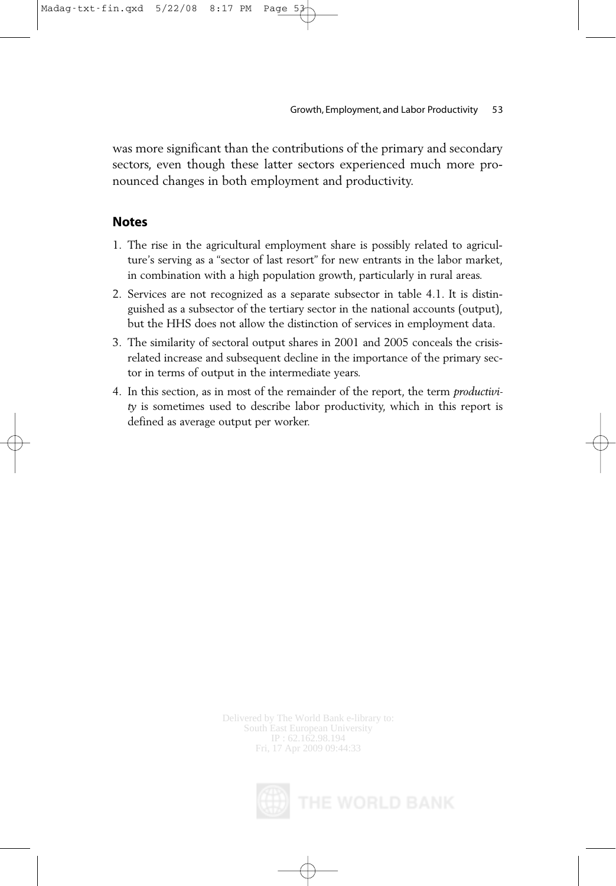was more significant than the contributions of the primary and secondary sectors, even though these latter sectors experienced much more pronounced changes in both employment and productivity.

## Notes

1. The rise in the agricultural employment share is possibly related to agriculture's serving as a "sector of last resort" for new entrants in the labor market, in combination with a high population growth, particularly in rural areas.
2. Services are not recognized as a separate subsector in table 4.1. It is distinguished as a subsector of the tertiary sector in the national accounts (output), but the HHS does not allow the distinction of services in employment data.
3. The similarity of sectoral output shares in 2001 and 2005 conceals the crisis-related increase and subsequent decline in the importance of the primary sector in terms of output in the intermediate years.
4. In this section, as in most of the remainder of the report, the term *productivity* is sometimes used to describe labor productivity, which in this report is defined as average output per worker.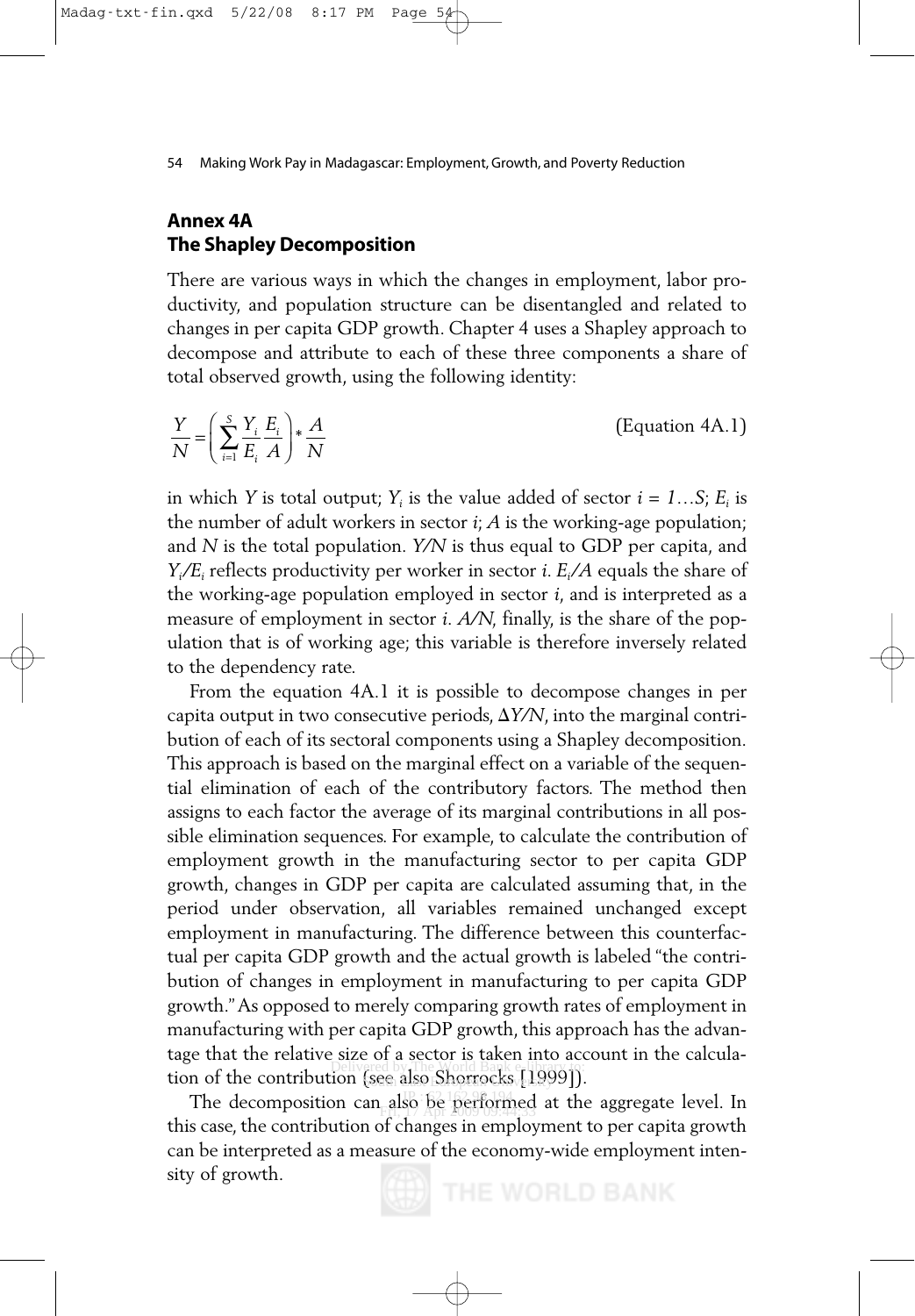## Annex 4A
## The Shapley Decomposition

There are various ways in which the changes in employment, labor productivity, and population structure can be disentangled and related to changes in per capita GDP growth. Chapter 4 uses a Shapley approach to decompose and attribute to each of these three components a share of total observed growth, using the following identity:

$$\frac{Y}{N} = \left( \sum_{i=1}^{S} \frac{Y_i}{E_i} \frac{E_i}{A} \right) * \frac{A}{N} \qquad \text{(Equation 4A.1)}$$

in which $Y$ is total output; $Y_i$ is the value added of sector $i = 1 \ldots S$; $E_i$ is the number of adult workers in sector $i$; $A$ is the working-age population; and $N$ is the total population. $Y/N$ is thus equal to GDP per capita, and $Y_i/E_i$ reflects productivity per worker in sector $i$. $E_i/A$ equals the share of the working-age population employed in sector $i$, and is interpreted as a measure of employment in sector $i$. $A/N$, finally, is the share of the population that is of working age; this variable is therefore inversely related to the dependency rate.

From the equation 4A.1 it is possible to decompose changes in per capita output in two consecutive periods, $\Delta Y/N$, into the marginal contribution of each of its sectoral components using a Shapley decomposition. This approach is based on the marginal effect on a variable of the sequential elimination of each of the contributory factors. The method then assigns to each factor the average of its marginal contributions in all possible elimination sequences. For example, to calculate the contribution of employment growth in the manufacturing sector to per capita GDP growth, changes in GDP per capita are calculated assuming that, in the period under observation, all variables remained unchanged except employment in manufacturing. The difference between this counterfactual per capita GDP growth and the actual growth is labeled "the contribution of changes in employment in manufacturing to per capita GDP growth." As opposed to merely comparing growth rates of employment in manufacturing with per capita GDP growth, this approach has the advantage that the relative size of a sector is taken into account in the calculation of the contribution (see also Shorrocks [1999]).

The decomposition can also be performed at the aggregate level. In this case, the contribution of changes in employment to per capita growth can be interpreted as a measure of the economy-wide employment intensity of growth.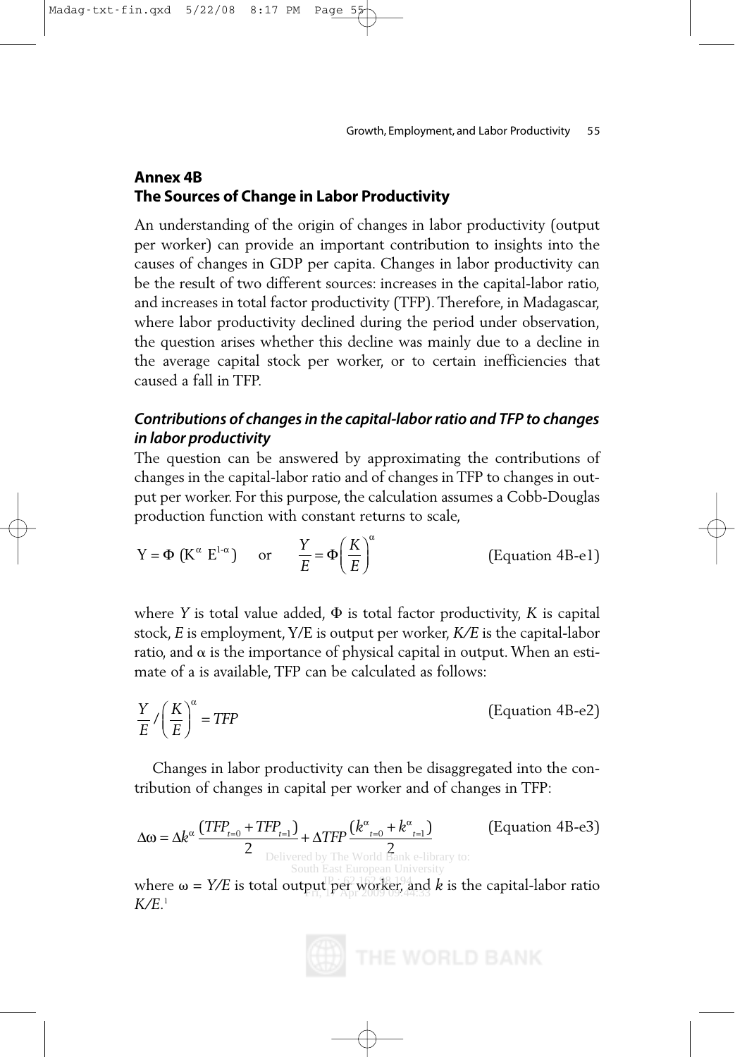## Annex 4B
## The Sources of Change in Labor Productivity

An understanding of the origin of changes in labor productivity (output per worker) can provide an important contribution to insights into the causes of changes in GDP per capita. Changes in labor productivity can be the result of two different sources: increases in the capital-labor ratio, and increases in total factor productivity (TFP). Therefore, in Madagascar, where labor productivity declined during the period under observation, the question arises whether this decline was mainly due to a decline in the average capital stock per worker, or to certain inefficiencies that caused a fall in TFP.

### *Contributions of changes in the capital-labor ratio and TFP to changes in labor productivity*

The question can be answered by approximating the contributions of changes in the capital-labor ratio and of changes in TFP to changes in output per worker. For this purpose, the calculation assumes a Cobb-Douglas production function with constant returns to scale,

$$Y = \Phi\,(K^{\alpha}\ E^{1-\alpha}) \quad \text{or} \quad \frac{Y}{E} = \Phi\left(\frac{K}{E}\right)^{\alpha} \qquad \text{(Equation 4B-e1)}$$

where $Y$ is total value added, $\Phi$ is total factor productivity, $K$ is capital stock, $E$ is employment, Y/E is output per worker, $K/E$ is the capital-labor ratio, and $\alpha$ is the importance of physical capital in output. When an estimate of a is available, TFP can be calculated as follows:

$$\frac{Y}{E} / \left(\frac{K}{E}\right)^{\alpha} = TFP \qquad \text{(Equation 4B-e2)}$$

Changes in labor productivity can then be disaggregated into the contribution of changes in capital per worker and of changes in TFP:

$$\Delta\omega = \Delta k^{\alpha}\,\frac{(TFP_{t=0} + TFP_{t=1})}{2} + \Delta TFP\,\frac{(k^{\alpha}{}_{t=0} + k^{\alpha}{}_{t=1})}{2} \qquad \text{(Equation 4B-e3)}$$

where $\omega = Y/E$ is total output per worker, and $k$ is the capital-labor ratio $K/E$.[1]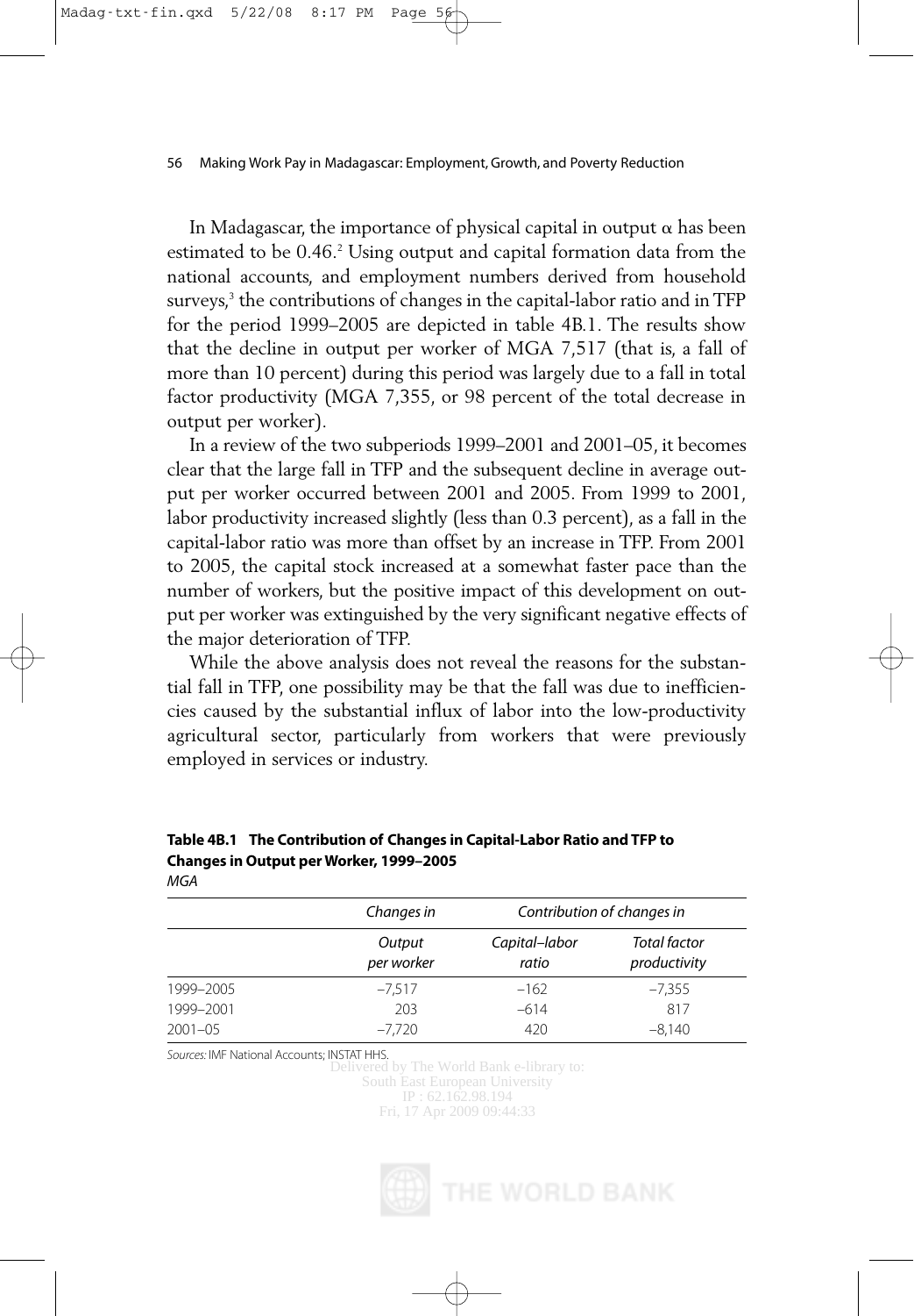In Madagascar, the importance of physical capital in output $\alpha$ has been estimated to be 0.46.[2] Using output and capital formation data from the national accounts, and employment numbers derived from household surveys,[3] the contributions of changes in the capital-labor ratio and in TFP for the period 1999–2005 are depicted in table 4B.1. The results show that the decline in output per worker of MGA 7,517 (that is, a fall of more than 10 percent) during this period was largely due to a fall in total factor productivity (MGA 7,355, or 98 percent of the total decrease in output per worker).

In a review of the two subperiods 1999–2001 and 2001–05, it becomes clear that the large fall in TFP and the subsequent decline in average output per worker occurred between 2001 and 2005. From 1999 to 2001, labor productivity increased slightly (less than 0.3 percent), as a fall in the capital-labor ratio was more than offset by an increase in TFP. From 2001 to 2005, the capital stock increased at a somewhat faster pace than the number of workers, but the positive impact of this development on output per worker was extinguished by the very significant negative effects of the major deterioration of TFP.

While the above analysis does not reveal the reasons for the substantial fall in TFP, one possibility may be that the fall was due to inefficiencies caused by the substantial influx of labor into the low-productivity agricultural sector, particularly from workers that were previously employed in services or industry.

**Table 4B.1 The Contribution of Changes in Capital-Labor Ratio and TFP to Changes in Output per Worker, 1999–2005**
*MGA*

| | *Changes in* | *Contribution of changes in* | |
|---|---|---|---|
| | *Output per worker* | *Capital–labor ratio* | *Total factor productivity* |
| 1999–2005 | –7,517 | –162 | –7,355 |
| 1999–2001 | 203 | –614 | 817 |
| 2001–05 | –7,720 | 420 | –8,140 |

*Sources:* IMF National Accounts; INSTAT HHS.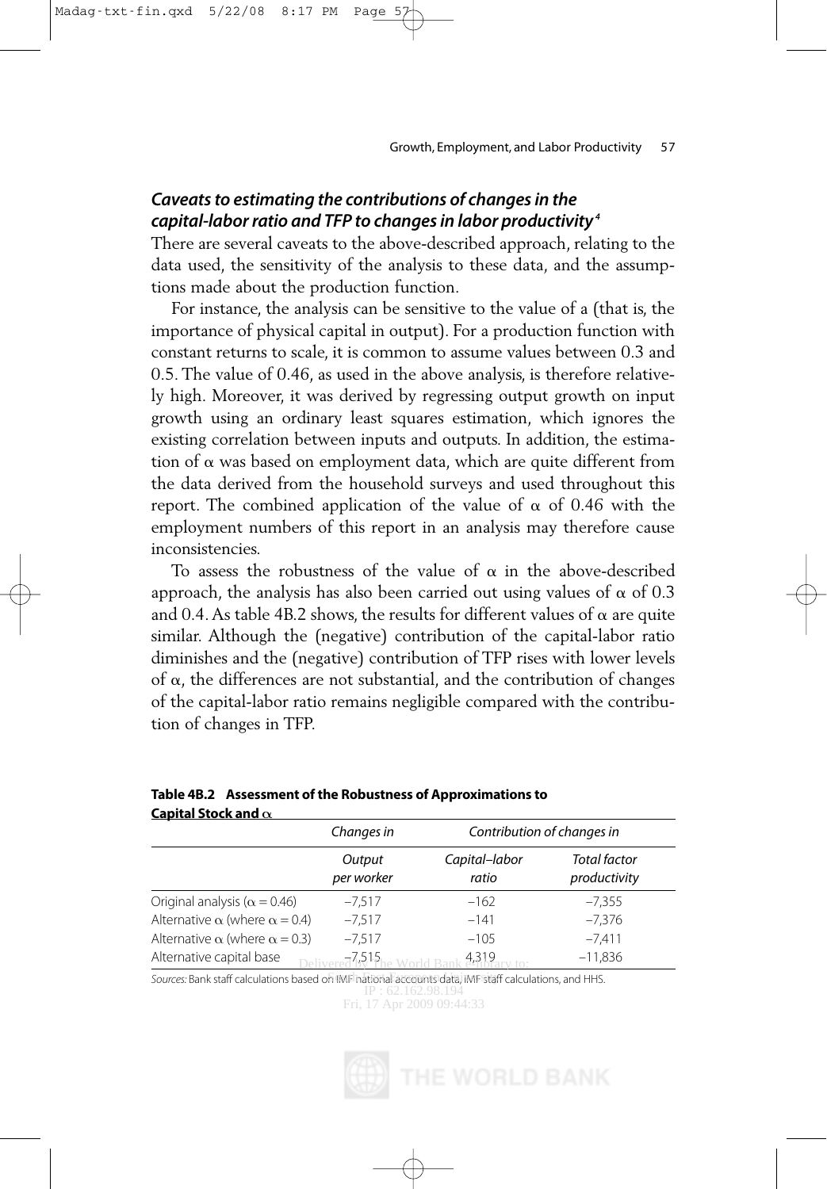### *Caveats to estimating the contributions of changes in the capital-labor ratio and TFP to changes in labor productivity*[4]

There are several caveats to the above-described approach, relating to the data used, the sensitivity of the analysis to these data, and the assumptions made about the production function.

For instance, the analysis can be sensitive to the value of a (that is, the importance of physical capital in output). For a production function with constant returns to scale, it is common to assume values between 0.3 and 0.5. The value of 0.46, as used in the above analysis, is therefore relatively high. Moreover, it was derived by regressing output growth on input growth using an ordinary least squares estimation, which ignores the existing correlation between inputs and outputs. In addition, the estimation of $\alpha$ was based on employment data, which are quite different from the data derived from the household surveys and used throughout this report. The combined application of the value of $\alpha$ of 0.46 with the employment numbers of this report in an analysis may therefore cause inconsistencies.

To assess the robustness of the value of $\alpha$ in the above-described approach, the analysis has also been carried out using values of $\alpha$ of 0.3 and 0.4. As table 4B.2 shows, the results for different values of $\alpha$ are quite similar. Although the (negative) contribution of the capital-labor ratio diminishes and the (negative) contribution of TFP rises with lower levels of $\alpha$, the differences are not substantial, and the contribution of changes of the capital-labor ratio remains negligible compared with the contribution of changes in TFP.

**Table 4B.2 Assessment of the Robustness of Approximations to Capital Stock and $\alpha$**

| | *Changes in* | *Contribution of changes in* | |
|---|---|---|---|
| | *Output per worker* | *Capital–labor ratio* | *Total factor productivity* |
| Original analysis ($\alpha = 0.46$) | –7,517 | –162 | –7,355 |
| Alternative $\alpha$ (where $\alpha = 0.4$) | –7,517 | –141 | –7,376 |
| Alternative $\alpha$ (where $\alpha = 0.3$) | –7,517 | –105 | –7,411 |
| Alternative capital base | –7,515 | 4,319 | –11,836 |

*Sources:* Bank staff calculations based on IMF national accounts data, IMF staff calculations, and HHS.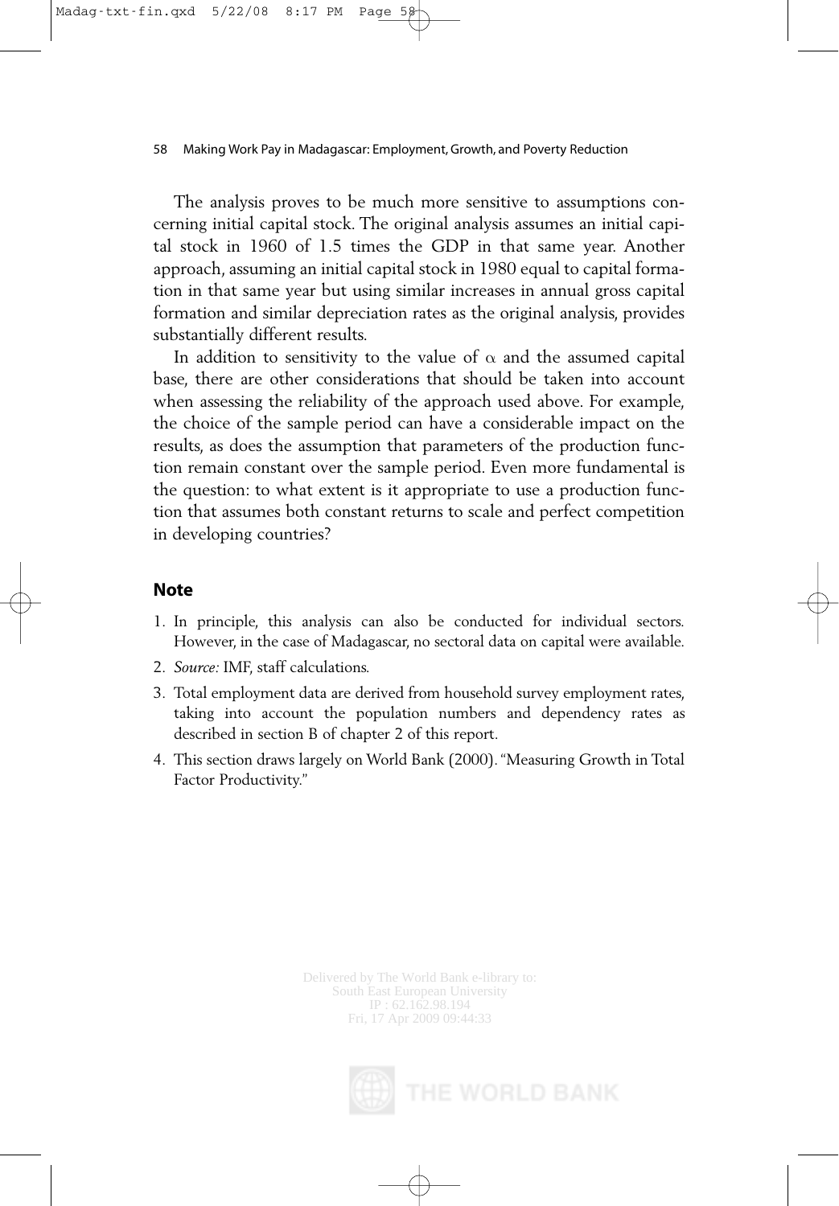The analysis proves to be much more sensitive to assumptions concerning initial capital stock. The original analysis assumes an initial capital stock in 1960 of 1.5 times the GDP in that same year. Another approach, assuming an initial capital stock in 1980 equal to capital formation in that same year but using similar increases in annual gross capital formation and similar depreciation rates as the original analysis, provides substantially different results.

In addition to sensitivity to the value of $\alpha$ and the assumed capital base, there are other considerations that should be taken into account when assessing the reliability of the approach used above. For example, the choice of the sample period can have a considerable impact on the results, as does the assumption that parameters of the production function remain constant over the sample period. Even more fundamental is the question: to what extent is it appropriate to use a production function that assumes both constant returns to scale and perfect competition in developing countries?

## Note

1. In principle, this analysis can also be conducted for individual sectors. However, in the case of Madagascar, no sectoral data on capital were available.
2. *Source:* IMF, staff calculations.
3. Total employment data are derived from household survey employment rates, taking into account the population numbers and dependency rates as described in section B of chapter 2 of this report.
4. This section draws largely on World Bank (2000). "Measuring Growth in Total Factor Productivity."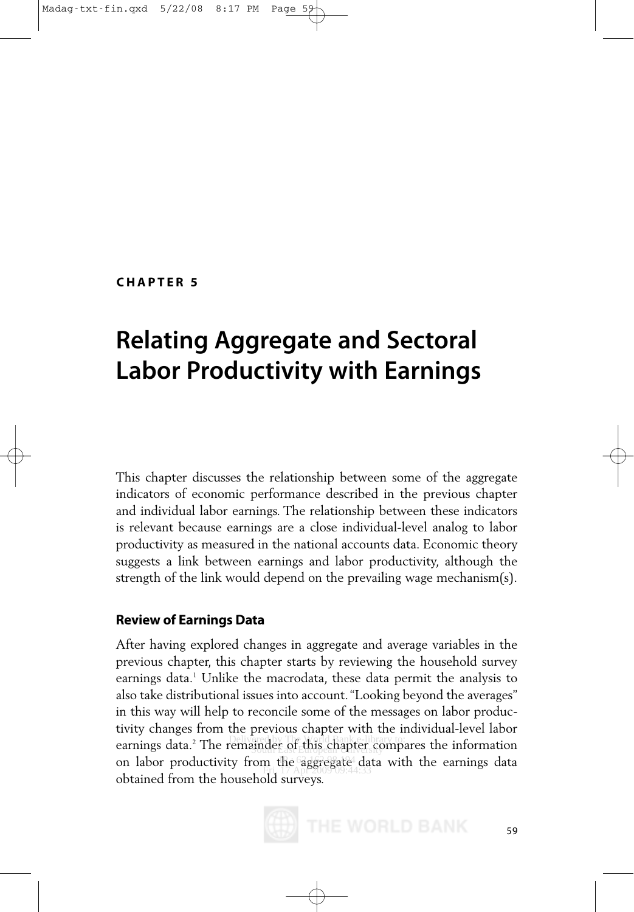**CHAPTER 5**

# Relating Aggregate and Sectoral Labor Productivity with Earnings

This chapter discusses the relationship between some of the aggregate indicators of economic performance described in the previous chapter and individual labor earnings. The relationship between these indicators is relevant because earnings are a close individual-level analog to labor productivity as measured in the national accounts data. Economic theory suggests a link between earnings and labor productivity, although the strength of the link would depend on the prevailing wage mechanism(s).

## Review of Earnings Data

After having explored changes in aggregate and average variables in the previous chapter, this chapter starts by reviewing the household survey earnings data.[1] Unlike the macrodata, these data permit the analysis to also take distributional issues into account. "Looking beyond the averages" in this way will help to reconcile some of the messages on labor productivity changes from the previous chapter with the individual-level labor earnings data.[2] The remainder of this chapter compares the information on labor productivity from the aggregate data with the earnings data obtained from the household surveys.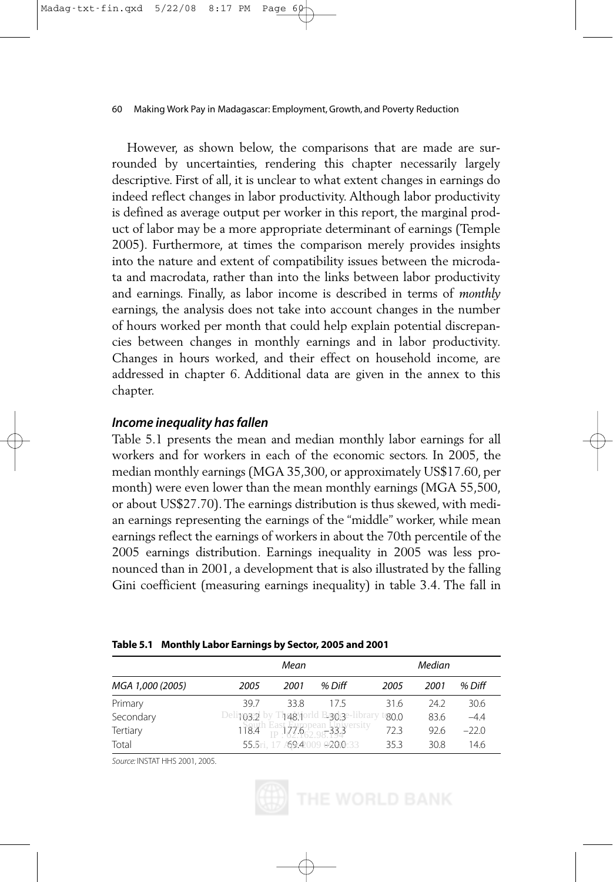However, as shown below, the comparisons that are made are surrounded by uncertainties, rendering this chapter necessarily largely descriptive. First of all, it is unclear to what extent changes in earnings do indeed reflect changes in labor productivity. Although labor productivity is defined as average output per worker in this report, the marginal product of labor may be a more appropriate determinant of earnings (Temple 2005). Furthermore, at times the comparison merely provides insights into the nature and extent of compatibility issues between the microdata and macrodata, rather than into the links between labor productivity and earnings. Finally, as labor income is described in terms of *monthly* earnings, the analysis does not take into account changes in the number of hours worked per month that could help explain potential discrepancies between changes in monthly earnings and in labor productivity. Changes in hours worked, and their effect on household income, are addressed in chapter 6. Additional data are given in the annex to this chapter.

### *Income inequality has fallen*

Table 5.1 presents the mean and median monthly labor earnings for all workers and for workers in each of the economic sectors. In 2005, the median monthly earnings (MGA 35,300, or approximately US$17.60, per month) were even lower than the mean monthly earnings (MGA 55,500, or about US$27.70). The earnings distribution is thus skewed, with median earnings representing the earnings of the "middle" worker, while mean earnings reflect the earnings of workers in about the 70th percentile of the 2005 earnings distribution. Earnings inequality in 2005 was less pronounced than in 2001, a development that is also illustrated by the falling Gini coefficient (measuring earnings inequality) in table 3.4. The fall in

**Table 5.1 Monthly Labor Earnings by Sector, 2005 and 2001**

| | *Mean* | | | *Median* | | |
|---|---|---|---|---|---|---|
| *MGA 1,000 (2005)* | *2005* | *2001* | *% Diff* | *2005* | *2001* | *% Diff* |
| Primary | 39.7 | 33.8 | 17.5 | 31.6 | 24.2 | 30.6 |
| Secondary | 103.2 | 148.1 | –30.3 | 80.0 | 83.6 | –4.4 |
| Tertiary | 118.4 | 177.6 | –33.3 | 72.3 | 92.6 | –22.0 |
| Total | 55.5 | 69.4 | –20.0 | 35.3 | 30.8 | 14.6 |

*Source:* INSTAT HHS 2001, 2005.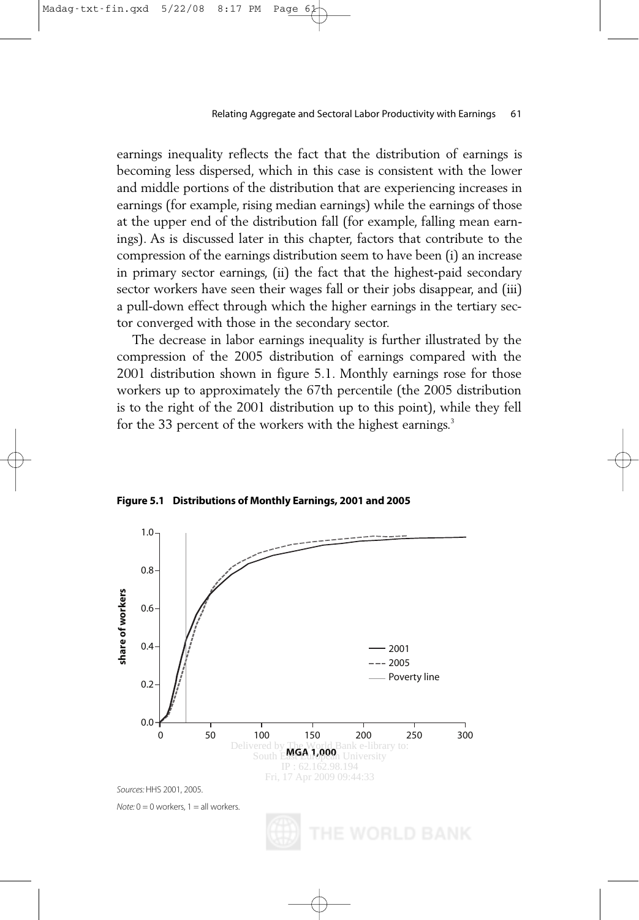earnings inequality reflects the fact that the distribution of earnings is becoming less dispersed, which in this case is consistent with the lower and middle portions of the distribution that are experiencing increases in earnings (for example, rising median earnings) while the earnings of those at the upper end of the distribution fall (for example, falling mean earnings). As is discussed later in this chapter, factors that contribute to the compression of the earnings distribution seem to have been (i) an increase in primary sector earnings, (ii) the fact that the highest-paid secondary sector workers have seen their wages fall or their jobs disappear, and (iii) a pull-down effect through which the higher earnings in the tertiary sector converged with those in the secondary sector.

The decrease in labor earnings inequality is further illustrated by the compression of the 2005 distribution of earnings compared with the 2001 distribution shown in figure 5.1. Monthly earnings rose for those workers up to approximately the 67th percentile (the 2005 distribution is to the right of the 2001 distribution up to this point), while they fell for the 33 percent of the workers with the highest earnings.[3]

**Figure 5.1 Distributions of Monthly Earnings, 2001 and 2005**

*Sources:* HHS 2001, 2005.

*Note:* 0 = 0 workers, 1 = all workers.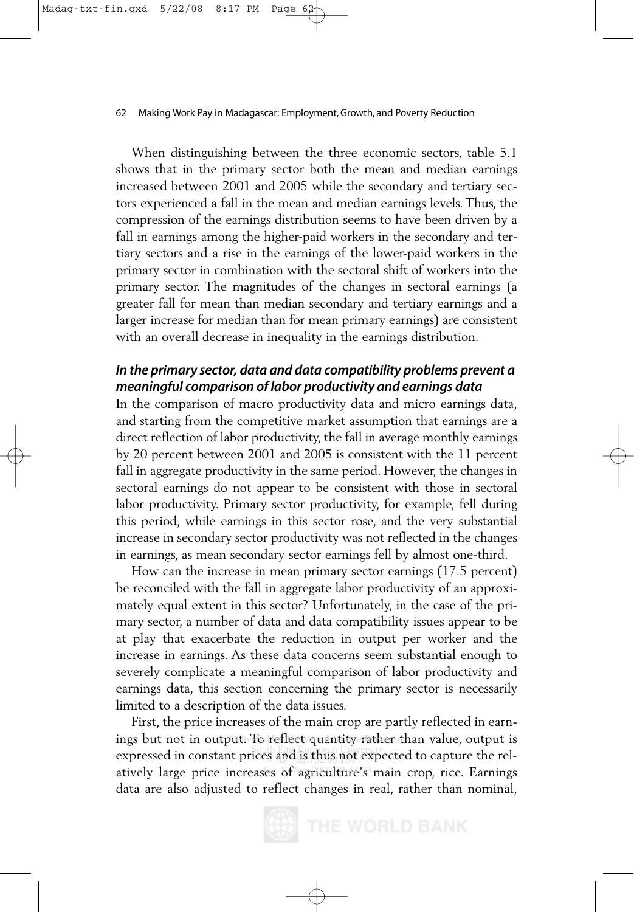When distinguishing between the three economic sectors, table 5.1 shows that in the primary sector both the mean and median earnings increased between 2001 and 2005 while the secondary and tertiary sectors experienced a fall in the mean and median earnings levels. Thus, the compression of the earnings distribution seems to have been driven by a fall in earnings among the higher-paid workers in the secondary and tertiary sectors and a rise in the earnings of the lower-paid workers in the primary sector in combination with the sectoral shift of workers into the primary sector. The magnitudes of the changes in sectoral earnings (a greater fall for mean than median secondary and tertiary earnings and a larger increase for median than for mean primary earnings) are consistent with an overall decrease in inequality in the earnings distribution.

### *In the primary sector, data and data compatibility problems prevent a meaningful comparison of labor productivity and earnings data*

In the comparison of macro productivity data and micro earnings data, and starting from the competitive market assumption that earnings are a direct reflection of labor productivity, the fall in average monthly earnings by 20 percent between 2001 and 2005 is consistent with the 11 percent fall in aggregate productivity in the same period. However, the changes in sectoral earnings do not appear to be consistent with those in sectoral labor productivity. Primary sector productivity, for example, fell during this period, while earnings in this sector rose, and the very substantial increase in secondary sector productivity was not reflected in the changes in earnings, as mean secondary sector earnings fell by almost one-third.

How can the increase in mean primary sector earnings (17.5 percent) be reconciled with the fall in aggregate labor productivity of an approximately equal extent in this sector? Unfortunately, in the case of the primary sector, a number of data and data compatibility issues appear to be at play that exacerbate the reduction in output per worker and the increase in earnings. As these data concerns seem substantial enough to severely complicate a meaningful comparison of labor productivity and earnings data, this section concerning the primary sector is necessarily limited to a description of the data issues.

First, the price increases of the main crop are partly reflected in earnings but not in output. To reflect quantity rather than value, output is expressed in constant prices and is thus not expected to capture the relatively large price increases of agriculture's main crop, rice. Earnings data are also adjusted to reflect changes in real, rather than nominal,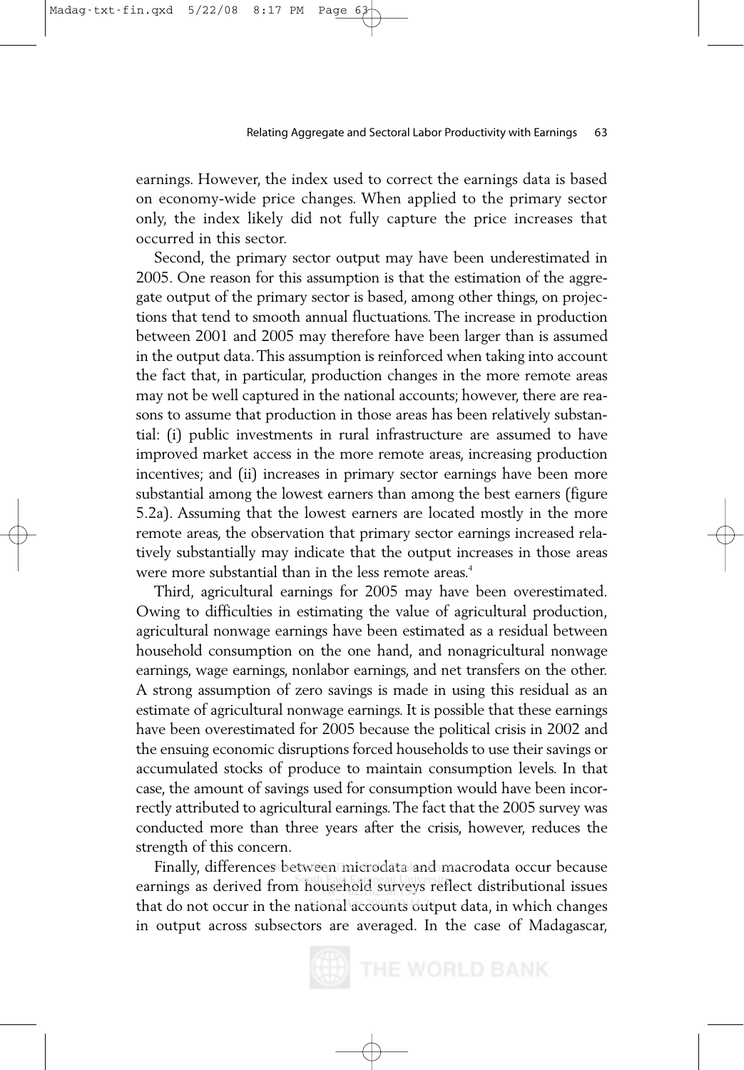earnings. However, the index used to correct the earnings data is based on economy-wide price changes. When applied to the primary sector only, the index likely did not fully capture the price increases that occurred in this sector.

Second, the primary sector output may have been underestimated in 2005. One reason for this assumption is that the estimation of the aggregate output of the primary sector is based, among other things, on projections that tend to smooth annual fluctuations. The increase in production between 2001 and 2005 may therefore have been larger than is assumed in the output data. This assumption is reinforced when taking into account the fact that, in particular, production changes in the more remote areas may not be well captured in the national accounts; however, there are reasons to assume that production in those areas has been relatively substantial: (i) public investments in rural infrastructure are assumed to have improved market access in the more remote areas, increasing production incentives; and (ii) increases in primary sector earnings have been more substantial among the lowest earners than among the best earners (figure 5.2a). Assuming that the lowest earners are located mostly in the more remote areas, the observation that primary sector earnings increased relatively substantially may indicate that the output increases in those areas were more substantial than in the less remote areas.[4]

Third, agricultural earnings for 2005 may have been overestimated. Owing to difficulties in estimating the value of agricultural production, agricultural nonwage earnings have been estimated as a residual between household consumption on the one hand, and nonagricultural nonwage earnings, wage earnings, nonlabor earnings, and net transfers on the other. A strong assumption of zero savings is made in using this residual as an estimate of agricultural nonwage earnings. It is possible that these earnings have been overestimated for 2005 because the political crisis in 2002 and the ensuing economic disruptions forced households to use their savings or accumulated stocks of produce to maintain consumption levels. In that case, the amount of savings used for consumption would have been incorrectly attributed to agricultural earnings. The fact that the 2005 survey was conducted more than three years after the crisis, however, reduces the strength of this concern.

Finally, differences between microdata and macrodata occur because earnings as derived from household surveys reflect distributional issues that do not occur in the national accounts output data, in which changes in output across subsectors are averaged. In the case of Madagascar,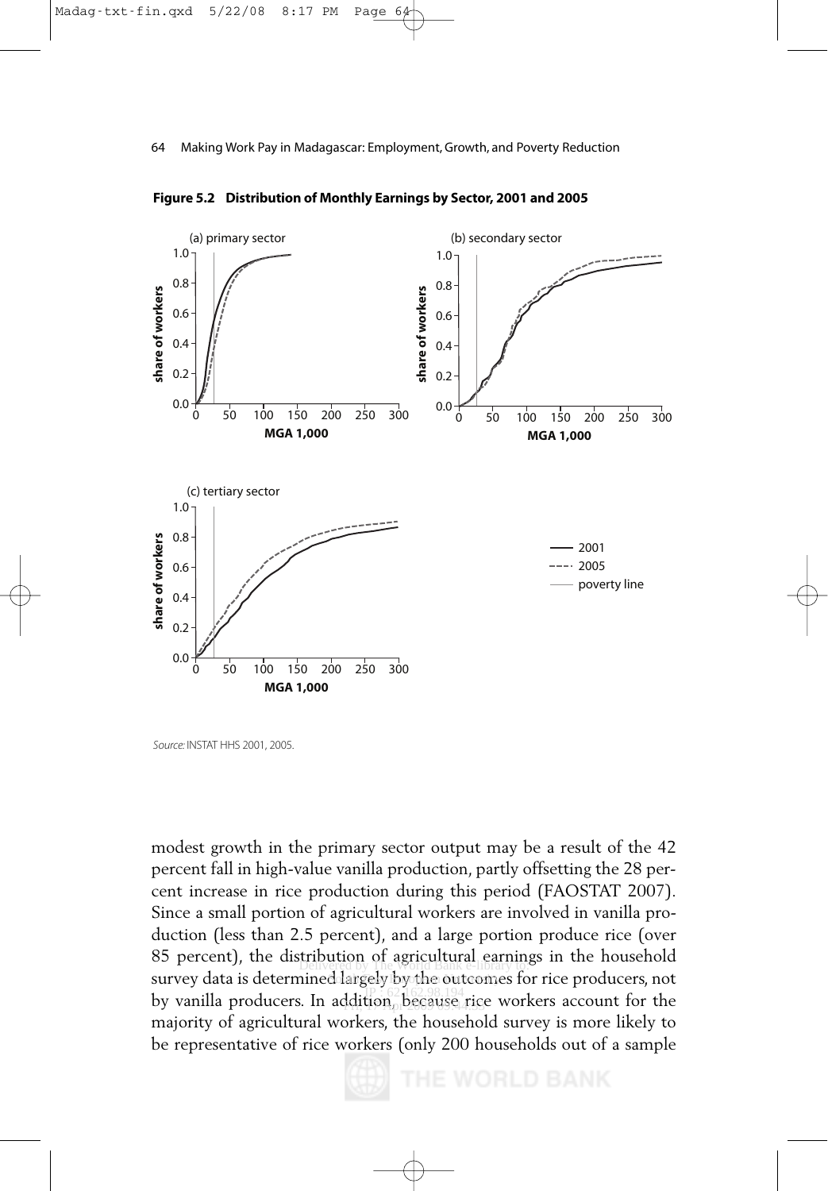**Figure 5.2 Distribution of Monthly Earnings by Sector, 2001 and 2005**

*Source:* INSTAT HHS 2001, 2005.

modest growth in the primary sector output may be a result of the 42 percent fall in high-value vanilla production, partly offsetting the 28 percent increase in rice production during this period (FAOSTAT 2007). Since a small portion of agricultural workers are involved in vanilla production (less than 2.5 percent), and a large portion produce rice (over 85 percent), the distribution of agricultural earnings in the household survey data is determined largely by the outcomes for rice producers, not by vanilla producers. In addition, because rice workers account for the majority of agricultural workers, the household survey is more likely to be representative of rice workers (only 200 households out of a sample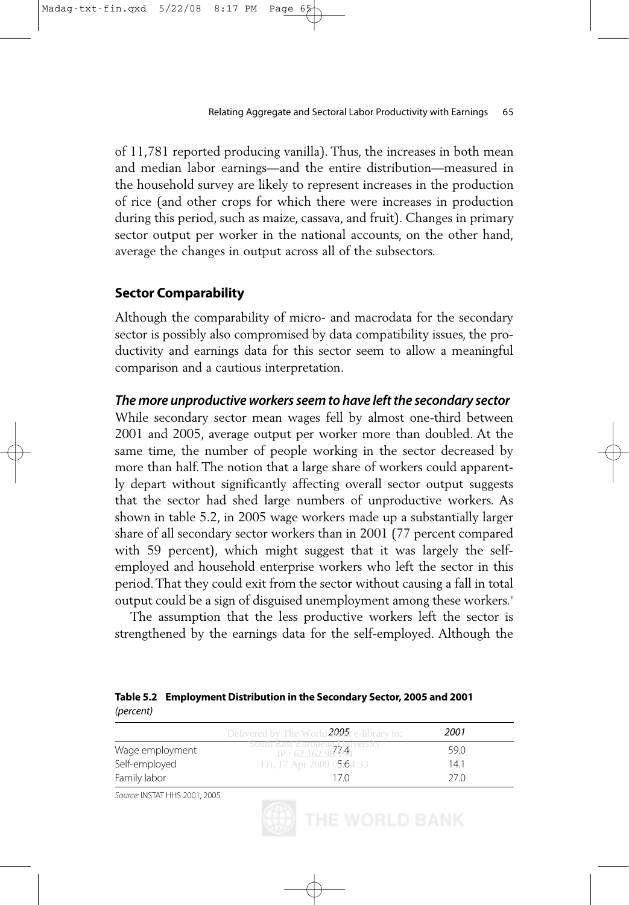of 11,781 reported producing vanilla). Thus, the increases in both mean and median labor earnings—and the entire distribution—measured in the household survey are likely to represent increases in the production of rice (and other crops for which there were increases in production during this period, such as maize, cassava, and fruit). Changes in primary sector output per worker in the national accounts, on the other hand, average the changes in output across all of the subsectors.

### Sector Comparability

Although the comparability of micro- and macrodata for the secondary sector is possibly also compromised by data compatibility issues, the productivity and earnings data for this sector seem to allow a meaningful comparison and a cautious interpretation.

#### *The more unproductive workers seem to have left the secondary sector*

While secondary sector mean wages fell by almost one-third between 2001 and 2005, average output per worker more than doubled. At the same time, the number of people working in the sector decreased by more than half. The notion that a large share of workers could apparently depart without significantly affecting overall sector output suggests that the sector had shed large numbers of unproductive workers. As shown in table 5.2, in 2005 wage workers made up a substantially larger share of all secondary sector workers than in 2001 (77 percent compared with 59 percent), which might suggest that it was largely the self-employed and household enterprise workers who left the sector in this period. That they could exit from the sector without causing a fall in total output could be a sign of disguised unemployment among these workers.[v]

The assumption that the less productive workers left the sector is strengthened by the earnings data for the self-employed. Although the

**Table 5.2 Employment Distribution in the Secondary Sector, 2005 and 2001**
*(percent)*

| | *2005* | *2001* |
|---|---|---|
| Wage employment | 77.4 | 59.0 |
| Self-employed | 5.6 | 14.1 |
| Family labor | 17.0 | 27.0 |

*Source:* INSTAT HHS 2001, 2005.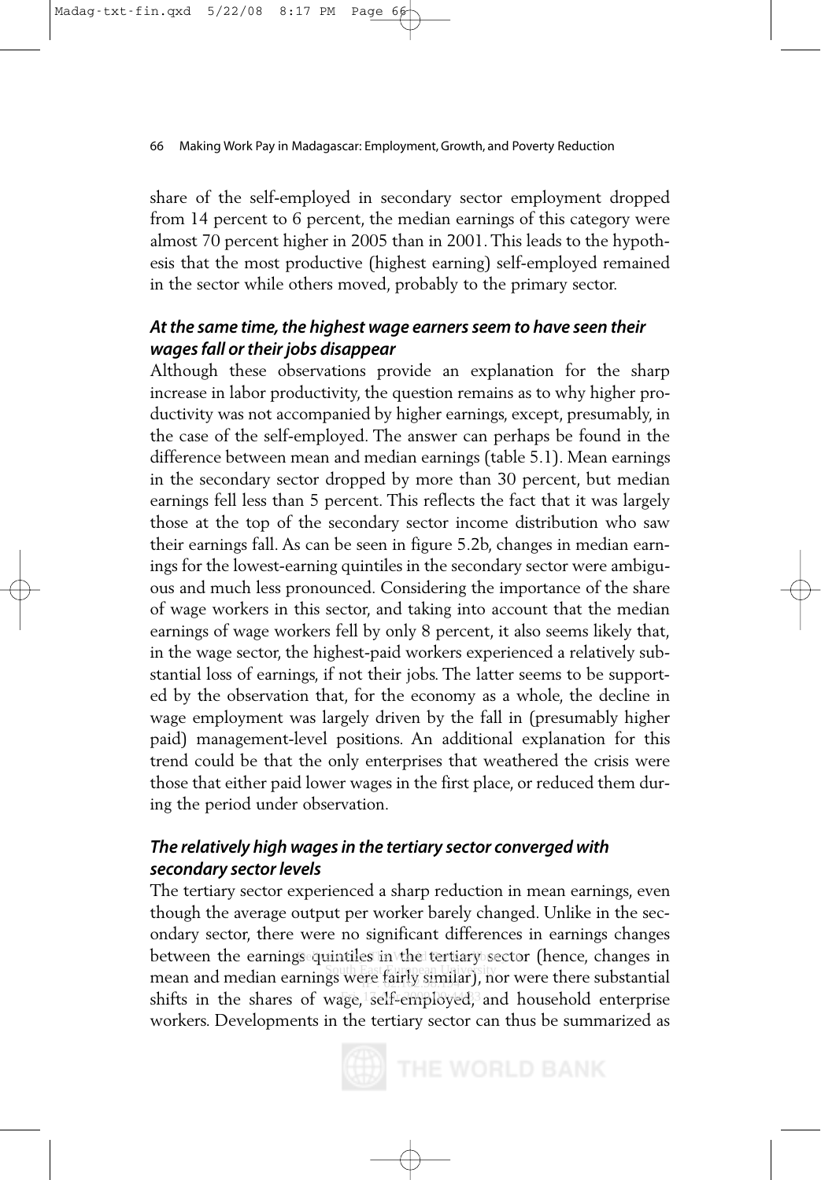share of the self-employed in secondary sector employment dropped from 14 percent to 6 percent, the median earnings of this category were almost 70 percent higher in 2005 than in 2001. This leads to the hypothesis that the most productive (highest earning) self-employed remained in the sector while others moved, probably to the primary sector.

### *At the same time, the highest wage earners seem to have seen their wages fall or their jobs disappear*

Although these observations provide an explanation for the sharp increase in labor productivity, the question remains as to why higher productivity was not accompanied by higher earnings, except, presumably, in the case of the self-employed. The answer can perhaps be found in the difference between mean and median earnings (table 5.1). Mean earnings in the secondary sector dropped by more than 30 percent, but median earnings fell less than 5 percent. This reflects the fact that it was largely those at the top of the secondary sector income distribution who saw their earnings fall. As can be seen in figure 5.2b, changes in median earnings for the lowest-earning quintiles in the secondary sector were ambiguous and much less pronounced. Considering the importance of the share of wage workers in this sector, and taking into account that the median earnings of wage workers fell by only 8 percent, it also seems likely that, in the wage sector, the highest-paid workers experienced a relatively substantial loss of earnings, if not their jobs. The latter seems to be supported by the observation that, for the economy as a whole, the decline in wage employment was largely driven by the fall in (presumably higher paid) management-level positions. An additional explanation for this trend could be that the only enterprises that weathered the crisis were those that either paid lower wages in the first place, or reduced them during the period under observation.

### *The relatively high wages in the tertiary sector converged with secondary sector levels*

The tertiary sector experienced a sharp reduction in mean earnings, even though the average output per worker barely changed. Unlike in the secondary sector, there were no significant differences in earnings changes between the earnings quintiles in the tertiary sector (hence, changes in mean and median earnings were fairly similar), nor were there substantial shifts in the shares of wage, self-employed, and household enterprise workers. Developments in the tertiary sector can thus be summarized as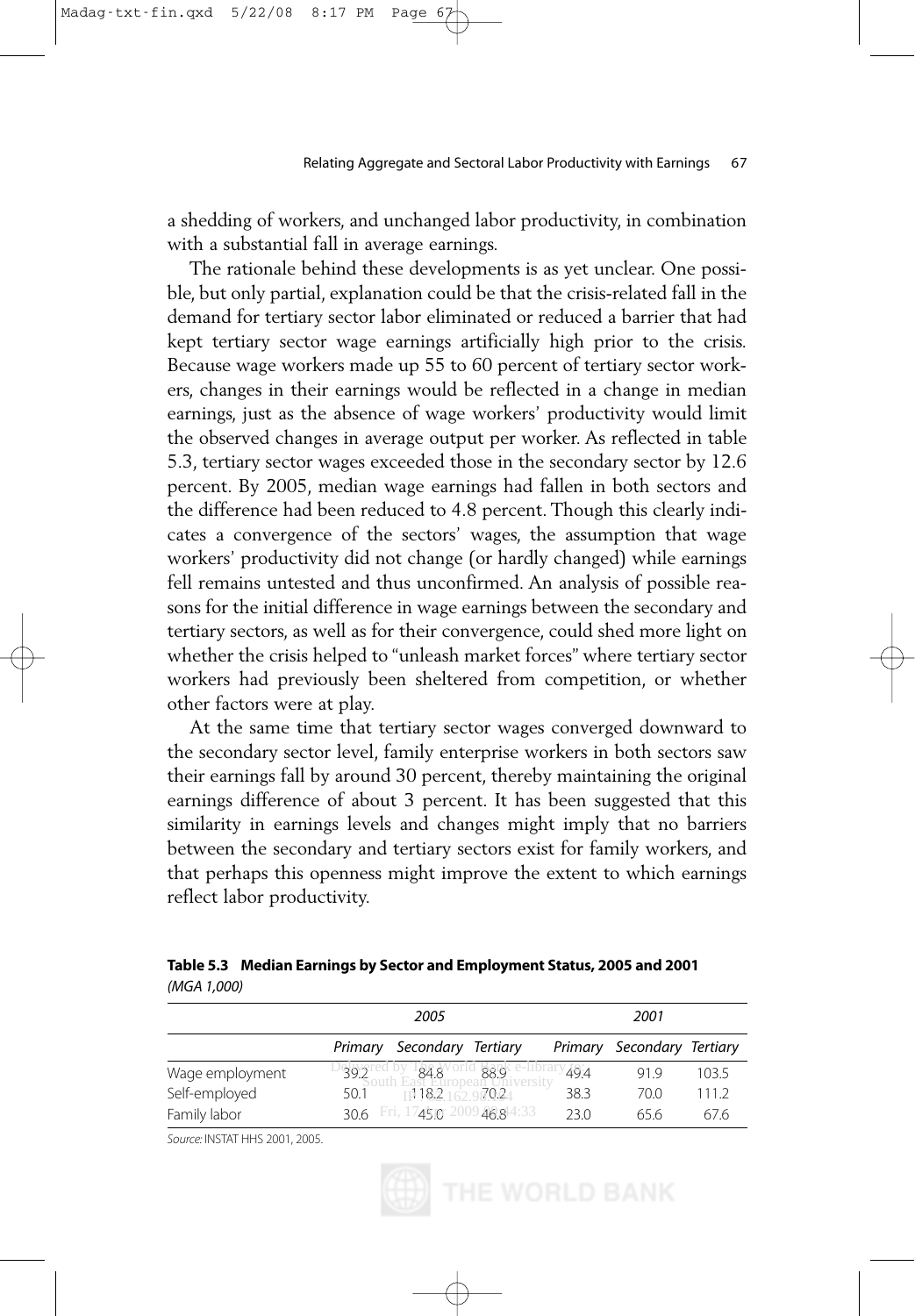a shedding of workers, and unchanged labor productivity, in combination with a substantial fall in average earnings.

The rationale behind these developments is as yet unclear. One possible, but only partial, explanation could be that the crisis-related fall in the demand for tertiary sector labor eliminated or reduced a barrier that had kept tertiary sector wage earnings artificially high prior to the crisis. Because wage workers made up 55 to 60 percent of tertiary sector workers, changes in their earnings would be reflected in a change in median earnings, just as the absence of wage workers' productivity would limit the observed changes in average output per worker. As reflected in table 5.3, tertiary sector wages exceeded those in the secondary sector by 12.6 percent. By 2005, median wage earnings had fallen in both sectors and the difference had been reduced to 4.8 percent. Though this clearly indicates a convergence of the sectors' wages, the assumption that wage workers' productivity did not change (or hardly changed) while earnings fell remains untested and thus unconfirmed. An analysis of possible reasons for the initial difference in wage earnings between the secondary and tertiary sectors, as well as for their convergence, could shed more light on whether the crisis helped to "unleash market forces" where tertiary sector workers had previously been sheltered from competition, or whether other factors were at play.

At the same time that tertiary sector wages converged downward to the secondary sector level, family enterprise workers in both sectors saw their earnings fall by around 30 percent, thereby maintaining the original earnings difference of about 3 percent. It has been suggested that this similarity in earnings levels and changes might imply that no barriers between the secondary and tertiary sectors exist for family workers, and that perhaps this openness might improve the extent to which earnings reflect labor productivity.

**Table 5.3 Median Earnings by Sector and Employment Status, 2005 and 2001**
*(MGA 1,000)*

| | 2005 | | | 2001 | | |
|---|---|---|---|---|---|---|
| | *Primary* | *Secondary* | *Tertiary* | *Primary* | *Secondary* | *Tertiary* |
| Wage employment | 39.2 | 84.8 | 88.9 | 49.4 | 91.9 | 103.5 |
| Self-employed | 50.1 | 118.2 | 70.2 | 38.3 | 70.0 | 111.2 |
| Family labor | 30.6 | 45.0 | 46.8 | 23.0 | 65.6 | 67.6 |

*Source:* INSTAT HHS 2001, 2005.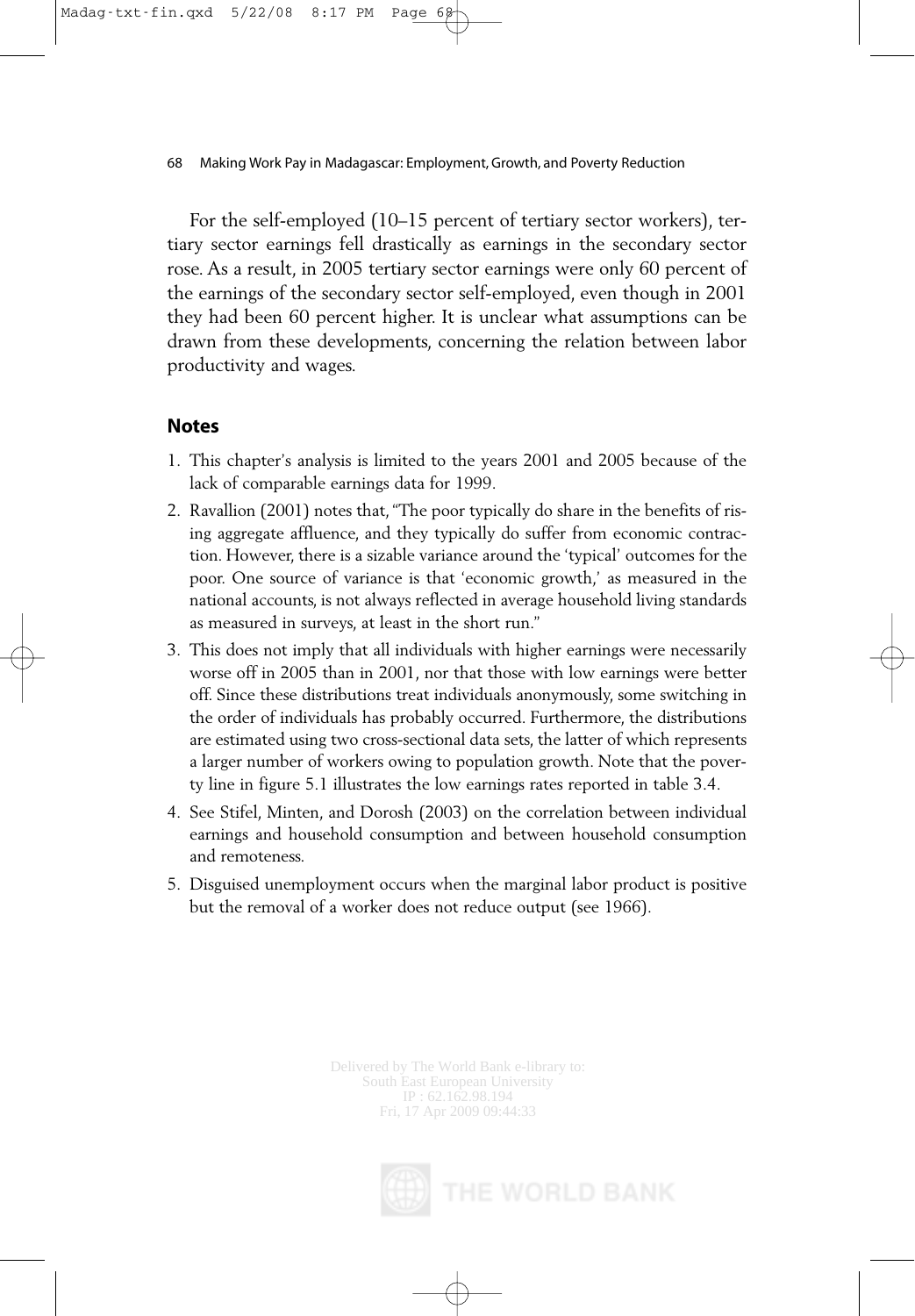For the self-employed (10–15 percent of tertiary sector workers), tertiary sector earnings fell drastically as earnings in the secondary sector rose. As a result, in 2005 tertiary sector earnings were only 60 percent of the earnings of the secondary sector self-employed, even though in 2001 they had been 60 percent higher. It is unclear what assumptions can be drawn from these developments, concerning the relation between labor productivity and wages.

## Notes

1. This chapter's analysis is limited to the years 2001 and 2005 because of the lack of comparable earnings data for 1999.
2. Ravallion (2001) notes that, "The poor typically do share in the benefits of rising aggregate affluence, and they typically do suffer from economic contraction. However, there is a sizable variance around the 'typical' outcomes for the poor. One source of variance is that 'economic growth,' as measured in the national accounts, is not always reflected in average household living standards as measured in surveys, at least in the short run."
3. This does not imply that all individuals with higher earnings were necessarily worse off in 2005 than in 2001, nor that those with low earnings were better off. Since these distributions treat individuals anonymously, some switching in the order of individuals has probably occurred. Furthermore, the distributions are estimated using two cross-sectional data sets, the latter of which represents a larger number of workers owing to population growth. Note that the poverty line in figure 5.1 illustrates the low earnings rates reported in table 3.4.
4. See Stifel, Minten, and Dorosh (2003) on the correlation between individual earnings and household consumption and between household consumption and remoteness.
5. Disguised unemployment occurs when the marginal labor product is positive but the removal of a worker does not reduce output (see 1966).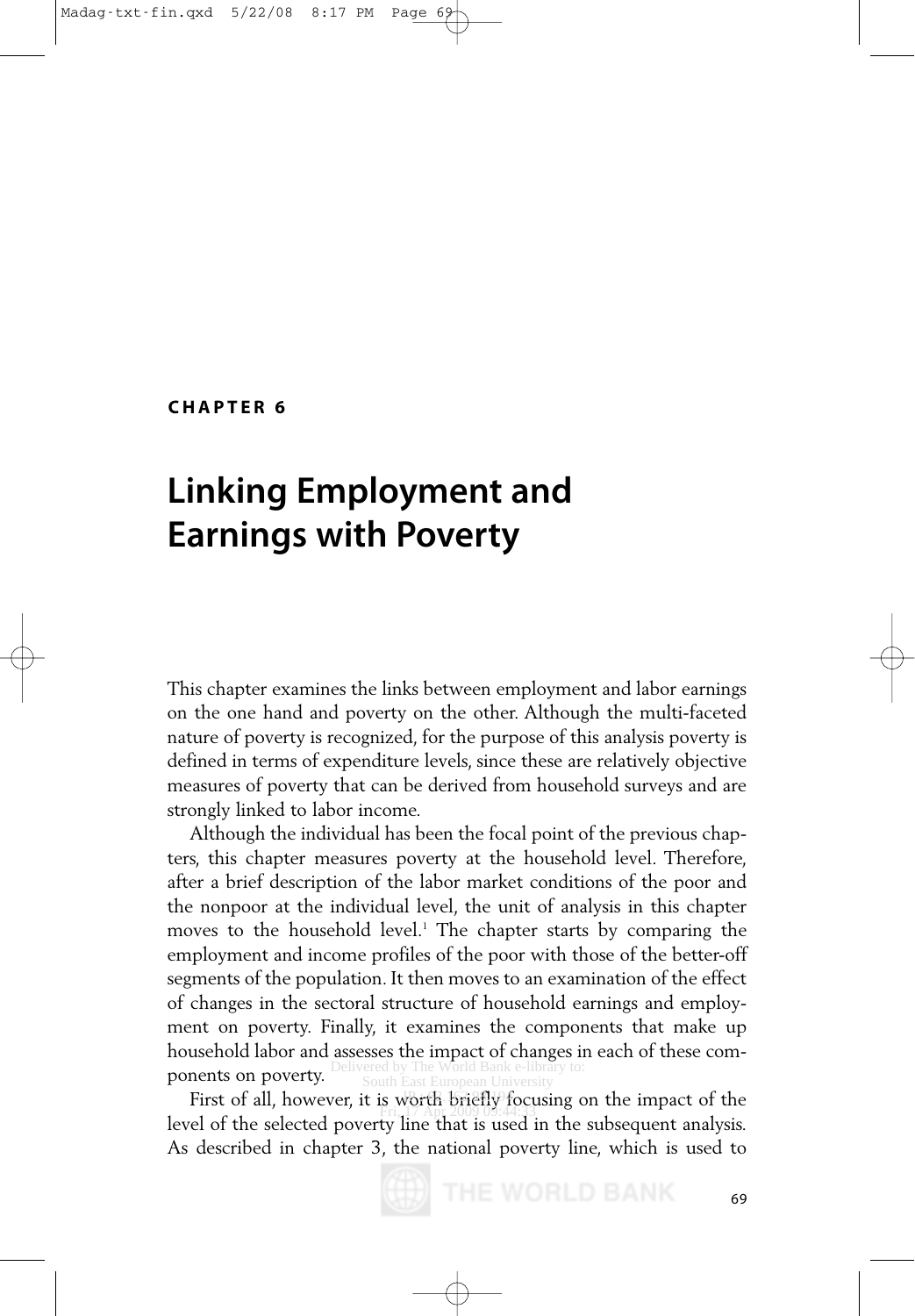**CHAPTER 6**

# Linking Employment and Earnings with Poverty

This chapter examines the links between employment and labor earnings on the one hand and poverty on the other. Although the multi-faceted nature of poverty is recognized, for the purpose of this analysis poverty is defined in terms of expenditure levels, since these are relatively objective measures of poverty that can be derived from household surveys and are strongly linked to labor income.

Although the individual has been the focal point of the previous chapters, this chapter measures poverty at the household level. Therefore, after a brief description of the labor market conditions of the poor and the nonpoor at the individual level, the unit of analysis in this chapter moves to the household level.[1] The chapter starts by comparing the employment and income profiles of the poor with those of the better-off segments of the population. It then moves to an examination of the effect of changes in the sectoral structure of household earnings and employment on poverty. Finally, it examines the components that make up household labor and assesses the impact of changes in each of these components on poverty.

First of all, however, it is worth briefly focusing on the impact of the level of the selected poverty line that is used in the subsequent analysis. As described in chapter 3, the national poverty line, which is used to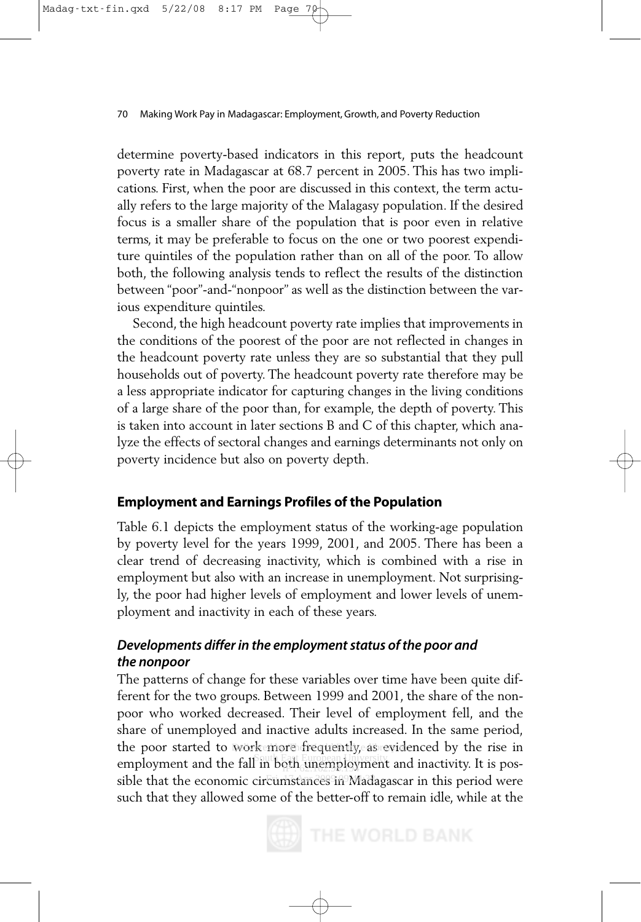determine poverty-based indicators in this report, puts the headcount poverty rate in Madagascar at 68.7 percent in 2005. This has two implications. First, when the poor are discussed in this context, the term actually refers to the large majority of the Malagasy population. If the desired focus is a smaller share of the population that is poor even in relative terms, it may be preferable to focus on the one or two poorest expenditure quintiles of the population rather than on all of the poor. To allow both, the following analysis tends to reflect the results of the distinction between "poor"-and-"nonpoor" as well as the distinction between the various expenditure quintiles.

Second, the high headcount poverty rate implies that improvements in the conditions of the poorest of the poor are not reflected in changes in the headcount poverty rate unless they are so substantial that they pull households out of poverty. The headcount poverty rate therefore may be a less appropriate indicator for capturing changes in the living conditions of a large share of the poor than, for example, the depth of poverty. This is taken into account in later sections B and C of this chapter, which analyze the effects of sectoral changes and earnings determinants not only on poverty incidence but also on poverty depth.

## Employment and Earnings Profiles of the Population

Table 6.1 depicts the employment status of the working-age population by poverty level for the years 1999, 2001, and 2005. There has been a clear trend of decreasing inactivity, which is combined with a rise in employment but also with an increase in unemployment. Not surprisingly, the poor had higher levels of employment and lower levels of unemployment and inactivity in each of these years.

### *Developments differ in the employment status of the poor and the nonpoor*

The patterns of change for these variables over time have been quite different for the two groups. Between 1999 and 2001, the share of the nonpoor who worked decreased. Their level of employment fell, and the share of unemployed and inactive adults increased. In the same period, the poor started to work more frequently, as evidenced by the rise in employment and the fall in both unemployment and inactivity. It is possible that the economic circumstances in Madagascar in this period were such that they allowed some of the better-off to remain idle, while at the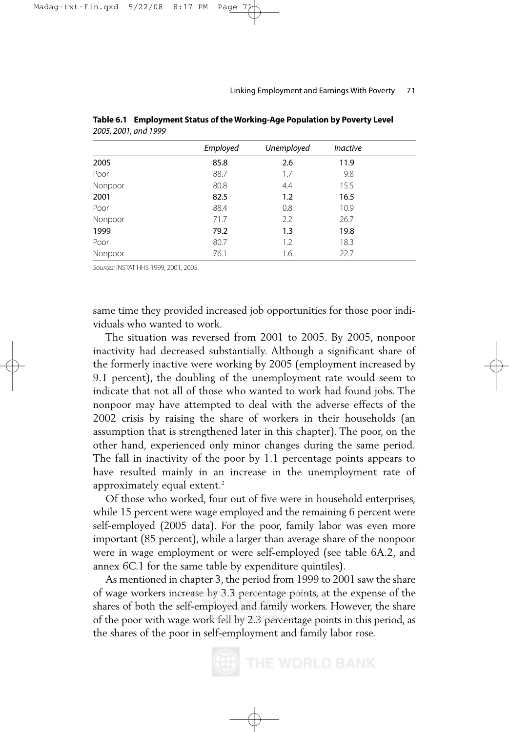**Table 6.1 Employment Status of the Working-Age Population by Poverty Level**
*2005, 2001, and 1999*

| | *Employed* | *Unemployed* | *Inactive* |
|---|---|---|---|
| 2005 | 85.8 | 2.6 | 11.9 |
| Poor | 88.7 | 1.7 | 9.8 |
| Nonpoor | 80.8 | 4.4 | 15.5 |
| 2001 | 82.5 | 1.2 | 16.5 |
| Poor | 88.4 | 0.8 | 10.9 |
| Nonpoor | 71.7 | 2.2 | 26.7 |
| 1999 | 79.2 | 1.3 | 19.8 |
| Poor | 80.7 | 1.2 | 18.3 |
| Nonpoor | 76.1 | 1.6 | 22.7 |

*Sources:* INSTAT HHS 1999, 2001, 2005.

same time they provided increased job opportunities for those poor individuals who wanted to work.

The situation was reversed from 2001 to 2005. By 2005, nonpoor inactivity had decreased substantially. Although a significant share of the formerly inactive were working by 2005 (employment increased by 9.1 percent), the doubling of the unemployment rate would seem to indicate that not all of those who wanted to work had found jobs. The nonpoor may have attempted to deal with the adverse effects of the 2002 crisis by raising the share of workers in their households (an assumption that is strengthened later in this chapter). The poor, on the other hand, experienced only minor changes during the same period. The fall in inactivity of the poor by 1.1 percentage points appears to have resulted mainly in an increase in the unemployment rate of approximately equal extent.[2]

Of those who worked, four out of five were in household enterprises, while 15 percent were wage employed and the remaining 6 percent were self-employed (2005 data). For the poor, family labor was even more important (85 percent), while a larger than average share of the nonpoor were in wage employment or were self-employed (see table 6A.2, and annex 6C.1 for the same table by expenditure quintiles).

As mentioned in chapter 3, the period from 1999 to 2001 saw the share of wage workers increase by 3.3 percentage points, at the expense of the shares of both the self-employed and family workers. However, the share of the poor with wage work fell by 2.3 percentage points in this period, as the shares of the poor in self-employment and family labor rose.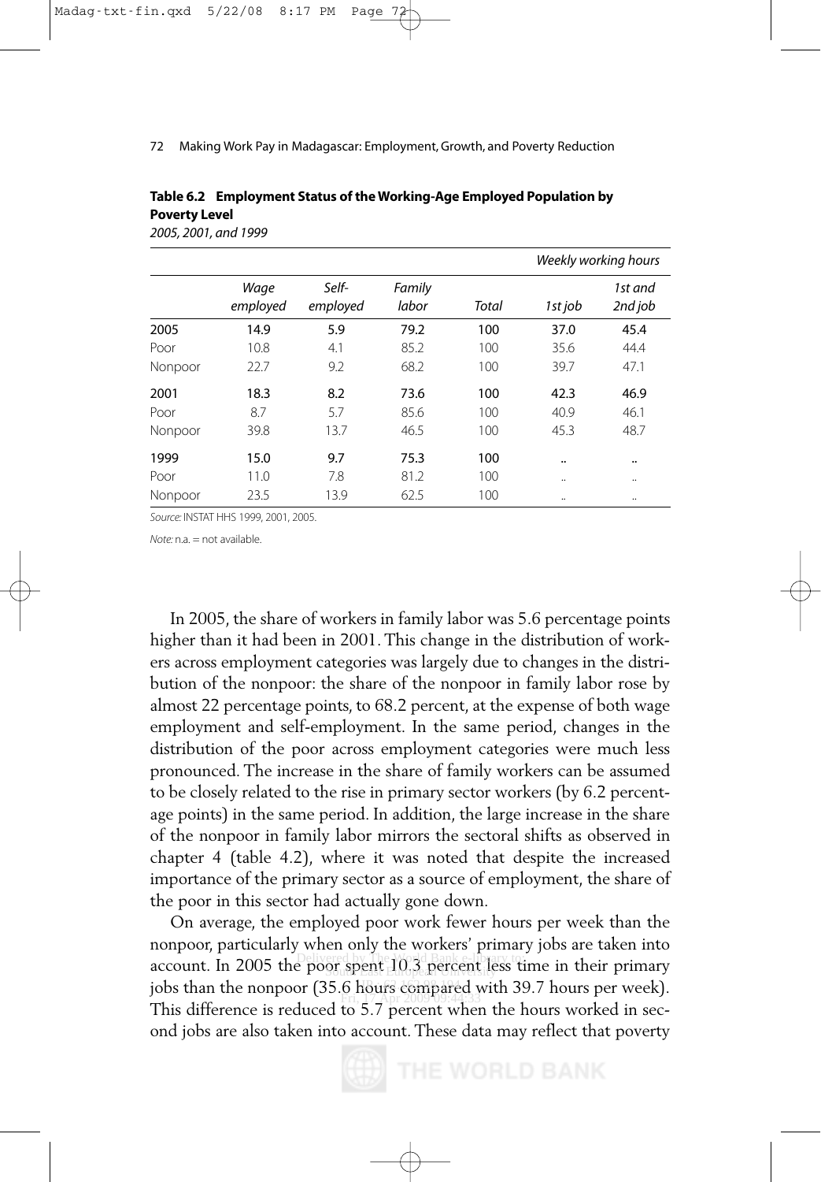**Table 6.2 Employment Status of the Working-Age Employed Population by Poverty Level**

*2005, 2001, and 1999*

| | | | | | Weekly working hours | |
|---|---|---|---|---|---|---|
| | Wage employed | Self-employed | Family labor | Total | 1st job | 1st and 2nd job |
| 2005 | 14.9 | 5.9 | 79.2 | 100 | 37.0 | 45.4 |
| Poor | 10.8 | 4.1 | 85.2 | 100 | 35.6 | 44.4 |
| Nonpoor | 22.7 | 9.2 | 68.2 | 100 | 39.7 | 47.1 |
| 2001 | 18.3 | 8.2 | 73.6 | 100 | 42.3 | 46.9 |
| Poor | 8.7 | 5.7 | 85.6 | 100 | 40.9 | 46.1 |
| Nonpoor | 39.8 | 13.7 | 46.5 | 100 | 45.3 | 48.7 |
| 1999 | 15.0 | 9.7 | 75.3 | 100 | .. | .. |
| Poor | 11.0 | 7.8 | 81.2 | 100 | .. | .. |
| Nonpoor | 23.5 | 13.9 | 62.5 | 100 | .. | .. |

*Source:* INSTAT HHS 1999, 2001, 2005.

*Note:* n.a. = not available.

In 2005, the share of workers in family labor was 5.6 percentage points higher than it had been in 2001. This change in the distribution of workers across employment categories was largely due to changes in the distribution of the nonpoor: the share of the nonpoor in family labor rose by almost 22 percentage points, to 68.2 percent, at the expense of both wage employment and self-employment. In the same period, changes in the distribution of the poor across employment categories were much less pronounced. The increase in the share of family workers can be assumed to be closely related to the rise in primary sector workers (by 6.2 percentage points) in the same period. In addition, the large increase in the share of the nonpoor in family labor mirrors the sectoral shifts as observed in chapter 4 (table 4.2), where it was noted that despite the increased importance of the primary sector as a source of employment, the share of the poor in this sector had actually gone down.

On average, the employed poor work fewer hours per week than the nonpoor, particularly when only the workers' primary jobs are taken into account. In 2005 the poor spent 10.3 percent less time in their primary jobs than the nonpoor (35.6 hours compared with 39.7 hours per week). This difference is reduced to 5.7 percent when the hours worked in second jobs are also taken into account. These data may reflect that poverty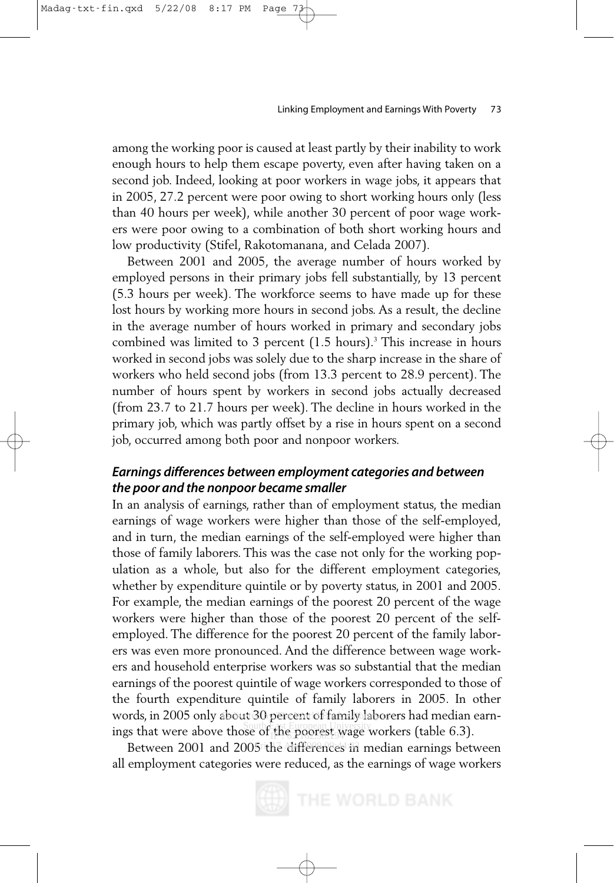among the working poor is caused at least partly by their inability to work enough hours to help them escape poverty, even after having taken on a second job. Indeed, looking at poor workers in wage jobs, it appears that in 2005, 27.2 percent were poor owing to short working hours only (less than 40 hours per week), while another 30 percent of poor wage workers were poor owing to a combination of both short working hours and low productivity (Stifel, Rakotomanana, and Celada 2007).

Between 2001 and 2005, the average number of hours worked by employed persons in their primary jobs fell substantially, by 13 percent (5.3 hours per week). The workforce seems to have made up for these lost hours by working more hours in second jobs. As a result, the decline in the average number of hours worked in primary and secondary jobs combined was limited to 3 percent (1.5 hours).[3] This increase in hours worked in second jobs was solely due to the sharp increase in the share of workers who held second jobs (from 13.3 percent to 28.9 percent). The number of hours spent by workers in second jobs actually decreased (from 23.7 to 21.7 hours per week). The decline in hours worked in the primary job, which was partly offset by a rise in hours spent on a second job, occurred among both poor and nonpoor workers.

### *Earnings differences between employment categories and between the poor and the nonpoor became smaller*

In an analysis of earnings, rather than of employment status, the median earnings of wage workers were higher than those of the self-employed, and in turn, the median earnings of the self-employed were higher than those of family laborers. This was the case not only for the working population as a whole, but also for the different employment categories, whether by expenditure quintile or by poverty status, in 2001 and 2005. For example, the median earnings of the poorest 20 percent of the wage workers were higher than those of the poorest 20 percent of the self-employed. The difference for the poorest 20 percent of the family laborers was even more pronounced. And the difference between wage workers and household enterprise workers was so substantial that the median earnings of the poorest quintile of wage workers corresponded to those of the fourth expenditure quintile of family laborers in 2005. In other words, in 2005 only about 30 percent of family laborers had median earnings that were above those of the poorest wage workers (table 6.3).

Between 2001 and 2005 the differences in median earnings between all employment categories were reduced, as the earnings of wage workers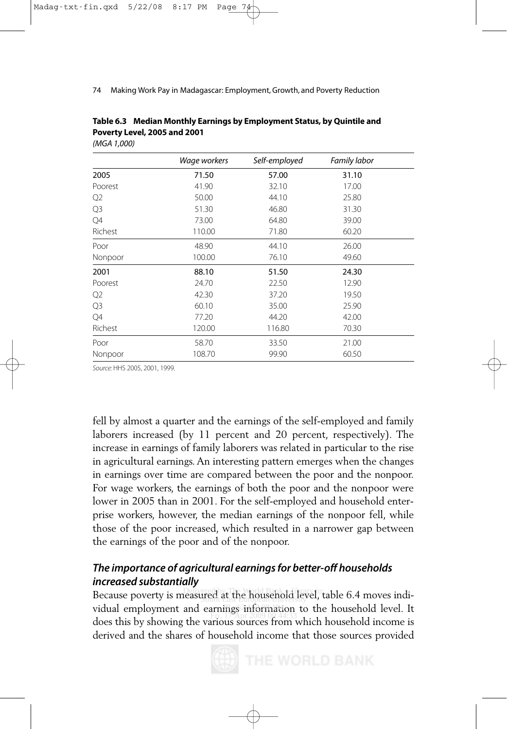**Table 6.3 Median Monthly Earnings by Employment Status, by Quintile and Poverty Level, 2005 and 2001**
*(MGA 1,000)*

| | *Wage workers* | *Self-employed* | *Family labor* |
|---|---|---|---|
| 2005 | 71.50 | 57.00 | 31.10 |
| Poorest | 41.90 | 32.10 | 17.00 |
| Q2 | 50.00 | 44.10 | 25.80 |
| Q3 | 51.30 | 46.80 | 31.30 |
| Q4 | 73.00 | 64.80 | 39.00 |
| Richest | 110.00 | 71.80 | 60.20 |
| Poor | 48.90 | 44.10 | 26.00 |
| Nonpoor | 100.00 | 76.10 | 49.60 |
| 2001 | 88.10 | 51.50 | 24.30 |
| Poorest | 24.70 | 22.50 | 12.90 |
| Q2 | 42.30 | 37.20 | 19.50 |
| Q3 | 60.10 | 35.00 | 25.90 |
| Q4 | 77.20 | 44.20 | 42.00 |
| Richest | 120.00 | 116.80 | 70.30 |
| Poor | 58.70 | 33.50 | 21.00 |
| Nonpoor | 108.70 | 99.90 | 60.50 |

*Source:* HHS 2005, 2001, 1999.

fell by almost a quarter and the earnings of the self-employed and family laborers increased (by 11 percent and 20 percent, respectively). The increase in earnings of family laborers was related in particular to the rise in agricultural earnings. An interesting pattern emerges when the changes in earnings over time are compared between the poor and the nonpoor. For wage workers, the earnings of both the poor and the nonpoor were lower in 2005 than in 2001. For the self-employed and household enterprise workers, however, the median earnings of the nonpoor fell, while those of the poor increased, which resulted in a narrower gap between the earnings of the poor and of the nonpoor.

### *The importance of agricultural earnings for better-off households increased substantially*

Because poverty is measured at the household level, table 6.4 moves individual employment and earnings information to the household level. It does this by showing the various sources from which household income is derived and the shares of household income that those sources provided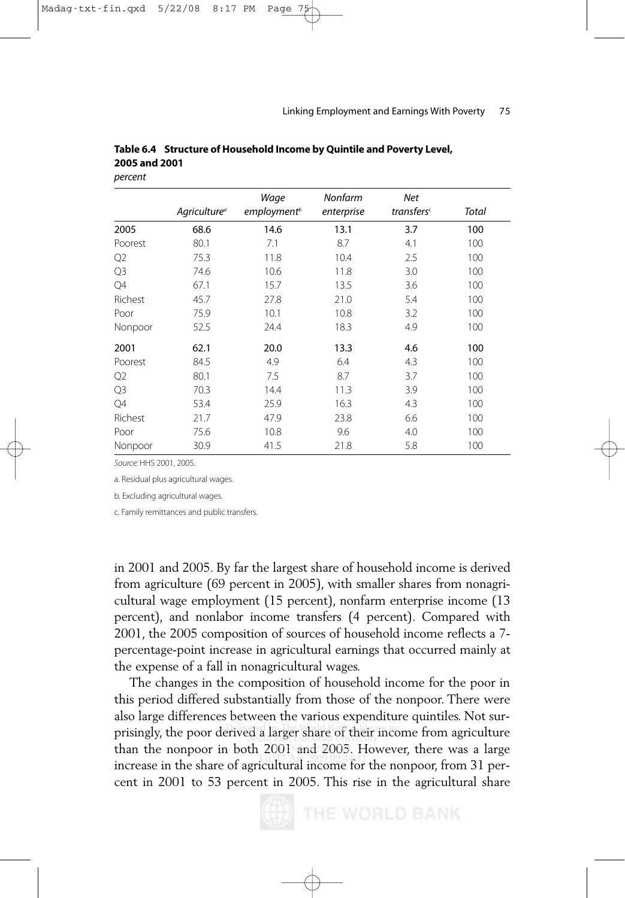**Table 6.4 Structure of Household Income by Quintile and Poverty Level, 2005 and 2001**

*percent*

| | *Agriculture*[a] | *Wage employment*[b] | *Nonfarm enterprise* | *Net transfers*[c] | *Total* |
|---|---|---|---|---|---|
| 2005 | 68.6 | 14.6 | 13.1 | 3.7 | 100 |
| Poorest | 80.1 | 7.1 | 8.7 | 4.1 | 100 |
| Q2 | 75.3 | 11.8 | 10.4 | 2.5 | 100 |
| Q3 | 74.6 | 10.6 | 11.8 | 3.0 | 100 |
| Q4 | 67.1 | 15.7 | 13.5 | 3.6 | 100 |
| Richest | 45.7 | 27.8 | 21.0 | 5.4 | 100 |
| Poor | 75.9 | 10.1 | 10.8 | 3.2 | 100 |
| Nonpoor | 52.5 | 24.4 | 18.3 | 4.9 | 100 |
| 2001 | 62.1 | 20.0 | 13.3 | 4.6 | 100 |
| Poorest | 84.5 | 4.9 | 6.4 | 4.3 | 100 |
| Q2 | 80.1 | 7.5 | 8.7 | 3.7 | 100 |
| Q3 | 70.3 | 14.4 | 11.3 | 3.9 | 100 |
| Q4 | 53.4 | 25.9 | 16.3 | 4.3 | 100 |
| Richest | 21.7 | 47.9 | 23.8 | 6.6 | 100 |
| Poor | 75.6 | 10.8 | 9.6 | 4.0 | 100 |
| Nonpoor | 30.9 | 41.5 | 21.8 | 5.8 | 100 |

*Source:* HHS 2001, 2005.

a. Residual plus agricultural wages.

b. Excluding agricultural wages.

c. Family remittances and public transfers.

in 2001 and 2005. By far the largest share of household income is derived from agriculture (69 percent in 2005), with smaller shares from nonagricultural wage employment (15 percent), nonfarm enterprise income (13 percent), and nonlabor income transfers (4 percent). Compared with 2001, the 2005 composition of sources of household income reflects a 7-percentage-point increase in agricultural earnings that occurred mainly at the expense of a fall in nonagricultural wages.

The changes in the composition of household income for the poor in this period differed substantially from those of the nonpoor. There were also large differences between the various expenditure quintiles. Not surprisingly, the poor derived a larger share of their income from agriculture than the nonpoor in both 2001 and 2005. However, there was a large increase in the share of agricultural income for the nonpoor, from 31 percent in 2001 to 53 percent in 2005. This rise in the agricultural share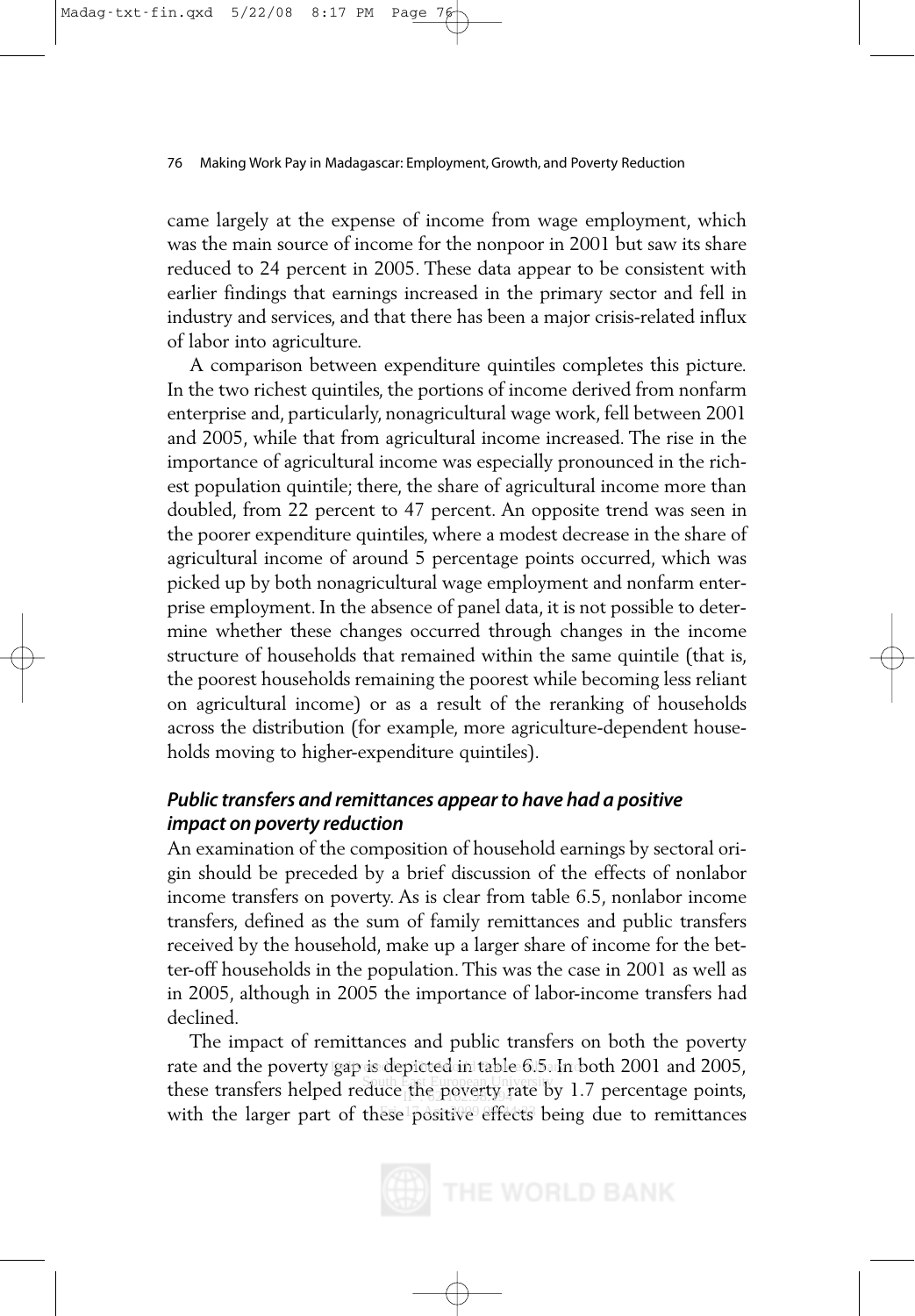came largely at the expense of income from wage employment, which was the main source of income for the nonpoor in 2001 but saw its share reduced to 24 percent in 2005. These data appear to be consistent with earlier findings that earnings increased in the primary sector and fell in industry and services, and that there has been a major crisis-related influx of labor into agriculture.

A comparison between expenditure quintiles completes this picture. In the two richest quintiles, the portions of income derived from nonfarm enterprise and, particularly, nonagricultural wage work, fell between 2001 and 2005, while that from agricultural income increased. The rise in the importance of agricultural income was especially pronounced in the richest population quintile; there, the share of agricultural income more than doubled, from 22 percent to 47 percent. An opposite trend was seen in the poorer expenditure quintiles, where a modest decrease in the share of agricultural income of around 5 percentage points occurred, which was picked up by both nonagricultural wage employment and nonfarm enterprise employment. In the absence of panel data, it is not possible to determine whether these changes occurred through changes in the income structure of households that remained within the same quintile (that is, the poorest households remaining the poorest while becoming less reliant on agricultural income) or as a result of the reranking of households across the distribution (for example, more agriculture-dependent households moving to higher-expenditure quintiles).

### *Public transfers and remittances appear to have had a positive impact on poverty reduction*

An examination of the composition of household earnings by sectoral origin should be preceded by a brief discussion of the effects of nonlabor income transfers on poverty. As is clear from table 6.5, nonlabor income transfers, defined as the sum of family remittances and public transfers received by the household, make up a larger share of income for the better-off households in the population. This was the case in 2001 as well as in 2005, although in 2005 the importance of labor-income transfers had declined.

The impact of remittances and public transfers on both the poverty rate and the poverty gap is depicted in table 6.5. In both 2001 and 2005, these transfers helped reduce the poverty rate by 1.7 percentage points, with the larger part of these positive effects being due to remittances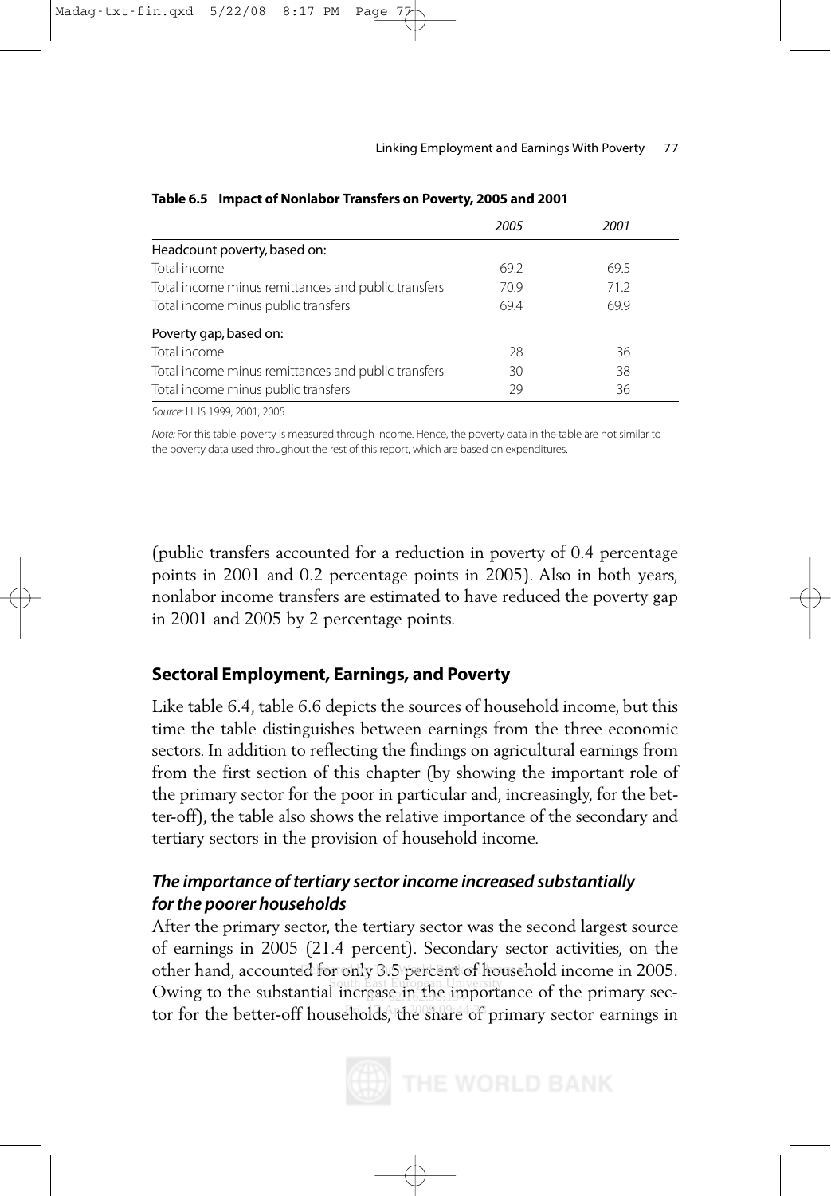**Table 6.5 Impact of Nonlabor Transfers on Poverty, 2005 and 2001**

| | 2005 | 2001 |
|---|---|---|
| Headcount poverty, based on: | | |
| Total income | 69.2 | 69.5 |
| Total income minus remittances and public transfers | 70.9 | 71.2 |
| Total income minus public transfers | 69.4 | 69.9 |
| Poverty gap, based on: | | |
| Total income | 28 | 36 |
| Total income minus remittances and public transfers | 30 | 38 |
| Total income minus public transfers | 29 | 36 |

*Source:* HHS 1999, 2001, 2005.

*Note:* For this table, poverty is measured through income. Hence, the poverty data in the table are not similar to the poverty data used throughout the rest of this report, which are based on expenditures.

(public transfers accounted for a reduction in poverty of 0.4 percentage points in 2001 and 0.2 percentage points in 2005). Also in both years, nonlabor income transfers are estimated to have reduced the poverty gap in 2001 and 2005 by 2 percentage points.

## Sectoral Employment, Earnings, and Poverty

Like table 6.4, table 6.6 depicts the sources of household income, but this time the table distinguishes between earnings from the three economic sectors. In addition to reflecting the findings on agricultural earnings from from the first section of this chapter (by showing the important role of the primary sector for the poor in particular and, increasingly, for the better-off), the table also shows the relative importance of the secondary and tertiary sectors in the provision of household income.

### *The importance of tertiary sector income increased substantially for the poorer households*

After the primary sector, the tertiary sector was the second largest source of earnings in 2005 (21.4 percent). Secondary sector activities, on the other hand, accounted for only 3.5 percent of household income in 2005. Owing to the substantial increase in the importance of the primary sector for the better-off households, the share of primary sector earnings in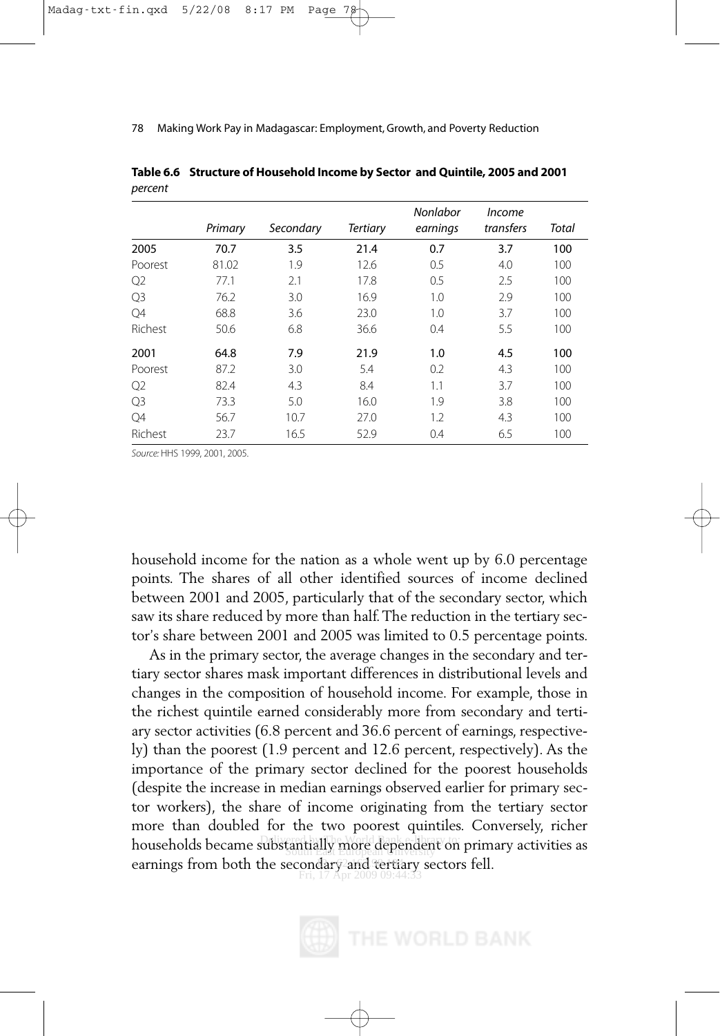**Table 6.6 Structure of Household Income by Sector and Quintile, 2005 and 2001**
*percent*

| | *Primary* | *Secondary* | *Tertiary* | *Nonlabor earnings* | *Income transfers* | *Total* |
|---|---|---|---|---|---|---|
| 2005 | 70.7 | 3.5 | 21.4 | 0.7 | 3.7 | 100 |
| Poorest | 81.02 | 1.9 | 12.6 | 0.5 | 4.0 | 100 |
| Q2 | 77.1 | 2.1 | 17.8 | 0.5 | 2.5 | 100 |
| Q3 | 76.2 | 3.0 | 16.9 | 1.0 | 2.9 | 100 |
| Q4 | 68.8 | 3.6 | 23.0 | 1.0 | 3.7 | 100 |
| Richest | 50.6 | 6.8 | 36.6 | 0.4 | 5.5 | 100 |
| 2001 | 64.8 | 7.9 | 21.9 | 1.0 | 4.5 | 100 |
| Poorest | 87.2 | 3.0 | 5.4 | 0.2 | 4.3 | 100 |
| Q2 | 82.4 | 4.3 | 8.4 | 1.1 | 3.7 | 100 |
| Q3 | 73.3 | 5.0 | 16.0 | 1.9 | 3.8 | 100 |
| Q4 | 56.7 | 10.7 | 27.0 | 1.2 | 4.3 | 100 |
| Richest | 23.7 | 16.5 | 52.9 | 0.4 | 6.5 | 100 |

*Source:* HHS 1999, 2001, 2005.

household income for the nation as a whole went up by 6.0 percentage points. The shares of all other identified sources of income declined between 2001 and 2005, particularly that of the secondary sector, which saw its share reduced by more than half. The reduction in the tertiary sector's share between 2001 and 2005 was limited to 0.5 percentage points.

As in the primary sector, the average changes in the secondary and tertiary sector shares mask important differences in distributional levels and changes in the composition of household income. For example, those in the richest quintile earned considerably more from secondary and tertiary sector activities (6.8 percent and 36.6 percent of earnings, respectively) than the poorest (1.9 percent and 12.6 percent, respectively). As the importance of the primary sector declined for the poorest households (despite the increase in median earnings observed earlier for primary sector workers), the share of income originating from the tertiary sector more than doubled for the two poorest quintiles. Conversely, richer households became substantially more dependent on primary activities as earnings from both the secondary and tertiary sectors fell.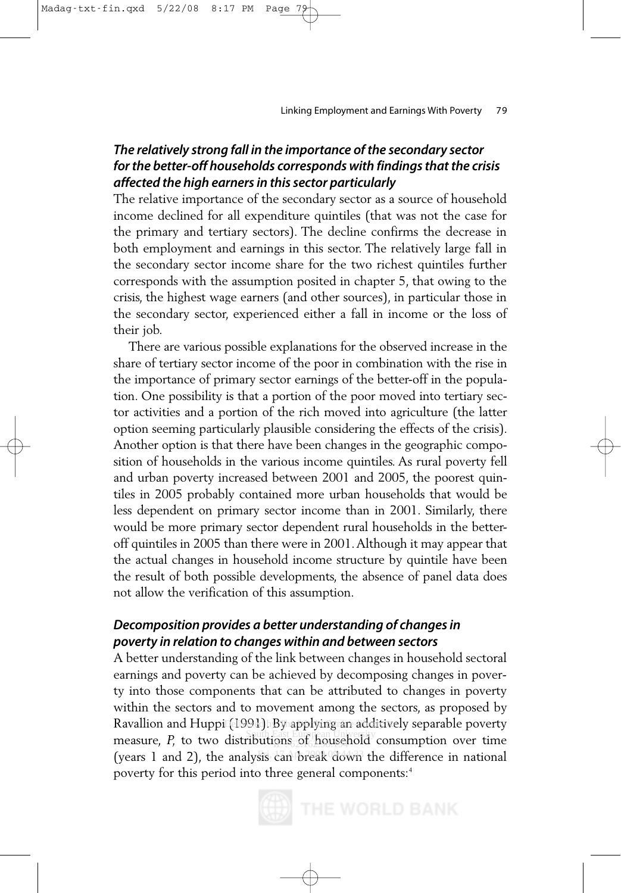### *The relatively strong fall in the importance of the secondary sector for the better-off households corresponds with findings that the crisis affected the high earners in this sector particularly*

The relative importance of the secondary sector as a source of household income declined for all expenditure quintiles (that was not the case for the primary and tertiary sectors). The decline confirms the decrease in both employment and earnings in this sector. The relatively large fall in the secondary sector income share for the two richest quintiles further corresponds with the assumption posited in chapter 5, that owing to the crisis, the highest wage earners (and other sources), in particular those in the secondary sector, experienced either a fall in income or the loss of their job.

There are various possible explanations for the observed increase in the share of tertiary sector income of the poor in combination with the rise in the importance of primary sector earnings of the better-off in the population. One possibility is that a portion of the poor moved into tertiary sector activities and a portion of the rich moved into agriculture (the latter option seeming particularly plausible considering the effects of the crisis). Another option is that there have been changes in the geographic composition of households in the various income quintiles. As rural poverty fell and urban poverty increased between 2001 and 2005, the poorest quintiles in 2005 probably contained more urban households that would be less dependent on primary sector income than in 2001. Similarly, there would be more primary sector dependent rural households in the better-off quintiles in 2005 than there were in 2001. Although it may appear that the actual changes in household income structure by quintile have been the result of both possible developments, the absence of panel data does not allow the verification of this assumption.

### *Decomposition provides a better understanding of changes in poverty in relation to changes within and between sectors*

A better understanding of the link between changes in household sectoral earnings and poverty can be achieved by decomposing changes in poverty into those components that can be attributed to changes in poverty within the sectors and to movement among the sectors, as proposed by Ravallion and Huppi (1991). By applying an additively separable poverty measure, *P*, to two distributions of household consumption over time (years 1 and 2), the analysis can break down the difference in national poverty for this period into three general components:[4]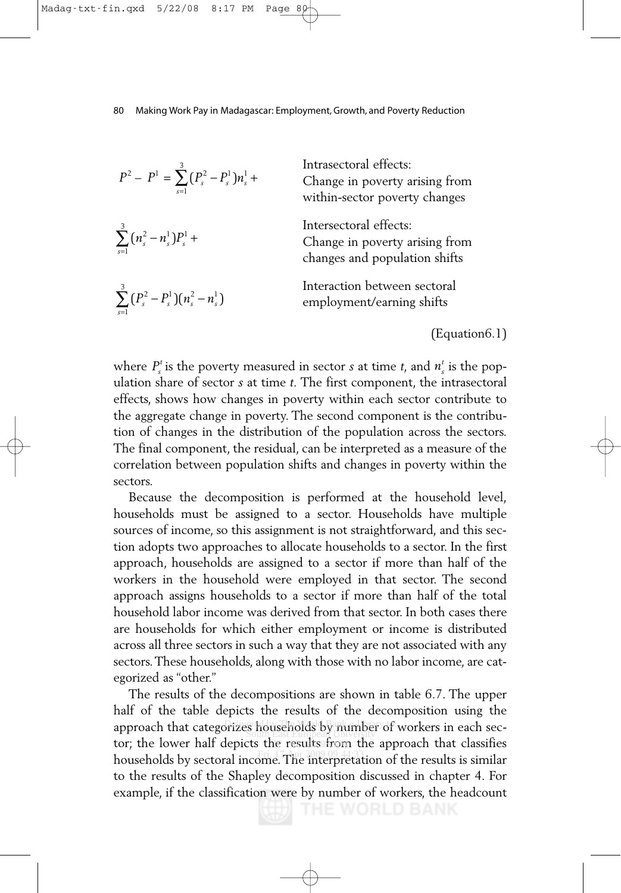$$P^2 - P^1 = \sum_{s=1}^{3}(P_s^2 - P_s^1)n_s^1 + \quad \text{Intrasectoral effects: Change in poverty arising from within-sector poverty changes}$$

$$\sum_{s=1}^{3}(n_s^2 - n_s^1)P_s^1 + \quad \text{Intersectoral effects: Change in poverty arising from changes and population shifts}$$

$$\sum_{s=1}^{3}(P_s^2 - P_s^1)(n_s^2 - n_s^1) \quad \text{Interaction between sectoral employment/earning shifts}$$

(Equation6.1)

where $P_s^t$ is the poverty measured in sector *s* at time *t*, and $n_s^t$ is the population share of sector *s* at time *t*. The first component, the intrasectoral effects, shows how changes in poverty within each sector contribute to the aggregate change in poverty. The second component is the contribution of changes in the distribution of the population across the sectors. The final component, the residual, can be interpreted as a measure of the correlation between population shifts and changes in poverty within the sectors.

Because the decomposition is performed at the household level, households must be assigned to a sector. Households have multiple sources of income, so this assignment is not straightforward, and this section adopts two approaches to allocate households to a sector. In the first approach, households are assigned to a sector if more than half of the workers in the household were employed in that sector. The second approach assigns households to a sector if more than half of the total household labor income was derived from that sector. In both cases there are households for which either employment or income is distributed across all three sectors in such a way that they are not associated with any sectors. These households, along with those with no labor income, are categorized as "other."

The results of the decompositions are shown in table 6.7. The upper half of the table depicts the results of the decomposition using the approach that categorizes households by number of workers in each sector; the lower half depicts the results from the approach that classifies households by sectoral income. The interpretation of the results is similar to the results of the Shapley decomposition discussed in chapter 4. For example, if the classification were by number of workers, the headcount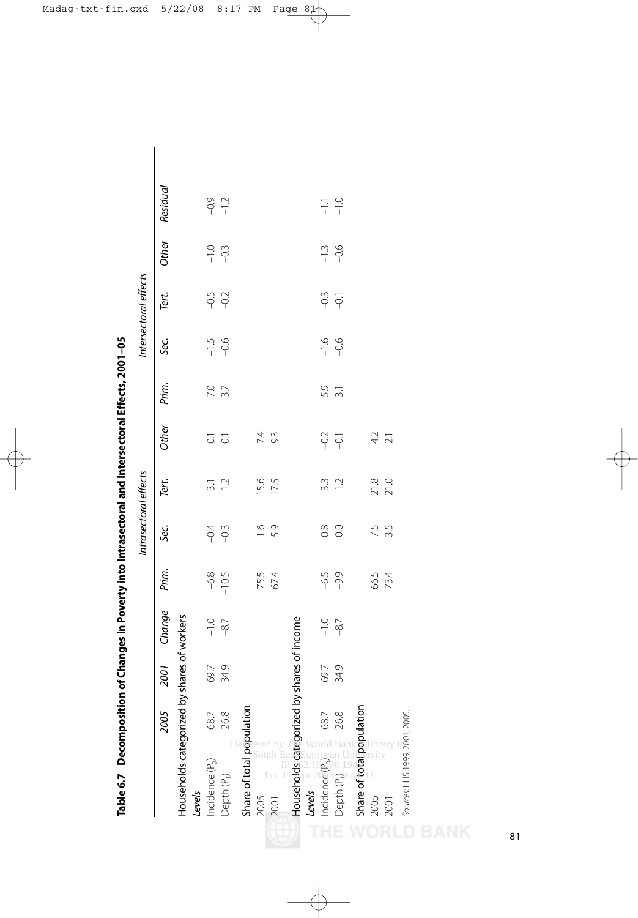**Table 6.7 Decomposition of Changes in Poverty into Intrasectoral and Intersectoral Effects, 2001–05**

| | 2005 | 2001 | Change | Intrasectoral effects | | | | Intersectoral effects | | | | Residual |
|---|---|---|---|---|---|---|---|---|---|---|---|---|
| | | | | Prim. | Sec. | Tert. | Other | Prim. | Sec. | Tert. | Other | |
| **Households categorized by shares of workers** | | | | | | | | | | | | |
| *Levels* | | | | | | | | | | | | |
| Incidence ($P_0$) | 68.7 | 69.7 | −1.0 | −6.8 | −0.4 | 3.1 | 0.1 | 7.0 | −1.5 | −0.5 | −1.0 | −0.9 |
| Depth ($P_1$) | 26.8 | 34.9 | −8.7 | −10.5 | −0.3 | 1.2 | 0.1 | 3.7 | −0.6 | −0.2 | −0.3 | −1.2 |
| *Share of total population* | | | | | | | | | | | | |
| 2005 | | | | 75.5 | 1.6 | 15.6 | 7.4 | | | | | |
| 2001 | | | | 67.4 | 5.9 | 17.5 | 9.3 | | | | | |
| **Households categorized by shares of income** | | | | | | | | | | | | |
| *Levels* | | | | | | | | | | | | |
| Incidence ($P_0$) | 68.7 | 69.7 | −1.0 | −6.5 | 0.8 | 3.3 | −0.2 | 5.9 | −1.6 | −0.3 | −1.3 | −1.1 |
| Depth ($P_1$) | 26.8 | 34.9 | −8.7 | −9.9 | 0.0 | 1.2 | −0.1 | 3.1 | −0.6 | −0.1 | −0.6 | −1.0 |
| *Share of total population* | | | | | | | | | | | | |
| 2005 | | | | 66.5 | 7.5 | 21.8 | 4.2 | | | | | |
| 2001 | | | | 73.4 | 3.5 | 21.0 | 2.1 | | | | | |

*Sources:* HHS 1999, 2001, 2005.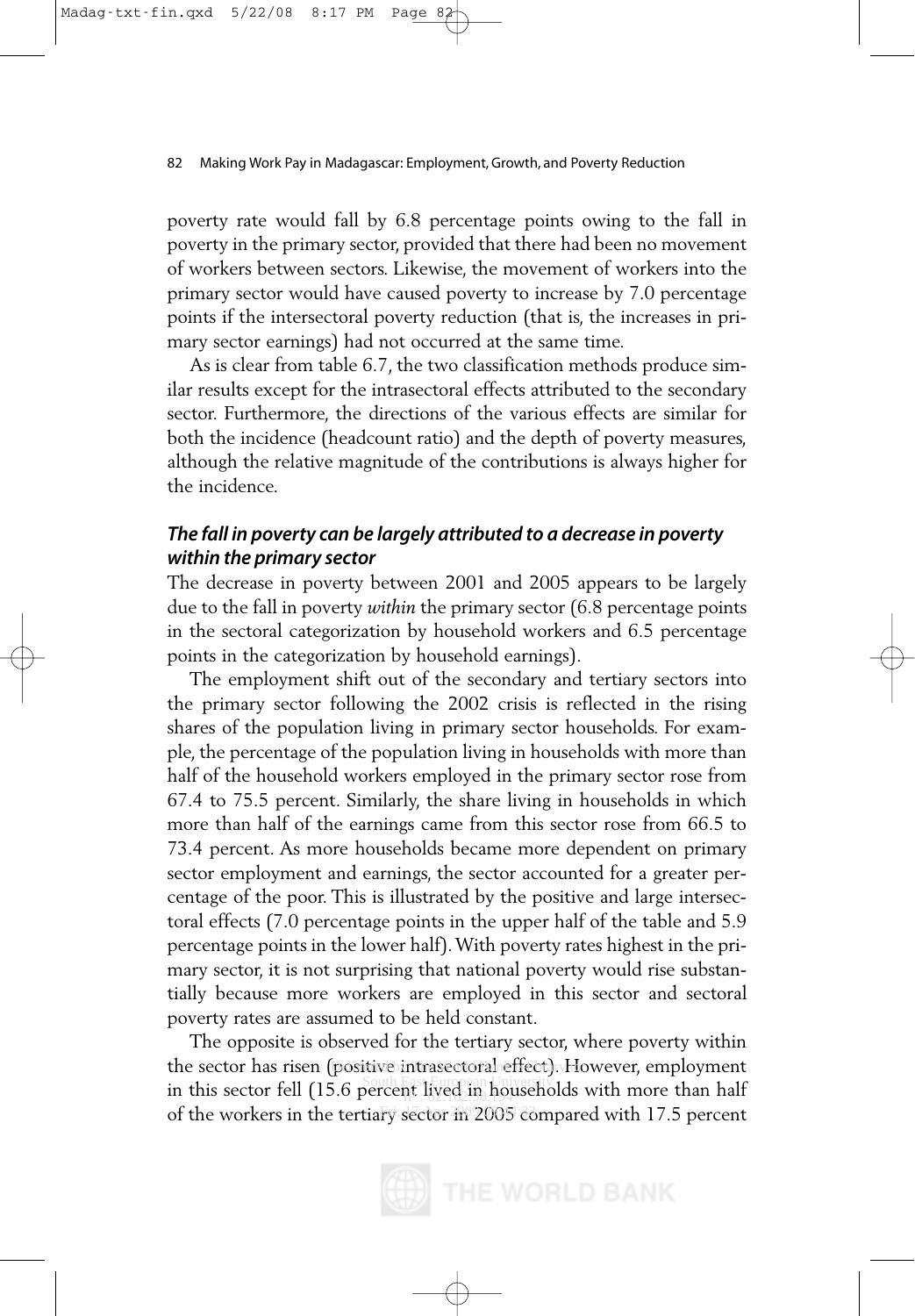poverty rate would fall by 6.8 percentage points owing to the fall in poverty in the primary sector, provided that there had been no movement of workers between sectors. Likewise, the movement of workers into the primary sector would have caused poverty to increase by 7.0 percentage points if the intersectoral poverty reduction (that is, the increases in primary sector earnings) had not occurred at the same time.

As is clear from table 6.7, the two classification methods produce similar results except for the intrasectoral effects attributed to the secondary sector. Furthermore, the directions of the various effects are similar for both the incidence (headcount ratio) and the depth of poverty measures, although the relative magnitude of the contributions is always higher for the incidence.

### *The fall in poverty can be largely attributed to a decrease in poverty within the primary sector*

The decrease in poverty between 2001 and 2005 appears to be largely due to the fall in poverty *within* the primary sector (6.8 percentage points in the sectoral categorization by household workers and 6.5 percentage points in the categorization by household earnings).

The employment shift out of the secondary and tertiary sectors into the primary sector following the 2002 crisis is reflected in the rising shares of the population living in primary sector households. For example, the percentage of the population living in households with more than half of the household workers employed in the primary sector rose from 67.4 to 75.5 percent. Similarly, the share living in households in which more than half of the earnings came from this sector rose from 66.5 to 73.4 percent. As more households became more dependent on primary sector employment and earnings, the sector accounted for a greater percentage of the poor. This is illustrated by the positive and large intersectoral effects (7.0 percentage points in the upper half of the table and 5.9 percentage points in the lower half). With poverty rates highest in the primary sector, it is not surprising that national poverty would rise substantially because more workers are employed in this sector and sectoral poverty rates are assumed to be held constant.

The opposite is observed for the tertiary sector, where poverty within the sector has risen (positive intrasectoral effect). However, employment in this sector fell (15.6 percent lived in households with more than half of the workers in the tertiary sector in 2005 compared with 17.5 percent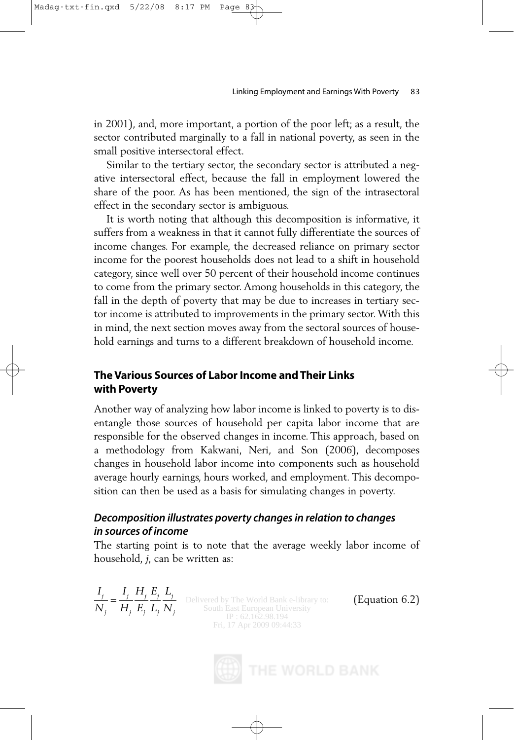in 2001), and, more important, a portion of the poor left; as a result, the sector contributed marginally to a fall in national poverty, as seen in the small positive intersectoral effect.

Similar to the tertiary sector, the secondary sector is attributed a negative intersectoral effect, because the fall in employment lowered the share of the poor. As has been mentioned, the sign of the intrasectoral effect in the secondary sector is ambiguous.

It is worth noting that although this decomposition is informative, it suffers from a weakness in that it cannot fully differentiate the sources of income changes. For example, the decreased reliance on primary sector income for the poorest households does not lead to a shift in household category, since well over 50 percent of their household income continues to come from the primary sector. Among households in this category, the fall in the depth of poverty that may be due to increases in tertiary sector income is attributed to improvements in the primary sector. With this in mind, the next section moves away from the sectoral sources of household earnings and turns to a different breakdown of household income.

## The Various Sources of Labor Income and Their Links with Poverty

Another way of analyzing how labor income is linked to poverty is to disentangle those sources of household per capita labor income that are responsible for the observed changes in income. This approach, based on a methodology from Kakwani, Neri, and Son (2006), decomposes changes in household labor income into components such as household average hourly earnings, hours worked, and employment. This decomposition can then be used as a basis for simulating changes in poverty.

### *Decomposition illustrates poverty changes in relation to changes in sources of income*

The starting point is to note that the average weekly labor income of household, *j*, can be written as:

$$\frac{I_j}{N_j} = \frac{I_j}{H_j}\frac{H_j}{E_j}\frac{E_j}{L_j}\frac{L_j}{N_j} \qquad \text{(Equation 6.2)}$$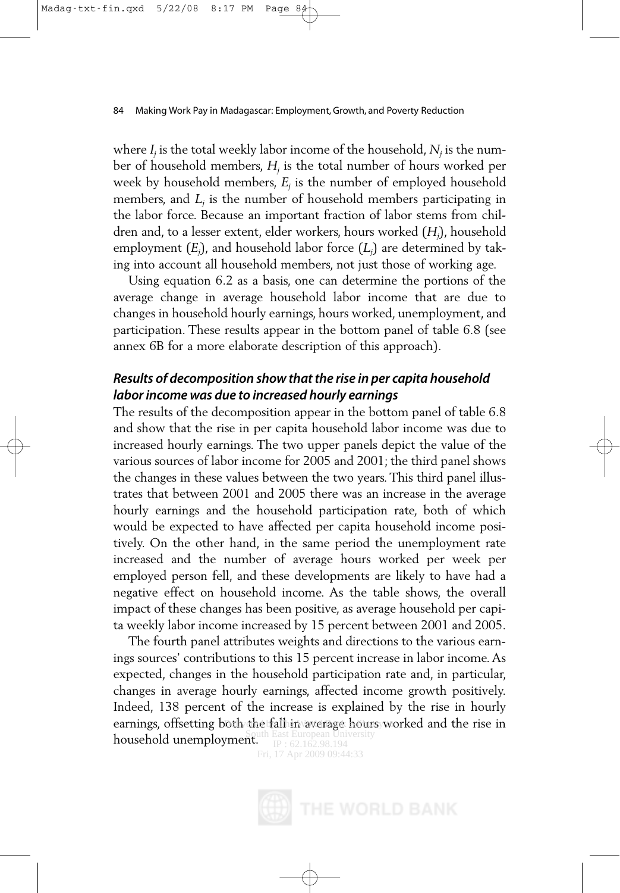where $I_j$ is the total weekly labor income of the household, $N_j$ is the number of household members, $H_j$ is the total number of hours worked per week by household members, $E_j$ is the number of employed household members, and $L_j$ is the number of household members participating in the labor force. Because an important fraction of labor stems from children and, to a lesser extent, elder workers, hours worked ($H_j$), household employment ($E_j$), and household labor force ($L_j$) are determined by taking into account all household members, not just those of working age.

Using equation 6.2 as a basis, one can determine the portions of the average change in average household labor income that are due to changes in household hourly earnings, hours worked, unemployment, and participation. These results appear in the bottom panel of table 6.8 (see annex 6B for a more elaborate description of this approach).

### *Results of decomposition show that the rise in per capita household labor income was due to increased hourly earnings*

The results of the decomposition appear in the bottom panel of table 6.8 and show that the rise in per capita household labor income was due to increased hourly earnings. The two upper panels depict the value of the various sources of labor income for 2005 and 2001; the third panel shows the changes in these values between the two years. This third panel illustrates that between 2001 and 2005 there was an increase in the average hourly earnings and the household participation rate, both of which would be expected to have affected per capita household income positively. On the other hand, in the same period the unemployment rate increased and the number of average hours worked per week per employed person fell, and these developments are likely to have had a negative effect on household income. As the table shows, the overall impact of these changes has been positive, as average household per capita weekly labor income increased by 15 percent between 2001 and 2005.

The fourth panel attributes weights and directions to the various earnings sources' contributions to this 15 percent increase in labor income. As expected, changes in the household participation rate and, in particular, changes in average hourly earnings, affected income growth positively. Indeed, 138 percent of the increase is explained by the rise in hourly earnings, offsetting both the fall in average hours worked and the rise in household unemployment.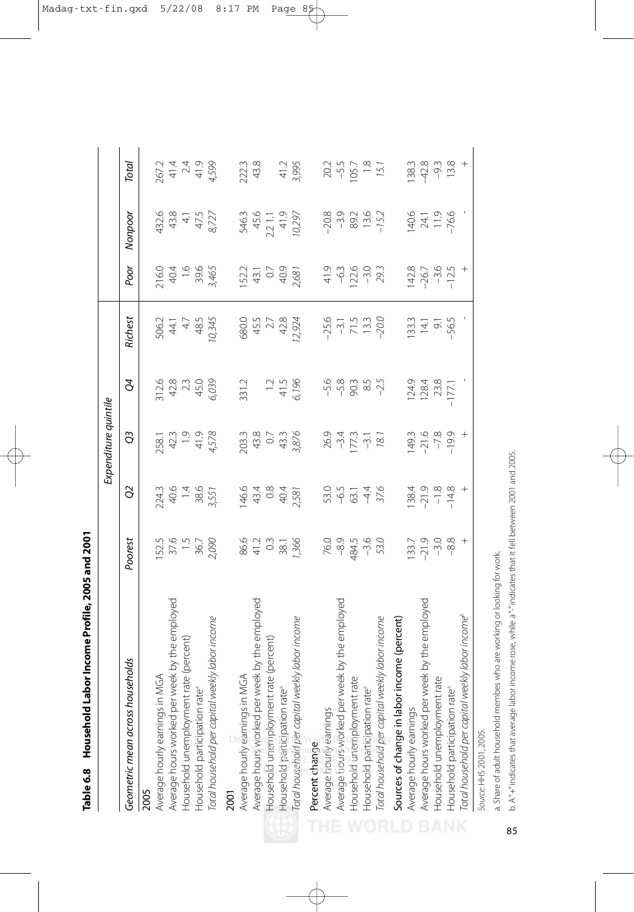**Table 6.8 Household Labor Income Profile, 2005 and 2001**

| Geometric mean across households | Poorest | Q2 | Q3 | Q4 | Richest | Poor | Nonpoor | Total |
|---|---|---|---|---|---|---|---|---|
| | Expenditure quintile | | | | | | | |
| **2005** | | | | | | | | |
| Average hourly earnings in MGA | 152.5 | 224.3 | 258.1 | 312.6 | 506.2 | 216.0 | 432.6 | 267.2 |
| Average hours worked per week by the employed | 37.6 | 40.6 | 42.3 | 42.8 | 44.1 | 40.4 | 43.8 | 41.4 |
| Household unemployment rate (percent) | 1.5 | 1.4 | 1.9 | 2.3 | 4.7 | 1.6 | 4.1 | 2.4 |
| Household participation rate[a] | 36.7 | 38.6 | 41.9 | 45.0 | 48.5 | 39.6 | 47.5 | 41.9 |
| *Total household per capital weekly labor income* | *2,090* | *3,551* | *4,578* | *6,039* | *10,345* | *3,465* | *8,727* | *4,599* |
| **2001** | | | | | | | | |
| Average hourly earnings in MGA | 86.6 | 146.6 | 203.3 | 331.2 | 680.0 | 152.2 | 546.3 | 222.3 |
| Average hours worked per week by the employed | 41.2 | 43.4 | 43.8 | | 45.5 | 43.1 | 45.6 | 43.8 |
| Household unemployment rate (percent) | 0.3 | 0.8 | 0.7 | 1.2 | 2.7 | 0.7 | 2.2 1.1 | |
| Household participation rate[a] | 38.1 | 40.4 | 43.3 | 41.5 | 42.8 | 40.9 | 41.9 | 41.2 |
| *Total household per capital weekly labor income* | *1,366* | *2,581* | *3,876* | *6,196* | *12,924* | *2,681* | *10,297* | *3,995* |
| **Percent change** | | | | | | | | |
| Average hourly earnings | 76.0 | 53.0 | 26.9 | −5.6 | −25.6 | 41.9 | −20.8 | 20.2 |
| Average hours worked per week by the employed | −8.9 | −6.5 | −3.4 | −5.8 | −3.1 | −6.3 | −3.9 | −5.5 |
| Household unemployment rate | 484.5 | 63.1 | 177.3 | 90.3 | 71.5 | 122.6 | 89.2 | 105.7 |
| Household participation rate[a] | −3.6 | −4.4 | −3.1 | 8.5 | 13.3 | −3.0 | 13.6 | 1.8 |
| *Total household per capital weekly labor income* | *53.0* | *37.6* | *18.1* | *−2.5* | *−20.0* | *29.3* | *−15.2* | *15.1* |
| **Sources of change in labor income (percent)** | | | | | | | | |
| Average hourly earnings | 133.7 | 138.4 | 149.3 | 124.9 | 133.3 | 142.8 | 140.6 | 138.3 |
| Average hours worked per week by the employed | −21.9 | −21.9 | −21.6 | 128.4 | 14.1 | −26.7 | 24.1 | −42.8 |
| Household unemployment rate | −3.0 | −1.8 | −7.8 | 23.8 | 9.1 | −3.6 | 11.9 | −9.3 |
| Household participation rate[a] | −8.8 | −14.8 | −19.9 | −177.1 | −56.5 | −12.5 | −76.6 | 13.8 |
| *Total household per capital weekly labor income*[b] | + | + | + | - | - | + | - | + |

*Source:* HHS 2001, 2005.

a. Share of adult household membes who are working or looking for work.

b. A "+" indicates that average labor income rose, while a "-" indicates that it fell between 2001 and 2005.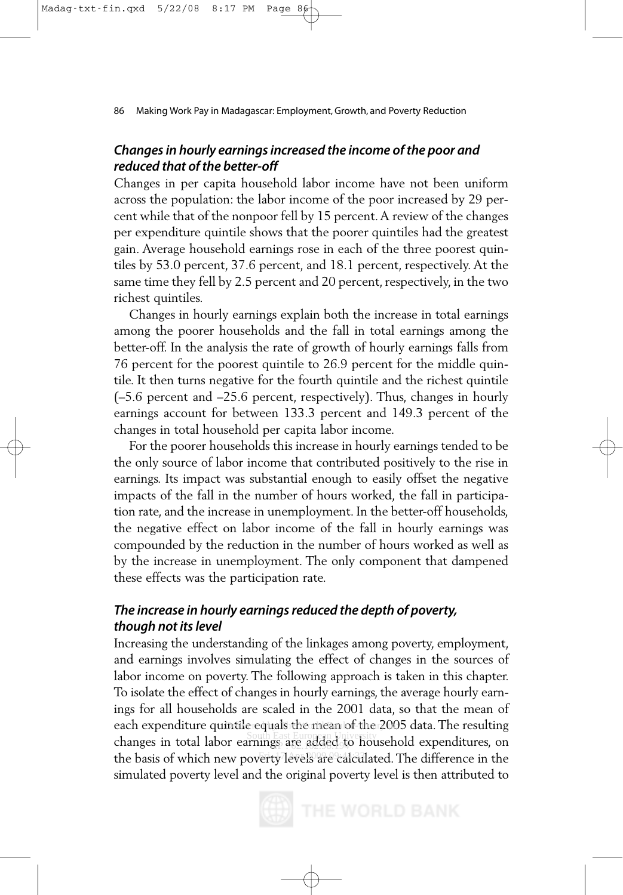### *Changes in hourly earnings increased the income of the poor and reduced that of the better-off*

Changes in per capita household labor income have not been uniform across the population: the labor income of the poor increased by 29 percent while that of the nonpoor fell by 15 percent. A review of the changes per expenditure quintile shows that the poorer quintiles had the greatest gain. Average household earnings rose in each of the three poorest quintiles by 53.0 percent, 37.6 percent, and 18.1 percent, respectively. At the same time they fell by 2.5 percent and 20 percent, respectively, in the two richest quintiles.

Changes in hourly earnings explain both the increase in total earnings among the poorer households and the fall in total earnings among the better-off. In the analysis the rate of growth of hourly earnings falls from 76 percent for the poorest quintile to 26.9 percent for the middle quintile. It then turns negative for the fourth quintile and the richest quintile (–5.6 percent and –25.6 percent, respectively). Thus, changes in hourly earnings account for between 133.3 percent and 149.3 percent of the changes in total household per capita labor income.

For the poorer households this increase in hourly earnings tended to be the only source of labor income that contributed positively to the rise in earnings. Its impact was substantial enough to easily offset the negative impacts of the fall in the number of hours worked, the fall in participation rate, and the increase in unemployment. In the better-off households, the negative effect on labor income of the fall in hourly earnings was compounded by the reduction in the number of hours worked as well as by the increase in unemployment. The only component that dampened these effects was the participation rate.

### *The increase in hourly earnings reduced the depth of poverty, though not its level*

Increasing the understanding of the linkages among poverty, employment, and earnings involves simulating the effect of changes in the sources of labor income on poverty. The following approach is taken in this chapter. To isolate the effect of changes in hourly earnings, the average hourly earnings for all households are scaled in the 2001 data, so that the mean of each expenditure quintile equals the mean of the 2005 data. The resulting changes in total labor earnings are added to household expenditures, on the basis of which new poverty levels are calculated. The difference in the simulated poverty level and the original poverty level is then attributed to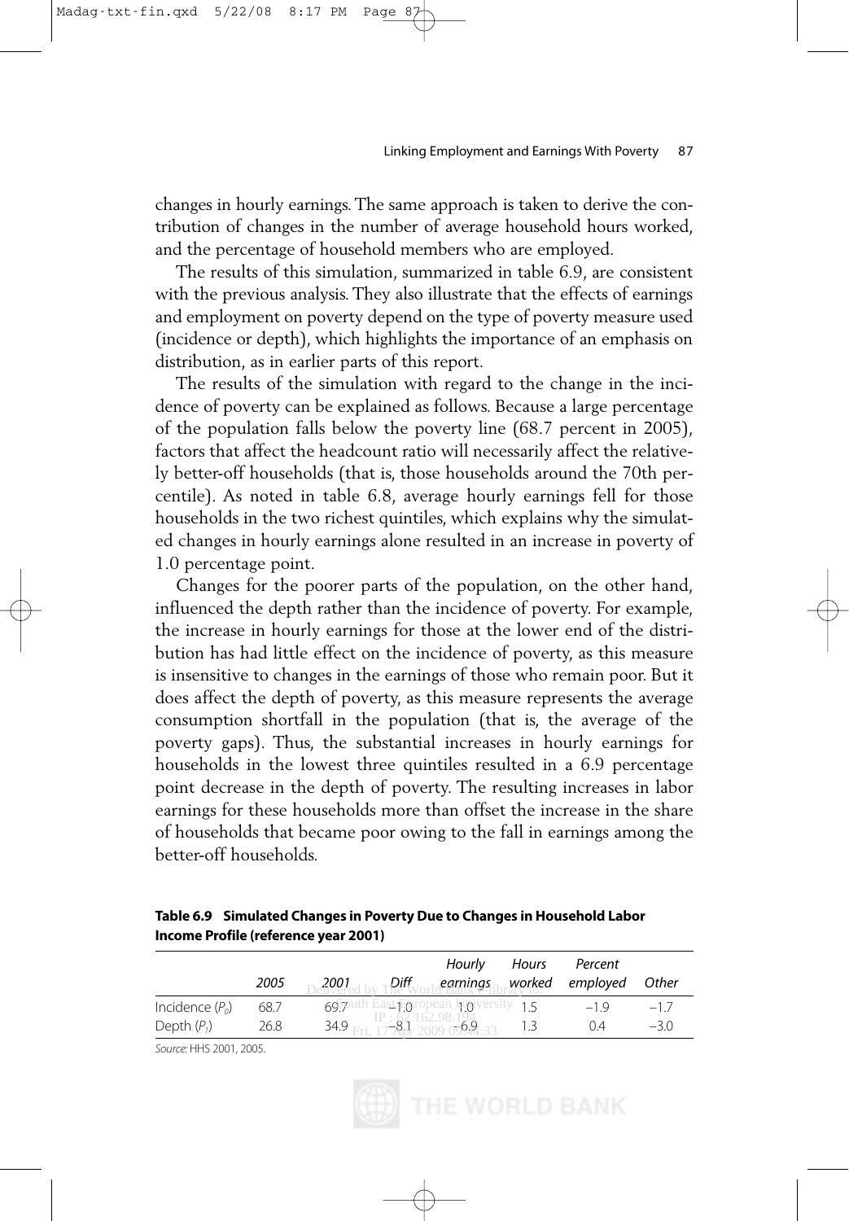changes in hourly earnings. The same approach is taken to derive the contribution of changes in the number of average household hours worked, and the percentage of household members who are employed.

The results of this simulation, summarized in table 6.9, are consistent with the previous analysis. They also illustrate that the effects of earnings and employment on poverty depend on the type of poverty measure used (incidence or depth), which highlights the importance of an emphasis on distribution, as in earlier parts of this report.

The results of the simulation with regard to the change in the incidence of poverty can be explained as follows. Because a large percentage of the population falls below the poverty line (68.7 percent in 2005), factors that affect the headcount ratio will necessarily affect the relatively better-off households (that is, those households around the 70th percentile). As noted in table 6.8, average hourly earnings fell for those households in the two richest quintiles, which explains why the simulated changes in hourly earnings alone resulted in an increase in poverty of 1.0 percentage point.

Changes for the poorer parts of the population, on the other hand, influenced the depth rather than the incidence of poverty. For example, the increase in hourly earnings for those at the lower end of the distribution has had little effect on the incidence of poverty, as this measure is insensitive to changes in the earnings of those who remain poor. But it does affect the depth of poverty, as this measure represents the average consumption shortfall in the population (that is, the average of the poverty gaps). Thus, the substantial increases in hourly earnings for households in the lowest three quintiles resulted in a 6.9 percentage point decrease in the depth of poverty. The resulting increases in labor earnings for these households more than offset the increase in the share of households that became poor owing to the fall in earnings among the better-off households.

**Table 6.9 Simulated Changes in Poverty Due to Changes in Household Labor Income Profile (reference year 2001)**

| | *2005* | *2001* | *Diff* | *Hourly earnings* | *Hours worked* | *Percent employed* | *Other* |
|---|---|---|---|---|---|---|---|
| Incidence ($P_0$) | 68.7 | 69.7 | −1.0 | 1.0 | 1.5 | −1.9 | −1.7 |
| Depth ($P_1$) | 26.8 | 34.9 | −8.1 | −6.9 | 1.3 | 0.4 | −3.0 |

*Source:* HHS 2001, 2005.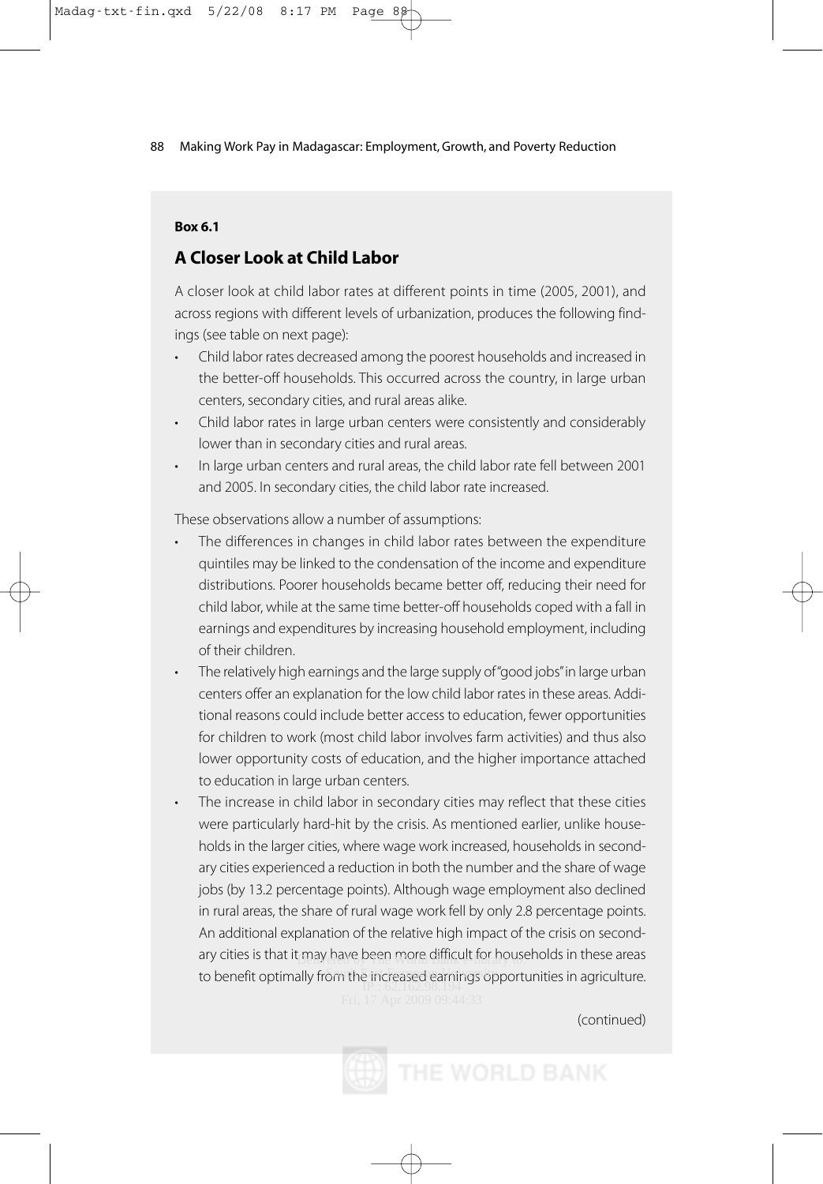**Box 6.1**

## A Closer Look at Child Labor

A closer look at child labor rates at different points in time (2005, 2001), and across regions with different levels of urbanization, produces the following findings (see table on next page):

- Child labor rates decreased among the poorest households and increased in the better-off households. This occurred across the country, in large urban centers, secondary cities, and rural areas alike.
- Child labor rates in large urban centers were consistently and considerably lower than in secondary cities and rural areas.
- In large urban centers and rural areas, the child labor rate fell between 2001 and 2005. In secondary cities, the child labor rate increased.

These observations allow a number of assumptions:

- The differences in changes in child labor rates between the expenditure quintiles may be linked to the condensation of the income and expenditure distributions. Poorer households became better off, reducing their need for child labor, while at the same time better-off households coped with a fall in earnings and expenditures by increasing household employment, including of their children.
- The relatively high earnings and the large supply of "good jobs" in large urban centers offer an explanation for the low child labor rates in these areas. Additional reasons could include better access to education, fewer opportunities for children to work (most child labor involves farm activities) and thus also lower opportunity costs of education, and the higher importance attached to education in large urban centers.
- The increase in child labor in secondary cities may reflect that these cities were particularly hard-hit by the crisis. As mentioned earlier, unlike households in the larger cities, where wage work increased, households in secondary cities experienced a reduction in both the number and the share of wage jobs (by 13.2 percentage points). Although wage employment also declined in rural areas, the share of rural wage work fell by only 2.8 percentage points. An additional explanation of the relative high impact of the crisis on secondary cities is that it may have been more difficult for households in these areas to benefit optimally from the increased earnings opportunities in agriculture.

(continued)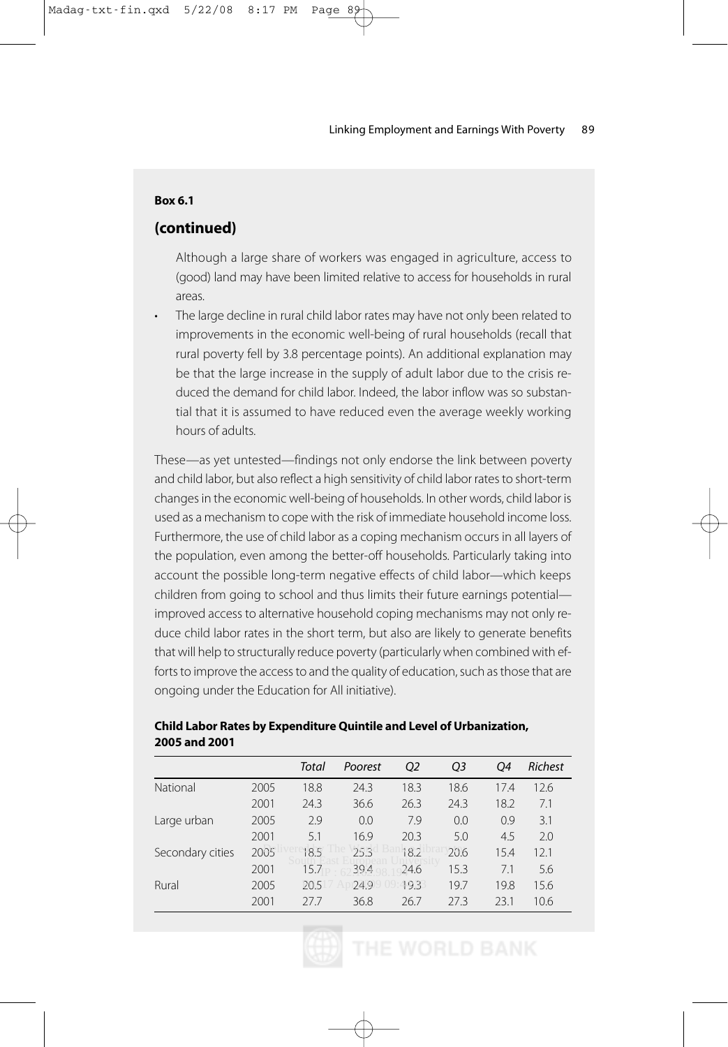**Box 6.1**

## (continued)

Although a large share of workers was engaged in agriculture, access to (good) land may have been limited relative to access for households in rural areas.

- The large decline in rural child labor rates may have not only been related to improvements in the economic well-being of rural households (recall that rural poverty fell by 3.8 percentage points). An additional explanation may be that the large increase in the supply of adult labor due to the crisis reduced the demand for child labor. Indeed, the labor inflow was so substantial that it is assumed to have reduced even the average weekly working hours of adults.

These—as yet untested—findings not only endorse the link between poverty and child labor, but also reflect a high sensitivity of child labor rates to short-term changes in the economic well-being of households. In other words, child labor is used as a mechanism to cope with the risk of immediate household income loss. Furthermore, the use of child labor as a coping mechanism occurs in all layers of the population, even among the better-off households. Particularly taking into account the possible long-term negative effects of child labor—which keeps children from going to school and thus limits their future earnings potential—improved access to alternative household coping mechanisms may not only reduce child labor rates in the short term, but also are likely to generate benefits that will help to structurally reduce poverty (particularly when combined with efforts to improve the access to and the quality of education, such as those that are ongoing under the Education for All initiative).

**Child Labor Rates by Expenditure Quintile and Level of Urbanization, 2005 and 2001**

| | | *Total* | *Poorest* | *Q2* | *Q3* | *Q4* | *Richest* |
|---|---|---|---|---|---|---|---|
| National | 2005 | 18.8 | 24.3 | 18.3 | 18.6 | 17.4 | 12.6 |
| | 2001 | 24.3 | 36.6 | 26.3 | 24.3 | 18.2 | 7.1 |
| Large urban | 2005 | 2.9 | 0.0 | 7.9 | 0.0 | 0.9 | 3.1 |
| | 2001 | 5.1 | 16.9 | 20.3 | 5.0 | 4.5 | 2.0 |
| Secondary cities | 2005 | 18.5 | 25.3 | 18.2 | 20.6 | 15.4 | 12.1 |
| | 2001 | 15.7 | 39.4 | 24.6 | 15.3 | 7.1 | 5.6 |
| Rural | 2005 | 20.5 | 24.9 | 19.3 | 19.7 | 19.8 | 15.6 |
| | 2001 | 27.7 | 36.8 | 26.7 | 27.3 | 23.1 | 10.6 |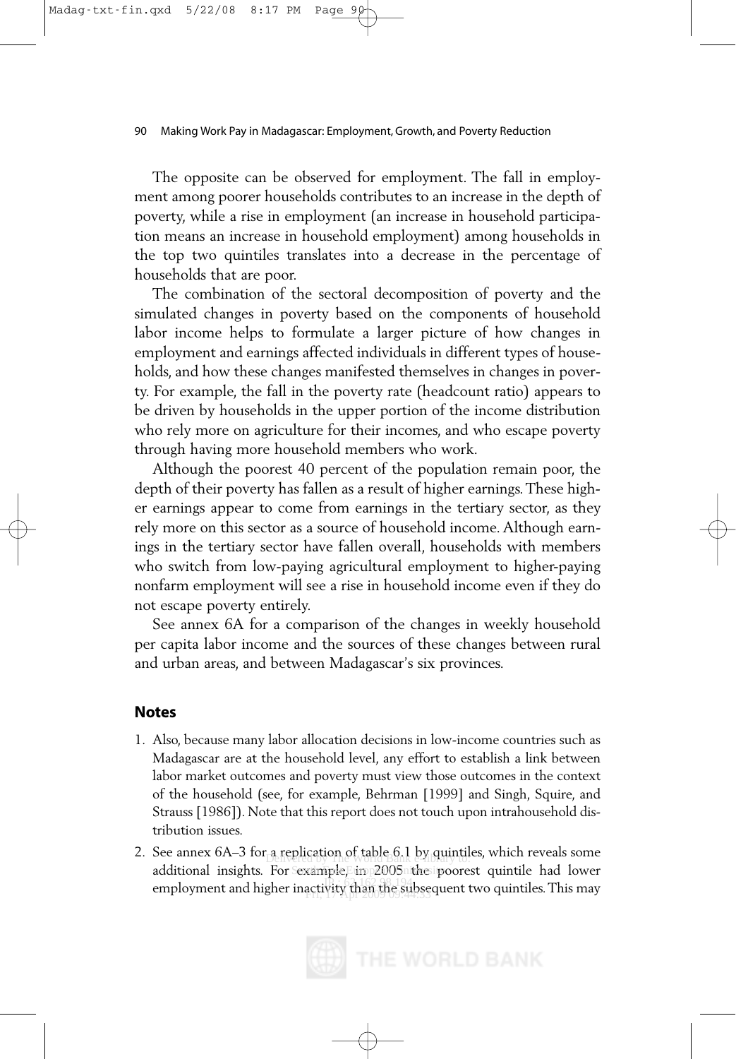The opposite can be observed for employment. The fall in employment among poorer households contributes to an increase in the depth of poverty, while a rise in employment (an increase in household participation means an increase in household employment) among households in the top two quintiles translates into a decrease in the percentage of households that are poor.

The combination of the sectoral decomposition of poverty and the simulated changes in poverty based on the components of household labor income helps to formulate a larger picture of how changes in employment and earnings affected individuals in different types of households, and how these changes manifested themselves in changes in poverty. For example, the fall in the poverty rate (headcount ratio) appears to be driven by households in the upper portion of the income distribution who rely more on agriculture for their incomes, and who escape poverty through having more household members who work.

Although the poorest 40 percent of the population remain poor, the depth of their poverty has fallen as a result of higher earnings. These higher earnings appear to come from earnings in the tertiary sector, as they rely more on this sector as a source of household income. Although earnings in the tertiary sector have fallen overall, households with members who switch from low-paying agricultural employment to higher-paying nonfarm employment will see a rise in household income even if they do not escape poverty entirely.

See annex 6A for a comparison of the changes in weekly household per capita labor income and the sources of these changes between rural and urban areas, and between Madagascar's six provinces.

## Notes

1. Also, because many labor allocation decisions in low-income countries such as Madagascar are at the household level, any effort to establish a link between labor market outcomes and poverty must view those outcomes in the context of the household (see, for example, Behrman [1999] and Singh, Squire, and Strauss [1986]). Note that this report does not touch upon intrahousehold distribution issues.
2. See annex 6A–3 for a replication of table 6.1 by quintiles, which reveals some additional insights. For example, in 2005 the poorest quintile had lower employment and higher inactivity than the subsequent two quintiles. This may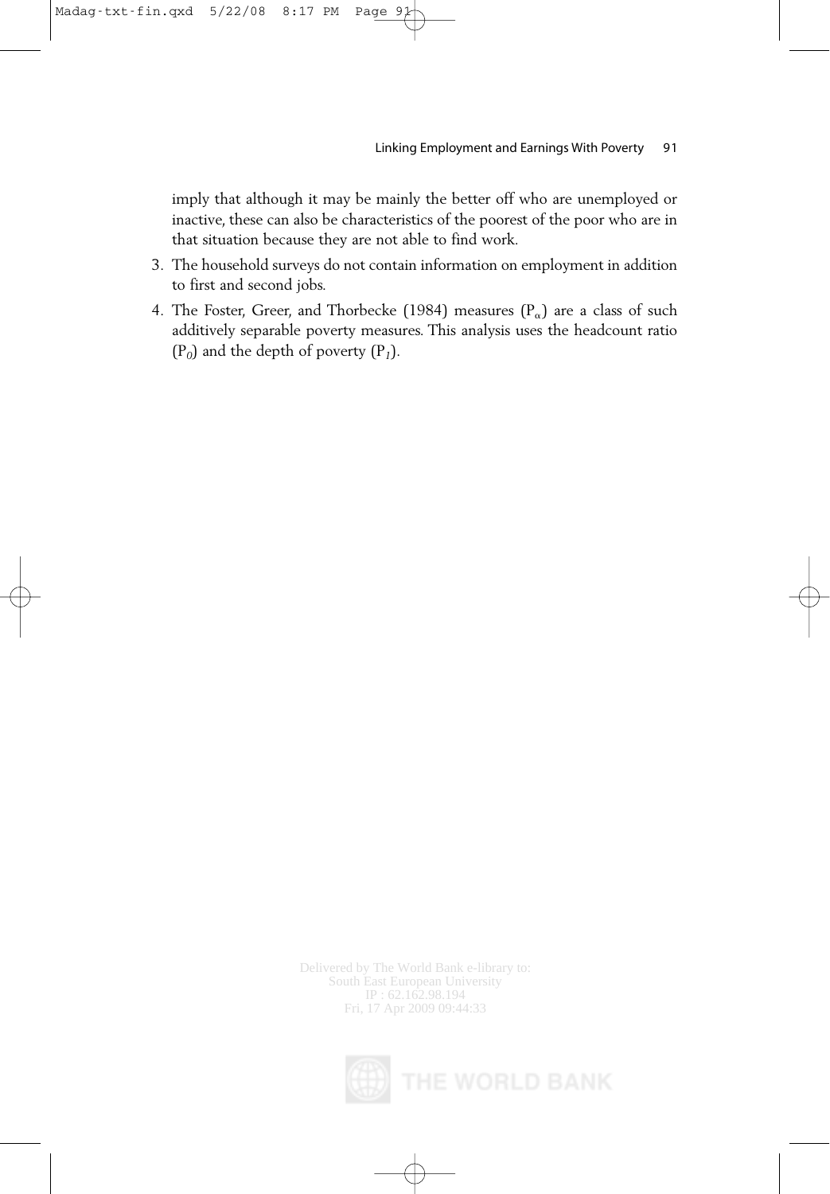imply that although it may be mainly the better off who are unemployed or inactive, these can also be characteristics of the poorest of the poor who are in that situation because they are not able to find work.

3. The household surveys do not contain information on employment in addition to first and second jobs.
4. The Foster, Greer, and Thorbecke (1984) measures ($P_\alpha$) are a class of such additively separable poverty measures. This analysis uses the headcount ratio ($P_0$) and the depth of poverty ($P_1$).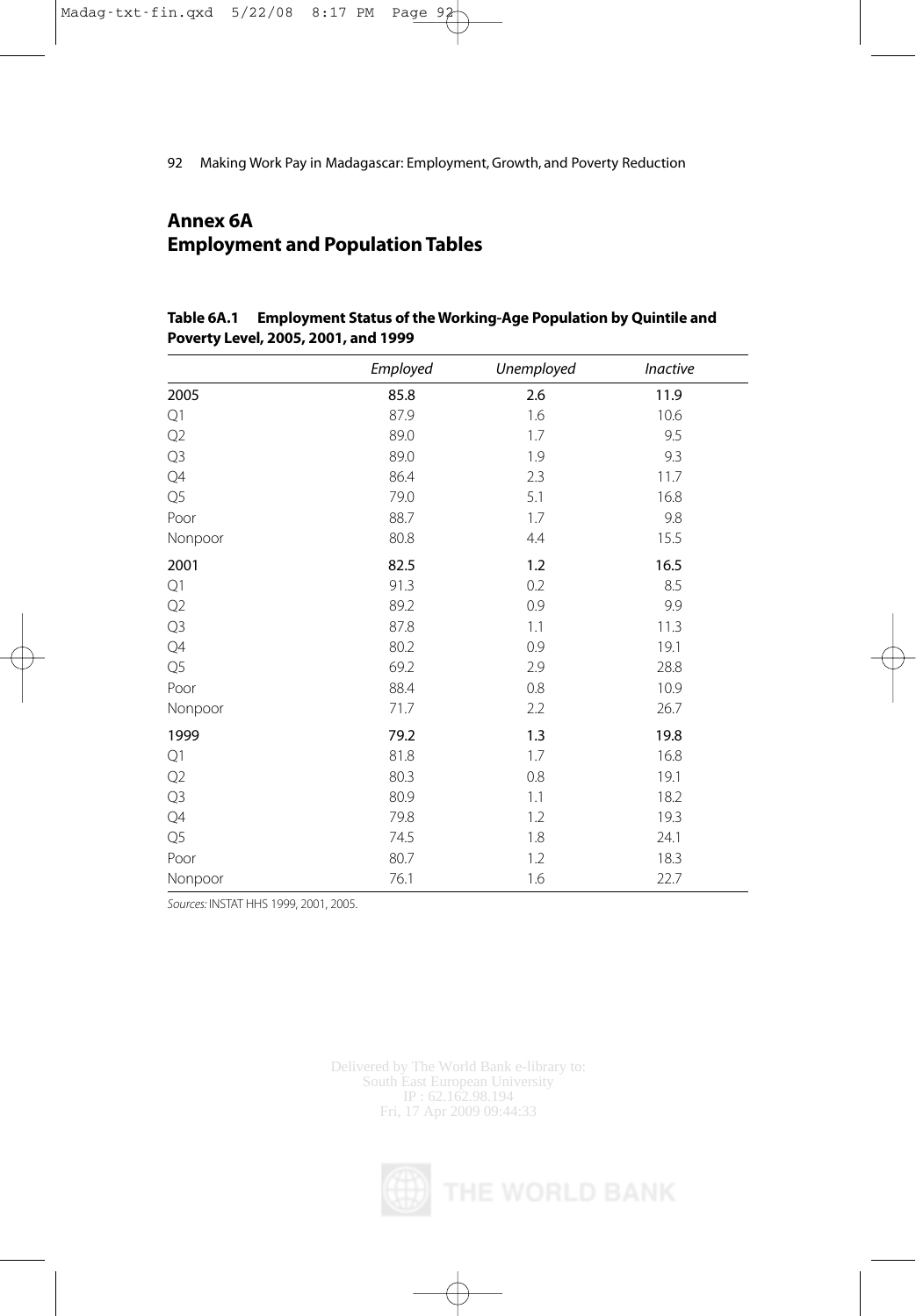# Annex 6A
# Employment and Population Tables

**Table 6A.1 Employment Status of the Working-Age Population by Quintile and Poverty Level, 2005, 2001, and 1999**

| | *Employed* | *Unemployed* | *Inactive* |
|---|---|---|---|
| 2005 | 85.8 | 2.6 | 11.9 |
| Q1 | 87.9 | 1.6 | 10.6 |
| Q2 | 89.0 | 1.7 | 9.5 |
| Q3 | 89.0 | 1.9 | 9.3 |
| Q4 | 86.4 | 2.3 | 11.7 |
| Q5 | 79.0 | 5.1 | 16.8 |
| Poor | 88.7 | 1.7 | 9.8 |
| Nonpoor | 80.8 | 4.4 | 15.5 |
| 2001 | 82.5 | 1.2 | 16.5 |
| Q1 | 91.3 | 0.2 | 8.5 |
| Q2 | 89.2 | 0.9 | 9.9 |
| Q3 | 87.8 | 1.1 | 11.3 |
| Q4 | 80.2 | 0.9 | 19.1 |
| Q5 | 69.2 | 2.9 | 28.8 |
| Poor | 88.4 | 0.8 | 10.9 |
| Nonpoor | 71.7 | 2.2 | 26.7 |
| 1999 | 79.2 | 1.3 | 19.8 |
| Q1 | 81.8 | 1.7 | 16.8 |
| Q2 | 80.3 | 0.8 | 19.1 |
| Q3 | 80.9 | 1.1 | 18.2 |
| Q4 | 79.8 | 1.2 | 19.3 |
| Q5 | 74.5 | 1.8 | 24.1 |
| Poor | 80.7 | 1.2 | 18.3 |
| Nonpoor | 76.1 | 1.6 | 22.7 |

*Sources:* INSTAT HHS 1999, 2001, 2005.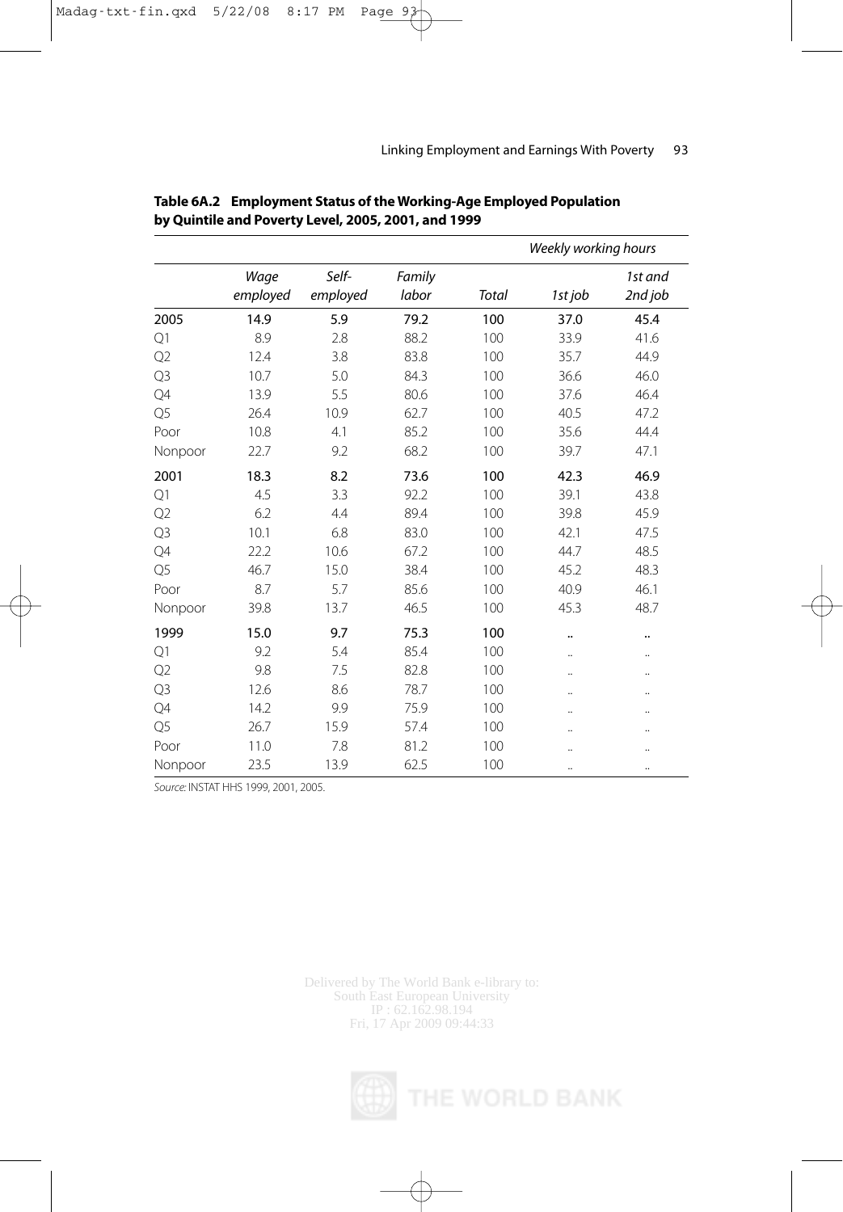**Table 6A.2 Employment Status of the Working-Age Employed Population by Quintile and Poverty Level, 2005, 2001, and 1999**

| | | | | | Weekly working hours | |
|---|---|---|---|---|---|---|
| | *Wage employed* | *Self-employed* | *Family labor* | *Total* | *1st job* | *1st and 2nd job* |
| 2005 | 14.9 | 5.9 | 79.2 | 100 | 37.0 | 45.4 |
| Q1 | 8.9 | 2.8 | 88.2 | 100 | 33.9 | 41.6 |
| Q2 | 12.4 | 3.8 | 83.8 | 100 | 35.7 | 44.9 |
| Q3 | 10.7 | 5.0 | 84.3 | 100 | 36.6 | 46.0 |
| Q4 | 13.9 | 5.5 | 80.6 | 100 | 37.6 | 46.4 |
| Q5 | 26.4 | 10.9 | 62.7 | 100 | 40.5 | 47.2 |
| Poor | 10.8 | 4.1 | 85.2 | 100 | 35.6 | 44.4 |
| Nonpoor | 22.7 | 9.2 | 68.2 | 100 | 39.7 | 47.1 |
| 2001 | 18.3 | 8.2 | 73.6 | 100 | 42.3 | 46.9 |
| Q1 | 4.5 | 3.3 | 92.2 | 100 | 39.1 | 43.8 |
| Q2 | 6.2 | 4.4 | 89.4 | 100 | 39.8 | 45.9 |
| Q3 | 10.1 | 6.8 | 83.0 | 100 | 42.1 | 47.5 |
| Q4 | 22.2 | 10.6 | 67.2 | 100 | 44.7 | 48.5 |
| Q5 | 46.7 | 15.0 | 38.4 | 100 | 45.2 | 48.3 |
| Poor | 8.7 | 5.7 | 85.6 | 100 | 40.9 | 46.1 |
| Nonpoor | 39.8 | 13.7 | 46.5 | 100 | 45.3 | 48.7 |
| 1999 | 15.0 | 9.7 | 75.3 | 100 | .. | .. |
| Q1 | 9.2 | 5.4 | 85.4 | 100 | .. | .. |
| Q2 | 9.8 | 7.5 | 82.8 | 100 | .. | .. |
| Q3 | 12.6 | 8.6 | 78.7 | 100 | .. | .. |
| Q4 | 14.2 | 9.9 | 75.9 | 100 | .. | .. |
| Q5 | 26.7 | 15.9 | 57.4 | 100 | .. | .. |
| Poor | 11.0 | 7.8 | 81.2 | 100 | .. | .. |
| Nonpoor | 23.5 | 13.9 | 62.5 | 100 | .. | .. |

*Source:* INSTAT HHS 1999, 2001, 2005.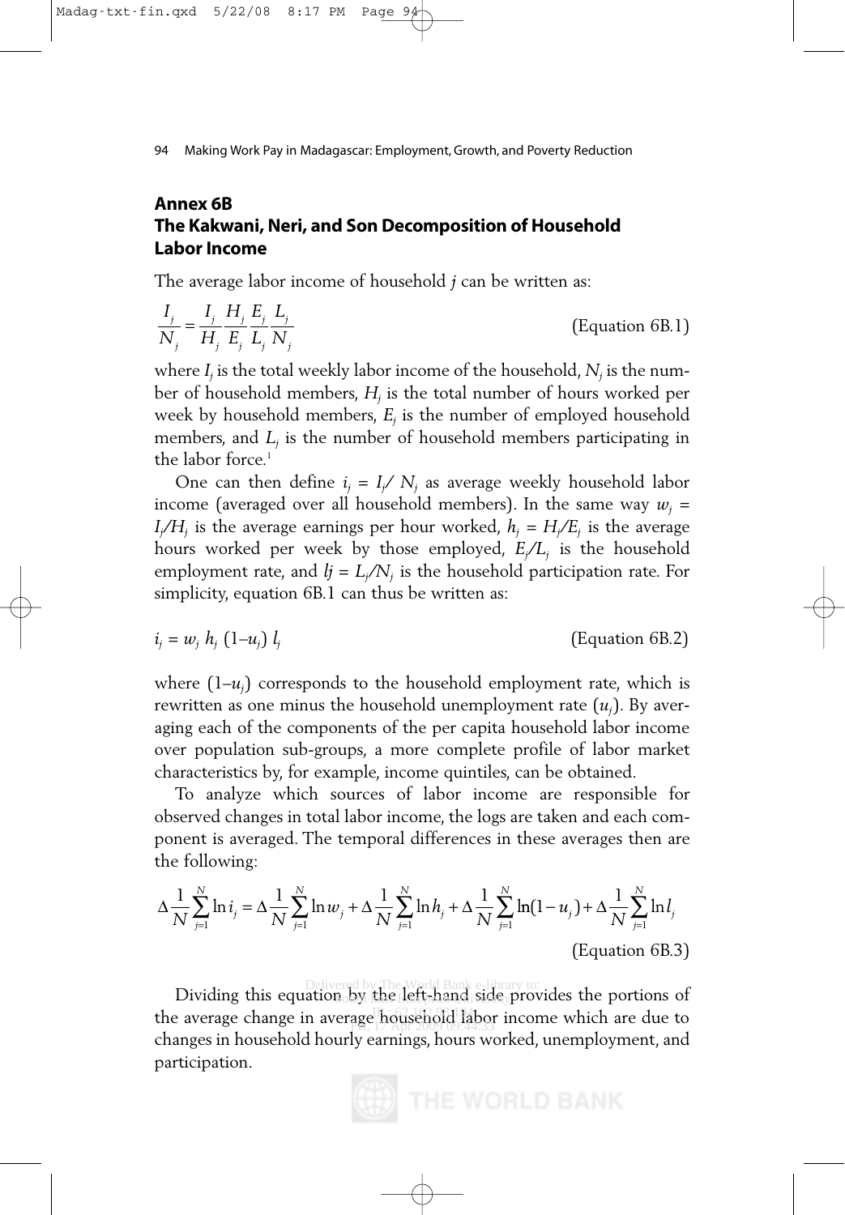## Annex 6B
## The Kakwani, Neri, and Son Decomposition of Household Labor Income

The average labor income of household *j* can be written as:

$$\frac{I_j}{N_j} = \frac{I_j}{H_j}\frac{H_j}{E_j}\frac{E_j}{L_j}\frac{L_j}{N_j} \qquad \text{(Equation 6B.1)}$$

where $I_j$ is the total weekly labor income of the household, $N_j$ is the number of household members, $H_j$ is the total number of hours worked per week by household members, $E_j$ is the number of employed household members, and $L_j$ is the number of household members participating in the labor force.[1]

One can then define $i_j = I_j/ N_j$ as average weekly household labor income (averaged over all household members). In the same way $w_j = I_j/H_j$ is the average earnings per hour worked, $h_j = H_j/E_j$ is the average hours worked per week by those employed, $E_j/L_j$ is the household employment rate, and $l_j = L_j/N_j$ is the household participation rate. For simplicity, equation 6B.1 can thus be written as:

$$i_j = w_j\, h_j\, (1{-}u_j)\, l_j \qquad \text{(Equation 6B.2)}$$

where $(1{-}u_j)$ corresponds to the household employment rate, which is rewritten as one minus the household unemployment rate ($u_j$). By averaging each of the components of the per capita household labor income over population sub-groups, a more complete profile of labor market characteristics by, for example, income quintiles, can be obtained.

To analyze which sources of labor income are responsible for observed changes in total labor income, the logs are taken and each component is averaged. The temporal differences in these averages then are the following:

$$\Delta\frac{1}{N}\sum_{j=1}^{N}\ln i_j = \Delta\frac{1}{N}\sum_{j=1}^{N}\ln w_j + \Delta\frac{1}{N}\sum_{j=1}^{N}\ln h_j + \Delta\frac{1}{N}\sum_{j=1}^{N}\ln(1-u_j) + \Delta\frac{1}{N}\sum_{j=1}^{N}\ln l_j \qquad \text{(Equation 6B.3)}$$

Dividing this equation by the left-hand side provides the portions of the average change in average household labor income which are due to changes in household hourly earnings, hours worked, unemployment, and participation.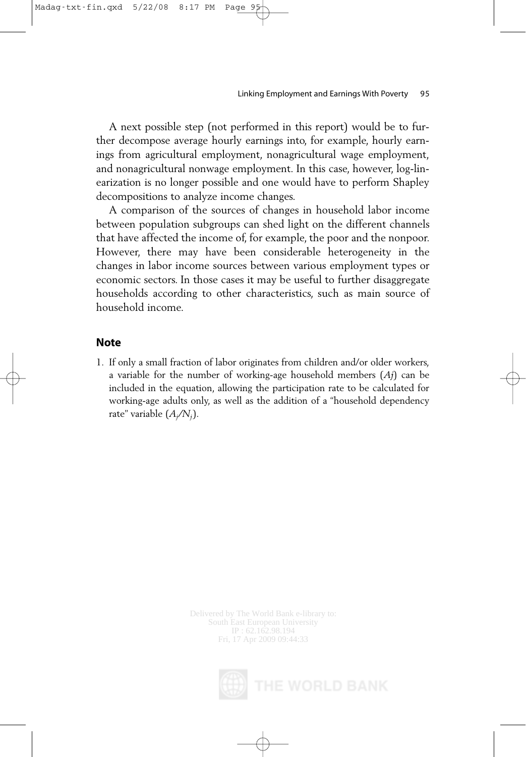A next possible step (not performed in this report) would be to further decompose average hourly earnings into, for example, hourly earnings from agricultural employment, nonagricultural wage employment, and nonagricultural nonwage employment. In this case, however, log-linearization is no longer possible and one would have to perform Shapley decompositions to analyze income changes.

A comparison of the sources of changes in household labor income between population subgroups can shed light on the different channels that have affected the income of, for example, the poor and the nonpoor. However, there may have been considerable heterogeneity in the changes in labor income sources between various employment types or economic sectors. In those cases it may be useful to further disaggregate households according to other characteristics, such as main source of household income.

## Note

1. If only a small fraction of labor originates from children and/or older workers, a variable for the number of working-age household members ($Aj$) can be included in the equation, allowing the participation rate to be calculated for working-age adults only, as well as the addition of a "household dependency rate" variable ($A_j/N_j$).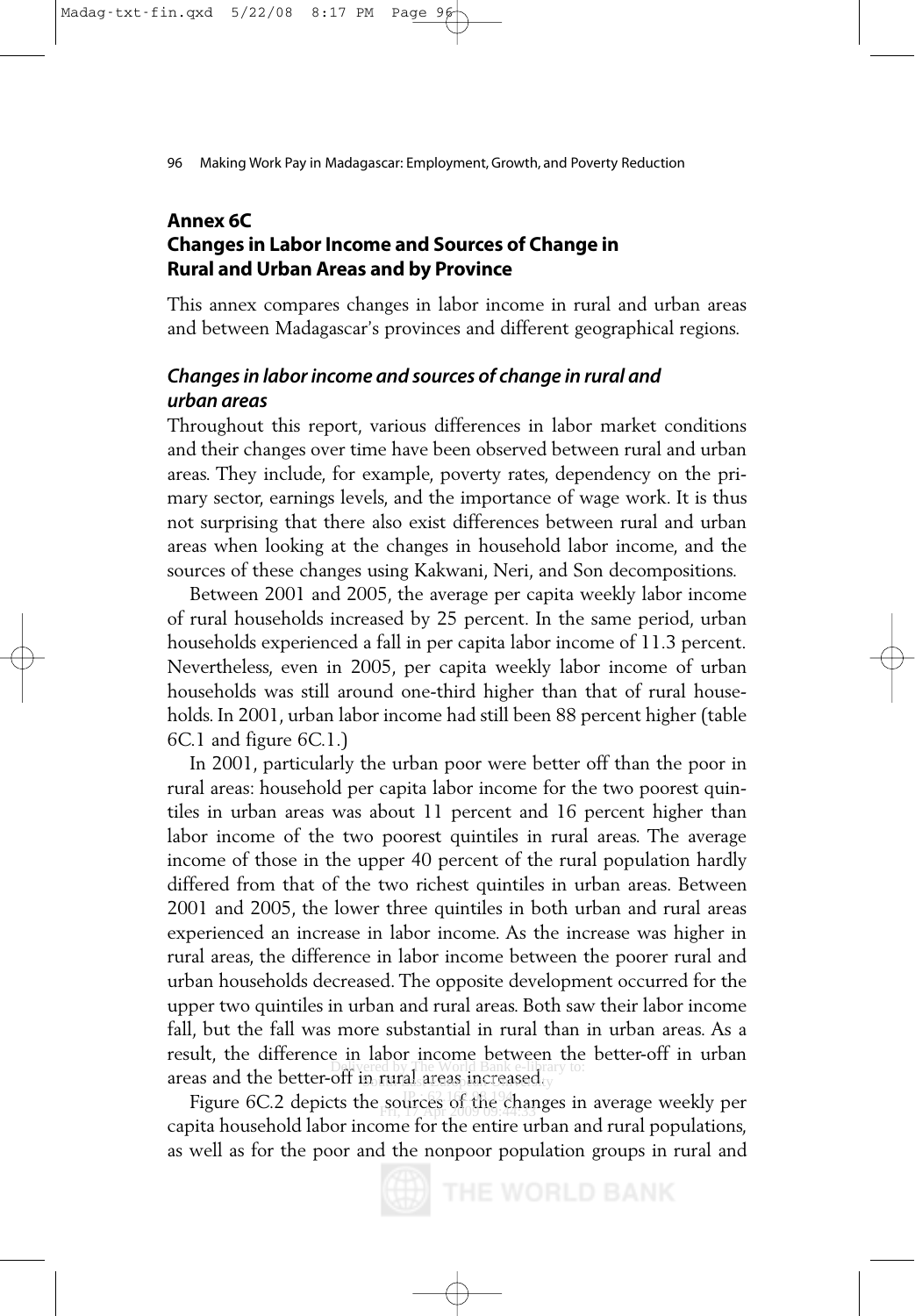## Annex 6C
## Changes in Labor Income and Sources of Change in Rural and Urban Areas and by Province

This annex compares changes in labor income in rural and urban areas and between Madagascar's provinces and different geographical regions.

### *Changes in labor income and sources of change in rural and urban areas*

Throughout this report, various differences in labor market conditions and their changes over time have been observed between rural and urban areas. They include, for example, poverty rates, dependency on the primary sector, earnings levels, and the importance of wage work. It is thus not surprising that there also exist differences between rural and urban areas when looking at the changes in household labor income, and the sources of these changes using Kakwani, Neri, and Son decompositions.

Between 2001 and 2005, the average per capita weekly labor income of rural households increased by 25 percent. In the same period, urban households experienced a fall in per capita labor income of 11.3 percent. Nevertheless, even in 2005, per capita weekly labor income of urban households was still around one-third higher than that of rural households. In 2001, urban labor income had still been 88 percent higher (table 6C.1 and figure 6C.1.)

In 2001, particularly the urban poor were better off than the poor in rural areas: household per capita labor income for the two poorest quintiles in urban areas was about 11 percent and 16 percent higher than labor income of the two poorest quintiles in rural areas. The average income of those in the upper 40 percent of the rural population hardly differed from that of the two richest quintiles in urban areas. Between 2001 and 2005, the lower three quintiles in both urban and rural areas experienced an increase in labor income. As the increase was higher in rural areas, the difference in labor income between the poorer rural and urban households decreased. The opposite development occurred for the upper two quintiles in urban and rural areas. Both saw their labor income fall, but the fall was more substantial in rural than in urban areas. As a result, the difference in labor income between the better-off in urban areas and the better-off in rural areas increased.

Figure 6C.2 depicts the sources of the changes in average weekly per capita household labor income for the entire urban and rural populations, as well as for the poor and the nonpoor population groups in rural and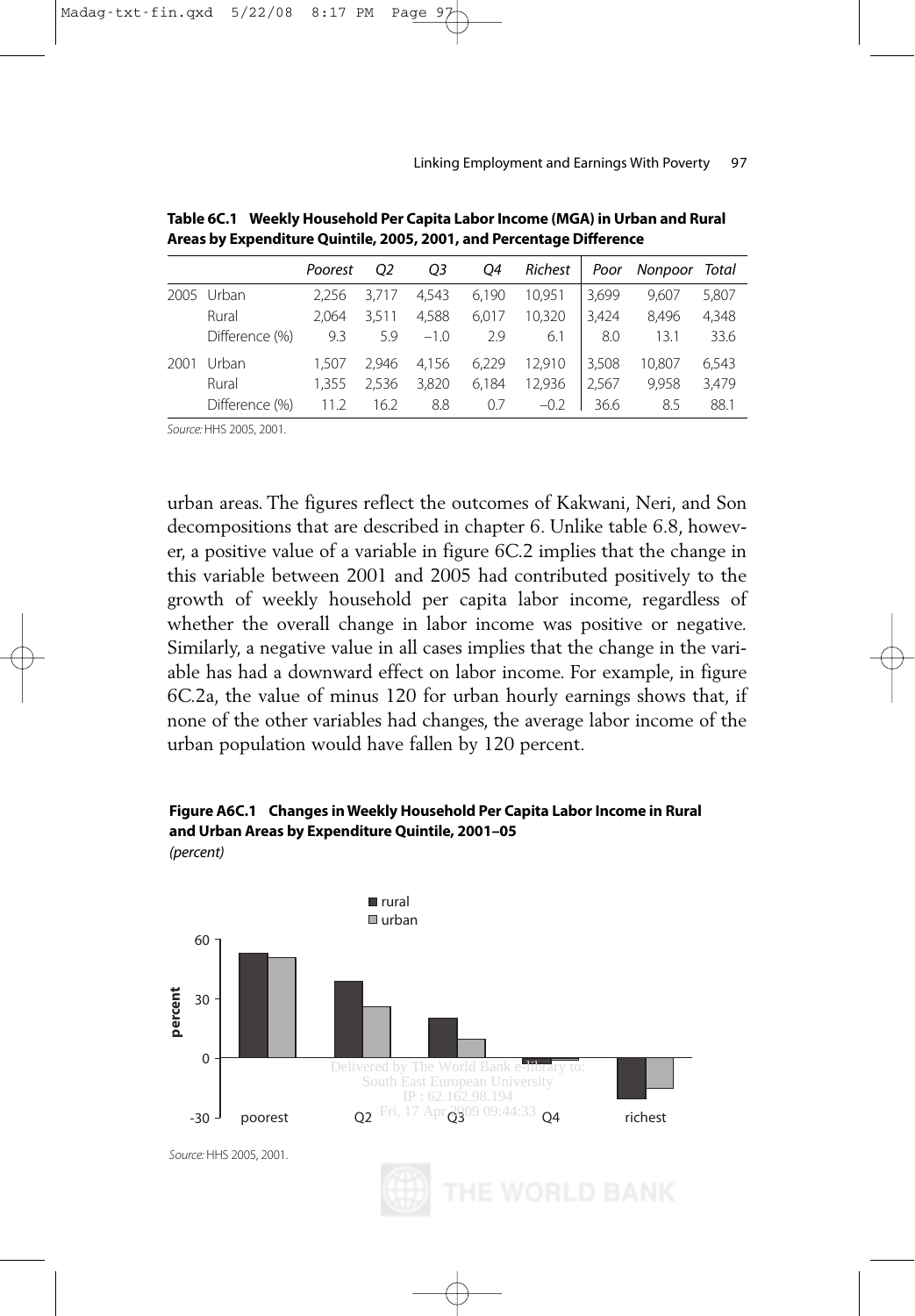**Table 6C.1 Weekly Household Per Capita Labor Income (MGA) in Urban and Rural Areas by Expenditure Quintile, 2005, 2001, and Percentage Difference**

| | | *Poorest* | *Q2* | *Q3* | *Q4* | *Richest* | *Poor* | *Nonpoor* | *Total* |
|---|---|---|---|---|---|---|---|---|---|
| 2005 | Urban | 2,256 | 3,717 | 4,543 | 6,190 | 10,951 | 3,699 | 9,607 | 5,807 |
| | Rural | 2,064 | 3,511 | 4,588 | 6,017 | 10,320 | 3,424 | 8,496 | 4,348 |
| | Difference (%) | 9.3 | 5.9 | −1.0 | 2.9 | 6.1 | 8.0 | 13.1 | 33.6 |
| 2001 | Urban | 1,507 | 2,946 | 4,156 | 6,229 | 12,910 | 3,508 | 10,807 | 6,543 |
| | Rural | 1,355 | 2,536 | 3,820 | 6,184 | 12,936 | 2,567 | 9,958 | 3,479 |
| | Difference (%) | 11.2 | 16.2 | 8.8 | 0.7 | −0.2 | 36.6 | 8.5 | 88.1 |

*Source:* HHS 2005, 2001.

urban areas. The figures reflect the outcomes of Kakwani, Neri, and Son decompositions that are described in chapter 6. Unlike table 6.8, however, a positive value of a variable in figure 6C.2 implies that the change in this variable between 2001 and 2005 had contributed positively to the growth of weekly household per capita labor income, regardless of whether the overall change in labor income was positive or negative. Similarly, a negative value in all cases implies that the change in the variable has had a downward effect on labor income. For example, in figure 6C.2a, the value of minus 120 for urban hourly earnings shows that, if none of the other variables had changes, the average labor income of the urban population would have fallen by 120 percent.

**Figure A6C.1 Changes in Weekly Household Per Capita Labor Income in Rural and Urban Areas by Expenditure Quintile, 2001–05**
*(percent)*

*Source:* HHS 2005, 2001.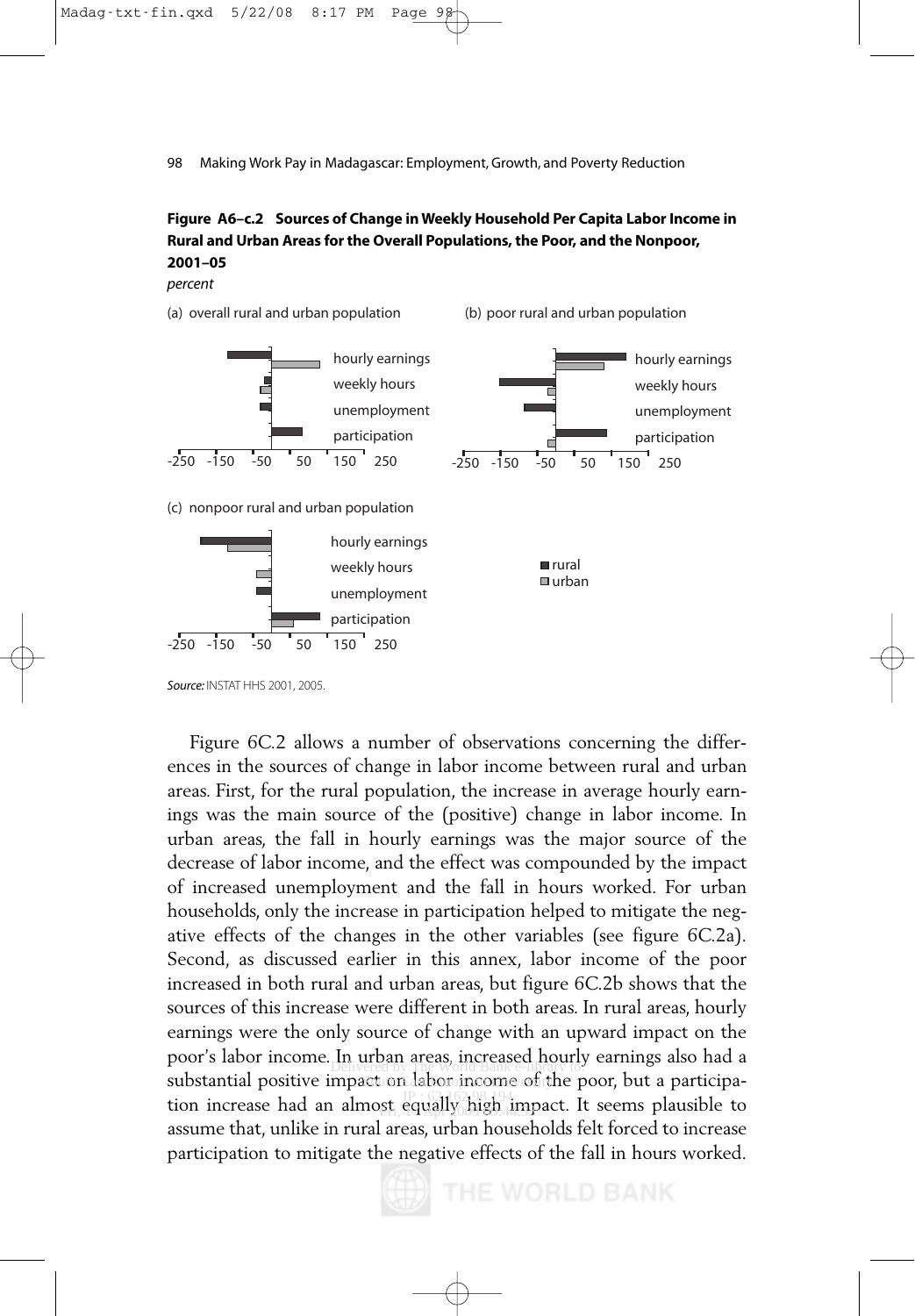**Figure A6–c.2 Sources of Change in Weekly Household Per Capita Labor Income in Rural and Urban Areas for the Overall Populations, the Poor, and the Nonpoor, 2001–05**

*percent*

(a) overall rural and urban population

(b) poor rural and urban population

(c) nonpoor rural and urban population

*Source:* INSTAT HHS 2001, 2005.

Figure 6C.2 allows a number of observations concerning the differences in the sources of change in labor income between rural and urban areas. First, for the rural population, the increase in average hourly earnings was the main source of the (positive) change in labor income. In urban areas, the fall in hourly earnings was the major source of the decrease of labor income, and the effect was compounded by the impact of increased unemployment and the fall in hours worked. For urban households, only the increase in participation helped to mitigate the negative effects of the changes in the other variables (see figure 6C.2a). Second, as discussed earlier in this annex, labor income of the poor increased in both rural and urban areas, but figure 6C.2b shows that the sources of this increase were different in both areas. In rural areas, hourly earnings were the only source of change with an upward impact on the poor's labor income. In urban areas, increased hourly earnings also had a substantial positive impact on labor income of the poor, but a participation increase had an almost equally high impact. It seems plausible to assume that, unlike in rural areas, urban households felt forced to increase participation to mitigate the negative effects of the fall in hours worked.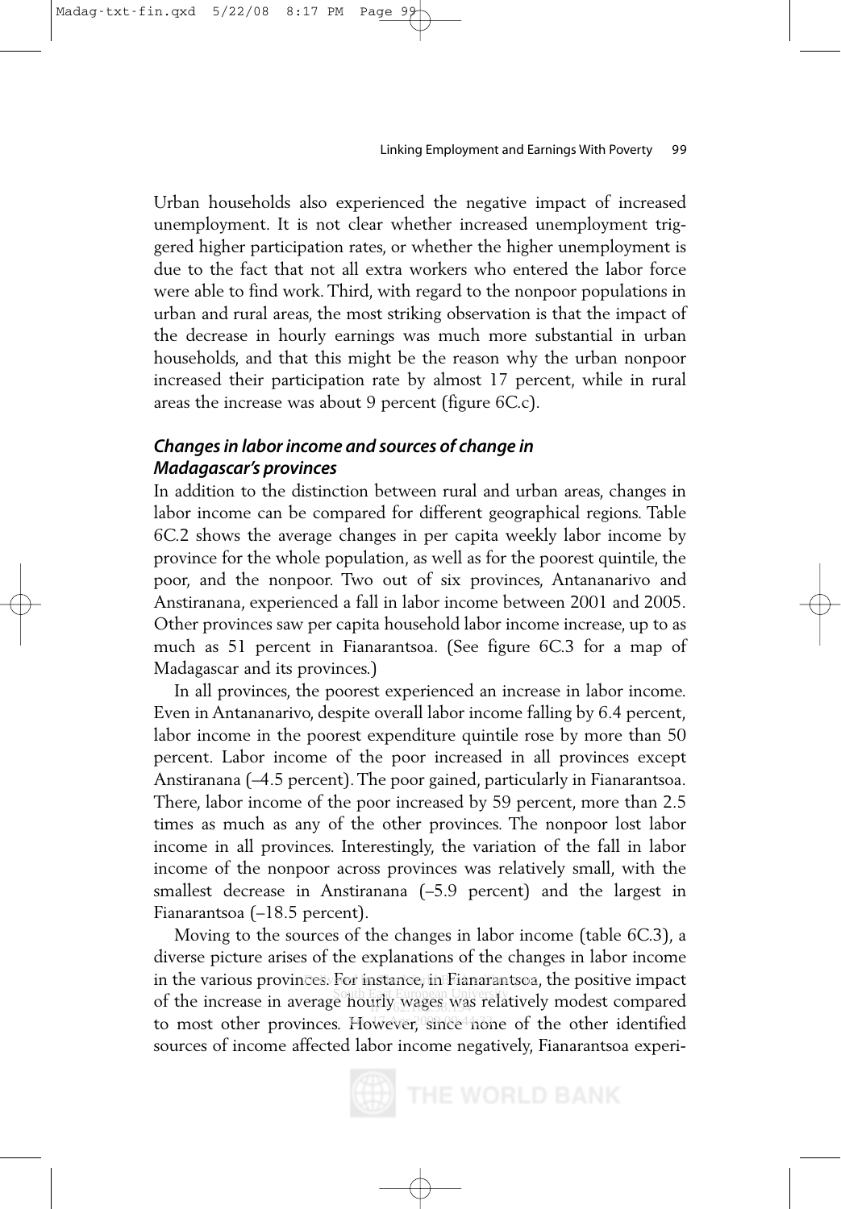Urban households also experienced the negative impact of increased unemployment. It is not clear whether increased unemployment triggered higher participation rates, or whether the higher unemployment is due to the fact that not all extra workers who entered the labor force were able to find work. Third, with regard to the nonpoor populations in urban and rural areas, the most striking observation is that the impact of the decrease in hourly earnings was much more substantial in urban households, and that this might be the reason why the urban nonpoor increased their participation rate by almost 17 percent, while in rural areas the increase was about 9 percent (figure 6C.c).

### *Changes in labor income and sources of change in Madagascar's provinces*

In addition to the distinction between rural and urban areas, changes in labor income can be compared for different geographical regions. Table 6C.2 shows the average changes in per capita weekly labor income by province for the whole population, as well as for the poorest quintile, the poor, and the nonpoor. Two out of six provinces, Antananarivo and Anstiranana, experienced a fall in labor income between 2001 and 2005. Other provinces saw per capita household labor income increase, up to as much as 51 percent in Fianarantsoa. (See figure 6C.3 for a map of Madagascar and its provinces.)

In all provinces, the poorest experienced an increase in labor income. Even in Antananarivo, despite overall labor income falling by 6.4 percent, labor income in the poorest expenditure quintile rose by more than 50 percent. Labor income of the poor increased in all provinces except Anstiranana (–4.5 percent). The poor gained, particularly in Fianarantsoa. There, labor income of the poor increased by 59 percent, more than 2.5 times as much as any of the other provinces. The nonpoor lost labor income in all provinces. Interestingly, the variation of the fall in labor income of the nonpoor across provinces was relatively small, with the smallest decrease in Anstiranana (–5.9 percent) and the largest in Fianarantsoa (–18.5 percent).

Moving to the sources of the changes in labor income (table 6C.3), a diverse picture arises of the explanations of the changes in labor income in the various provinces. For instance, in Fianarantsoa, the positive impact of the increase in average hourly wages was relatively modest compared to most other provinces. However, since none of the other identified sources of income affected labor income negatively, Fianarantsoa experi-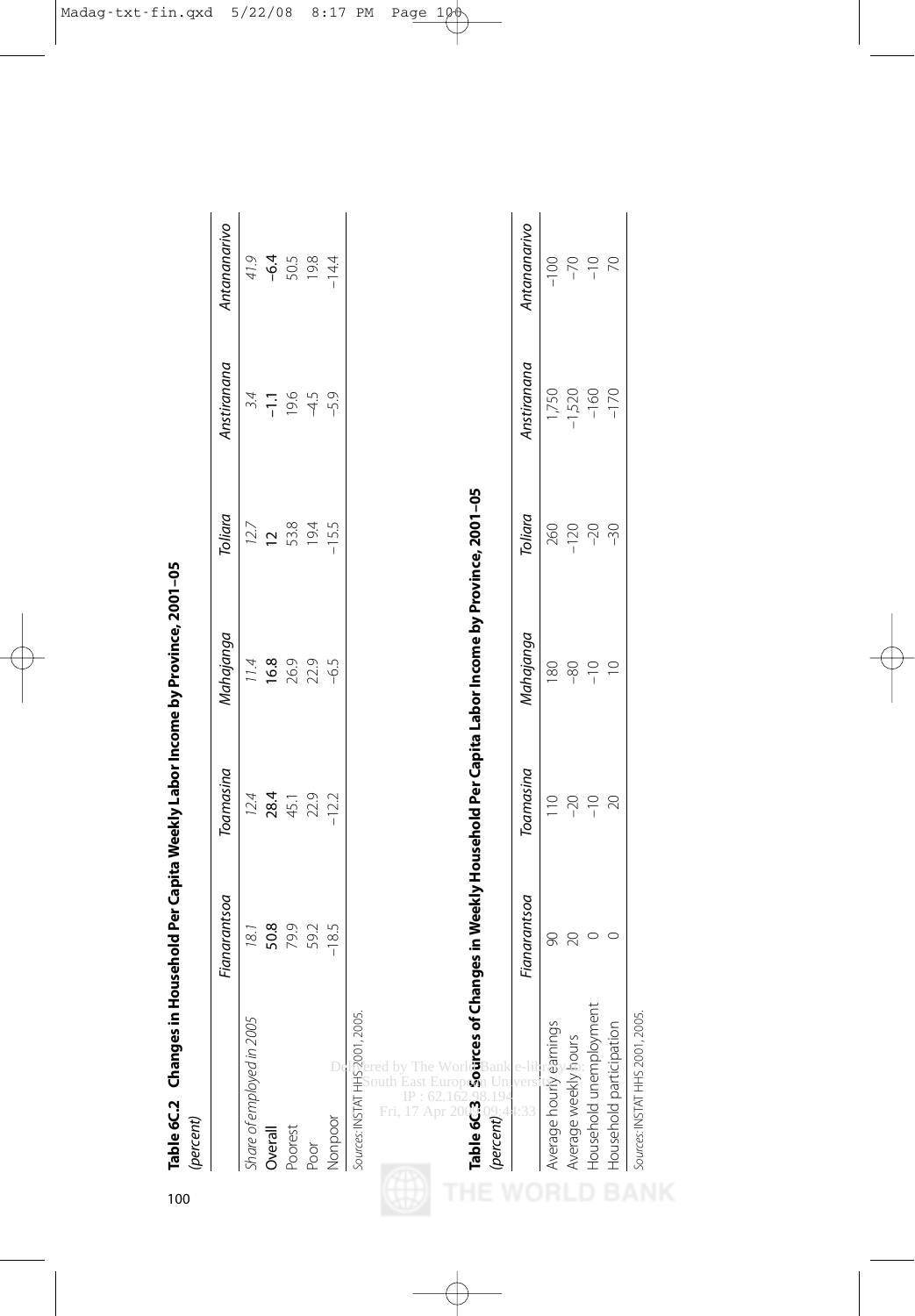**Table 6C.2 Changes in Household Per Capita Weekly Labor Income by Province, 2001–05**
*(percent)*

| | *Fianarantsoa* | *Toamasina* | *Mahajanga* | *Toliara* | *Anstiranana* | *Antananarivo* |
|---|---|---|---|---|---|---|
| *Share of employed in 2005* | *18.1* | *12.4* | *11.4* | *12.7* | *3.4* | *41.9* |
| **Overall** | **50.8** | **28.4** | **16.8** | **12** | **−1.1** | **−6.4** |
| Poorest | 79.9 | 45.1 | 26.9 | 53.8 | 19.6 | 50.5 |
| Poor | 59.2 | 22.9 | 22.9 | 19.4 | −4.5 | 19.8 |
| Nonpoor | −18.5 | −12.2 | −6.5 | −15.5 | −5.9 | −14.4 |

*Sources:* INSTAT HHS 2001, 2005.

**Table 6C.3 Sources of Changes in Weekly Household Per Capita Labor Income by Province, 2001–05**
*(percent)*

| | *Fianarantsoa* | *Toamasina* | *Mahajanga* | *Toliara* | *Anstiranana* | *Antananarivo* |
|---|---|---|---|---|---|---|
| Average hourly earnings | 90 | 110 | 180 | 260 | 1,750 | −100 |
| Average weekly hours | 20 | −20 | −80 | −120 | −1,520 | −70 |
| Household unemployment | 0 | −10 | −10 | −20 | −160 | −10 |
| Household participation | 0 | 20 | 10 | −30 | −170 | 70 |

*Sources:* INSTAT HHS 2001, 2005.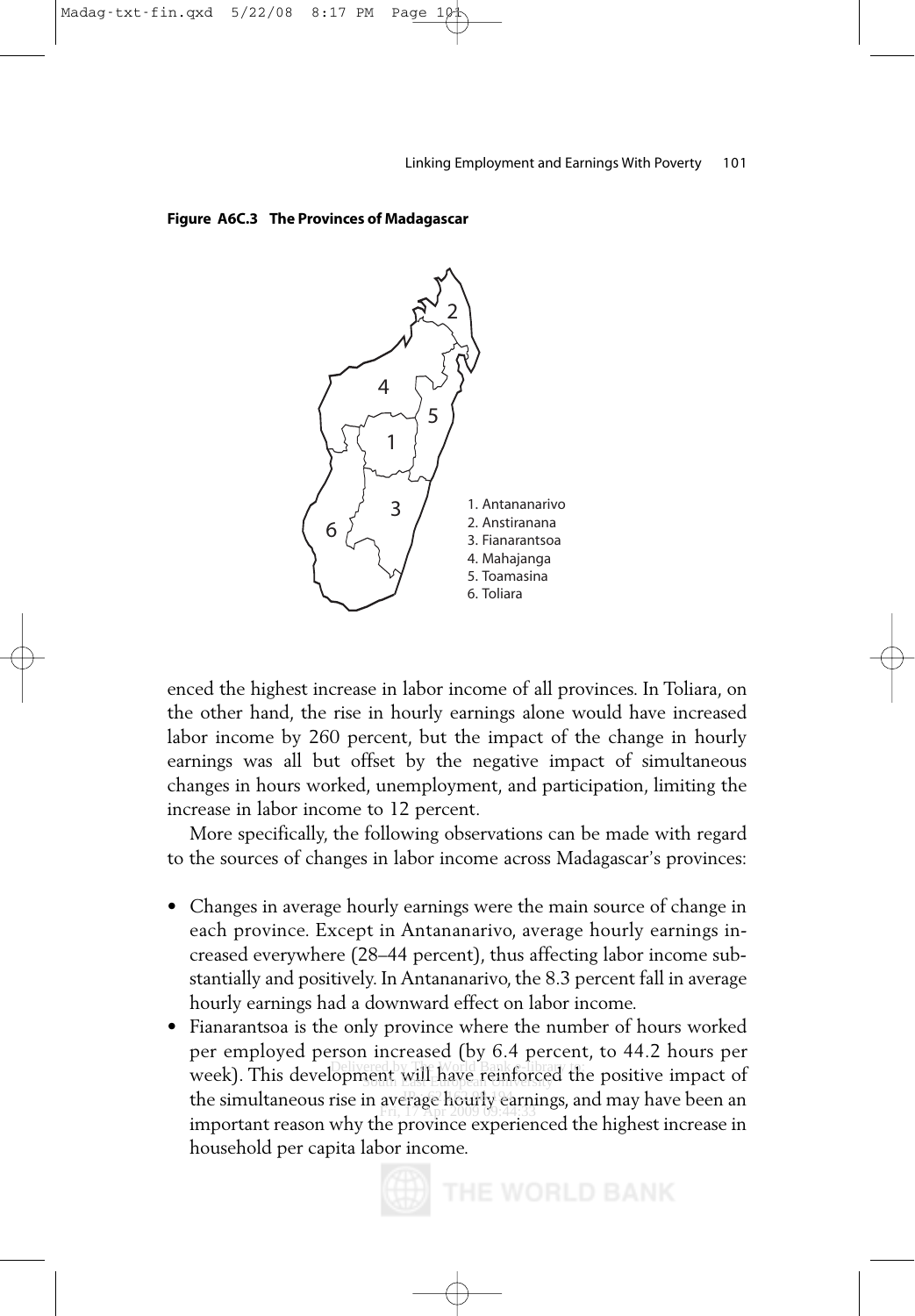**Figure A6C.3 The Provinces of Madagascar**

1. Antananarivo
2. Anstiranana
3. Fianarantsoa
4. Mahajanga
5. Toamasina
6. Toliara

enced the highest increase in labor income of all provinces. In Toliara, on the other hand, the rise in hourly earnings alone would have increased labor income by 260 percent, but the impact of the change in hourly earnings was all but offset by the negative impact of simultaneous changes in hours worked, unemployment, and participation, limiting the increase in labor income to 12 percent.

More specifically, the following observations can be made with regard to the sources of changes in labor income across Madagascar's provinces:

- Changes in average hourly earnings were the main source of change in each province. Except in Antananarivo, average hourly earnings increased everywhere (28–44 percent), thus affecting labor income substantially and positively. In Antananarivo, the 8.3 percent fall in average hourly earnings had a downward effect on labor income.
- Fianarantsoa is the only province where the number of hours worked per employed person increased (by 6.4 percent, to 44.2 hours per week). This development will have reinforced the positive impact of the simultaneous rise in average hourly earnings, and may have been an important reason why the province experienced the highest increase in household per capita labor income.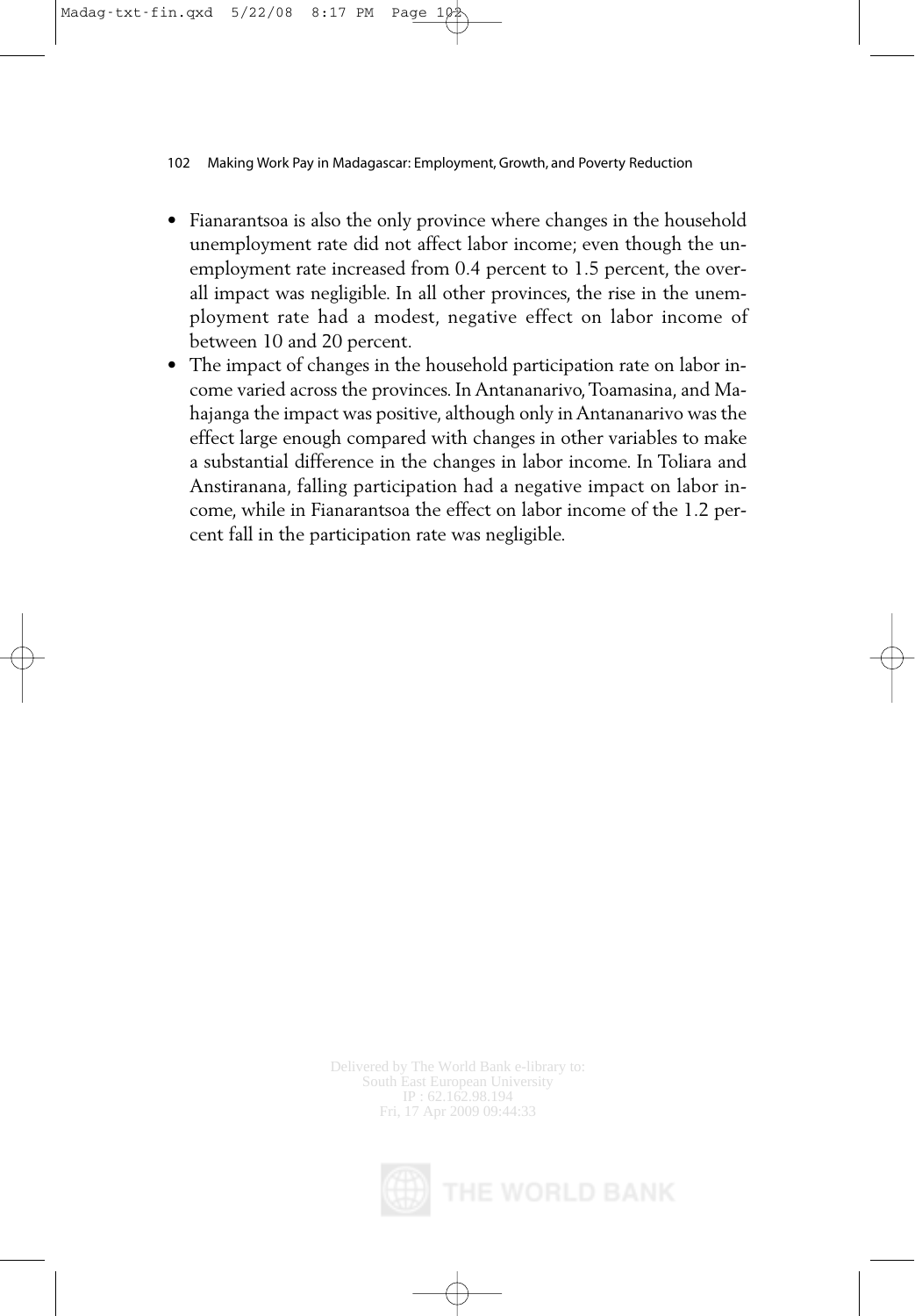- Fianarantsoa is also the only province where changes in the household unemployment rate did not affect labor income; even though the unemployment rate increased from 0.4 percent to 1.5 percent, the overall impact was negligible. In all other provinces, the rise in the unemployment rate had a modest, negative effect on labor income of between 10 and 20 percent.
- The impact of changes in the household participation rate on labor income varied across the provinces. In Antananarivo, Toamasina, and Mahajanga the impact was positive, although only in Antananarivo was the effect large enough compared with changes in other variables to make a substantial difference in the changes in labor income. In Toliara and Anstiranana, falling participation had a negative impact on labor income, while in Fianarantsoa the effect on labor income of the 1.2 percent fall in the participation rate was negligible.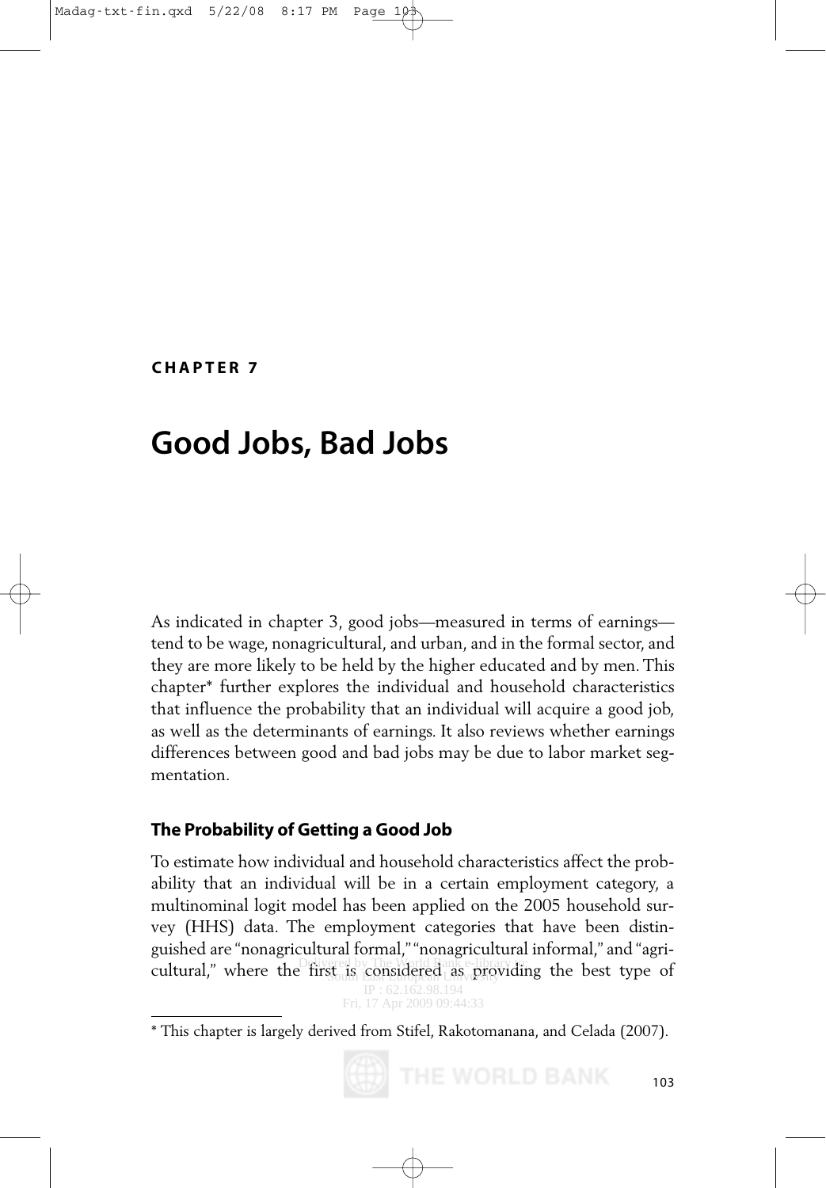**CHAPTER 7**

# Good Jobs, Bad Jobs

As indicated in chapter 3, good jobs—measured in terms of earnings—tend to be wage, nonagricultural, and urban, and in the formal sector, and they are more likely to be held by the higher educated and by men. This chapter* further explores the individual and household characteristics that influence the probability that an individual will acquire a good job, as well as the determinants of earnings. It also reviews whether earnings differences between good and bad jobs may be due to labor market segmentation.

## The Probability of Getting a Good Job

To estimate how individual and household characteristics affect the probability that an individual will be in a certain employment category, a multinominal logit model has been applied on the 2005 household survey (HHS) data. The employment categories that have been distinguished are "nonagricultural formal," "nonagricultural informal," and "agricultural," where the first is considered as providing the best type of

---

* This chapter is largely derived from Stifel, Rakotomanana, and Celada (2007).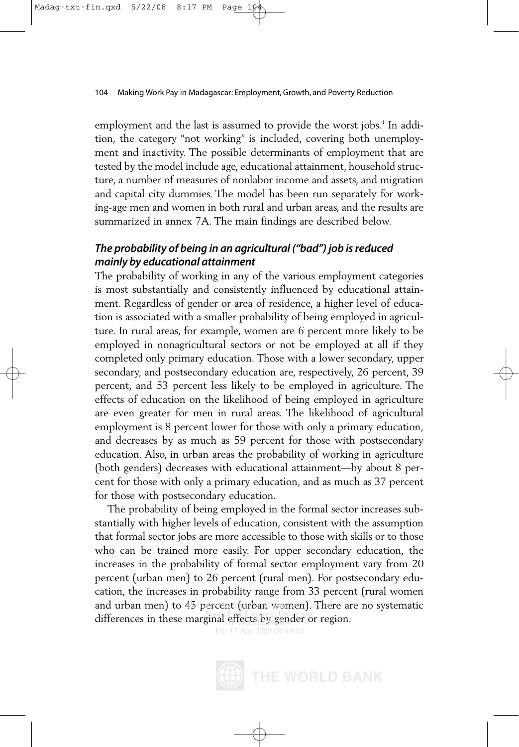employment and the last is assumed to provide the worst jobs.[1] In addition, the category "not working" is included, covering both unemployment and inactivity. The possible determinants of employment that are tested by the model include age, educational attainment, household structure, a number of measures of nonlabor income and assets, and migration and capital city dummies. The model has been run separately for working-age men and women in both rural and urban areas, and the results are summarized in annex 7A. The main findings are described below.

### *The probability of being in an agricultural ("bad") job is reduced mainly by educational attainment*

The probability of working in any of the various employment categories is most substantially and consistently influenced by educational attainment. Regardless of gender or area of residence, a higher level of education is associated with a smaller probability of being employed in agriculture. In rural areas, for example, women are 6 percent more likely to be employed in nonagricultural sectors or not be employed at all if they completed only primary education. Those with a lower secondary, upper secondary, and postsecondary education are, respectively, 26 percent, 39 percent, and 53 percent less likely to be employed in agriculture. The effects of education on the likelihood of being employed in agriculture are even greater for men in rural areas. The likelihood of agricultural employment is 8 percent lower for those with only a primary education, and decreases by as much as 59 percent for those with postsecondary education. Also, in urban areas the probability of working in agriculture (both genders) decreases with educational attainment—by about 8 percent for those with only a primary education, and as much as 37 percent for those with postsecondary education.

The probability of being employed in the formal sector increases substantially with higher levels of education, consistent with the assumption that formal sector jobs are more accessible to those with skills or to those who can be trained more easily. For upper secondary education, the increases in the probability of formal sector employment vary from 20 percent (urban men) to 26 percent (rural men). For postsecondary education, the increases in probability range from 33 percent (rural women and urban men) to 45 percent (urban women). There are no systematic differences in these marginal effects by gender or region.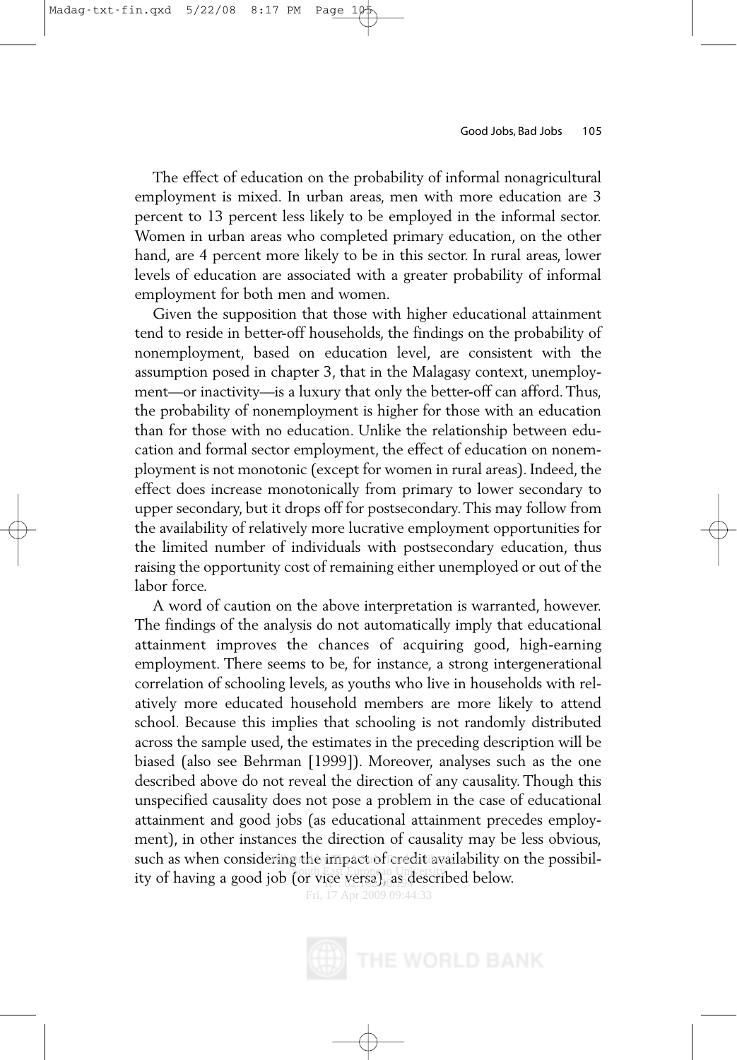The effect of education on the probability of informal nonagricultural employment is mixed. In urban areas, men with more education are 3 percent to 13 percent less likely to be employed in the informal sector. Women in urban areas who completed primary education, on the other hand, are 4 percent more likely to be in this sector. In rural areas, lower levels of education are associated with a greater probability of informal employment for both men and women.

Given the supposition that those with higher educational attainment tend to reside in better-off households, the findings on the probability of nonemployment, based on education level, are consistent with the assumption posed in chapter 3, that in the Malagasy context, unemployment—or inactivity—is a luxury that only the better-off can afford. Thus, the probability of nonemployment is higher for those with an education than for those with no education. Unlike the relationship between education and formal sector employment, the effect of education on nonemployment is not monotonic (except for women in rural areas). Indeed, the effect does increase monotonically from primary to lower secondary to upper secondary, but it drops off for postsecondary. This may follow from the availability of relatively more lucrative employment opportunities for the limited number of individuals with postsecondary education, thus raising the opportunity cost of remaining either unemployed or out of the labor force.

A word of caution on the above interpretation is warranted, however. The findings of the analysis do not automatically imply that educational attainment improves the chances of acquiring good, high-earning employment. There seems to be, for instance, a strong intergenerational correlation of schooling levels, as youths who live in households with relatively more educated household members are more likely to attend school. Because this implies that schooling is not randomly distributed across the sample used, the estimates in the preceding description will be biased (also see Behrman [1999]). Moreover, analyses such as the one described above do not reveal the direction of any causality. Though this unspecified causality does not pose a problem in the case of educational attainment and good jobs (as educational attainment precedes employment), in other instances the direction of causality may be less obvious, such as when considering the impact of credit availability on the possibility of having a good job (or vice versa), as described below.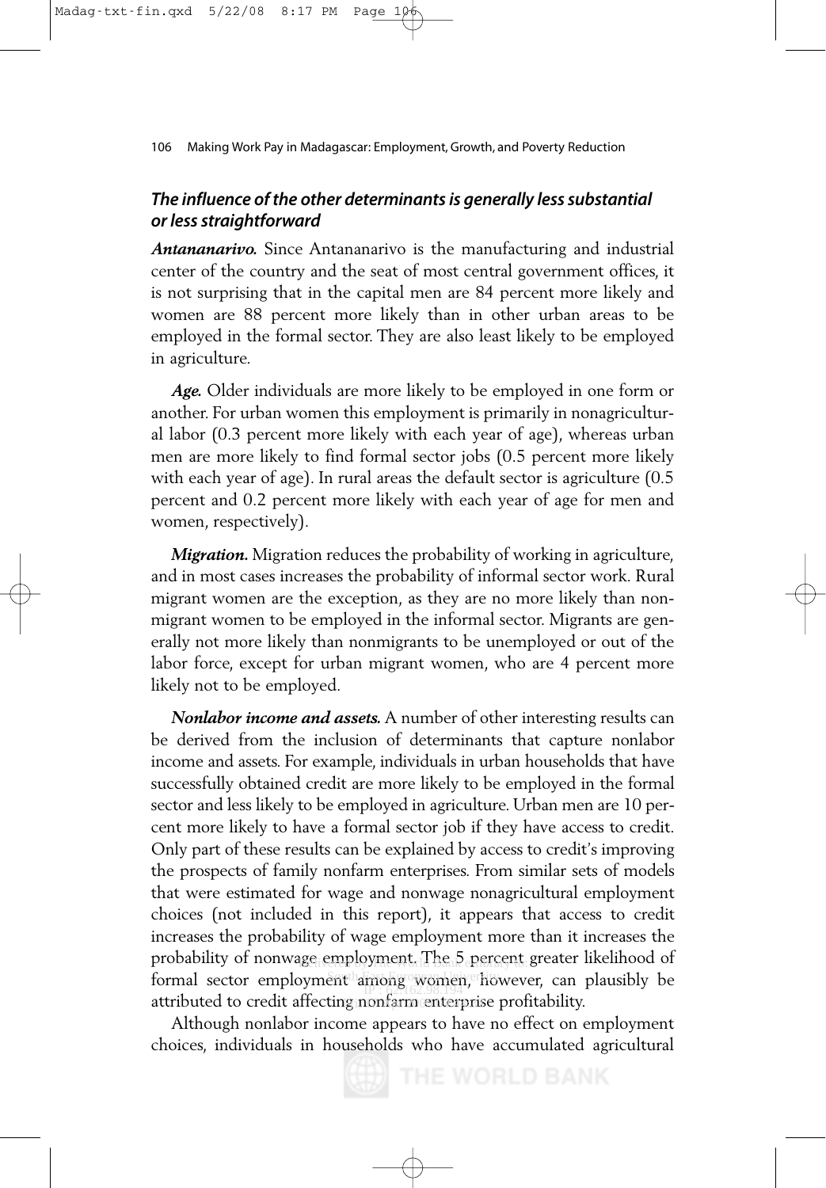### *The influence of the other determinants is generally less substantial or less straightforward*

***Antananarivo.*** Since Antananarivo is the manufacturing and industrial center of the country and the seat of most central government offices, it is not surprising that in the capital men are 84 percent more likely and women are 88 percent more likely than in other urban areas to be employed in the formal sector. They are also least likely to be employed in agriculture.

***Age.*** Older individuals are more likely to be employed in one form or another. For urban women this employment is primarily in nonagricultural labor (0.3 percent more likely with each year of age), whereas urban men are more likely to find formal sector jobs (0.5 percent more likely with each year of age). In rural areas the default sector is agriculture (0.5 percent and 0.2 percent more likely with each year of age for men and women, respectively).

***Migration.*** Migration reduces the probability of working in agriculture, and in most cases increases the probability of informal sector work. Rural migrant women are the exception, as they are no more likely than nonmigrant women to be employed in the informal sector. Migrants are generally not more likely than nonmigrants to be unemployed or out of the labor force, except for urban migrant women, who are 4 percent more likely not to be employed.

***Nonlabor income and assets.*** A number of other interesting results can be derived from the inclusion of determinants that capture nonlabor income and assets. For example, individuals in urban households that have successfully obtained credit are more likely to be employed in the formal sector and less likely to be employed in agriculture. Urban men are 10 percent more likely to have a formal sector job if they have access to credit. Only part of these results can be explained by access to credit's improving the prospects of family nonfarm enterprises. From similar sets of models that were estimated for wage and nonwage nonagricultural employment choices (not included in this report), it appears that access to credit increases the probability of wage employment more than it increases the probability of nonwage employment. The 5 percent greater likelihood of formal sector employment among women, however, can plausibly be attributed to credit affecting nonfarm enterprise profitability.

Although nonlabor income appears to have no effect on employment choices, individuals in households who have accumulated agricultural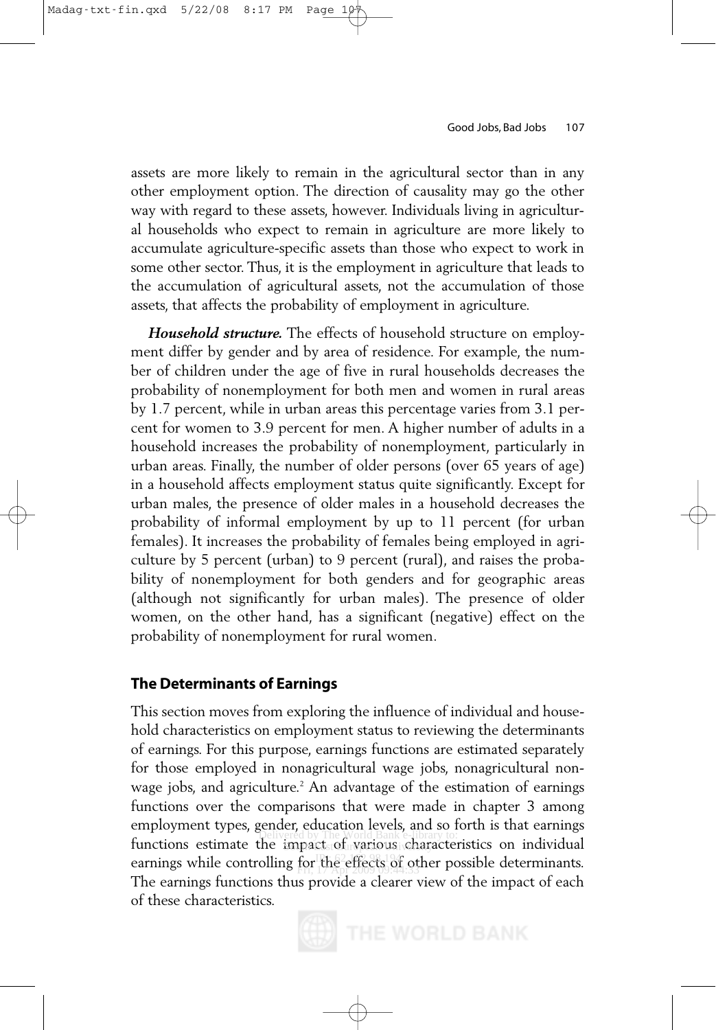assets are more likely to remain in the agricultural sector than in any other employment option. The direction of causality may go the other way with regard to these assets, however. Individuals living in agricultural households who expect to remain in agriculture are more likely to accumulate agriculture-specific assets than those who expect to work in some other sector. Thus, it is the employment in agriculture that leads to the accumulation of agricultural assets, not the accumulation of those assets, that affects the probability of employment in agriculture.

***Household structure.*** The effects of household structure on employment differ by gender and by area of residence. For example, the number of children under the age of five in rural households decreases the probability of nonemployment for both men and women in rural areas by 1.7 percent, while in urban areas this percentage varies from 3.1 percent for women to 3.9 percent for men. A higher number of adults in a household increases the probability of nonemployment, particularly in urban areas. Finally, the number of older persons (over 65 years of age) in a household affects employment status quite significantly. Except for urban males, the presence of older males in a household decreases the probability of informal employment by up to 11 percent (for urban females). It increases the probability of females being employed in agriculture by 5 percent (urban) to 9 percent (rural), and raises the probability of nonemployment for both genders and for geographic areas (although not significantly for urban males). The presence of older women, on the other hand, has a significant (negative) effect on the probability of nonemployment for rural women.

### The Determinants of Earnings

This section moves from exploring the influence of individual and household characteristics on employment status to reviewing the determinants of earnings. For this purpose, earnings functions are estimated separately for those employed in nonagricultural wage jobs, nonagricultural nonwage jobs, and agriculture.[2] An advantage of the estimation of earnings functions over the comparisons that were made in chapter 3 among employment types, gender, education levels, and so forth is that earnings functions estimate the impact of various characteristics on individual earnings while controlling for the effects of other possible determinants. The earnings functions thus provide a clearer view of the impact of each of these characteristics.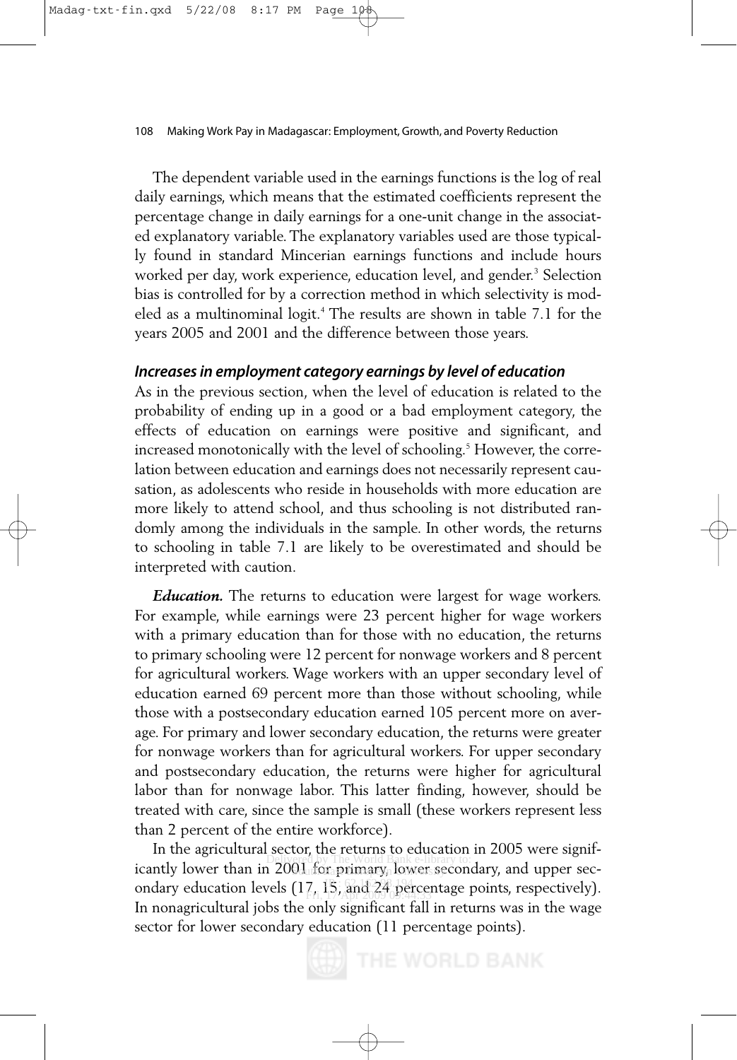The dependent variable used in the earnings functions is the log of real daily earnings, which means that the estimated coefficients represent the percentage change in daily earnings for a one-unit change in the associated explanatory variable. The explanatory variables used are those typically found in standard Mincerian earnings functions and include hours worked per day, work experience, education level, and gender.[3] Selection bias is controlled for by a correction method in which selectivity is modeled as a multinominal logit.[4] The results are shown in table 7.1 for the years 2005 and 2001 and the difference between those years.

### *Increases in employment category earnings by level of education*

As in the previous section, when the level of education is related to the probability of ending up in a good or a bad employment category, the effects of education on earnings were positive and significant, and increased monotonically with the level of schooling.[5] However, the correlation between education and earnings does not necessarily represent causation, as adolescents who reside in households with more education are more likely to attend school, and thus schooling is not distributed randomly among the individuals in the sample. In other words, the returns to schooling in table 7.1 are likely to be overestimated and should be interpreted with caution.

***Education.*** The returns to education were largest for wage workers. For example, while earnings were 23 percent higher for wage workers with a primary education than for those with no education, the returns to primary schooling were 12 percent for nonwage workers and 8 percent for agricultural workers. Wage workers with an upper secondary level of education earned 69 percent more than those without schooling, while those with a postsecondary education earned 105 percent more on average. For primary and lower secondary education, the returns were greater for nonwage workers than for agricultural workers. For upper secondary and postsecondary education, the returns were higher for agricultural labor than for nonwage labor. This latter finding, however, should be treated with care, since the sample is small (these workers represent less than 2 percent of the entire workforce).

In the agricultural sector, the returns to education in 2005 were significantly lower than in 2001 for primary, lower secondary, and upper secondary education levels (17, 15, and 24 percentage points, respectively). In nonagricultural jobs the only significant fall in returns was in the wage sector for lower secondary education (11 percentage points).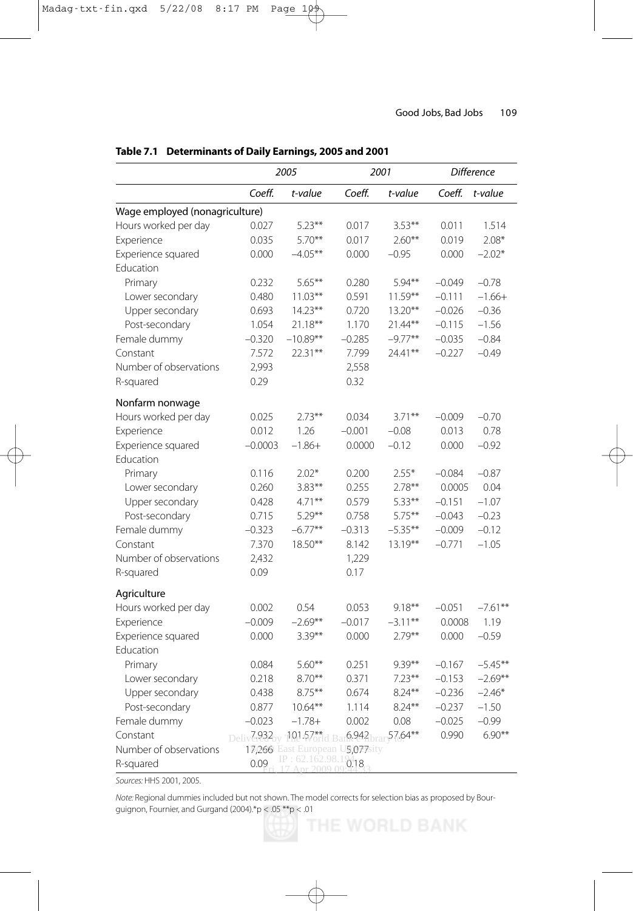**Table 7.1 Determinants of Daily Earnings, 2005 and 2001**

| | *2005* | | *2001* | | *Difference* | |
|---|---|---|---|---|---|---|
| | *Coeff.* | *t-value* | *Coeff.* | *t-value* | *Coeff.* | *t-value* |
| Wage employed (nonagriculture) | | | | | | |
| Hours worked per day | 0.027 | 5.23** | 0.017 | 3.53** | 0.011 | 1.514 |
| Experience | 0.035 | 5.70** | 0.017 | 2.60** | 0.019 | 2.08* |
| Experience squared | 0.000 | −4.05** | 0.000 | −0.95 | 0.000 | −2.02* |
| Education | | | | | | |
| Primary | 0.232 | 5.65** | 0.280 | 5.94** | −0.049 | −0.78 |
| Lower secondary | 0.480 | 11.03** | 0.591 | 11.59** | −0.111 | −1.66+ |
| Upper secondary | 0.693 | 14.23** | 0.720 | 13.20** | −0.026 | −0.36 |
| Post-secondary | 1.054 | 21.18** | 1.170 | 21.44** | −0.115 | −1.56 |
| Female dummy | −0.320 | −10.89** | −0.285 | −9.77** | −0.035 | −0.84 |
| Constant | 7.572 | 22.31** | 7.799 | 24.41** | −0.227 | −0.49 |
| Number of observations | 2,993 | | 2,558 | | | |
| R-squared | 0.29 | | 0.32 | | | |
| Nonfarm nonwage | | | | | | |
| Hours worked per day | 0.025 | 2.73** | 0.034 | 3.71** | −0.009 | −0.70 |
| Experience | 0.012 | 1.26 | −0.001 | −0.08 | 0.013 | 0.78 |
| Experience squared | −0.0003 | −1.86+ | 0.0000 | −0.12 | 0.000 | −0.92 |
| Education | | | | | | |
| Primary | 0.116 | 2.02* | 0.200 | 2.55* | −0.084 | −0.87 |
| Lower secondary | 0.260 | 3.83** | 0.255 | 2.78** | 0.0005 | 0.04 |
| Upper secondary | 0.428 | 4.71** | 0.579 | 5.33** | −0.151 | −1.07 |
| Post-secondary | 0.715 | 5.29** | 0.758 | 5.75** | −0.043 | −0.23 |
| Female dummy | −0.323 | −6.77** | −0.313 | −5.35** | −0.009 | −0.12 |
| Constant | 7.370 | 18.50** | 8.142 | 13.19** | −0.771 | −1.05 |
| Number of observations | 2,432 | | 1,229 | | | |
| R-squared | 0.09 | | 0.17 | | | |
| Agriculture | | | | | | |
| Hours worked per day | 0.002 | 0.54 | 0.053 | 9.18** | −0.051 | −7.61** |
| Experience | −0.009 | −2.69** | −0.017 | −3.11** | 0.0008 | 1.19 |
| Experience squared | 0.000 | 3.39** | 0.000 | 2.79** | 0.000 | −0.59 |
| Education | | | | | | |
| Primary | 0.084 | 5.60** | 0.251 | 9.39** | −0.167 | −5.45** |
| Lower secondary | 0.218 | 8.70** | 0.371 | 7.23** | −0.153 | −2.69** |
| Upper secondary | 0.438 | 8.75** | 0.674 | 8.24** | −0.236 | −2.46* |
| Post-secondary | 0.877 | 10.64** | 1.114 | 8.24** | −0.237 | −1.50 |
| Female dummy | −0.023 | −1.78+ | 0.002 | 0.08 | −0.025 | −0.99 |
| Constant | 7.932 | 101.57** | 6.942 | 57.64** | 0.990 | 6.90** |
| Number of observations | 17,266 | | 5,077 | | | |
| R-squared | 0.09 | | 0.18 | | | |

*Sources:* HHS 2001, 2005.

*Note:* Regional dummies included but not shown. The model corrects for selection bias as proposed by Bourguignon, Fournier, and Gurgand (2004).*$p < .05$ **$p < .01$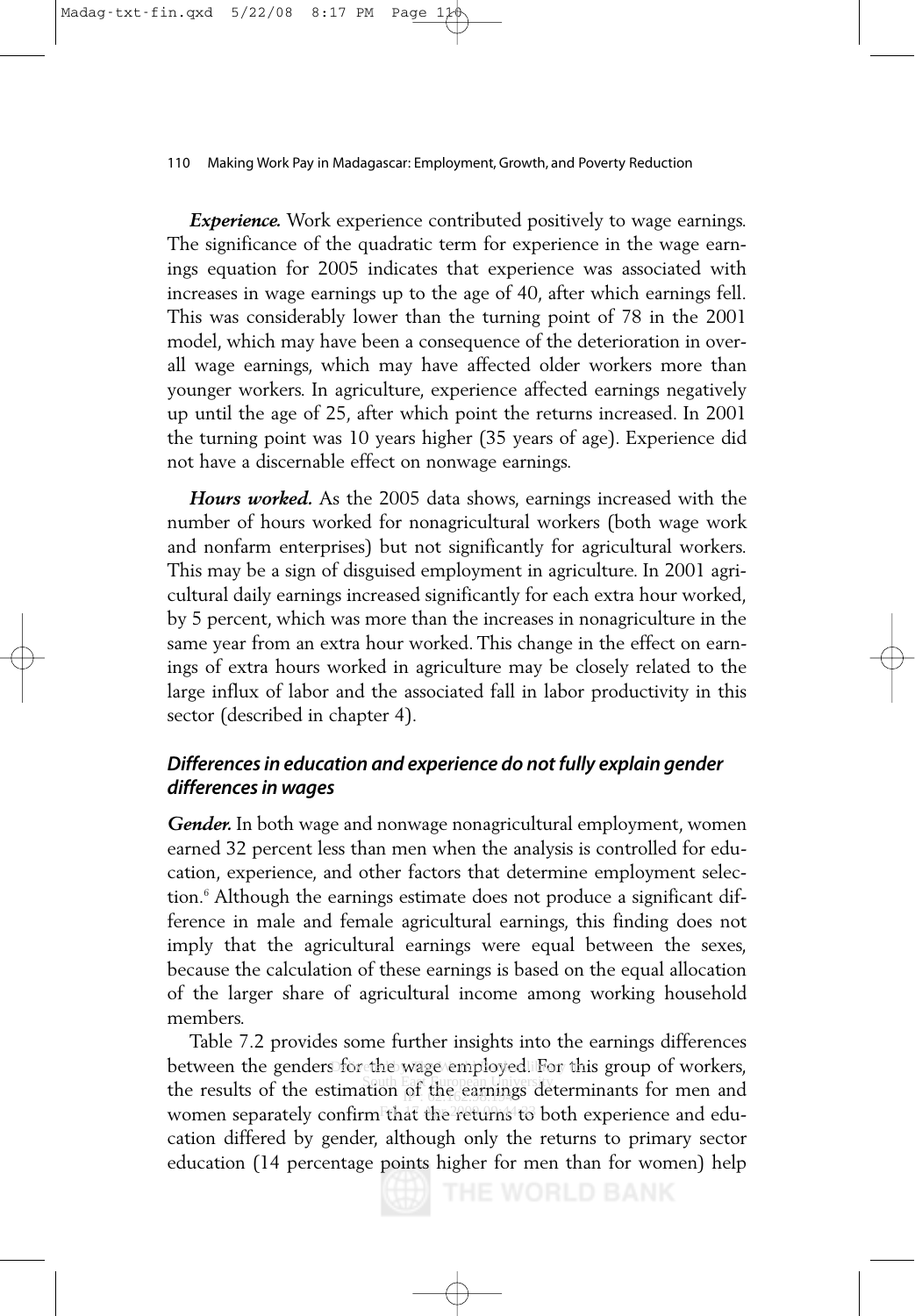***Experience.*** Work experience contributed positively to wage earnings. The significance of the quadratic term for experience in the wage earnings equation for 2005 indicates that experience was associated with increases in wage earnings up to the age of 40, after which earnings fell. This was considerably lower than the turning point of 78 in the 2001 model, which may have been a consequence of the deterioration in overall wage earnings, which may have affected older workers more than younger workers. In agriculture, experience affected earnings negatively up until the age of 25, after which point the returns increased. In 2001 the turning point was 10 years higher (35 years of age). Experience did not have a discernable effect on nonwage earnings.

***Hours worked.*** As the 2005 data shows, earnings increased with the number of hours worked for nonagricultural workers (both wage work and nonfarm enterprises) but not significantly for agricultural workers. This may be a sign of disguised employment in agriculture. In 2001 agricultural daily earnings increased significantly for each extra hour worked, by 5 percent, which was more than the increases in nonagriculture in the same year from an extra hour worked. This change in the effect on earnings of extra hours worked in agriculture may be closely related to the large influx of labor and the associated fall in labor productivity in this sector (described in chapter 4).

### *Differences in education and experience do not fully explain gender differences in wages*

***Gender.*** In both wage and nonwage nonagricultural employment, women earned 32 percent less than men when the analysis is controlled for education, experience, and other factors that determine employment selection.[6] Although the earnings estimate does not produce a significant difference in male and female agricultural earnings, this finding does not imply that the agricultural earnings were equal between the sexes, because the calculation of these earnings is based on the equal allocation of the larger share of agricultural income among working household members.

Table 7.2 provides some further insights into the earnings differences between the genders for the wage employed. For this group of workers, the results of the estimation of the earnings determinants for men and women separately confirm that the returns to both experience and education differed by gender, although only the returns to primary sector education (14 percentage points higher for men than for women) help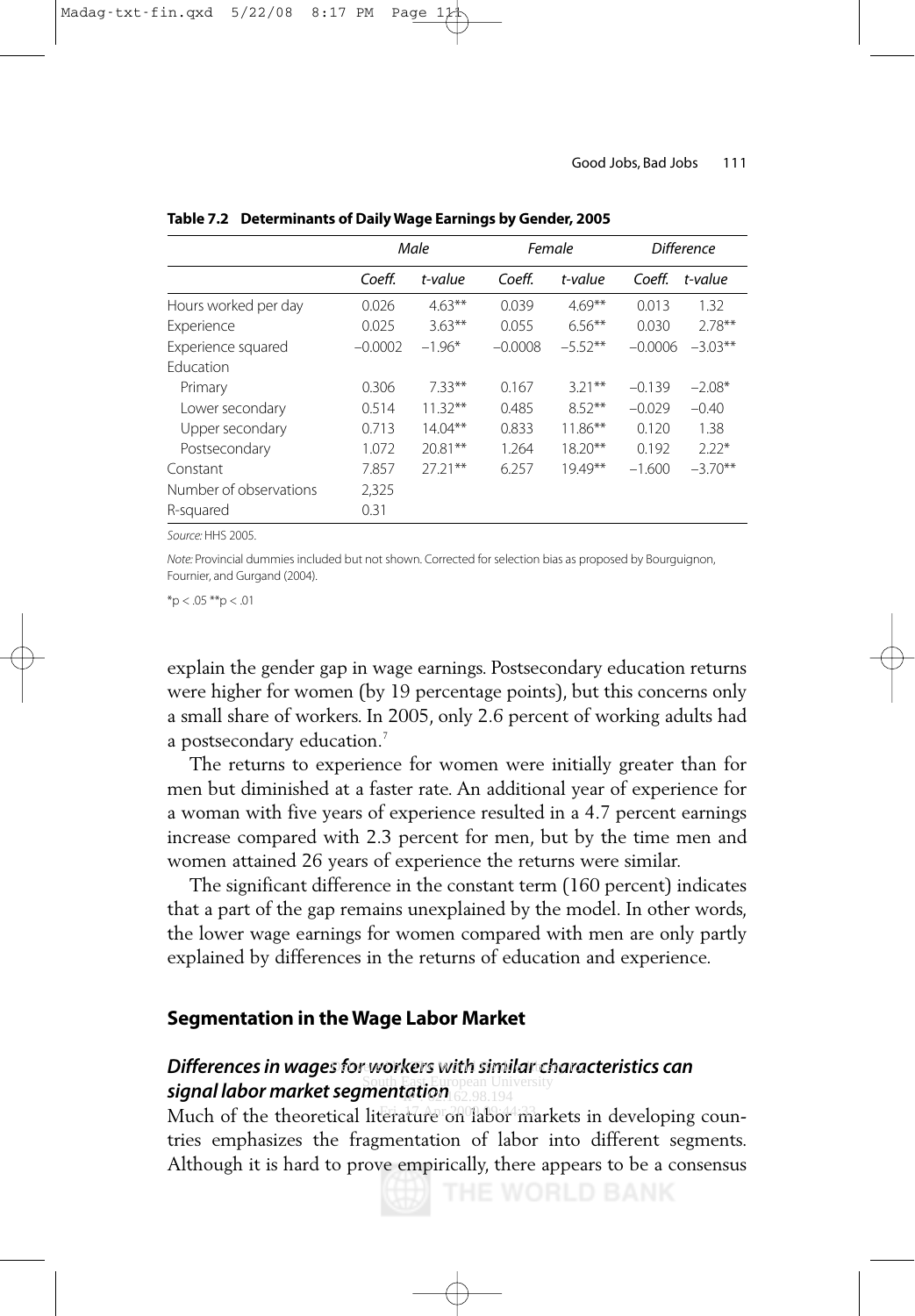**Table 7.2 Determinants of Daily Wage Earnings by Gender, 2005**

| | *Male* | | *Female* | | *Difference* | |
|---|---|---|---|---|---|---|
| | *Coeff.* | *t-value* | *Coeff.* | *t-value* | *Coeff.* | *t-value* |
| Hours worked per day | 0.026 | 4.63** | 0.039 | 4.69** | 0.013 | 1.32 |
| Experience | 0.025 | 3.63** | 0.055 | 6.56** | 0.030 | 2.78** |
| Experience squared | −0.0002 | −1.96* | −0.0008 | −5.52** | −0.0006 | −3.03** |
| Education | | | | | | |
| Primary | 0.306 | 7.33** | 0.167 | 3.21** | −0.139 | −2.08* |
| Lower secondary | 0.514 | 11.32** | 0.485 | 8.52** | −0.029 | −0.40 |
| Upper secondary | 0.713 | 14.04** | 0.833 | 11.86** | 0.120 | 1.38 |
| Postsecondary | 1.072 | 20.81** | 1.264 | 18.20** | 0.192 | 2.22* |
| Constant | 7.857 | 27.21** | 6.257 | 19.49** | −1.600 | −3.70** |
| Number of observations | 2,325 | | | | | |
| R-squared | 0.31 | | | | | |

*Source:* HHS 2005.

*Note:* Provincial dummies included but not shown. Corrected for selection bias as proposed by Bourguignon, Fournier, and Gurgand (2004).

*p < .05 **p < .01

explain the gender gap in wage earnings. Postsecondary education returns were higher for women (by 19 percentage points), but this concerns only a small share of workers. In 2005, only 2.6 percent of working adults had a postsecondary education.[7]

The returns to experience for women were initially greater than for men but diminished at a faster rate. An additional year of experience for a woman with five years of experience resulted in a 4.7 percent earnings increase compared with 2.3 percent for men, but by the time men and women attained 26 years of experience the returns were similar.

The significant difference in the constant term (160 percent) indicates that a part of the gap remains unexplained by the model. In other words, the lower wage earnings for women compared with men are only partly explained by differences in the returns of education and experience.

## Segmentation in the Wage Labor Market

### *Differences in wages for workers with similar characteristics can signal labor market segmentation*

Much of the theoretical literature on labor markets in developing countries emphasizes the fragmentation of labor into different segments. Although it is hard to prove empirically, there appears to be a consensus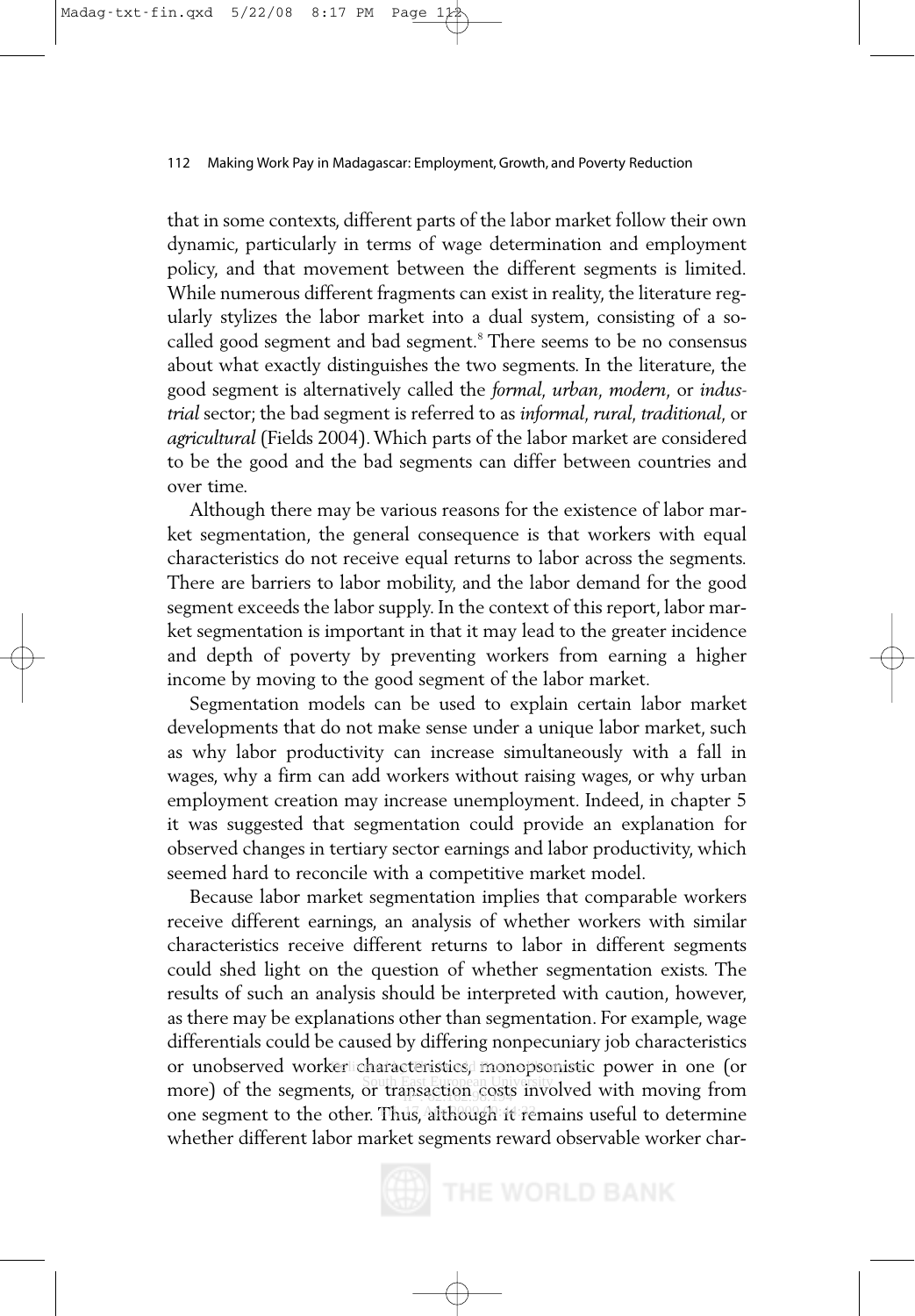that in some contexts, different parts of the labor market follow their own dynamic, particularly in terms of wage determination and employment policy, and that movement between the different segments is limited. While numerous different fragments can exist in reality, the literature regularly stylizes the labor market into a dual system, consisting of a so-called good segment and bad segment.[8] There seems to be no consensus about what exactly distinguishes the two segments. In the literature, the good segment is alternatively called the *formal*, *urban*, *modern*, or *industrial* sector; the bad segment is referred to as *informal*, *rural*, *traditional*, or *agricultural* (Fields 2004). Which parts of the labor market are considered to be the good and the bad segments can differ between countries and over time.

Although there may be various reasons for the existence of labor market segmentation, the general consequence is that workers with equal characteristics do not receive equal returns to labor across the segments. There are barriers to labor mobility, and the labor demand for the good segment exceeds the labor supply. In the context of this report, labor market segmentation is important in that it may lead to the greater incidence and depth of poverty by preventing workers from earning a higher income by moving to the good segment of the labor market.

Segmentation models can be used to explain certain labor market developments that do not make sense under a unique labor market, such as why labor productivity can increase simultaneously with a fall in wages, why a firm can add workers without raising wages, or why urban employment creation may increase unemployment. Indeed, in chapter 5 it was suggested that segmentation could provide an explanation for observed changes in tertiary sector earnings and labor productivity, which seemed hard to reconcile with a competitive market model.

Because labor market segmentation implies that comparable workers receive different earnings, an analysis of whether workers with similar characteristics receive different returns to labor in different segments could shed light on the question of whether segmentation exists. The results of such an analysis should be interpreted with caution, however, as there may be explanations other than segmentation. For example, wage differentials could be caused by differing nonpecuniary job characteristics or unobserved worker characteristics, monopsonistic power in one (or more) of the segments, or transaction costs involved with moving from one segment to the other. Thus, although it remains useful to determine whether different labor market segments reward observable worker char-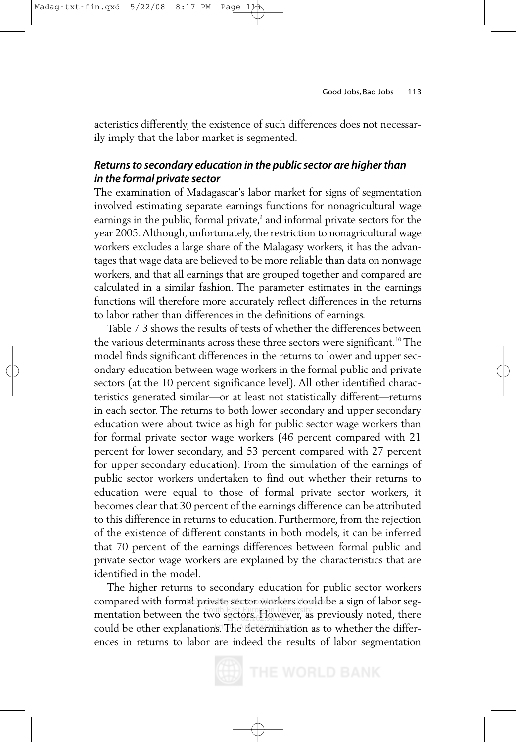acteristics differently, the existence of such differences does not necessarily imply that the labor market is segmented.

### *Returns to secondary education in the public sector are higher than in the formal private sector*

The examination of Madagascar's labor market for signs of segmentation involved estimating separate earnings functions for nonagricultural wage earnings in the public, formal private,[9] and informal private sectors for the year 2005. Although, unfortunately, the restriction to nonagricultural wage workers excludes a large share of the Malagasy workers, it has the advantages that wage data are believed to be more reliable than data on nonwage workers, and that all earnings that are grouped together and compared are calculated in a similar fashion. The parameter estimates in the earnings functions will therefore more accurately reflect differences in the returns to labor rather than differences in the definitions of earnings.

Table 7.3 shows the results of tests of whether the differences between the various determinants across these three sectors were significant.[10] The model finds significant differences in the returns to lower and upper secondary education between wage workers in the formal public and private sectors (at the 10 percent significance level). All other identified characteristics generated similar—or at least not statistically different—returns in each sector. The returns to both lower secondary and upper secondary education were about twice as high for public sector wage workers than for formal private sector wage workers (46 percent compared with 21 percent for lower secondary, and 53 percent compared with 27 percent for upper secondary education). From the simulation of the earnings of public sector workers undertaken to find out whether their returns to education were equal to those of formal private sector workers, it becomes clear that 30 percent of the earnings difference can be attributed to this difference in returns to education. Furthermore, from the rejection of the existence of different constants in both models, it can be inferred that 70 percent of the earnings differences between formal public and private sector wage workers are explained by the characteristics that are identified in the model.

The higher returns to secondary education for public sector workers compared with formal private sector workers could be a sign of labor segmentation between the two sectors. However, as previously noted, there could be other explanations. The determination as to whether the differences in returns to labor are indeed the results of labor segmentation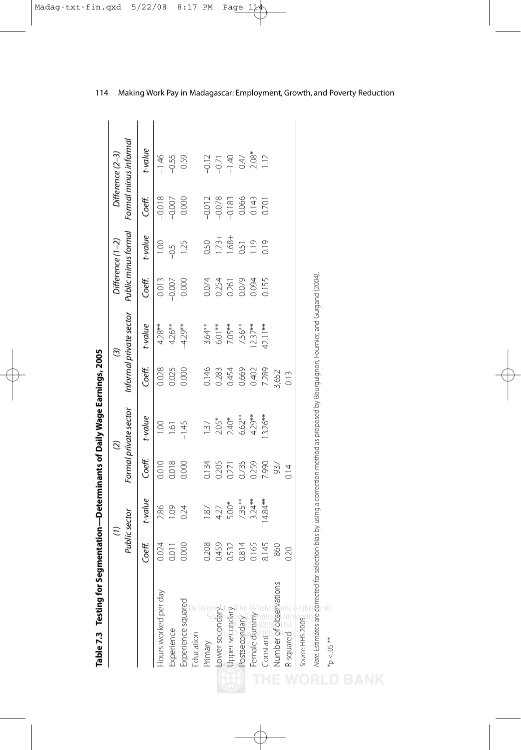**Table 7.3 Testing for Segmentation—Determinants of Daily Wage Earnings, 2005**

| | (1) Public sector | | (2) Formal private sector | | (3) Informal private sector | | Difference (1–2) Public minus formal | | Difference (2–3) Formal minus informal | |
|---|---|---|---|---|---|---|---|---|---|---|
| | *Coeff.* | *t-value* | *Coeff.* | *t-value* | *Coeff.* | *t-value* | *Coeff.* | *t-value* | *Coeff.* | *t-value* |
| Hours worked per day | 0.024 | 2.86 | 0.010 | 1.00 | 0.028 | 4.28** | 0.013 | 1.00 | –0.018 | –1.46 |
| Experience | 0.011 | 1.09 | 0.018 | 1.61 | 0.025 | 4.26** | –0.007 | –0.5 | –0.007 | –0.55 |
| Experience squared | 0.000 | 0.24 | 0.000 | –1.45 | 0.000 | –4.29** | 0.000 | 1.25 | 0.000 | 0.59 |
| Education | | | | | | | | | | |
| Primary | 0.208 | 1.87 | 0.134 | 1.37 | 0.146 | 3.64** | 0.074 | 0.50 | –0.012 | –0.12 |
| Lower secondary | 0.459 | 4.27 | 0.205 | 2.05* | 0.283 | 6.01** | 0.254 | 1.73+ | –0.078 | –0.71 |
| Upper secondary | 0.532 | 5.00* | 0.271 | 2.40* | 0.454 | 7.05** | 0.261 | 1.68+ | –0.183 | –1.40 |
| Postsecondary | 0.814 | 7.35** | 0.735 | 6.62** | 0.669 | 7.56** | 0.079 | 0.51 | 0.066 | 0.47 |
| Female dummy | –0.165 | –3.24** | –0.259 | –4.29** | –0.402 | –12.37** | 0.094 | 1.19 | 0.143 | 2.08* |
| Constant | 8.145 | 14.84** | 7.990 | 13.26** | 7.289 | 42.11** | 0.155 | 0.19 | 0.701 | 1.12 |
| Number of observations | 860 | | 937 | | 3,652 | | | | | |
| R-squared | 0.20 | | 0.14 | | 0.13 | | | | | |

*Source:* HHS 2005.

*Note:* Estimates are corrected for selection bias by using a correction method as proposed by Bourguignon, Fournier, and Gurgand (2004).

*p < .05 **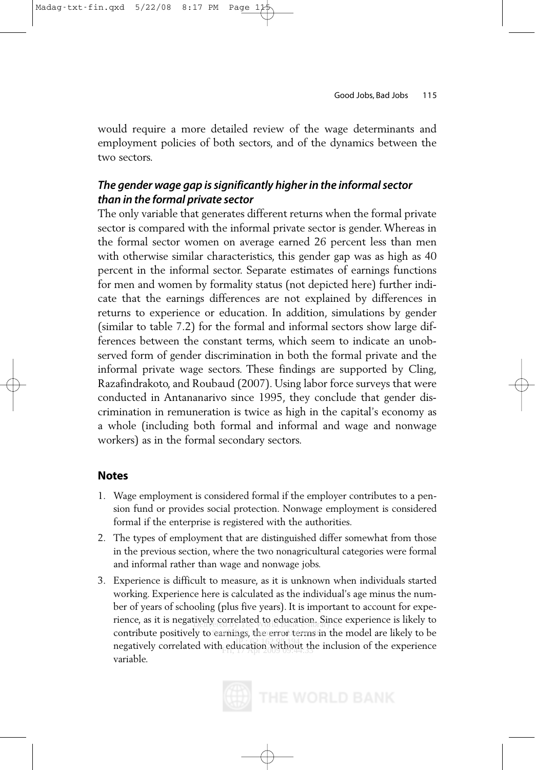would require a more detailed review of the wage determinants and employment policies of both sectors, and of the dynamics between the two sectors.

### *The gender wage gap is significantly higher in the informal sector than in the formal private sector*

The only variable that generates different returns when the formal private sector is compared with the informal private sector is gender. Whereas in the formal sector women on average earned 26 percent less than men with otherwise similar characteristics, this gender gap was as high as 40 percent in the informal sector. Separate estimates of earnings functions for men and women by formality status (not depicted here) further indicate that the earnings differences are not explained by differences in returns to experience or education. In addition, simulations by gender (similar to table 7.2) for the formal and informal sectors show large differences between the constant terms, which seem to indicate an unobserved form of gender discrimination in both the formal private and the informal private wage sectors. These findings are supported by Cling, Razafindrakoto, and Roubaud (2007). Using labor force surveys that were conducted in Antananarivo since 1995, they conclude that gender discrimination in remuneration is twice as high in the capital's economy as a whole (including both formal and informal and wage and nonwage workers) as in the formal secondary sectors.

## Notes

1. Wage employment is considered formal if the employer contributes to a pension fund or provides social protection. Nonwage employment is considered formal if the enterprise is registered with the authorities.
2. The types of employment that are distinguished differ somewhat from those in the previous section, where the two nonagricultural categories were formal and informal rather than wage and nonwage jobs.
3. Experience is difficult to measure, as it is unknown when individuals started working. Experience here is calculated as the individual's age minus the number of years of schooling (plus five years). It is important to account for experience, as it is negatively correlated to education. Since experience is likely to contribute positively to earnings, the error terms in the model are likely to be negatively correlated with education without the inclusion of the experience variable.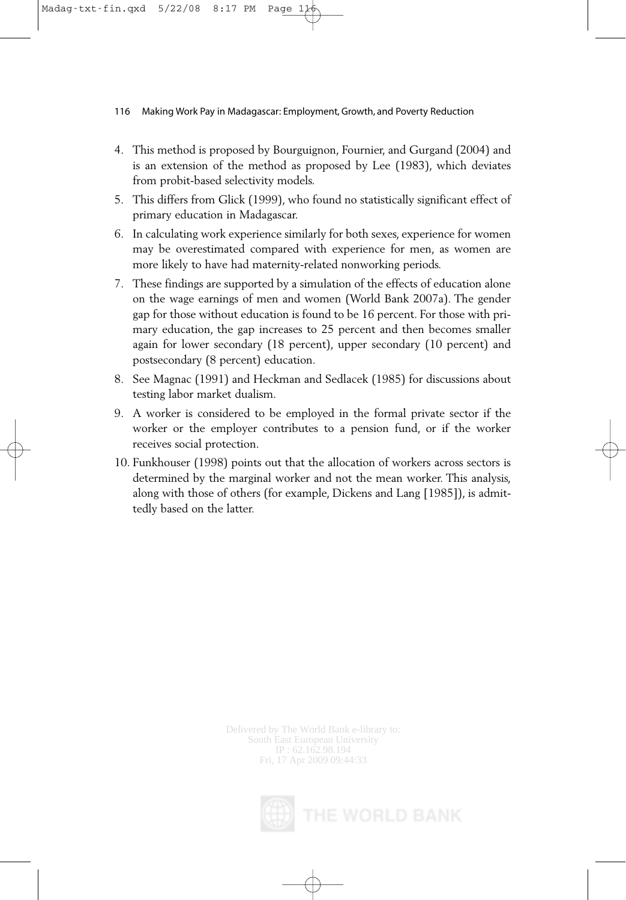4. This method is proposed by Bourguignon, Fournier, and Gurgand (2004) and is an extension of the method as proposed by Lee (1983), which deviates from probit-based selectivity models.
5. This differs from Glick (1999), who found no statistically significant effect of primary education in Madagascar.
6. In calculating work experience similarly for both sexes, experience for women may be overestimated compared with experience for men, as women are more likely to have had maternity-related nonworking periods.
7. These findings are supported by a simulation of the effects of education alone on the wage earnings of men and women (World Bank 2007a). The gender gap for those without education is found to be 16 percent. For those with primary education, the gap increases to 25 percent and then becomes smaller again for lower secondary (18 percent), upper secondary (10 percent) and postsecondary (8 percent) education.
8. See Magnac (1991) and Heckman and Sedlacek (1985) for discussions about testing labor market dualism.
9. A worker is considered to be employed in the formal private sector if the worker or the employer contributes to a pension fund, or if the worker receives social protection.
10. Funkhouser (1998) points out that the allocation of workers across sectors is determined by the marginal worker and not the mean worker. This analysis, along with those of others (for example, Dickens and Lang [1985]), is admittedly based on the latter.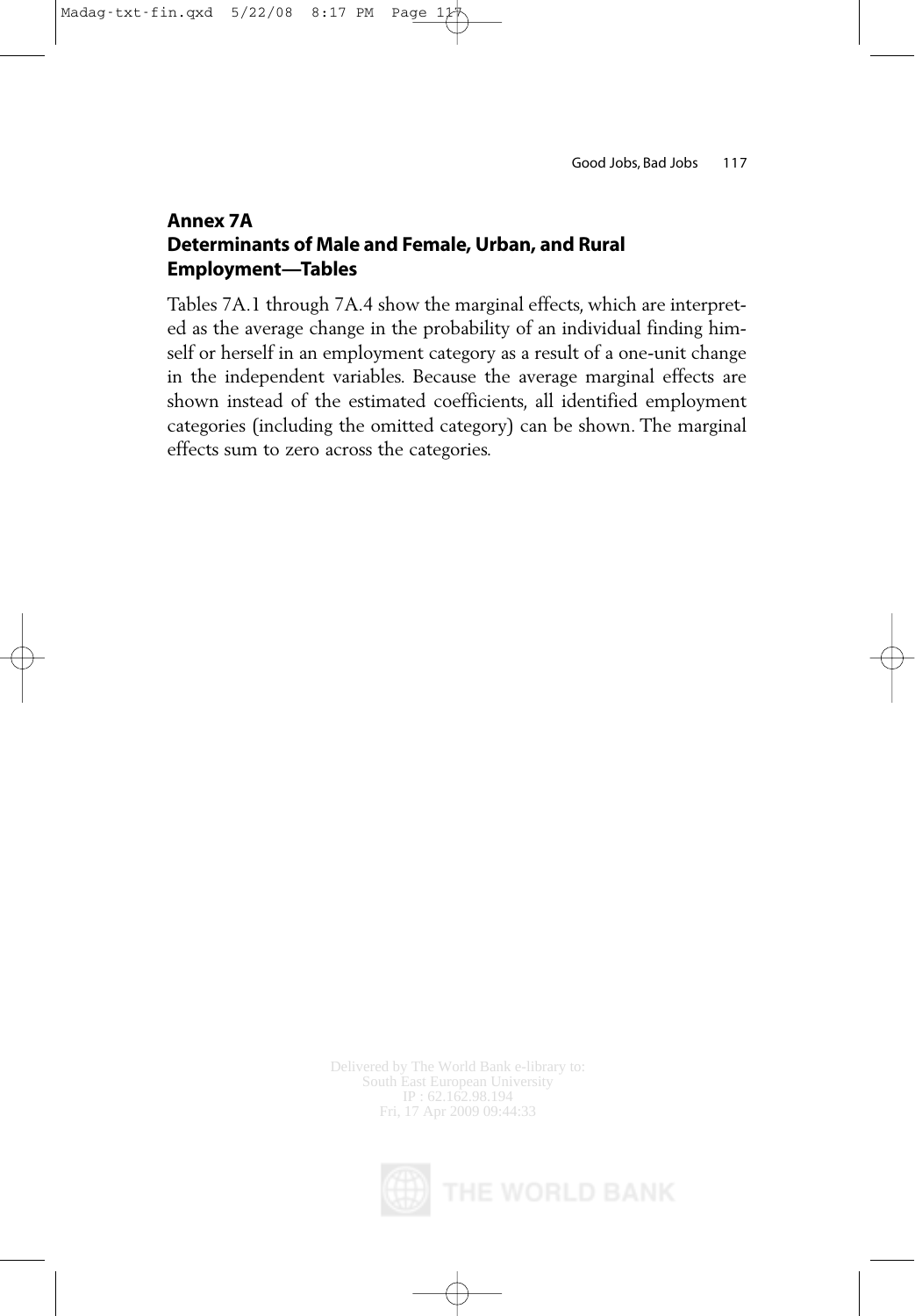## Annex 7A
## Determinants of Male and Female, Urban, and Rural Employment—Tables

Tables 7A.1 through 7A.4 show the marginal effects, which are interpreted as the average change in the probability of an individual finding himself or herself in an employment category as a result of a one-unit change in the independent variables. Because the average marginal effects are shown instead of the estimated coefficients, all identified employment categories (including the omitted category) can be shown. The marginal effects sum to zero across the categories.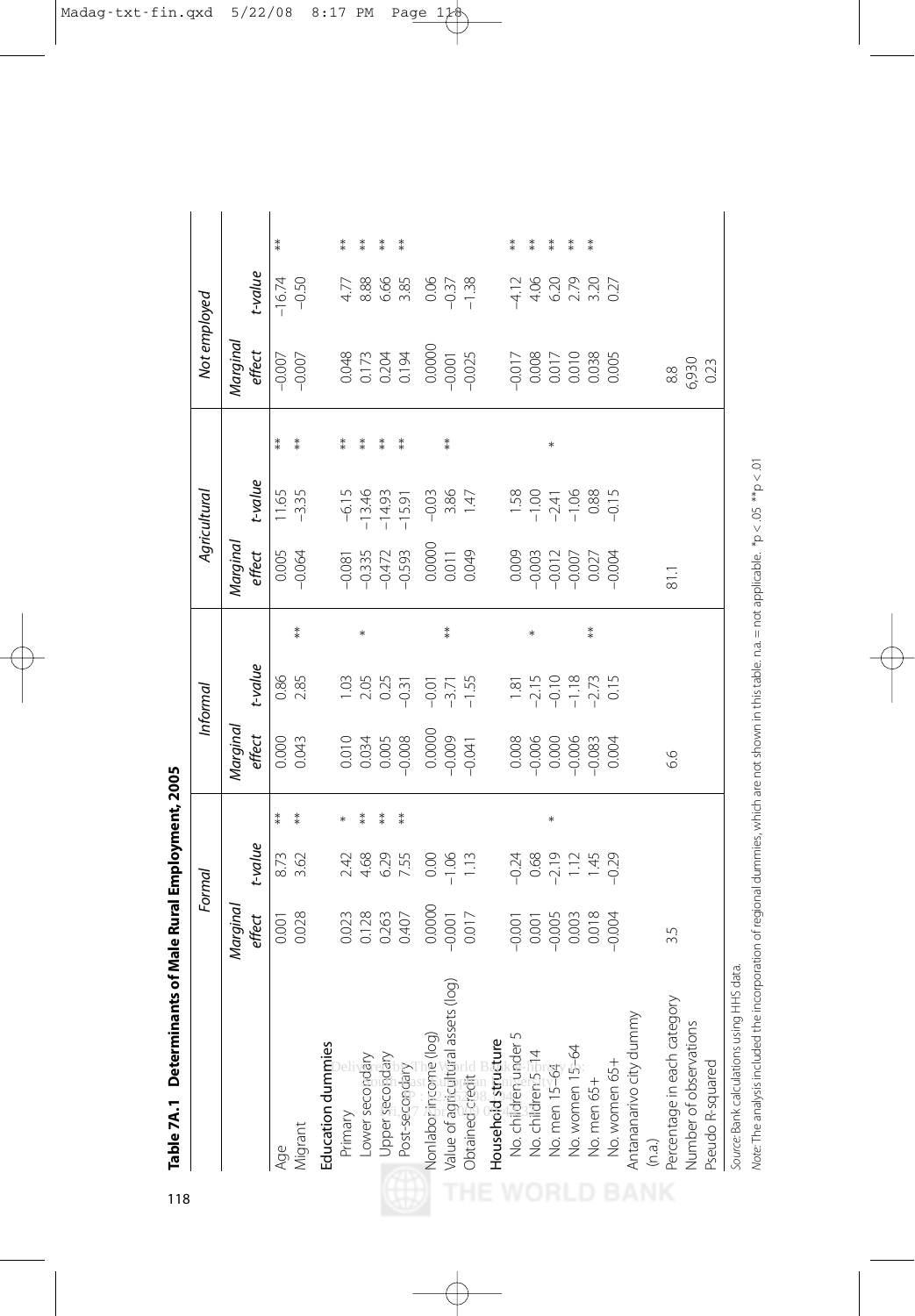**Table 7A.1 Determinants of Male Rural Employment, 2005**

| | Formal | | | Informal | | | Agricultural | | | Not employed | | |
|---|---|---|---|---|---|---|---|---|---|---|---|---|
| | *Marginal effect* | *t-value* | | *Marginal effect* | *t-value* | | *Marginal effect* | *t-value* | | *Marginal effect* | *t-value* | |
| Age | 0.001 | 8.73 | ** | 0.000 | 0.86 | | 0.005 | 11.65 | ** | −0.007 | −16.74 | ** |
| Migrant | 0.028 | 3.62 | ** | 0.043 | 2.85 | ** | −0.064 | −3.35 | ** | −0.007 | −0.50 | |
| **Education dummies** | | | | | | | | | | | | |
| Primary | 0.023 | 2.42 | * | 0.010 | 1.03 | | −0.081 | −6.15 | ** | 0.048 | 4.77 | ** |
| Lower secondary | 0.128 | 4.68 | ** | 0.034 | 2.05 | * | −0.335 | −13.46 | ** | 0.173 | 8.88 | ** |
| Upper secondary | 0.263 | 6.29 | ** | 0.005 | 0.25 | | −0.472 | −14.93 | ** | 0.204 | 6.66 | ** |
| Post-secondary | 0.407 | 7.55 | ** | −0.008 | −0.31 | | −0.593 | −15.91 | ** | 0.194 | 3.85 | ** |
| Nonlabor income (log) | 0.0000 | 0.00 | | 0.0000 | −0.01 | | 0.0000 | −0.03 | | 0.0000 | 0.06 | |
| Value of agricultural assets (log) | −0.001 | −1.06 | | −0.009 | −3.71 | ** | 0.011 | 3.86 | ** | −0.001 | −0.37 | |
| Obtained credit | 0.017 | 1.13 | | −0.041 | −1.55 | | 0.049 | 1.47 | | −0.025 | −1.38 | |
| **Household structure** | | | | | | | | | | | | |
| No. children under 5 | −0.001 | −0.24 | | 0.008 | 1.81 | | 0.009 | 1.58 | | −0.017 | −4.12 | ** |
| No. children 5–14 | 0.001 | 0.68 | | −0.006 | −2.15 | * | −0.003 | −1.00 | | 0.008 | 4.06 | ** |
| No. men 15–64 | −0.005 | −2.19 | * | 0.000 | −0.10 | | −0.012 | −2.41 | * | 0.017 | 6.20 | ** |
| No. women 15–64 | 0.003 | 1.12 | | −0.006 | −1.18 | | −0.007 | −1.06 | | 0.010 | 2.79 | ** |
| No. men 65+ | 0.018 | 1.45 | | −0.083 | −2.73 | ** | 0.027 | 0.88 | | 0.038 | 3.20 | ** |
| No. women 65+ | −0.004 | −0.29 | | 0.004 | 0.15 | | −0.004 | −0.15 | | 0.005 | 0.27 | |
| Antananarivo city dummy (n.a.) | | | | | | | | | | | | |
| Percentage in each category | 3.5 | | | 6.6 | | | 81.1 | | | 8.8 | | |
| Number of observations | | | | | | | | | | 6,930 | | |
| Pseudo R-squared | | | | | | | | | | 0.23 | | |

*Source:* Bank calculations using HHS data.

*Note:* The analysis included the incorporation of regional dummies, which are not shown in this table. n.a. = not applicable. *p < .05 **p < .01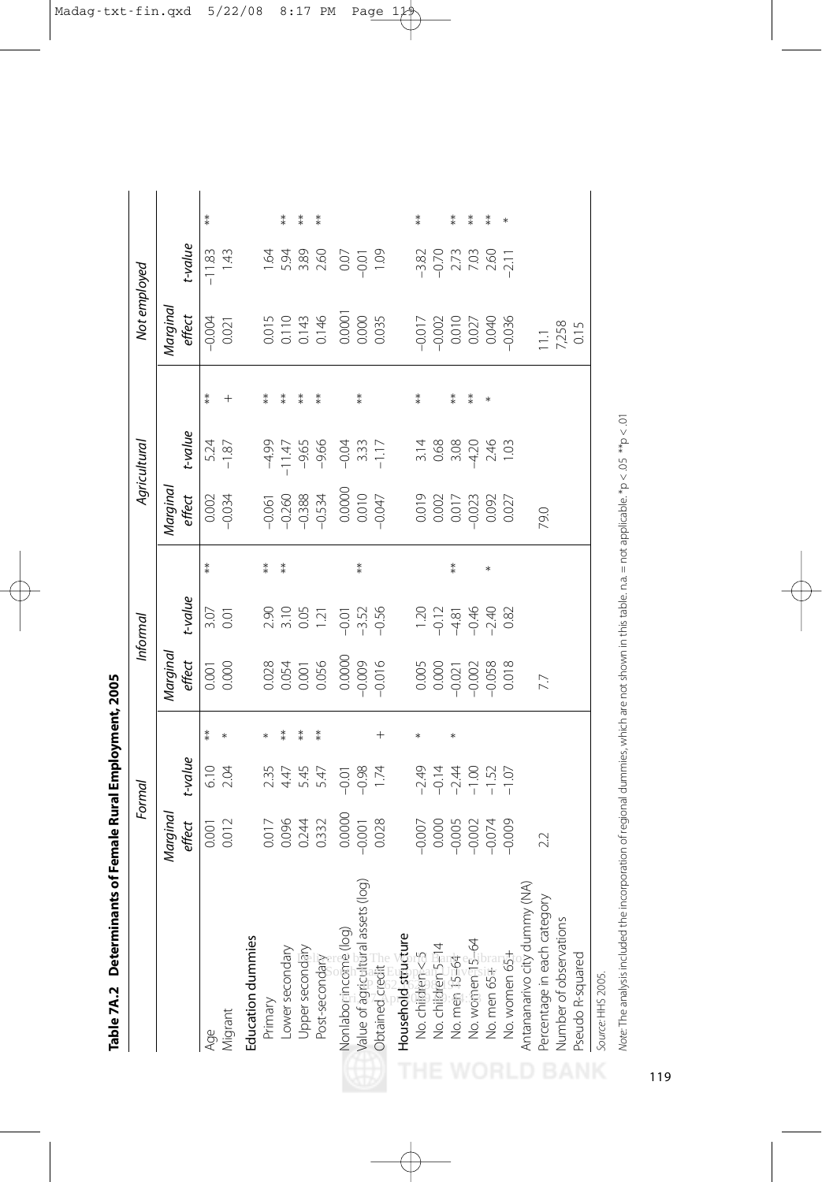**Table 7A.2 Determinants of Female Rural Employment, 2005**

| | Formal | | | Informal | | | Agricultural | | | Not employed | | |
|---|---|---|---|---|---|---|---|---|---|---|---|---|
| | *Marginal effect* | *t-value* | | *Marginal effect* | *t-value* | | *Marginal effect* | *t-value* | | *Marginal effect* | *t-value* | |
| Age | 0.001 | 6.10 | ** | 0.001 | 3.07 | ** | 0.002 | 5.24 | ** | −0.004 | −11.83 | ** |
| Migrant | 0.012 | 2.04 | * | 0.000 | 0.01 | | −0.034 | −1.87 | + | 0.021 | 1.43 | |
| **Education dummies** | | | | | | | | | | | | |
| Primary | 0.017 | 2.35 | * | 0.028 | 2.90 | ** | −0.061 | −4.99 | ** | 0.015 | 1.64 | |
| Lower secondary | 0.096 | 4.47 | ** | 0.054 | 3.10 | ** | −0.260 | −11.47 | ** | 0.110 | 5.94 | ** |
| Upper secondary | 0.244 | 5.45 | ** | 0.001 | 0.05 | | −0.388 | −9.65 | ** | 0.143 | 3.89 | ** |
| Post-secondary | 0.332 | 5.47 | ** | 0.056 | 1.21 | | −0.534 | −9.66 | ** | 0.146 | 2.60 | ** |
| Nonlabor income (log) | 0.0000 | −0.01 | | 0.0000 | −0.01 | | 0.0000 | −0.04 | | 0.0001 | 0.07 | |
| Value of agricultural assets (log) | −0.001 | −0.98 | | −0.009 | −3.52 | ** | 0.010 | 3.33 | ** | 0.000 | −0.01 | |
| Obtained credit | 0.028 | 1.74 | + | −0.016 | −0.56 | | −0.047 | −1.17 | | 0.035 | 1.09 | |
| **Household structure** | | | | | | | | | | | | |
| No. children < 5 | −0.007 | −2.49 | * | 0.005 | 1.20 | | 0.019 | 3.14 | ** | −0.017 | −3.82 | ** |
| No. children 5–14 | 0.000 | −0.14 | | 0.000 | −0.12 | | 0.002 | 0.68 | | −0.002 | −0.70 | |
| No. men 15–64 | −0.005 | −2.44 | * | −0.021 | −4.81 | ** | 0.017 | 3.08 | ** | 0.010 | 2.73 | ** |
| No. women 15–64 | −0.002 | −1.00 | | −0.002 | −0.46 | | −0.023 | −4.20 | ** | 0.027 | 7.03 | ** |
| No. men 65+ | −0.074 | −1.52 | | −0.058 | −2.40 | * | 0.092 | 2.46 | * | 0.040 | 2.60 | ** |
| No. women 65+ | −0.009 | −1.07 | | 0.018 | 0.82 | | 0.027 | 1.03 | | −0.036 | −2.11 | * |
| Antananarivo city dummy (NA) | | | | | | | | | | | | |
| Percentage in each category | 2.2 | | | 7.7 | | | 79.0 | | | 11.1 | | |
| Number of observations | | | | | | | | | | 7,258 | | |
| Pseudo R-squared | | | | | | | | | | 0.15 | | |

*Source:* HHS 2005.

*Note:* The analysis included the incorporation of regional dummies, which are not shown in this table. n.a. = not applicable. *p < .05 **p < .01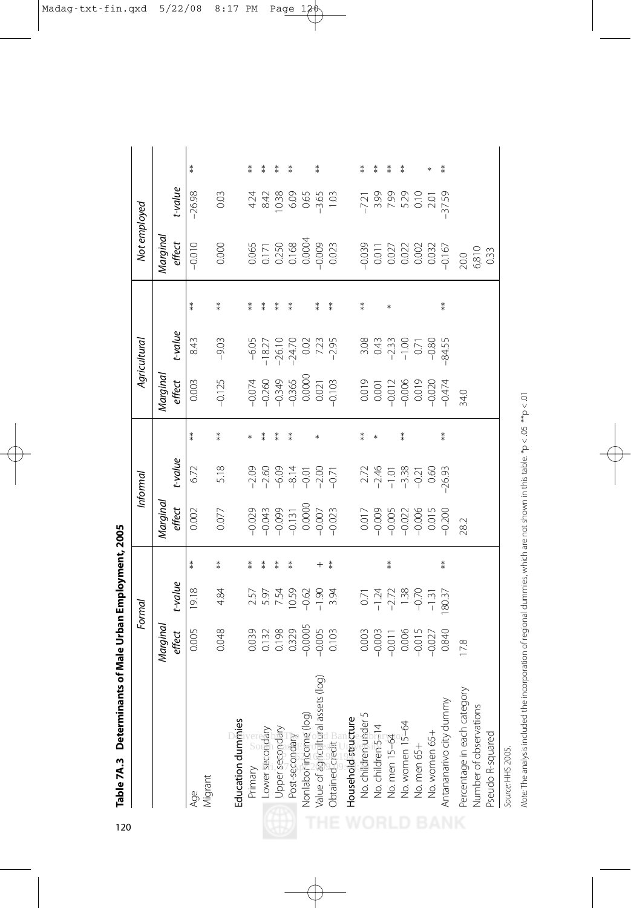**Table 7A.3 Determinants of Male Urban Employment, 2005**

| | Formal | | | Informal | | | Agricultural | | | Not employed | | |
|---|---|---|---|---|---|---|---|---|---|---|---|---|
| | *Marginal effect* | *t-value* | | *Marginal effect* | *t-value* | | *Marginal effect* | *t-value* | | *Marginal effect* | *t-value* | |
| Age | 0.005 | 19.18 | ** | 0.002 | 6.72 | ** | 0.003 | 8.43 | ** | –0.010 | –26.98 | ** |
| Migrant | 0.048 | 4.84 | ** | 0.077 | 5.18 | ** | –0.125 | –9.03 | ** | 0.000 | 0.03 | |
| Education dummies | | | | | | | | | | | | |
| Primary | 0.039 | 2.57 | ** | –0.029 | –2.09 | * | –0.074 | –6.05 | ** | 0.065 | 4.24 | ** |
| Lower secondary | 0.132 | 5.97 | ** | –0.043 | –2.60 | ** | –0.260 | –18.27 | ** | 0.171 | 8.42 | ** |
| Upper secondary | 0.198 | 7.54 | ** | –0.099 | –6.09 | ** | –0.349 | –26.10 | ** | 0.250 | 10.38 | ** |
| Post-secondary | 0.329 | 10.59 | ** | –0.131 | –8.14 | ** | –0.365 | –24.70 | ** | 0.168 | 6.09 | ** |
| Nonlabor income (log) | –0.0005 | –0.62 | | 0.0000 | –0.01 | | 0.0000 | 0.02 | | 0.0004 | 0.65 | |
| Value of agricultural assets (log) | –0.005 | –1.90 | + | –0.007 | –2.00 | * | 0.021 | 7.23 | ** | –0.009 | –3.65 | ** |
| Obtained credit | 0.103 | 3.94 | ** | –0.023 | –0.71 | | –0.103 | –2.95 | ** | 0.023 | 1.03 | |
| Household structure | | | | | | | | | | | | |
| No. children under 5 | 0.003 | 0.71 | | 0.017 | 2.72 | ** | 0.019 | 3.08 | ** | –0.039 | –7.21 | ** |
| No. children 5–14 | –0.003 | –1.24 | | –0.009 | –2.46 | * | 0.001 | 0.43 | | 0.011 | 3.99 | ** |
| No. men 15–64 | –0.011 | –2.72 | ** | –0.005 | –1.01 | | –0.012 | –2.33 | * | 0.027 | 7.99 | ** |
| No. women 15–64 | 0.006 | 1.38 | | –0.022 | –3.38 | ** | –0.006 | –1.00 | | 0.022 | 5.29 | ** |
| No. men 65+ | –0.015 | –0.70 | | –0.006 | –0.21 | | 0.019 | 0.71 | | 0.002 | 0.10 | |
| No. women 65+ | –0.027 | –1.31 | | 0.015 | 0.60 | | –0.020 | –0.80 | | 0.032 | 2.01 | * |
| Antananarivo city dummy | 0.840 | 180.37 | ** | –0.200 | –26.93 | ** | –0.474 | –84.55 | ** | –0.167 | –37.59 | ** |
| Percentage in each category | 17.8 | | | 28.2 | | | 34.0 | | | 20.0 | | |
| Number of observations | | | | | | | | | | 6,810 | | |
| Pseudo R-squared | | | | | | | | | | 0.33 | | |

*Source:* HHS 2005.

*Note:* The analysis included the incorporation of regional dummies, which are not shown in this table. *p < .05 **p < .01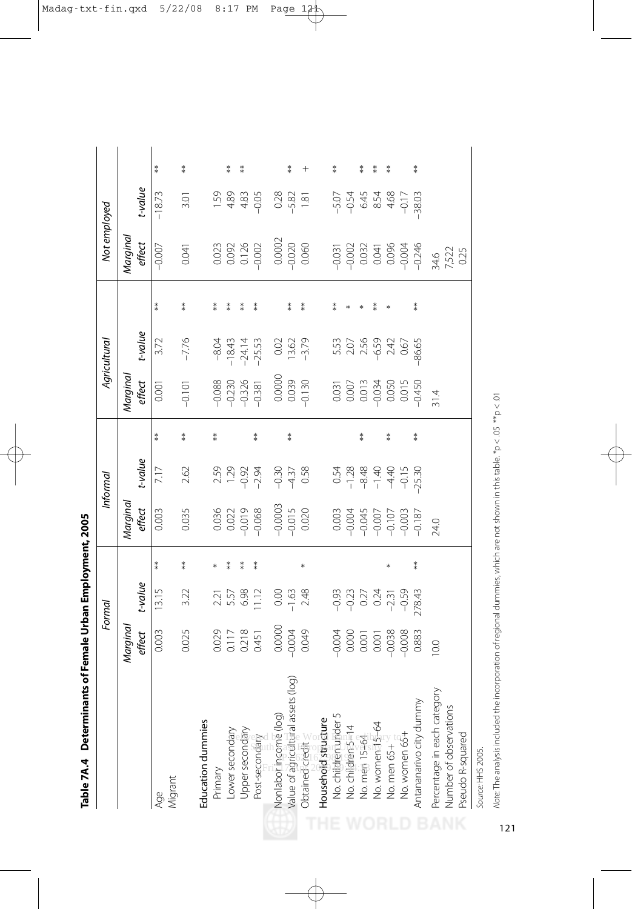**Table 7A.4 Determinants of Female Urban Employment, 2005**

| | Formal | | | Informal | | | Agricultural | | | Not employed | | |
|---|---|---|---|---|---|---|---|---|---|---|---|---|
| | *Marginal effect* | *t-value* | | *Marginal effect* | *t-value* | | *Marginal effect* | *t-value* | | *Marginal effect* | *t-value* | |
| Age | 0.003 | 13.15 | ** | 0.003 | 7.17 | ** | 0.001 | 3.72 | ** | −0.007 | −18.73 | ** |
| Migrant | 0.025 | 3.22 | ** | 0.035 | 2.62 | ** | −0.101 | −7.76 | ** | 0.041 | 3.01 | ** |
| **Education dummies** | | | | | | | | | | | | |
| Primary | 0.029 | 2.21 | * | 0.036 | 2.59 | ** | −0.088 | −8.04 | ** | 0.023 | 1.59 | |
| Lower secondary | 0.117 | 5.57 | ** | 0.022 | 1.29 | | −0.230 | −18.43 | ** | 0.092 | 4.89 | ** |
| Upper secondary | 0.218 | 6.98 | ** | −0.019 | −0.92 | | −0.326 | −24.14 | ** | 0.126 | 4.83 | ** |
| Post-secondary | 0.451 | 11.12 | ** | −0.068 | −2.94 | ** | −0.381 | −25.53 | ** | −0.002 | −0.05 | |
| Nonlabor income (log) | 0.0000 | 0.00 | | −0.0003 | −0.30 | | 0.0000 | 0.02 | | 0.0002 | 0.28 | |
| Value of agricultural assets (log) | −0.004 | −1.63 | | −0.015 | −4.37 | ** | 0.039 | 13.62 | ** | −0.020 | −5.82 | ** |
| Obtained credit | 0.049 | 2.48 | * | 0.020 | 0.58 | | −0.130 | −3.79 | ** | 0.060 | 1.81 | + |
| **Household structure** | | | | | | | | | | | | |
| No. children under 5 | −0.004 | −0.93 | | 0.003 | 0.54 | | 0.031 | 5.53 | ** | −0.031 | −5.07 | ** |
| No. children 5–14 | 0.000 | −0.23 | | −0.004 | −1.28 | | 0.007 | 2.07 | * | −0.002 | −0.54 | |
| No. men 15–64 | 0.001 | 0.27 | | −0.045 | −8.48 | ** | 0.013 | 2.56 | * | 0.032 | 6.45 | ** |
| No. women 15–64 | 0.001 | 0.24 | | −0.007 | −1.40 | | −0.034 | −6.59 | ** | 0.041 | 8.54 | ** |
| No. men 65+ | −0.038 | −2.31 | * | −0.107 | −4.40 | ** | 0.050 | 2.42 | * | 0.096 | 4.68 | ** |
| No. women 65+ | −0.008 | −0.59 | | −0.003 | −0.15 | | 0.015 | 0.67 | | −0.004 | −0.17 | |
| Antananarivo city dummy | 0.883 | 278.43 | ** | −0.187 | −25.30 | ** | −0.450 | −86.65 | ** | −0.246 | −38.03 | ** |
| Percentage in each category | 10.0 | | | 24.0 | | | 31.4 | | | 34.6 | | |
| Number of observations | | | | | | | | | | 7,522 | | |
| Pseudo R-squared | | | | | | | | | | 0.25 | | |

*Source:* HHS 2005.

*Note:* The analysis included the incorporation of regional dummies, which are not shown in this table. *p < .05 **p < .01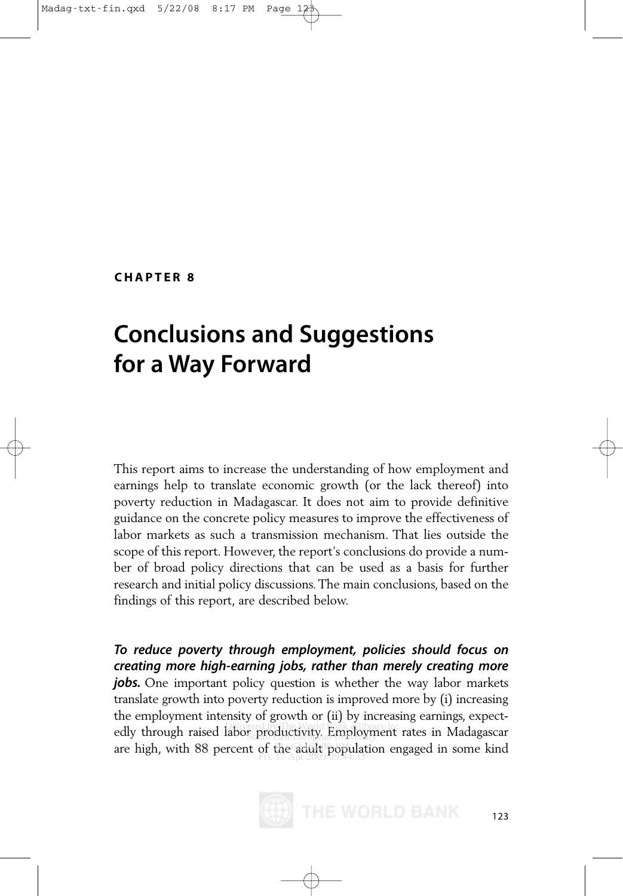## CHAPTER 8

# Conclusions and Suggestions for a Way Forward

This report aims to increase the understanding of how employment and earnings help to translate economic growth (or the lack thereof) into poverty reduction in Madagascar. It does not aim to provide definitive guidance on the concrete policy measures to improve the effectiveness of labor markets as such a transmission mechanism. That lies outside the scope of this report. However, the report's conclusions do provide a number of broad policy directions that can be used as a basis for further research and initial policy discussions. The main conclusions, based on the findings of this report, are described below.

***To reduce poverty through employment, policies should focus on creating more high-earning jobs, rather than merely creating more jobs.*** One important policy question is whether the way labor markets translate growth into poverty reduction is improved more by (i) increasing the employment intensity of growth or (ii) by increasing earnings, expectedly through raised labor productivity. Employment rates in Madagascar are high, with 88 percent of the adult population engaged in some kind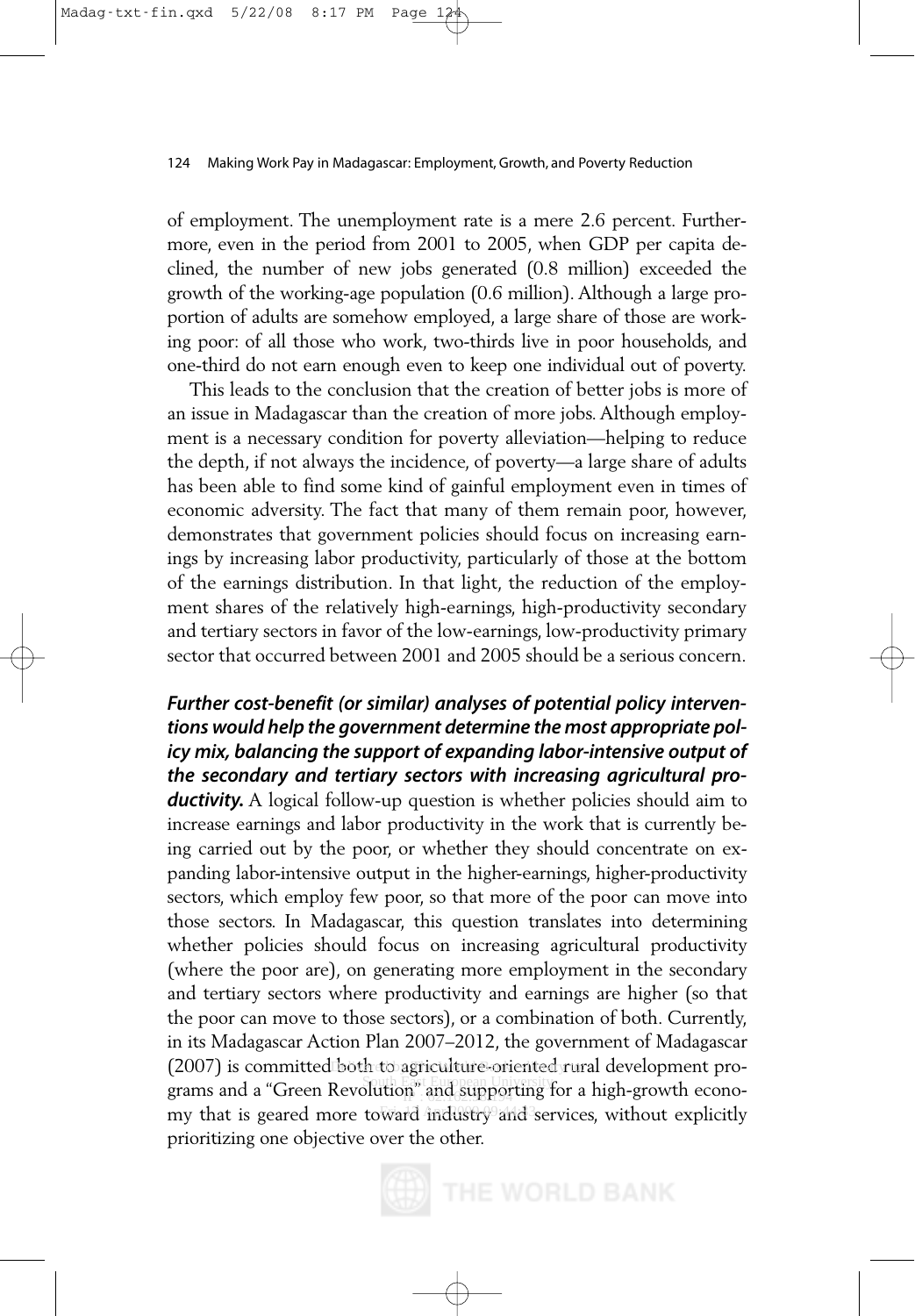of employment. The unemployment rate is a mere 2.6 percent. Furthermore, even in the period from 2001 to 2005, when GDP per capita declined, the number of new jobs generated (0.8 million) exceeded the growth of the working-age population (0.6 million). Although a large proportion of adults are somehow employed, a large share of those are working poor: of all those who work, two-thirds live in poor households, and one-third do not earn enough even to keep one individual out of poverty.

This leads to the conclusion that the creation of better jobs is more of an issue in Madagascar than the creation of more jobs. Although employment is a necessary condition for poverty alleviation—helping to reduce the depth, if not always the incidence, of poverty—a large share of adults has been able to find some kind of gainful employment even in times of economic adversity. The fact that many of them remain poor, however, demonstrates that government policies should focus on increasing earnings by increasing labor productivity, particularly of those at the bottom of the earnings distribution. In that light, the reduction of the employment shares of the relatively high-earnings, high-productivity secondary and tertiary sectors in favor of the low-earnings, low-productivity primary sector that occurred between 2001 and 2005 should be a serious concern.

***Further cost-benefit (or similar) analyses of potential policy interventions would help the government determine the most appropriate policy mix, balancing the support of expanding labor-intensive output of the secondary and tertiary sectors with increasing agricultural productivity.*** A logical follow-up question is whether policies should aim to increase earnings and labor productivity in the work that is currently being carried out by the poor, or whether they should concentrate on expanding labor-intensive output in the higher-earnings, higher-productivity sectors, which employ few poor, so that more of the poor can move into those sectors. In Madagascar, this question translates into determining whether policies should focus on increasing agricultural productivity (where the poor are), on generating more employment in the secondary and tertiary sectors where productivity and earnings are higher (so that the poor can move to those sectors), or a combination of both. Currently, in its Madagascar Action Plan 2007–2012, the government of Madagascar (2007) is committed both to agriculture-oriented rural development programs and a "Green Revolution" and supporting for a high-growth economy that is geared more toward industry and services, without explicitly prioritizing one objective over the other.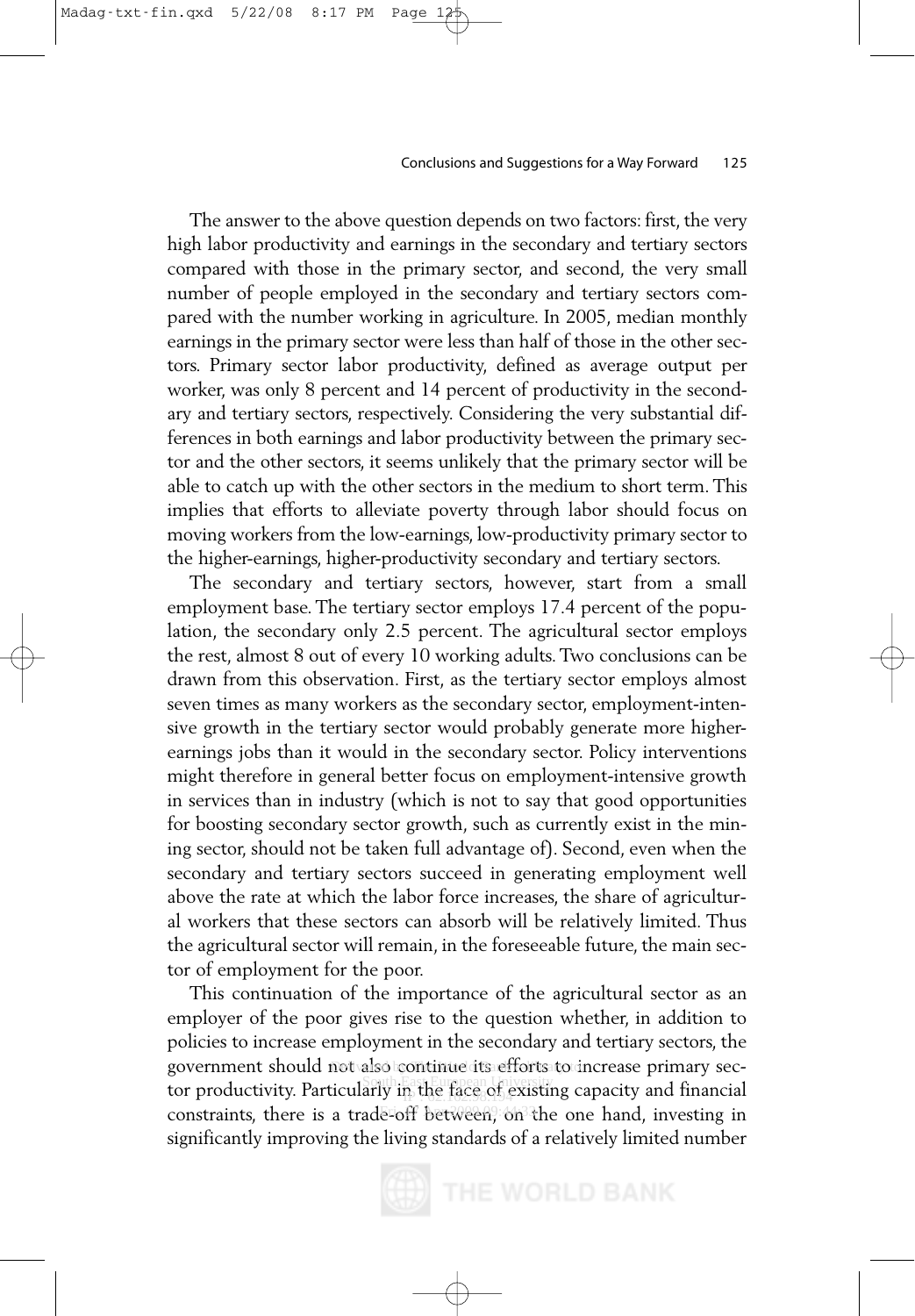The answer to the above question depends on two factors: first, the very high labor productivity and earnings in the secondary and tertiary sectors compared with those in the primary sector, and second, the very small number of people employed in the secondary and tertiary sectors compared with the number working in agriculture. In 2005, median monthly earnings in the primary sector were less than half of those in the other sectors. Primary sector labor productivity, defined as average output per worker, was only 8 percent and 14 percent of productivity in the secondary and tertiary sectors, respectively. Considering the very substantial differences in both earnings and labor productivity between the primary sector and the other sectors, it seems unlikely that the primary sector will be able to catch up with the other sectors in the medium to short term. This implies that efforts to alleviate poverty through labor should focus on moving workers from the low-earnings, low-productivity primary sector to the higher-earnings, higher-productivity secondary and tertiary sectors.

The secondary and tertiary sectors, however, start from a small employment base. The tertiary sector employs 17.4 percent of the population, the secondary only 2.5 percent. The agricultural sector employs the rest, almost 8 out of every 10 working adults. Two conclusions can be drawn from this observation. First, as the tertiary sector employs almost seven times as many workers as the secondary sector, employment-intensive growth in the tertiary sector would probably generate more higher-earnings jobs than it would in the secondary sector. Policy interventions might therefore in general better focus on employment-intensive growth in services than in industry (which is not to say that good opportunities for boosting secondary sector growth, such as currently exist in the mining sector, should not be taken full advantage of). Second, even when the secondary and tertiary sectors succeed in generating employment well above the rate at which the labor force increases, the share of agricultural workers that these sectors can absorb will be relatively limited. Thus the agricultural sector will remain, in the foreseeable future, the main sector of employment for the poor.

This continuation of the importance of the agricultural sector as an employer of the poor gives rise to the question whether, in addition to policies to increase employment in the secondary and tertiary sectors, the government should not also continue its efforts to increase primary sector productivity. Particularly in the face of existing capacity and financial constraints, there is a trade-off between, on the one hand, investing in significantly improving the living standards of a relatively limited number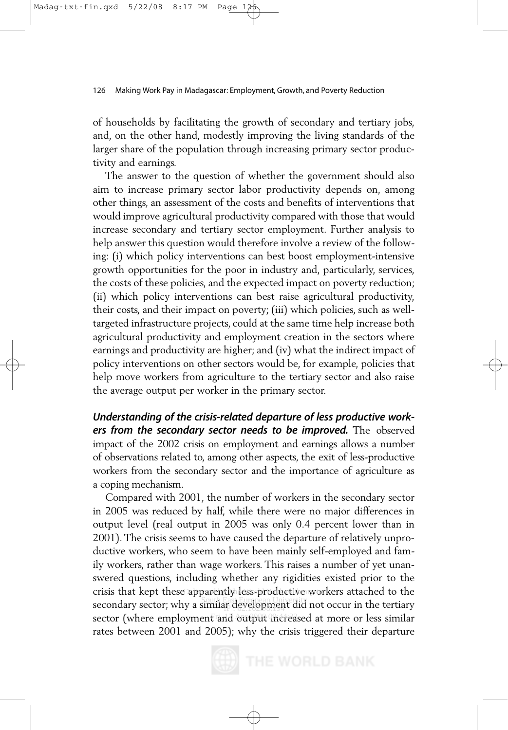of households by facilitating the growth of secondary and tertiary jobs, and, on the other hand, modestly improving the living standards of the larger share of the population through increasing primary sector productivity and earnings.

The answer to the question of whether the government should also aim to increase primary sector labor productivity depends on, among other things, an assessment of the costs and benefits of interventions that would improve agricultural productivity compared with those that would increase secondary and tertiary sector employment. Further analysis to help answer this question would therefore involve a review of the following: (i) which policy interventions can best boost employment-intensive growth opportunities for the poor in industry and, particularly, services, the costs of these policies, and the expected impact on poverty reduction; (ii) which policy interventions can best raise agricultural productivity, their costs, and their impact on poverty; (iii) which policies, such as well-targeted infrastructure projects, could at the same time help increase both agricultural productivity and employment creation in the sectors where earnings and productivity are higher; and (iv) what the indirect impact of policy interventions on other sectors would be, for example, policies that help move workers from agriculture to the tertiary sector and also raise the average output per worker in the primary sector.

***Understanding of the crisis-related departure of less productive workers from the secondary sector needs to be improved.*** The observed impact of the 2002 crisis on employment and earnings allows a number of observations related to, among other aspects, the exit of less-productive workers from the secondary sector and the importance of agriculture as a coping mechanism.

Compared with 2001, the number of workers in the secondary sector in 2005 was reduced by half, while there were no major differences in output level (real output in 2005 was only 0.4 percent lower than in 2001). The crisis seems to have caused the departure of relatively unproductive workers, who seem to have been mainly self-employed and family workers, rather than wage workers. This raises a number of yet unanswered questions, including whether any rigidities existed prior to the crisis that kept these apparently less-productive workers attached to the secondary sector; why a similar development did not occur in the tertiary sector (where employment and output increased at more or less similar rates between 2001 and 2005); why the crisis triggered their departure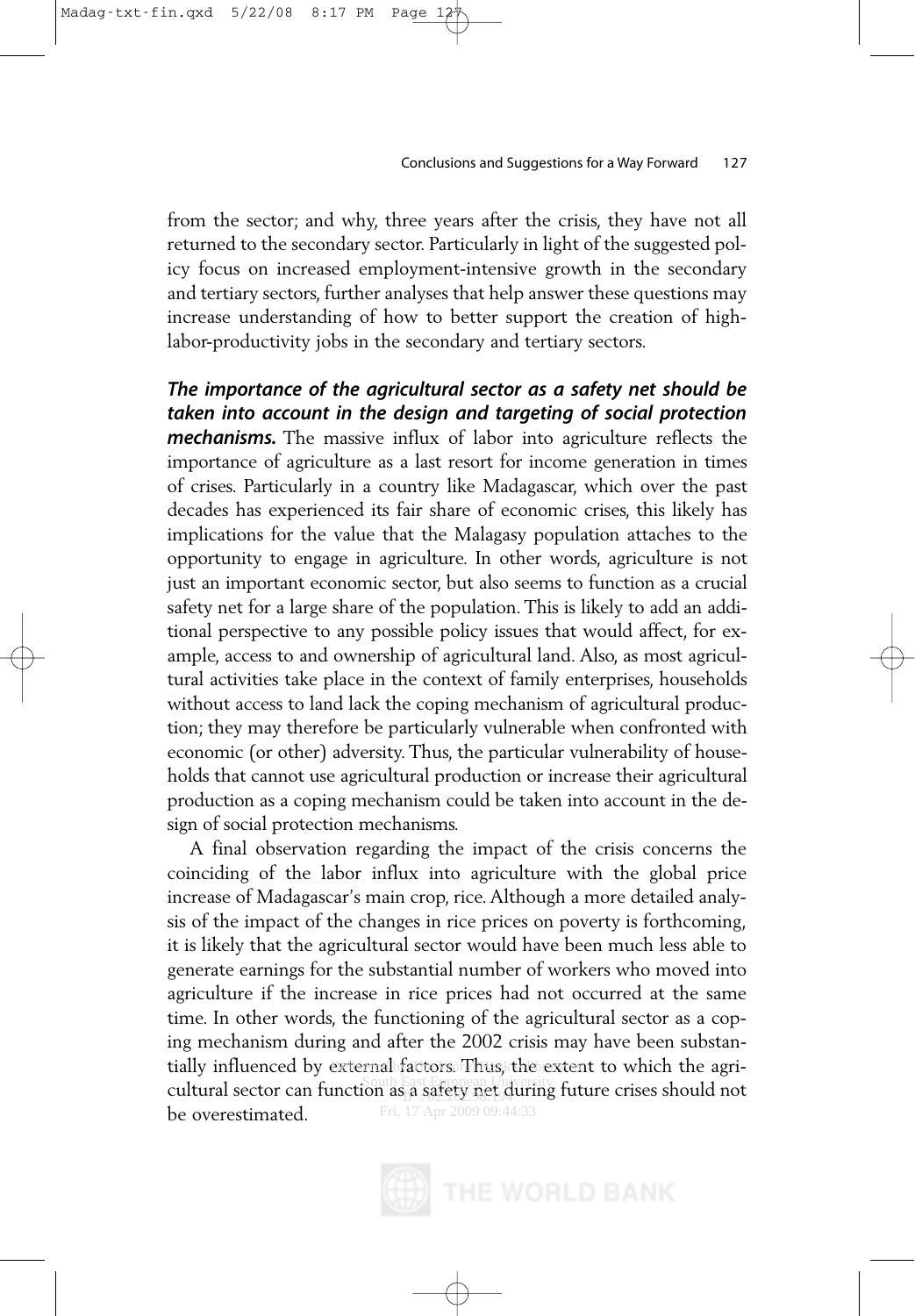from the sector; and why, three years after the crisis, they have not all returned to the secondary sector. Particularly in light of the suggested policy focus on increased employment-intensive growth in the secondary and tertiary sectors, further analyses that help answer these questions may increase understanding of how to better support the creation of high-labor-productivity jobs in the secondary and tertiary sectors.

***The importance of the agricultural sector as a safety net should be taken into account in the design and targeting of social protection mechanisms.*** The massive influx of labor into agriculture reflects the importance of agriculture as a last resort for income generation in times of crises. Particularly in a country like Madagascar, which over the past decades has experienced its fair share of economic crises, this likely has implications for the value that the Malagasy population attaches to the opportunity to engage in agriculture. In other words, agriculture is not just an important economic sector, but also seems to function as a crucial safety net for a large share of the population. This is likely to add an additional perspective to any possible policy issues that would affect, for example, access to and ownership of agricultural land. Also, as most agricultural activities take place in the context of family enterprises, households without access to land lack the coping mechanism of agricultural production; they may therefore be particularly vulnerable when confronted with economic (or other) adversity. Thus, the particular vulnerability of households that cannot use agricultural production or increase their agricultural production as a coping mechanism could be taken into account in the design of social protection mechanisms.

A final observation regarding the impact of the crisis concerns the coinciding of the labor influx into agriculture with the global price increase of Madagascar's main crop, rice. Although a more detailed analysis of the impact of the changes in rice prices on poverty is forthcoming, it is likely that the agricultural sector would have been much less able to generate earnings for the substantial number of workers who moved into agriculture if the increase in rice prices had not occurred at the same time. In other words, the functioning of the agricultural sector as a coping mechanism during and after the 2002 crisis may have been substantially influenced by external factors. Thus, the extent to which the agricultural sector can function as a safety net during future crises should not be overestimated.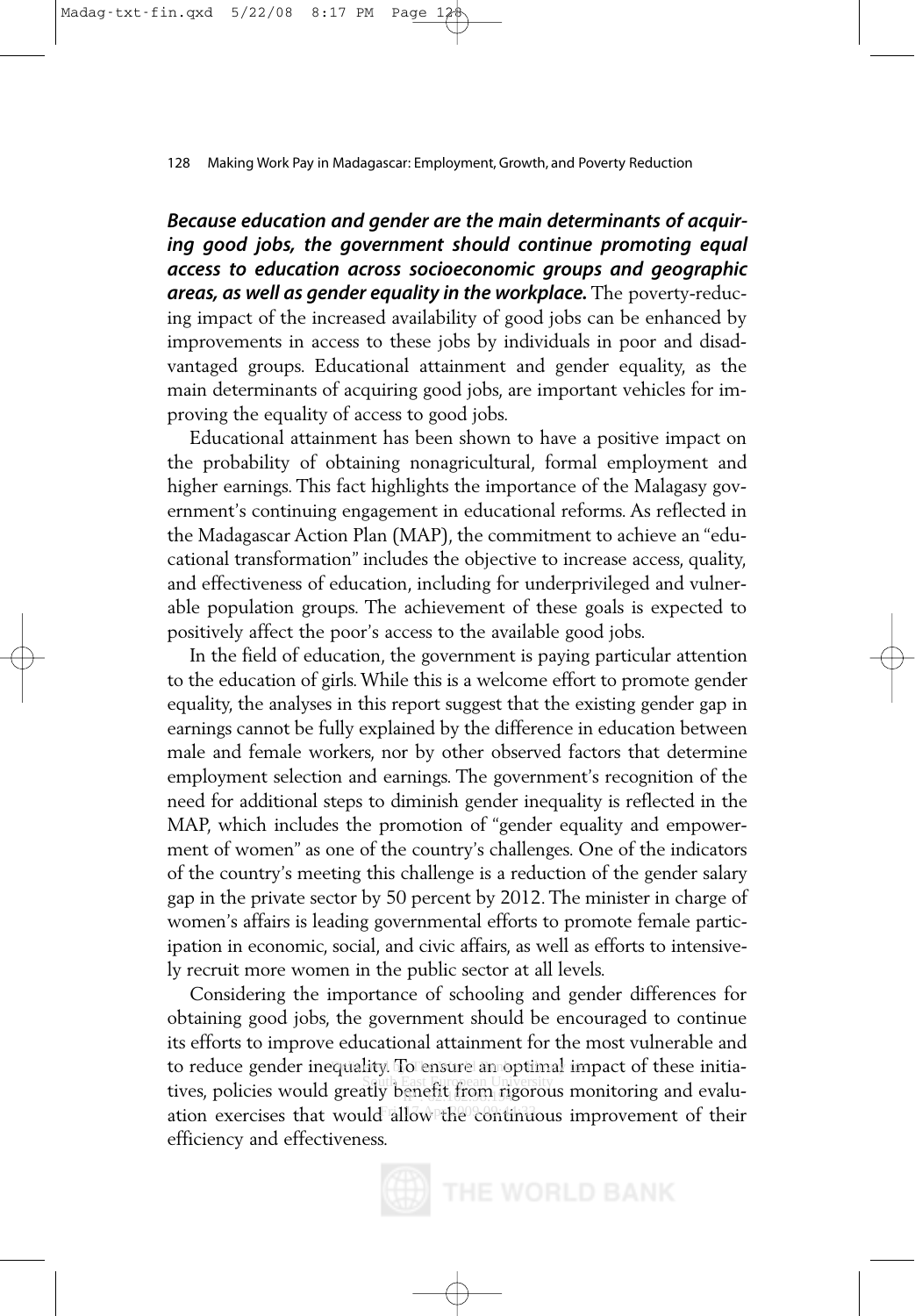***Because education and gender are the main determinants of acquiring good jobs, the government should continue promoting equal access to education across socioeconomic groups and geographic areas, as well as gender equality in the workplace.*** The poverty-reducing impact of the increased availability of good jobs can be enhanced by improvements in access to these jobs by individuals in poor and disadvantaged groups. Educational attainment and gender equality, as the main determinants of acquiring good jobs, are important vehicles for improving the equality of access to good jobs.

Educational attainment has been shown to have a positive impact on the probability of obtaining nonagricultural, formal employment and higher earnings. This fact highlights the importance of the Malagasy government's continuing engagement in educational reforms. As reflected in the Madagascar Action Plan (MAP), the commitment to achieve an "educational transformation" includes the objective to increase access, quality, and effectiveness of education, including for underprivileged and vulnerable population groups. The achievement of these goals is expected to positively affect the poor's access to the available good jobs.

In the field of education, the government is paying particular attention to the education of girls. While this is a welcome effort to promote gender equality, the analyses in this report suggest that the existing gender gap in earnings cannot be fully explained by the difference in education between male and female workers, nor by other observed factors that determine employment selection and earnings. The government's recognition of the need for additional steps to diminish gender inequality is reflected in the MAP, which includes the promotion of "gender equality and empowerment of women" as one of the country's challenges. One of the indicators of the country's meeting this challenge is a reduction of the gender salary gap in the private sector by 50 percent by 2012. The minister in charge of women's affairs is leading governmental efforts to promote female participation in economic, social, and civic affairs, as well as efforts to intensively recruit more women in the public sector at all levels.

Considering the importance of schooling and gender differences for obtaining good jobs, the government should be encouraged to continue its efforts to improve educational attainment for the most vulnerable and to reduce gender inequality. To ensure an optimal impact of these initiatives, policies would greatly benefit from rigorous monitoring and evaluation exercises that would allow the continuous improvement of their efficiency and effectiveness.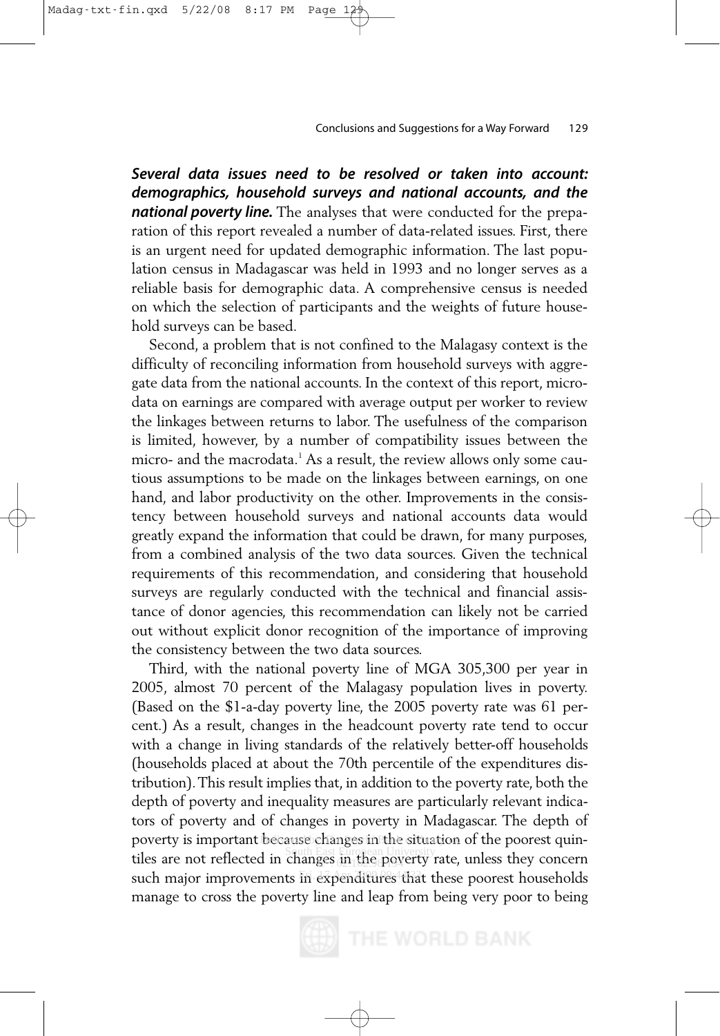***Several data issues need to be resolved or taken into account: demographics, household surveys and national accounts, and the national poverty line.*** The analyses that were conducted for the preparation of this report revealed a number of data-related issues. First, there is an urgent need for updated demographic information. The last population census in Madagascar was held in 1993 and no longer serves as a reliable basis for demographic data. A comprehensive census is needed on which the selection of participants and the weights of future household surveys can be based.

Second, a problem that is not confined to the Malagasy context is the difficulty of reconciling information from household surveys with aggregate data from the national accounts. In the context of this report, microdata on earnings are compared with average output per worker to review the linkages between returns to labor. The usefulness of the comparison is limited, however, by a number of compatibility issues between the micro- and the macrodata.[1] As a result, the review allows only some cautious assumptions to be made on the linkages between earnings, on one hand, and labor productivity on the other. Improvements in the consistency between household surveys and national accounts data would greatly expand the information that could be drawn, for many purposes, from a combined analysis of the two data sources. Given the technical requirements of this recommendation, and considering that household surveys are regularly conducted with the technical and financial assistance of donor agencies, this recommendation can likely not be carried out without explicit donor recognition of the importance of improving the consistency between the two data sources.

Third, with the national poverty line of MGA 305,300 per year in 2005, almost 70 percent of the Malagasy population lives in poverty. (Based on the $1-a-day poverty line, the 2005 poverty rate was 61 percent.) As a result, changes in the headcount poverty rate tend to occur with a change in living standards of the relatively better-off households (households placed at about the 70th percentile of the expenditures distribution). This result implies that, in addition to the poverty rate, both the depth of poverty and inequality measures are particularly relevant indicators of poverty and of changes in poverty in Madagascar. The depth of poverty is important because changes in the situation of the poorest quintiles are not reflected in changes in the poverty rate, unless they concern such major improvements in expenditures that these poorest households manage to cross the poverty line and leap from being very poor to being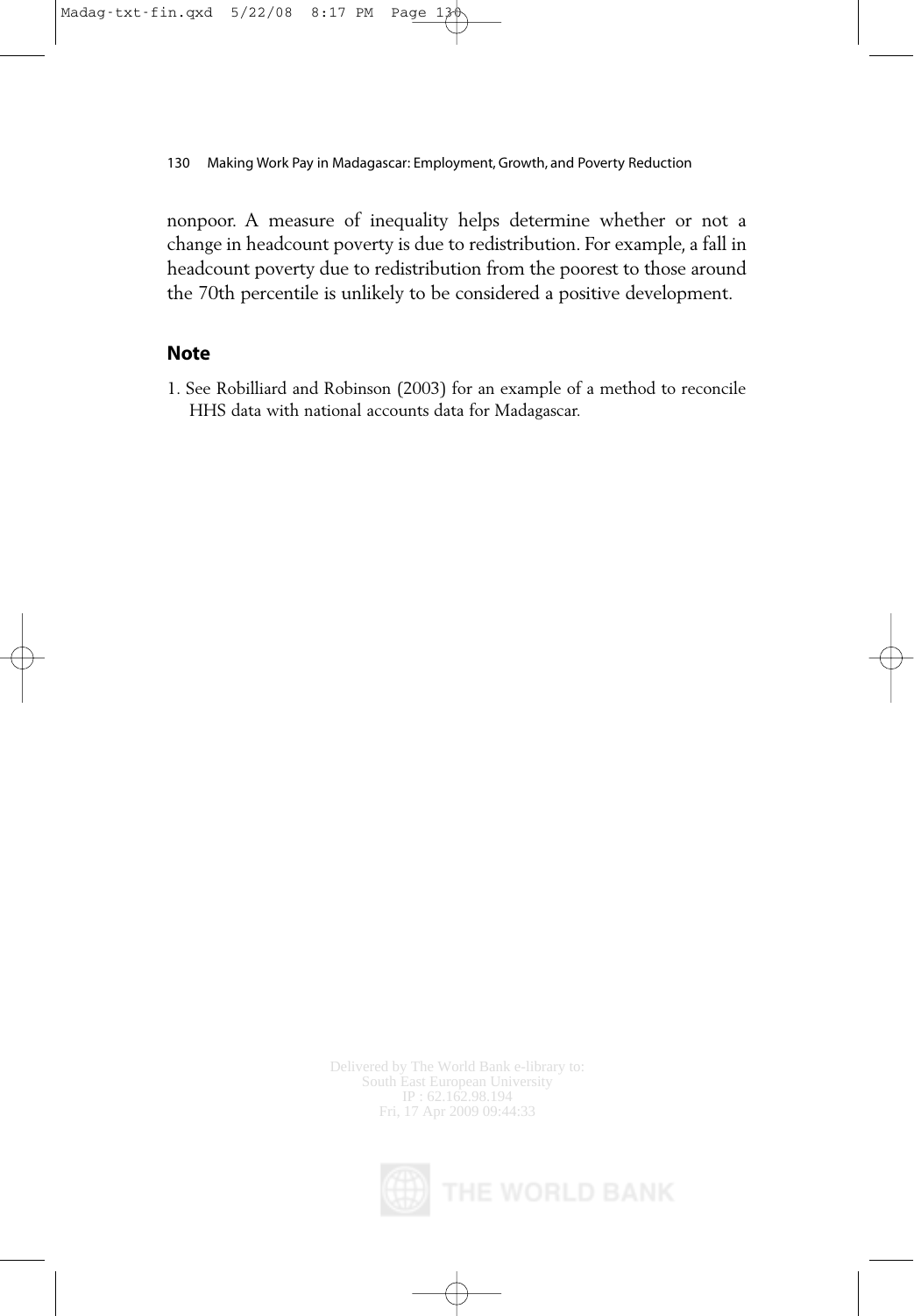nonpoor. A measure of inequality helps determine whether or not a change in headcount poverty is due to redistribution. For example, a fall in headcount poverty due to redistribution from the poorest to those around the 70th percentile is unlikely to be considered a positive development.

## Note

1. See Robilliard and Robinson (2003) for an example of a method to reconcile HHS data with national accounts data for Madagascar.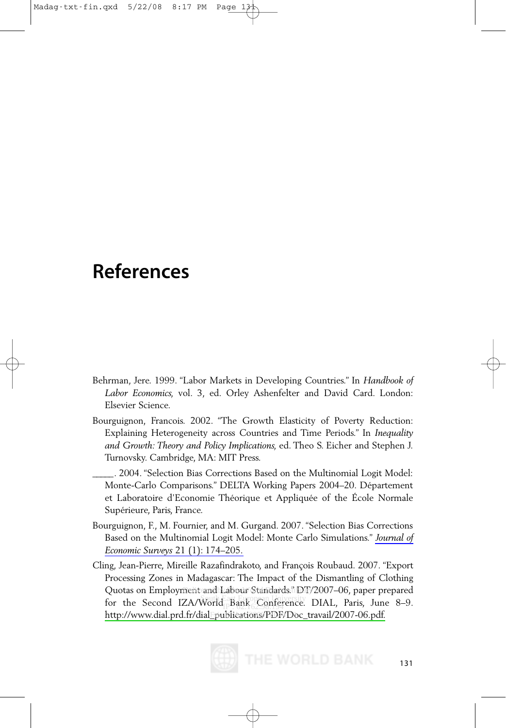# References

Behrman, Jere. 1999. "Labor Markets in Developing Countries." In *Handbook of Labor Economics*, vol. 3, ed. Orley Ashenfelter and David Card. London: Elsevier Science.

Bourguignon, Francois. 2002. "The Growth Elasticity of Poverty Reduction: Explaining Heterogeneity across Countries and Time Periods." In *Inequality and Growth: Theory and Policy Implications*, ed. Theo S. Eicher and Stephen J. Turnovsky. Cambridge, MA: MIT Press.

_____. 2004. "Selection Bias Corrections Based on the Multinomial Logit Model: Monte-Carlo Comparisons." DELTA Working Papers 2004–20. Département et Laboratoire d'Economie Théorique et Appliquée of the École Normale Supérieure, Paris, France.

Bourguignon, F., M. Fournier, and M. Gurgand. 2007. "Selection Bias Corrections Based on the Multinomial Logit Model: Monte Carlo Simulations." *Journal of Economic Surveys* 21 (1): 174–205.

Cling, Jean-Pierre, Mireille Razafindrakoto, and François Roubaud. 2007. "Export Processing Zones in Madagascar: The Impact of the Dismantling of Clothing Quotas on Employment and Labour Standards." DT/2007–06, paper prepared for the Second IZA/World Bank Conference. DIAL, Paris, June 8–9. http://www.dial.prd.fr/dial_publications/PDF/Doc_travail/2007-06.pdf.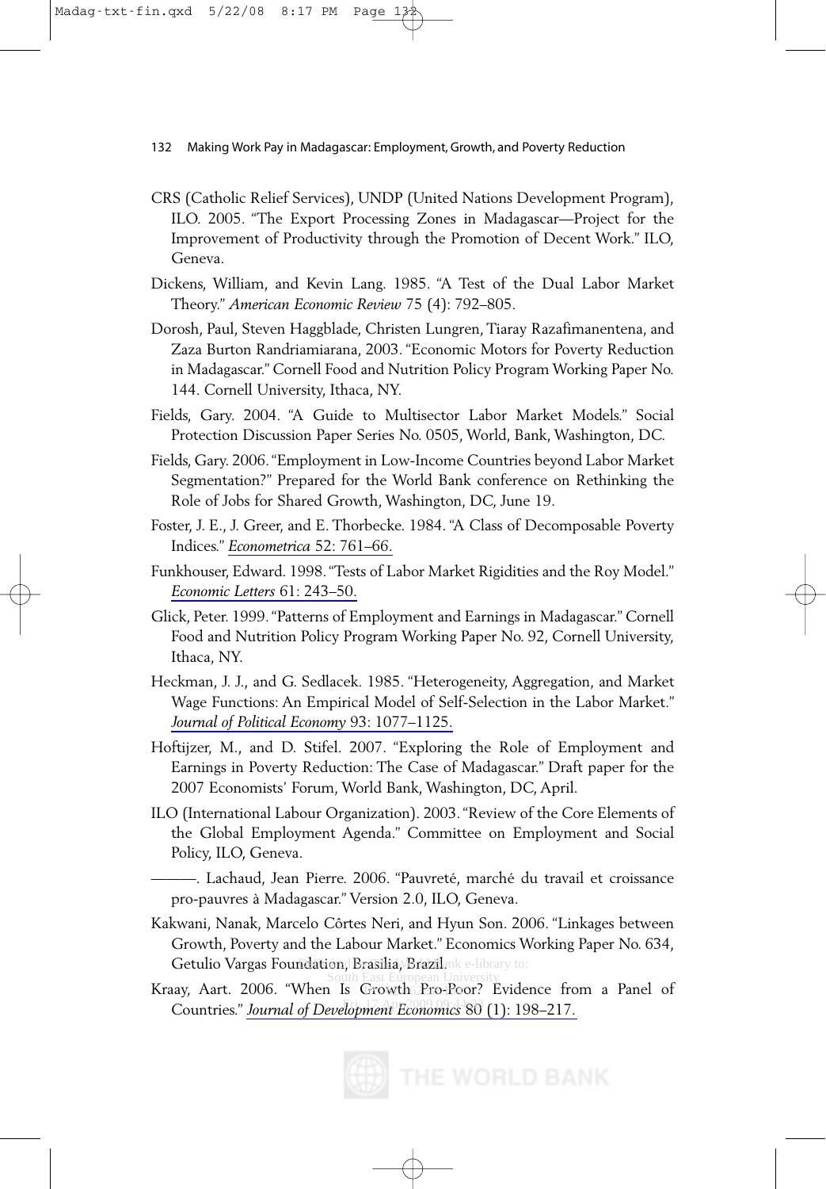CRS (Catholic Relief Services), UNDP (United Nations Development Program), ILO. 2005. "The Export Processing Zones in Madagascar—Project for the Improvement of Productivity through the Promotion of Decent Work." ILO, Geneva.

Dickens, William, and Kevin Lang. 1985. "A Test of the Dual Labor Market Theory." *American Economic Review* 75 (4): 792–805.

Dorosh, Paul, Steven Haggblade, Christen Lungren, Tiaray Razafimanentena, and Zaza Burton Randriamiarana, 2003. "Economic Motors for Poverty Reduction in Madagascar." Cornell Food and Nutrition Policy Program Working Paper No. 144. Cornell University, Ithaca, NY.

Fields, Gary. 2004. "A Guide to Multisector Labor Market Models." Social Protection Discussion Paper Series No. 0505, World, Bank, Washington, DC.

Fields, Gary. 2006. "Employment in Low-Income Countries beyond Labor Market Segmentation?" Prepared for the World Bank conference on Rethinking the Role of Jobs for Shared Growth, Washington, DC, June 19.

Foster, J. E., J. Greer, and E. Thorbecke. 1984. "A Class of Decomposable Poverty Indices." *Econometrica* 52: 761–66.

Funkhouser, Edward. 1998. "Tests of Labor Market Rigidities and the Roy Model." *Economic Letters* 61: 243–50.

Glick, Peter. 1999. "Patterns of Employment and Earnings in Madagascar." Cornell Food and Nutrition Policy Program Working Paper No. 92, Cornell University, Ithaca, NY.

Heckman, J. J., and G. Sedlacek. 1985. "Heterogeneity, Aggregation, and Market Wage Functions: An Empirical Model of Self-Selection in the Labor Market." *Journal of Political Economy* 93: 1077–1125.

Hoftijzer, M., and D. Stifel. 2007. "Exploring the Role of Employment and Earnings in Poverty Reduction: The Case of Madagascar." Draft paper for the 2007 Economists' Forum, World Bank, Washington, DC, April.

ILO (International Labour Organization). 2003. "Review of the Core Elements of the Global Employment Agenda." Committee on Employment and Social Policy, ILO, Geneva.

———. Lachaud, Jean Pierre. 2006. "Pauvreté, marché du travail et croissance pro-pauvres à Madagascar." Version 2.0, ILO, Geneva.

Kakwani, Nanak, Marcelo Côrtes Neri, and Hyun Son. 2006. "Linkages between Growth, Poverty and the Labour Market." Economics Working Paper No. 634, Getulio Vargas Foundation, Brasilia, Brazil.

Kraay, Aart. 2006. "When Is Growth Pro-Poor? Evidence from a Panel of Countries." *Journal of Development Economics* 80 (1): 198–217.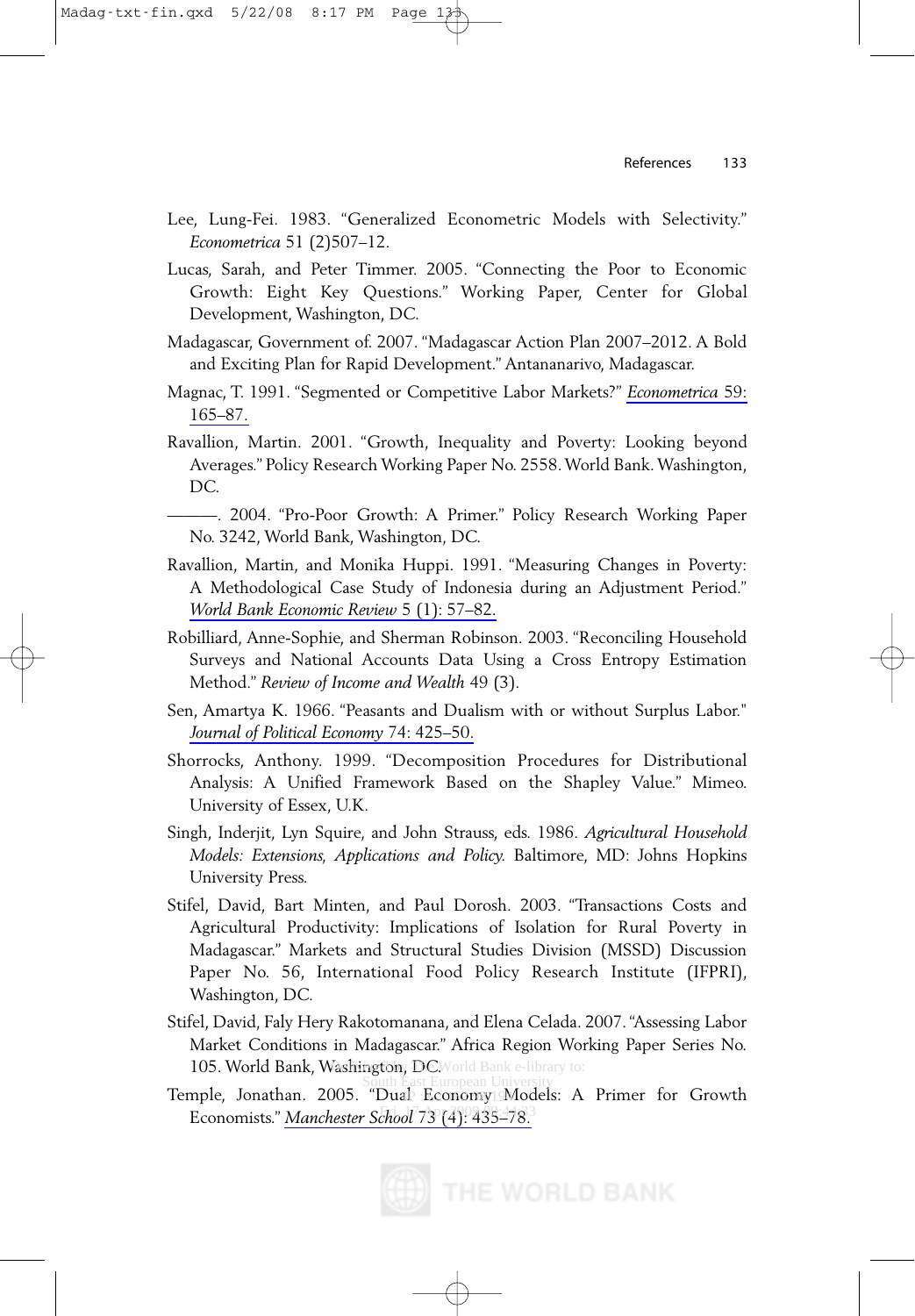Lee, Lung-Fei. 1983. "Generalized Econometric Models with Selectivity." *Econometrica* 51 (2)507–12.

Lucas, Sarah, and Peter Timmer. 2005. "Connecting the Poor to Economic Growth: Eight Key Questions." Working Paper, Center for Global Development, Washington, DC.

Madagascar, Government of. 2007. "Madagascar Action Plan 2007–2012. A Bold and Exciting Plan for Rapid Development." Antananarivo, Madagascar.

Magnac, T. 1991. "Segmented or Competitive Labor Markets?" *Econometrica* 59: 165–87.

Ravallion, Martin. 2001. "Growth, Inequality and Poverty: Looking beyond Averages." Policy Research Working Paper No. 2558. World Bank. Washington, DC.

———. 2004. "Pro-Poor Growth: A Primer." Policy Research Working Paper No. 3242, World Bank, Washington, DC.

Ravallion, Martin, and Monika Huppi. 1991. "Measuring Changes in Poverty: A Methodological Case Study of Indonesia during an Adjustment Period." *World Bank Economic Review* 5 (1): 57–82.

Robilliard, Anne-Sophie, and Sherman Robinson. 2003. "Reconciling Household Surveys and National Accounts Data Using a Cross Entropy Estimation Method." *Review of Income and Wealth* 49 (3).

Sen, Amartya K. 1966. "Peasants and Dualism with or without Surplus Labor." *Journal of Political Economy* 74: 425–50.

Shorrocks, Anthony. 1999. "Decomposition Procedures for Distributional Analysis: A Unified Framework Based on the Shapley Value." Mimeo. University of Essex, U.K.

Singh, Inderjit, Lyn Squire, and John Strauss, eds. 1986. *Agricultural Household Models: Extensions, Applications and Policy.* Baltimore, MD: Johns Hopkins University Press.

Stifel, David, Bart Minten, and Paul Dorosh. 2003. "Transactions Costs and Agricultural Productivity: Implications of Isolation for Rural Poverty in Madagascar." Markets and Structural Studies Division (MSSD) Discussion Paper No. 56, International Food Policy Research Institute (IFPRI), Washington, DC.

Stifel, David, Faly Hery Rakotomanana, and Elena Celada. 2007. "Assessing Labor Market Conditions in Madagascar." Africa Region Working Paper Series No. 105. World Bank, Washington, DC.

Temple, Jonathan. 2005. "Dual Economy Models: A Primer for Growth Economists." *Manchester School* 73 (4): 435–78.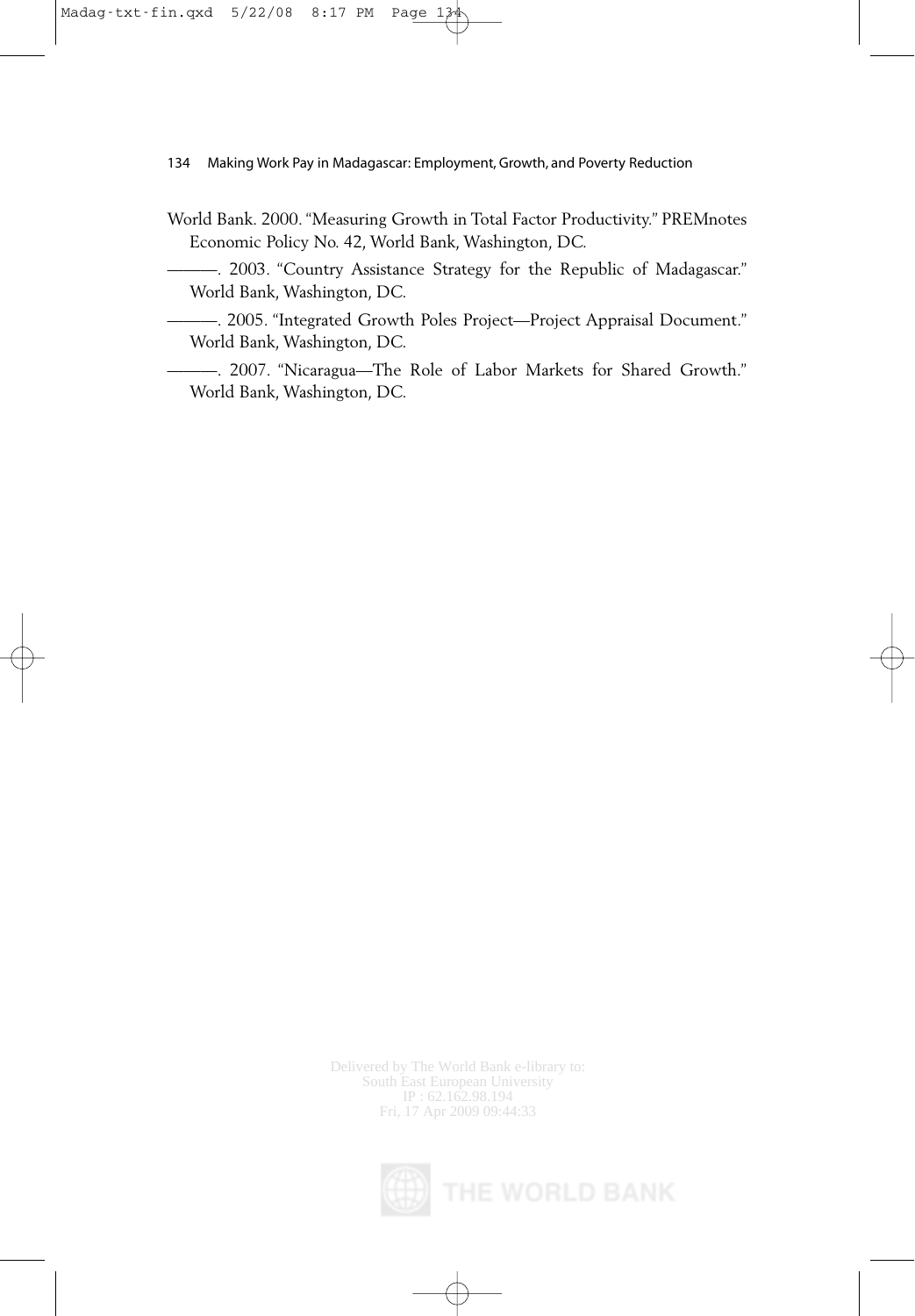World Bank. 2000. "Measuring Growth in Total Factor Productivity." PREMnotes Economic Policy No. 42, World Bank, Washington, DC.

———. 2003. "Country Assistance Strategy for the Republic of Madagascar." World Bank, Washington, DC.

———. 2005. "Integrated Growth Poles Project—Project Appraisal Document." World Bank, Washington, DC.

———. 2007. "Nicaragua—The Role of Labor Markets for Shared Growth." World Bank, Washington, DC.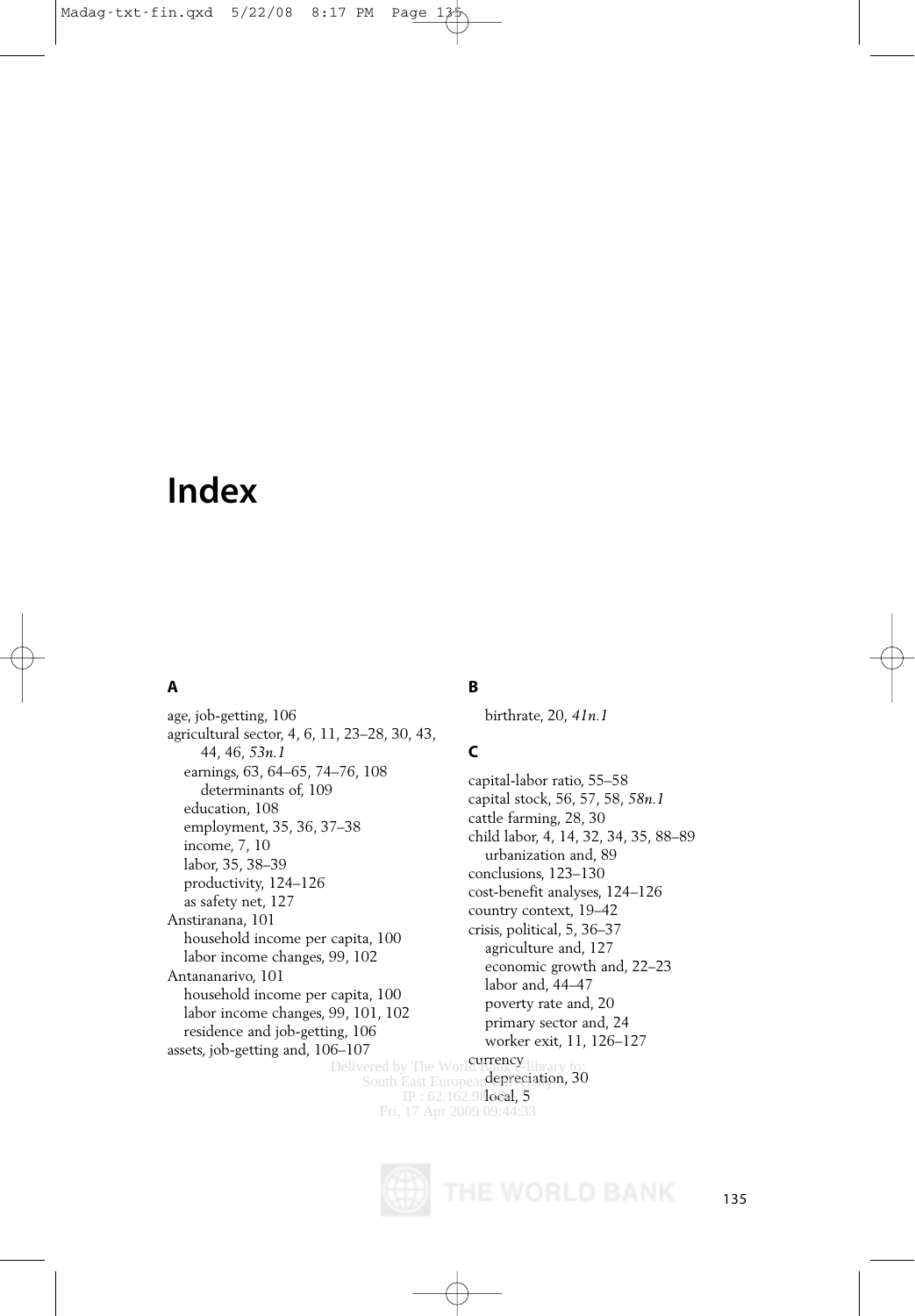# Index

## A

age, job-getting, 106
agricultural sector, 4, 6, 11, 23–28, 30, 43, 44, 46, *53n.1*
 earnings, 63, 64–65, 74–76, 108
  determinants of, 109
 education, 108
 employment, 35, 36, 37–38
 income, 7, 10
 labor, 35, 38–39
 productivity, 124–126
 as safety net, 127
Anstiranana, 101
 household income per capita, 100
 labor income changes, 99, 102
Antananarivo, 101
 household income per capita, 100
 labor income changes, 99, 101, 102
 residence and job-getting, 106
assets, job-getting and, 106–107

## B

birthrate, 20, *41n.1*

## C

capital-labor ratio, 55–58
capital stock, 56, 57, 58, *58n.1*
cattle farming, 28, 30
child labor, 4, 14, 32, 34, 35, 88–89
 urbanization and, 89
conclusions, 123–130
cost-benefit analyses, 124–126
country context, 19–42
crisis, political, 5, 36–37
 agriculture and, 127
 economic growth and, 22–23
 labor and, 44–47
 poverty rate and, 20
 primary sector and, 24
 worker exit, 11, 126–127
currency
 depreciation, 30
 local, 5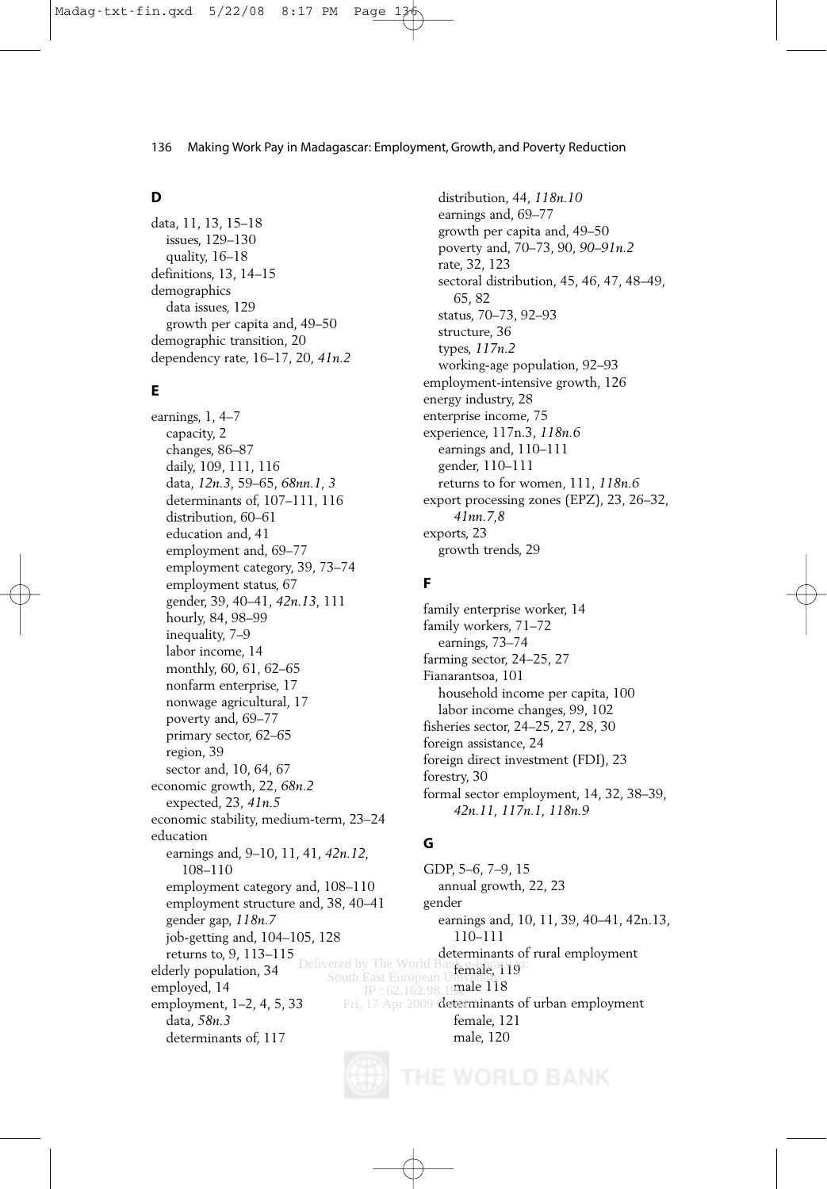## D

data, 11, 13, 15–18
- issues, 129–130
- quality, 16–18

definitions, 13, 14–15

demographics
- data issues, 129
- growth per capita and, 49–50

demographic transition, 20

dependency rate, 16–17, 20, *41n.2*

## E

earnings, 1, 4–7
- capacity, 2
- changes, 86–87
- daily, 109, 111, 116
- data, *12n.3*, 59–65, *68nn.1, 3*
- determinants of, 107–111, 116
- distribution, 60–61
- education and, 41
- employment and, 69–77
- employment category, 39, 73–74
- employment status, 67
- gender, 39, 40–41, *42n.13*, 111
- hourly, 84, 98–99
- inequality, 7–9
- labor income, 14
- monthly, 60, 61, 62–65
- nonfarm enterprise, 17
- nonwage agricultural, 17
- poverty and, 69–77
- primary sector, 62–65
- region, 39
- sector and, 10, 64, 67

economic growth, 22, *68n.2*
- expected, 23, *41n.5*

economic stability, medium-term, 23–24

education
- earnings and, 9–10, 11, 41, *42n.12*, 108–110
- employment category and, 108–110
- employment structure and, 38, 40–41
- gender gap, *118n.7*
- job-getting and, 104–105, 128
- returns to, 9, 113–115

elderly population, 34

employed, 14

employment, 1–2, 4, 5, 33
- data, *58n.3*
- determinants of, 117
- distribution, 44, *118n.10*
- earnings and, 69–77
- growth per capita and, 49–50
- poverty and, 70–73, 90, *90–91n.2*
- rate, 32, 123
- sectoral distribution, 45, 46, 47, 48–49, 65, 82
- status, 70–73, 92–93
- structure, 36
- types, *117n.2*
- working-age population, 92–93

employment-intensive growth, 126

energy industry, 28

enterprise income, 75

experience, 117n.3, *118n.6*
- earnings and, 110–111
- gender, 110–111
- returns to for women, 111, *118n.6*

export processing zones (EPZ), 23, 26–32, *41nn.7,8*

exports, 23
- growth trends, 29

## F

family enterprise worker, 14

family workers, 71–72
- earnings, 73–74

farming sector, 24–25, 27

Fianarantsoa, 101
- household income per capita, 100
- labor income changes, 99, 102

fisheries sector, 24–25, 27, 28, 30

foreign assistance, 24

foreign direct investment (FDI), 23

forestry, 30

formal sector employment, 14, 32, 38–39, *42n.11*, *117n.1*, *118n.9*

## G

GDP, 5–6, 7–9, 15
- annual growth, 22, 23

gender
- earnings and, 10, 11, 39, 40–41, 42n.13, 110–111
- determinants of rural employment
  - female, 119
  - male 118
- determinants of urban employment
  - female, 121
  - male, 120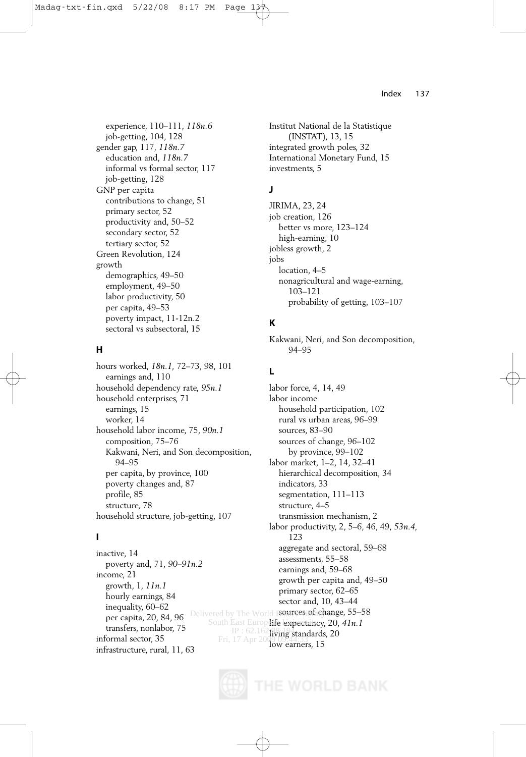experience, 110–111, *118n.6*
job-getting, 104, 128
gender gap, 117, *118n.7*
education and, *118n.7*
informal vs formal sector, 117
job-getting, 128
GNP per capita
contributions to change, 51
primary sector, 52
productivity and, 50–52
secondary sector, 52
tertiary sector, 52
Green Revolution, 124
growth
demographics, 49–50
employment, 49–50
labor productivity, 50
per capita, 49–53
poverty impact, 11-12n.2
sectoral vs subsectoral, 15

**H**

hours worked, *18n.1*, 72–73, 98, 101
earnings and, 110
household dependency rate, *95n.1*
household enterprises, 71
earnings, 15
worker, 14
household labor income, 75, *90n.1*
composition, 75–76
Kakwani, Neri, and Son decomposition, 94–95
per capita, by province, 100
poverty changes and, 87
profile, 85
structure, 78
household structure, job-getting, 107

**I**

inactive, 14
poverty and, 71, *90–91n.2*
income, 21
growth, 1, *11n.1*
hourly earnings, 84
inequality, 60–62
per capita, 20, 84, 96
transfers, nonlabor, 75
informal sector, 35
infrastructure, rural, 11, 63

Institut National de la Statistique (INSTAT), 13, 15
integrated growth poles, 32
International Monetary Fund, 15
investments, 5

**J**

JIRIMA, 23, 24
job creation, 126
better vs more, 123–124
high-earning, 10
jobless growth, 2
jobs
location, 4–5
nonagricultural and wage-earning, 103–121
probability of getting, 103–107

**K**

Kakwani, Neri, and Son decomposition, 94–95

**L**

labor force, 4, 14, 49
labor income
household participation, 102
rural vs urban areas, 96–99
sources, 83–90
sources of change, 96–102
by province, 99–102
labor market, 1–2, 14, 32–41
hierarchical decomposition, 34
indicators, 33
segmentation, 111–113
structure, 4–5
transmission mechanism, 2
labor productivity, 2, 5–6, 46, 49, *53n.4*, 123
aggregate and sectoral, 59–68
assessments, 55–58
earnings and, 59–68
growth per capita and, 49–50
primary sector, 62–65
sector and, 10, 43–44
sources of change, 55–58
life expectancy, 20, *41n.1*
living standards, 20
low earners, 15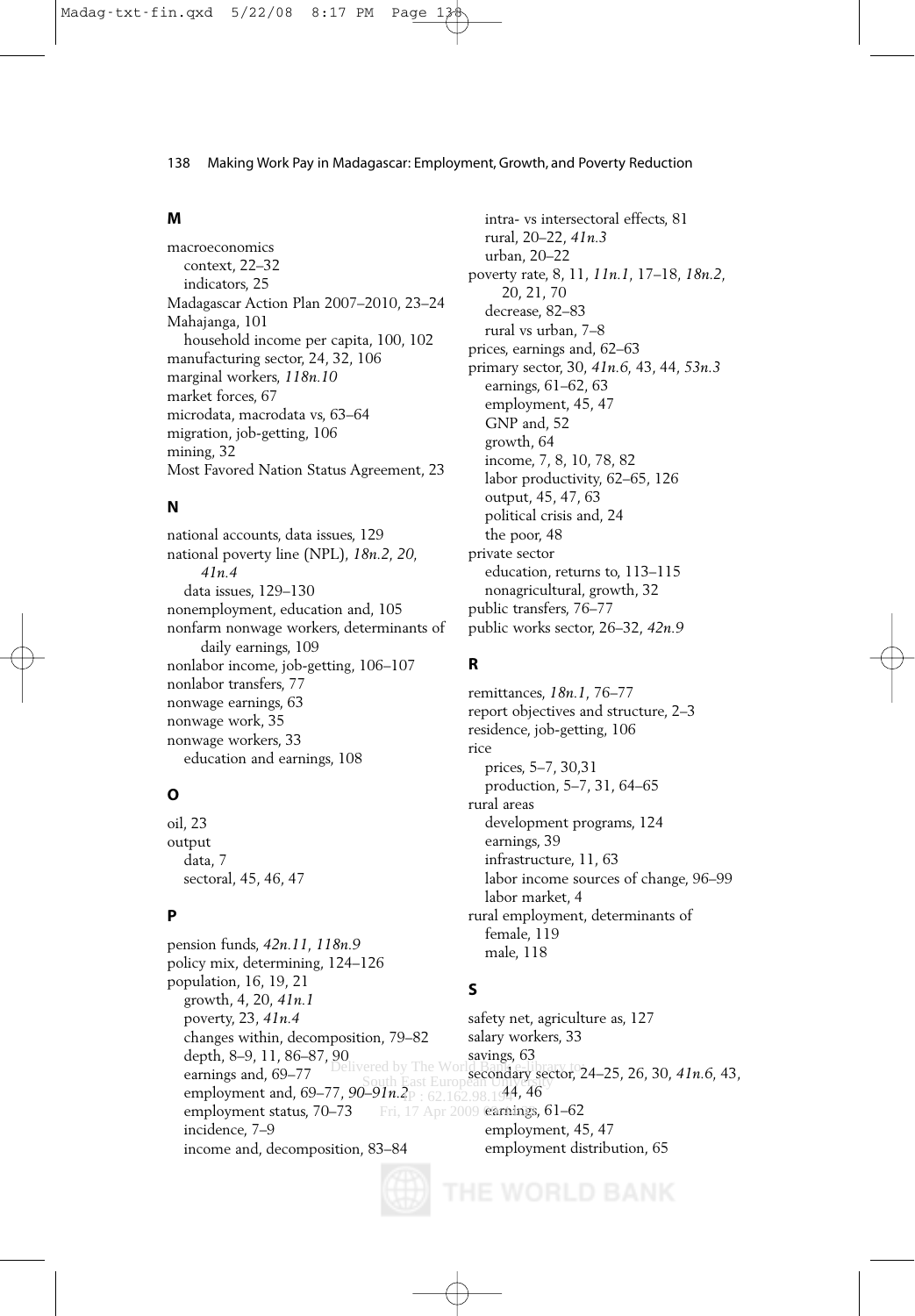## M

macroeconomics
  context, 22–32
  indicators, 25
Madagascar Action Plan 2007–2010, 23–24
Mahajanga, 101
  household income per capita, 100, 102
manufacturing sector, 24, 32, 106
marginal workers, *118n.10*
market forces, 67
microdata, macrodata vs, 63–64
migration, job-getting, 106
mining, 32
Most Favored Nation Status Agreement, 23

## N

national accounts, data issues, 129
national poverty line (NPL), *18n.2*, *20*, *41n.4*
  data issues, 129–130
nonemployment, education and, 105
nonfarm nonwage workers, determinants of daily earnings, 109
nonlabor income, job-getting, 106–107
nonlabor transfers, 77
nonwage earnings, 63
nonwage work, 35
nonwage workers, 33
  education and earnings, 108

## O

oil, 23
output
  data, 7
  sectoral, 45, 46, 47

## P

pension funds, *42n.11*, *118n.9*
policy mix, determining, 124–126
population, 16, 19, 21
  growth, 4, 20, *41n.1*
  poverty, 23, *41n.4*
  changes within, decomposition, 79–82
  depth, 8–9, 11, 86–87, 90
  earnings and, 69–77
  employment and, 69–77, *90–91n.2*
  employment status, 70–73
  incidence, 7–9
  income and, decomposition, 83–84
  intra- vs intersectoral effects, 81
  rural, 20–22, *41n.3*
  urban, 20–22
poverty rate, 8, 11, *11n.1*, 17–18, *18n.2*, 20, 21, 70
  decrease, 82–83
  rural vs urban, 7–8
prices, earnings and, 62–63
primary sector, 30, *41n.6*, 43, 44, *53n.3*
  earnings, 61–62, 63
  employment, 45, 47
  GNP and, 52
  growth, 64
  income, 7, 8, 10, 78, 82
  labor productivity, 62–65, 126
  output, 45, 47, 63
  political crisis and, 24
  the poor, 48
private sector
  education, returns to, 113–115
  nonagricultural, growth, 32
public transfers, 76–77
public works sector, 26–32, *42n.9*

## R

remittances, *18n.1*, 76–77
report objectives and structure, 2–3
residence, job-getting, 106
rice
  prices, 5–7, 30,31
  production, 5–7, 31, 64–65
rural areas
  development programs, 124
  earnings, 39
  infrastructure, 11, 63
  labor income sources of change, 96–99
  labor market, 4
rural employment, determinants of
  female, 119
  male, 118

## S

safety net, agriculture as, 127
salary workers, 33
savings, 63
secondary sector, 24–25, 26, 30, *41n.6*, 43, 44, 46
  earnings, 61–62
  employment, 45, 47
  employment distribution, 65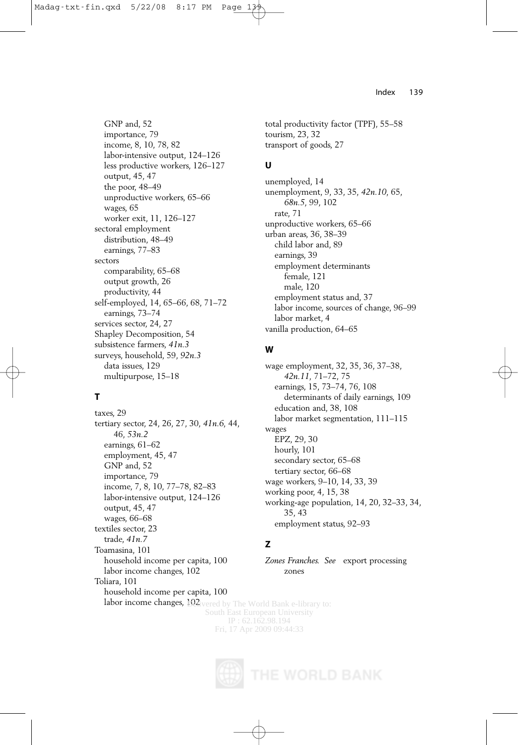GNP and, 52
importance, 79
income, 8, 10, 78, 82
labor-intensive output, 124–126
less productive workers, 126–127
output, 45, 47
the poor, 48–49
unproductive workers, 65–66
wages, 65
worker exit, 11, 126–127

sectoral employment
distribution, 48–49
earnings, 77–83

sectors
comparability, 65–68
output growth, 26
productivity, 44

self-employed, 14, 65–66, 68, 71–72
earnings, 73–74

services sector, 24, 27

Shapley Decomposition, 54

subsistence farmers, *41n.3*

surveys, household, 59, *92n.3*
data issues, 129
multipurpose, 15–18

## T

taxes, 29

tertiary sector, 24, 26, 27, 30, *41n.6*, 44, 46, *53n.2*
earnings, 61–62
employment, 45, 47
GNP and, 52
importance, 79
income, 7, 8, 10, 77–78, 82–83
labor-intensive output, 124–126
output, 45, 47
wages, 66–68

textiles sector, 23
trade, *41n.7*

Toamasina, 101
household income per capita, 100
labor income changes, 102

Toliara, 101
household income per capita, 100
labor income changes, 102

total productivity factor (TPF), 55–58

tourism, 23, 32

transport of goods, 27

## U

unemployed, 14

unemployment, 9, 33, 35, *42n.10*, 65, *68n.5*, 99, 102
rate, 71

unproductive workers, 65–66

urban areas, 36, 38–39
child labor and, 89
earnings, 39
employment determinants
female, 121
male, 120
employment status and, 37
labor income, sources of change, 96–99
labor market, 4

vanilla production, 64–65

## W

wage employment, 32, 35, 36, 37–38, *42n.11*, 71–72, 75
earnings, 15, 73–74, 76, 108
determinants of daily earnings, 109
education and, 38, 108
labor market segmentation, 111–115

wages
EPZ, 29, 30
hourly, 101
secondary sector, 65–68
tertiary sector, 66–68

wage workers, 9–10, 14, 33, 39

working poor, 4, 15, 38

working-age population, 14, 20, 32–33, 34, 35, 43
employment status, 92–93

## Z

*Zones Franches. See* export processing zones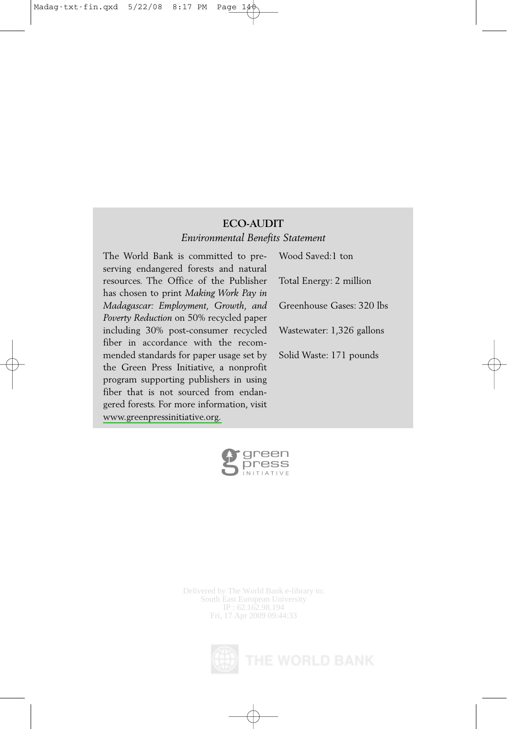**ECO-AUDIT**

*Environmental Benefits Statement*

The World Bank is committed to preserving endangered forests and natural resources. The Office of the Publisher has chosen to print *Making Work Pay in Madagascar: Employment, Growth, and Poverty Reduction* on 50% recycled paper including 30% post-consumer recycled fiber in accordance with the recommended standards for paper usage set by the Green Press Initiative, a nonprofit program supporting publishers in using fiber that is not sourced from endangered forests. For more information, visit www.greenpressinitiative.org.

Wood Saved:1 ton

Total Energy: 2 million

Greenhouse Gases: 320 lbs

Wastewater: 1,326 gallons

Solid Waste: 171 pounds

green press INITIATIVE